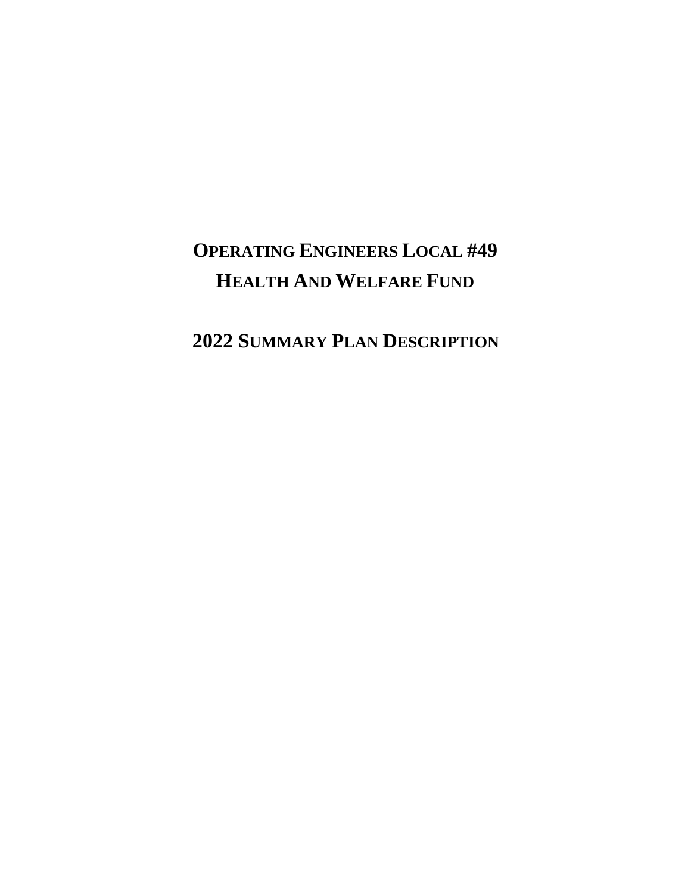# OPERATING ENGINEERS LOCAL #49
# HEALTH AND WELFARE FUND

# 2022 SUMMARY PLAN DESCRIPTION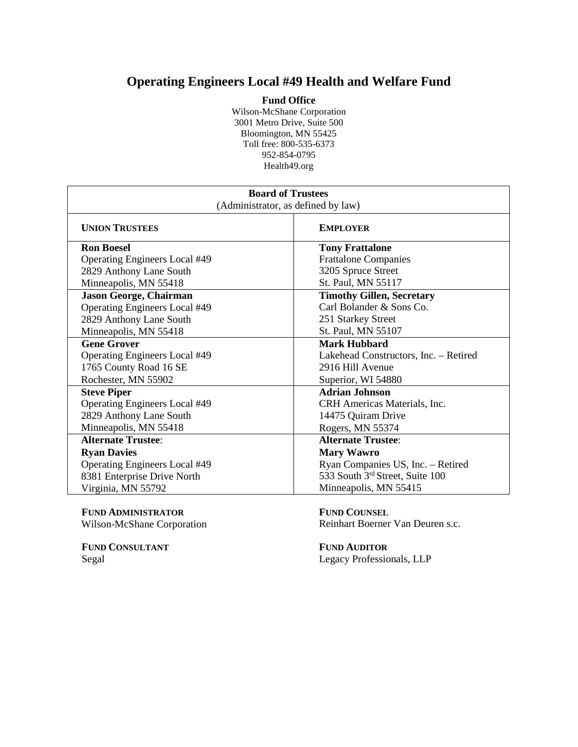# Operating Engineers Local #49 Health and Welfare Fund

**Fund Office**
Wilson-McShane Corporation
3001 Metro Drive, Suite 500
Bloomington, MN 55425
Toll free: 800-535-6373
952-854-0795
Health49.org

| **Board of Trustees** (Administrator, as defined by law) | |
|---|---|
| **UNION TRUSTEES** | **EMPLOYER** |
| **Ron Boesel**<br>Operating Engineers Local #49<br>2829 Anthony Lane South<br>Minneapolis, MN 55418 | **Tony Frattalone**<br>Frattalone Companies<br>3205 Spruce Street<br>St. Paul, MN 55117 |
| **Jason George, Chairman**<br>Operating Engineers Local #49<br>2829 Anthony Lane South<br>Minneapolis, MN 55418 | **Timothy Gillen, Secretary**<br>Carl Bolander & Sons Co.<br>251 Starkey Street<br>St. Paul, MN 55107 |
| **Gene Grover**<br>Operating Engineers Local #49<br>1765 County Road 16 SE<br>Rochester, MN 55902 | **Mark Hubbard**<br>Lakehead Constructors, Inc. – Retired<br>2916 Hill Avenue<br>Superior, WI 54880 |
| **Steve Piper**<br>Operating Engineers Local #49<br>2829 Anthony Lane South<br>Minneapolis, MN 55418 | **Adrian Johnson**<br>CRH Americas Materials, Inc.<br>14475 Quiram Drive<br>Rogers, MN 55374 |
| **Alternate Trustee**:<br>**Ryan Davies**<br>Operating Engineers Local #49<br>8381 Enterprise Drive North<br>Virginia, MN 55792 | **Alternate Trustee**:<br>**Mary Wawro**<br>Ryan Companies US, Inc. – Retired<br>533 South 3rd Street, Suite 100<br>Minneapolis, MN 55415 |

**FUND ADMINISTRATOR**
Wilson-McShane Corporation

**FUND COUNSEL**
Reinhart Boerner Van Deuren s.c.

**FUND CONSULTANT**
Segal

**FUND AUDITOR**
Legacy Professionals, LLP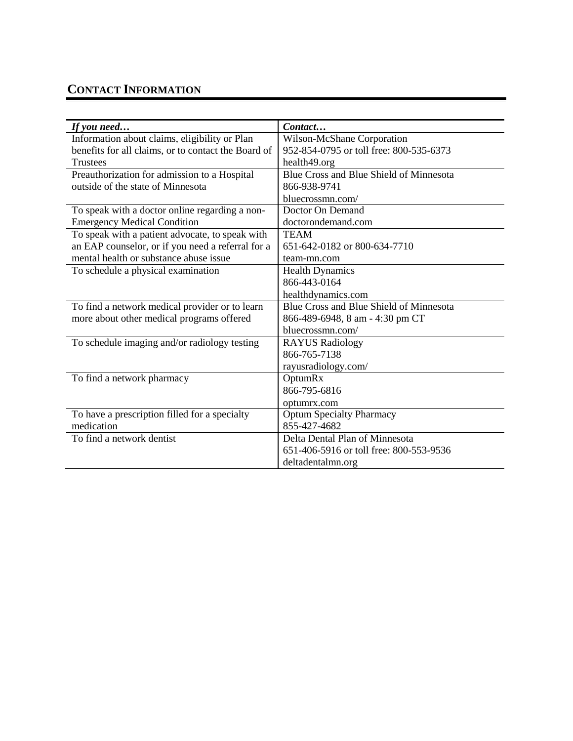## CONTACT INFORMATION

| ***If you need…*** | ***Contact…*** |
|---|---|
| Information about claims, eligibility or Plan benefits for all claims, or to contact the Board of Trustees | Wilson-McShane Corporation<br>952-854-0795 or toll free: 800-535-6373<br>health49.org |
| Preauthorization for admission to a Hospital outside of the state of Minnesota | Blue Cross and Blue Shield of Minnesota<br>866-938-9741<br>bluecrossmn.com/ |
| To speak with a doctor online regarding a non-Emergency Medical Condition | Doctor On Demand<br>doctorondemand.com |
| To speak with a patient advocate, to speak with an EAP counselor, or if you need a referral for a mental health or substance abuse issue | TEAM<br>651-642-0182 or 800-634-7710<br>team-mn.com |
| To schedule a physical examination | Health Dynamics<br>866-443-0164<br>healthdynamics.com |
| To find a network medical provider or to learn more about other medical programs offered | Blue Cross and Blue Shield of Minnesota<br>866-489-6948, 8 am - 4:30 pm CT<br>bluecrossmn.com/ |
| To schedule imaging and/or radiology testing | RAYUS Radiology<br>866-765-7138<br>rayusradiology.com/ |
| To find a network pharmacy | OptumRx<br>866-795-6816<br>optumrx.com |
| To have a prescription filled for a specialty medication | Optum Specialty Pharmacy<br>855-427-4682 |
| To find a network dentist | Delta Dental Plan of Minnesota<br>651-406-5916 or toll free: 800-553-9536<br>deltadentalmn.org |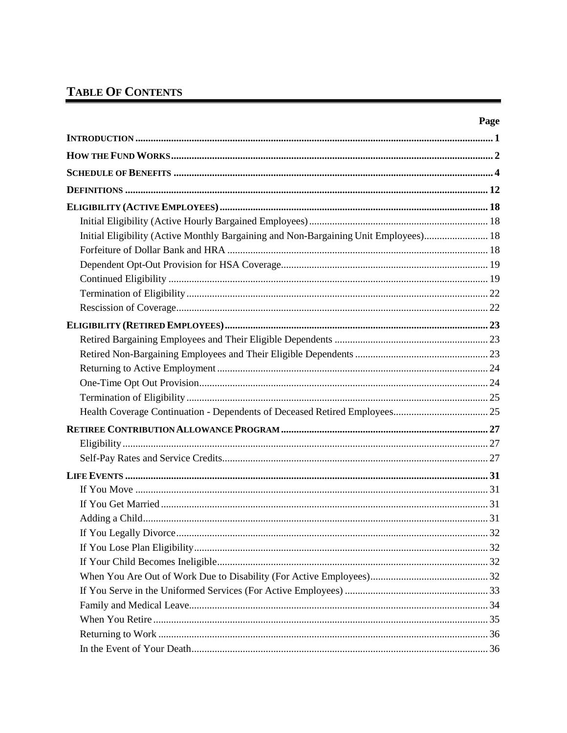# TABLE OF CONTENTS

| | Page |
|---|---|
| **INTRODUCTION** | **1** |
| **HOW THE FUND WORKS** | **2** |
| **SCHEDULE OF BENEFITS** | **4** |
| **DEFINITIONS** | **12** |
| **ELIGIBILITY (ACTIVE EMPLOYEES)** | **18** |
| Initial Eligibility (Active Hourly Bargained Employees) | 18 |
| Initial Eligibility (Active Monthly Bargaining and Non-Bargaining Unit Employees) | 18 |
| Forfeiture of Dollar Bank and HRA | 18 |
| Dependent Opt-Out Provision for HSA Coverage | 19 |
| Continued Eligibility | 19 |
| Termination of Eligibility | 22 |
| Rescission of Coverage | 22 |
| **ELIGIBILITY (RETIRED EMPLOYEES)** | **23** |
| Retired Bargaining Employees and Their Eligible Dependents | 23 |
| Retired Non-Bargaining Employees and Their Eligible Dependents | 23 |
| Returning to Active Employment | 24 |
| One-Time Opt Out Provision | 24 |
| Termination of Eligibility | 25 |
| Health Coverage Continuation - Dependents of Deceased Retired Employees | 25 |
| **RETIREE CONTRIBUTION ALLOWANCE PROGRAM** | **27** |
| Eligibility | 27 |
| Self-Pay Rates and Service Credits | 27 |
| **LIFE EVENTS** | **31** |
| If You Move | 31 |
| If You Get Married | 31 |
| Adding a Child | 31 |
| If You Legally Divorce | 32 |
| If You Lose Plan Eligibility | 32 |
| If Your Child Becomes Ineligible | 32 |
| When You Are Out of Work Due to Disability (For Active Employees) | 32 |
| If You Serve in the Uniformed Services (For Active Employees) | 33 |
| Family and Medical Leave | 34 |
| When You Retire | 35 |
| Returning to Work | 36 |
| In the Event of Your Death | 36 |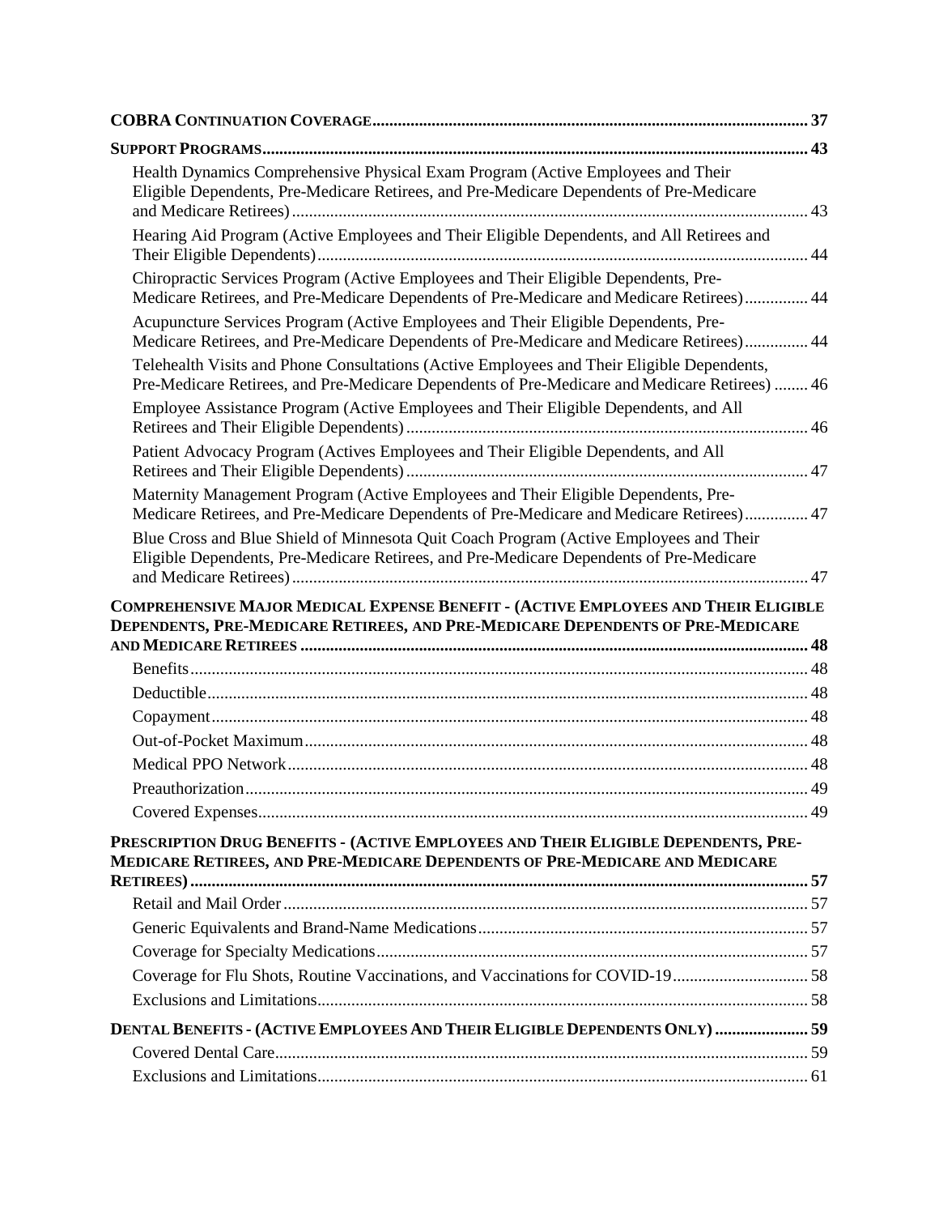**COBRA CONTINUATION COVERAGE** .......... 37

**SUPPORT PROGRAMS** .......... 43

- Health Dynamics Comprehensive Physical Exam Program (Active Employees and Their Eligible Dependents, Pre-Medicare Retirees, and Pre-Medicare Dependents of Pre-Medicare and Medicare Retirees) .......... 43
- Hearing Aid Program (Active Employees and Their Eligible Dependents, and All Retirees and Their Eligible Dependents) .......... 44
- Chiropractic Services Program (Active Employees and Their Eligible Dependents, Pre-Medicare Retirees, and Pre-Medicare Dependents of Pre-Medicare and Medicare Retirees) .......... 44
- Acupuncture Services Program (Active Employees and Their Eligible Dependents, Pre-Medicare Retirees, and Pre-Medicare Dependents of Pre-Medicare and Medicare Retirees) .......... 44
- Telehealth Visits and Phone Consultations (Active Employees and Their Eligible Dependents, Pre-Medicare Retirees, and Pre-Medicare Dependents of Pre-Medicare and Medicare Retirees) .......... 46
- Employee Assistance Program (Active Employees and Their Eligible Dependents, and All Retirees and Their Eligible Dependents) .......... 46
- Patient Advocacy Program (Actives Employees and Their Eligible Dependents, and All Retirees and Their Eligible Dependents) .......... 47
- Maternity Management Program (Active Employees and Their Eligible Dependents, Pre-Medicare Retirees, and Pre-Medicare Dependents of Pre-Medicare and Medicare Retirees) .......... 47
- Blue Cross and Blue Shield of Minnesota Quit Coach Program (Active Employees and Their Eligible Dependents, Pre-Medicare Retirees, and Pre-Medicare Dependents of Pre-Medicare and Medicare Retirees) .......... 47

**COMPREHENSIVE MAJOR MEDICAL EXPENSE BENEFIT - (ACTIVE EMPLOYEES AND THEIR ELIGIBLE DEPENDENTS, PRE-MEDICARE RETIREES, AND PRE-MEDICARE DEPENDENTS OF PRE-MEDICARE AND MEDICARE RETIREES** .......... 48

- Benefits .......... 48
- Deductible .......... 48
- Copayment .......... 48
- Out-of-Pocket Maximum .......... 48
- Medical PPO Network .......... 48
- Preauthorization .......... 49
- Covered Expenses .......... 49

**PRESCRIPTION DRUG BENEFITS - (ACTIVE EMPLOYEES AND THEIR ELIGIBLE DEPENDENTS, PRE-MEDICARE RETIREES, AND PRE-MEDICARE DEPENDENTS OF PRE-MEDICARE AND MEDICARE RETIREES)** .......... 57

- Retail and Mail Order .......... 57
- Generic Equivalents and Brand-Name Medications .......... 57
- Coverage for Specialty Medications .......... 57
- Coverage for Flu Shots, Routine Vaccinations, and Vaccinations for COVID-19 .......... 58
- Exclusions and Limitations .......... 58

**DENTAL BENEFITS - (ACTIVE EMPLOYEES AND THEIR ELIGIBLE DEPENDENTS ONLY)** .......... 59

- Covered Dental Care .......... 59
- Exclusions and Limitations .......... 61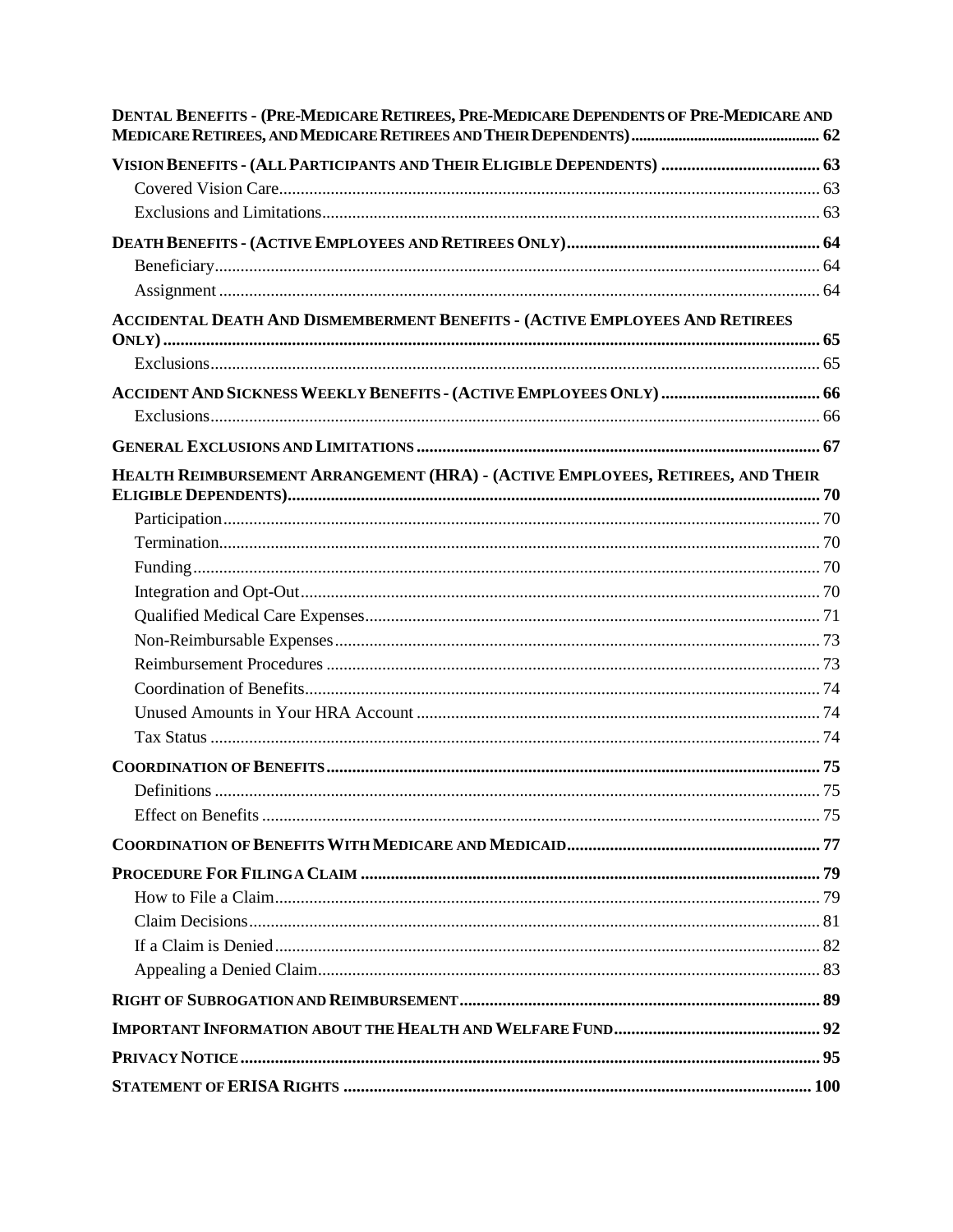**DENTAL BENEFITS - (PRE-MEDICARE RETIREES, PRE-MEDICARE DEPENDENTS OF PRE-MEDICARE AND MEDICARE RETIREES, AND MEDICARE RETIREES AND THEIR DEPENDENTS)............................................. 62**

**VISION BENEFITS - (ALL PARTICIPANTS AND THEIR ELIGIBLE DEPENDENTS) ..................................... 63**

Covered Vision Care............................................................................................................. 63

Exclusions and Limitations................................................................................................... 63

**DEATH BENEFITS - (ACTIVE EMPLOYEES AND RETIREES ONLY)........................................................... 64**

Beneficiary........................................................................................................................... 64

Assignment .......................................................................................................................... 64

**ACCIDENTAL DEATH AND DISMEMBERMENT BENEFITS - (ACTIVE EMPLOYEES AND RETIREES ONLY) ........................................................................................................................................... 65**

Exclusions............................................................................................................................ 65

**ACCIDENT AND SICKNESS WEEKLY BENEFITS - (ACTIVE EMPLOYEES ONLY) ..................................... 66**

Exclusions............................................................................................................................ 66

**GENERAL EXCLUSIONS AND LIMITATIONS ............................................................................................. 67**

**HEALTH REIMBURSEMENT ARRANGEMENT (HRA) - (ACTIVE EMPLOYEES, RETIREES, AND THEIR ELIGIBLE DEPENDENTS)........................................................................................................................... 70**

Participation......................................................................................................................... 70

Termination.......................................................................................................................... 70

Funding................................................................................................................................ 70

Integration and Opt-Out........................................................................................................ 70

Qualified Medical Care Expenses......................................................................................... 71

Non-Reimbursable Expenses................................................................................................ 73

Reimbursement Procedures .................................................................................................. 73

Coordination of Benefits....................................................................................................... 74

Unused Amounts in Your HRA Account ............................................................................. 74

Tax Status ............................................................................................................................ 74

**COORDINATION OF BENEFITS.................................................................................................................. 75**

Definitions ........................................................................................................................... 75

Effect on Benefits ................................................................................................................ 75

**COORDINATION OF BENEFITS WITH MEDICARE AND MEDICAID........................................................... 77**

**PROCEDURE FOR FILING A CLAIM .......................................................................................................... 79**

How to File a Claim............................................................................................................. 79

Claim Decisions................................................................................................................... 81

If a Claim is Denied.............................................................................................................. 82

Appealing a Denied Claim.................................................................................................... 83

**RIGHT OF SUBROGATION AND REIMBURSEMENT................................................................................... 89**

**IMPORTANT INFORMATION ABOUT THE HEALTH AND WELFARE FUND................................................ 92**

**PRIVACY NOTICE...................................................................................................................................... 95**

**STATEMENT OF ERISA RIGHTS ............................................................................................................ 100**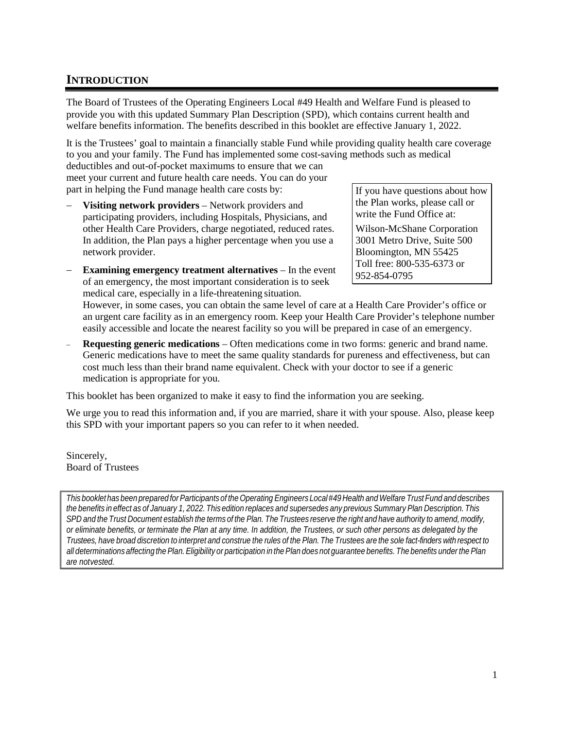# INTRODUCTION

The Board of Trustees of the Operating Engineers Local #49 Health and Welfare Fund is pleased to provide you with this updated Summary Plan Description (SPD), which contains current health and welfare benefits information. The benefits described in this booklet are effective January 1, 2022.

It is the Trustees' goal to maintain a financially stable Fund while providing quality health care coverage to you and your family. The Fund has implemented some cost-saving methods such as medical deductibles and out-of-pocket maximums to ensure that we can meet your current and future health care needs. You can do your part in helping the Fund manage health care costs by:

> If you have questions about how the Plan works, please call or write the Fund Office at:
>
> Wilson-McShane Corporation
> 3001 Metro Drive, Suite 500
> Bloomington, MN 55425
> Toll free: 800-535-6373 or 952-854-0795

- **Visiting network providers** – Network providers and participating providers, including Hospitals, Physicians, and other Health Care Providers, charge negotiated, reduced rates. In addition, the Plan pays a higher percentage when you use a network provider.
- **Examining emergency treatment alternatives** – In the event of an emergency, the most important consideration is to seek medical care, especially in a life-threatening situation. However, in some cases, you can obtain the same level of care at a Health Care Provider's office or an urgent care facility as in an emergency room. Keep your Health Care Provider's telephone number easily accessible and locate the nearest facility so you will be prepared in case of an emergency.
- **Requesting generic medications** – Often medications come in two forms: generic and brand name. Generic medications have to meet the same quality standards for pureness and effectiveness, but can cost much less than their brand name equivalent. Check with your doctor to see if a generic medication is appropriate for you.

This booklet has been organized to make it easy to find the information you are seeking.

We urge you to read this information and, if you are married, share it with your spouse. Also, please keep this SPD with your important papers so you can refer to it when needed.

Sincerely,
Board of Trustees

> *This booklet has been prepared for Participants of the Operating Engineers Local #49 Health and Welfare Trust Fund and describes the benefits in effect as of January 1, 2022. This edition replaces and supersedes any previous Summary Plan Description. This SPD and the Trust Document establish the terms of the Plan. The Trustees reserve the right and have authority to amend, modify, or eliminate benefits, or terminate the Plan at any time. In addition, the Trustees, or such other persons as delegated by the Trustees, have broad discretion to interpret and construe the rules of the Plan. The Trustees are the sole fact-finders with respect to all determinations affecting the Plan. Eligibility or participation in the Plan does not guarantee benefits. The benefits under the Plan are notvested.*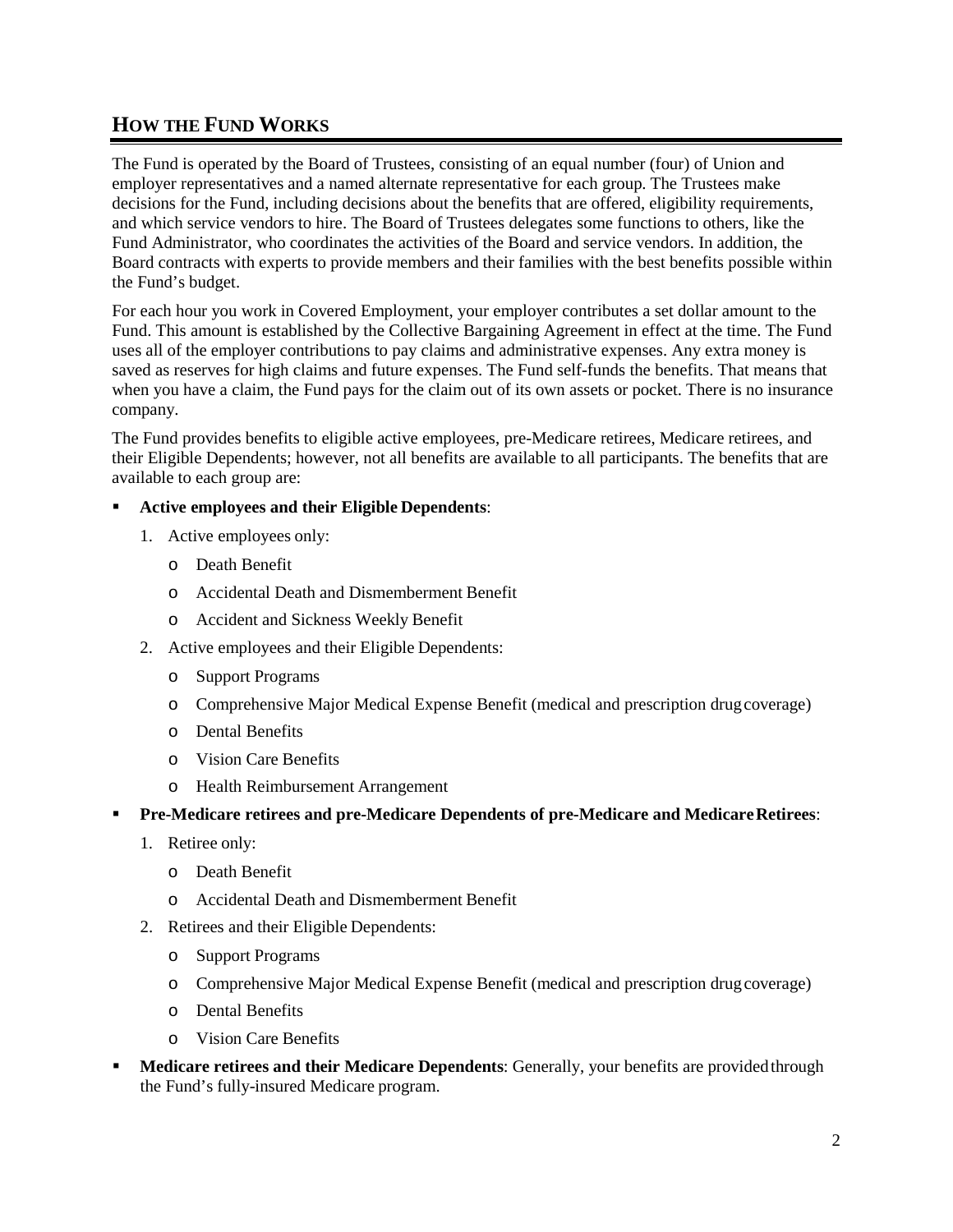## HOW THE FUND WORKS

The Fund is operated by the Board of Trustees, consisting of an equal number (four) of Union and employer representatives and a named alternate representative for each group. The Trustees make decisions for the Fund, including decisions about the benefits that are offered, eligibility requirements, and which service vendors to hire. The Board of Trustees delegates some functions to others, like the Fund Administrator, who coordinates the activities of the Board and service vendors. In addition, the Board contracts with experts to provide members and their families with the best benefits possible within the Fund's budget.

For each hour you work in Covered Employment, your employer contributes a set dollar amount to the Fund. This amount is established by the Collective Bargaining Agreement in effect at the time. The Fund uses all of the employer contributions to pay claims and administrative expenses. Any extra money is saved as reserves for high claims and future expenses. The Fund self-funds the benefits. That means that when you have a claim, the Fund pays for the claim out of its own assets or pocket. There is no insurance company.

The Fund provides benefits to eligible active employees, pre-Medicare retirees, Medicare retirees, and their Eligible Dependents; however, not all benefits are available to all participants. The benefits that are available to each group are:

- **Active employees and their Eligible Dependents**:
  1. Active employees only:
     - Death Benefit
     - Accidental Death and Dismemberment Benefit
     - Accident and Sickness Weekly Benefit
  2. Active employees and their Eligible Dependents:
     - Support Programs
     - Comprehensive Major Medical Expense Benefit (medical and prescription drug coverage)
     - Dental Benefits
     - Vision Care Benefits
     - Health Reimbursement Arrangement
- **Pre-Medicare retirees and pre-Medicare Dependents of pre-Medicare and Medicare Retirees**:
  1. Retiree only:
     - Death Benefit
     - Accidental Death and Dismemberment Benefit
  2. Retirees and their Eligible Dependents:
     - Support Programs
     - Comprehensive Major Medical Expense Benefit (medical and prescription drug coverage)
     - Dental Benefits
     - Vision Care Benefits
- **Medicare retirees and their Medicare Dependents**: Generally, your benefits are provided through the Fund's fully-insured Medicare program.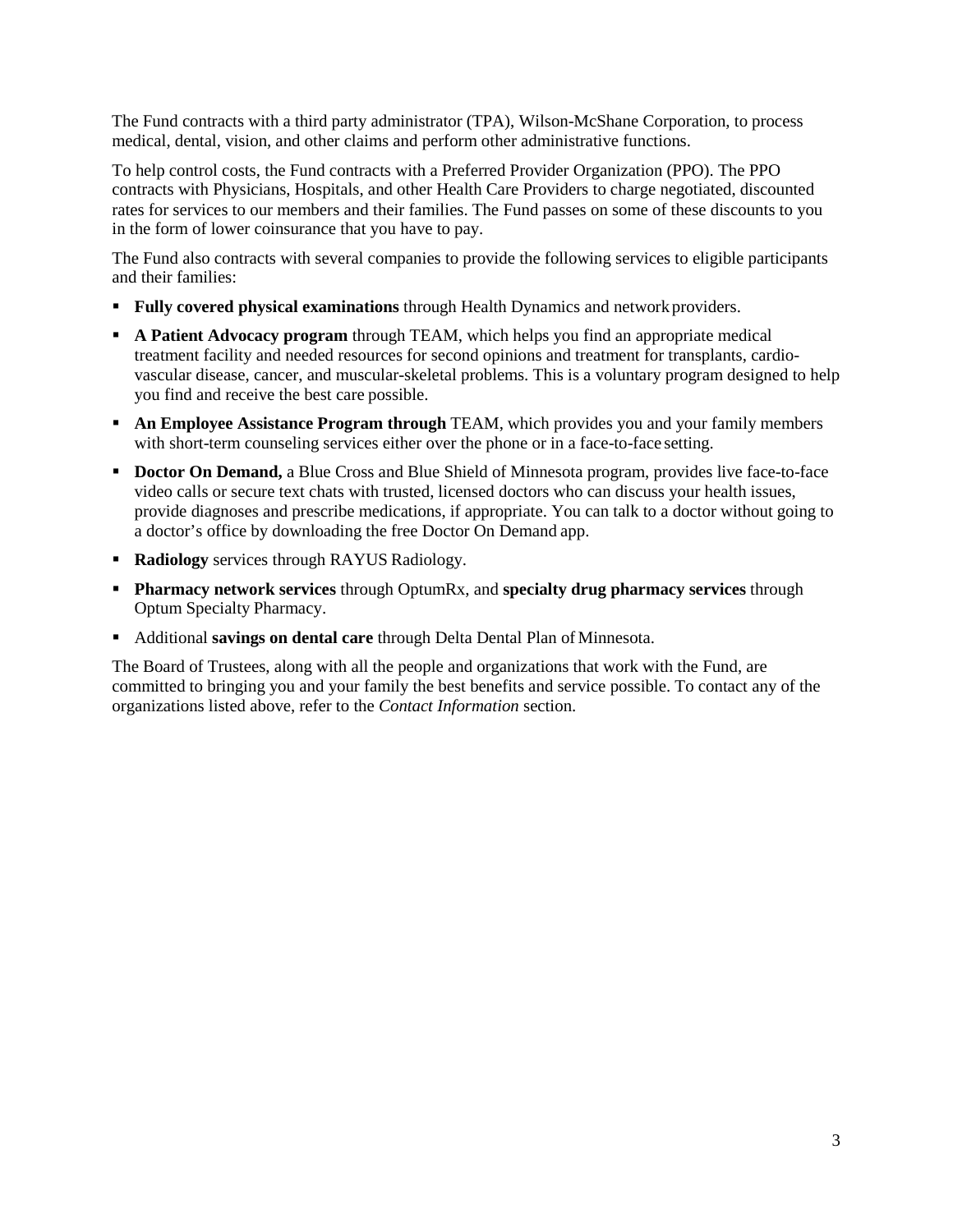The Fund contracts with a third party administrator (TPA), Wilson-McShane Corporation, to process medical, dental, vision, and other claims and perform other administrative functions.

To help control costs, the Fund contracts with a Preferred Provider Organization (PPO). The PPO contracts with Physicians, Hospitals, and other Health Care Providers to charge negotiated, discounted rates for services to our members and their families. The Fund passes on some of these discounts to you in the form of lower coinsurance that you have to pay.

The Fund also contracts with several companies to provide the following services to eligible participants and their families:

- **Fully covered physical examinations** through Health Dynamics and network providers.
- **A Patient Advocacy program** through TEAM, which helps you find an appropriate medical treatment facility and needed resources for second opinions and treatment for transplants, cardio-vascular disease, cancer, and muscular-skeletal problems. This is a voluntary program designed to help you find and receive the best care possible.
- **An Employee Assistance Program through** TEAM, which provides you and your family members with short-term counseling services either over the phone or in a face-to-face setting.
- **Doctor On Demand,** a Blue Cross and Blue Shield of Minnesota program, provides live face-to-face video calls or secure text chats with trusted, licensed doctors who can discuss your health issues, provide diagnoses and prescribe medications, if appropriate. You can talk to a doctor without going to a doctor's office by downloading the free Doctor On Demand app.
- **Radiology** services through RAYUS Radiology.
- **Pharmacy network services** through OptumRx, and **specialty drug pharmacy services** through Optum Specialty Pharmacy.
- Additional **savings on dental care** through Delta Dental Plan of Minnesota.

The Board of Trustees, along with all the people and organizations that work with the Fund, are committed to bringing you and your family the best benefits and service possible. To contact any of the organizations listed above, refer to the *Contact Information* section.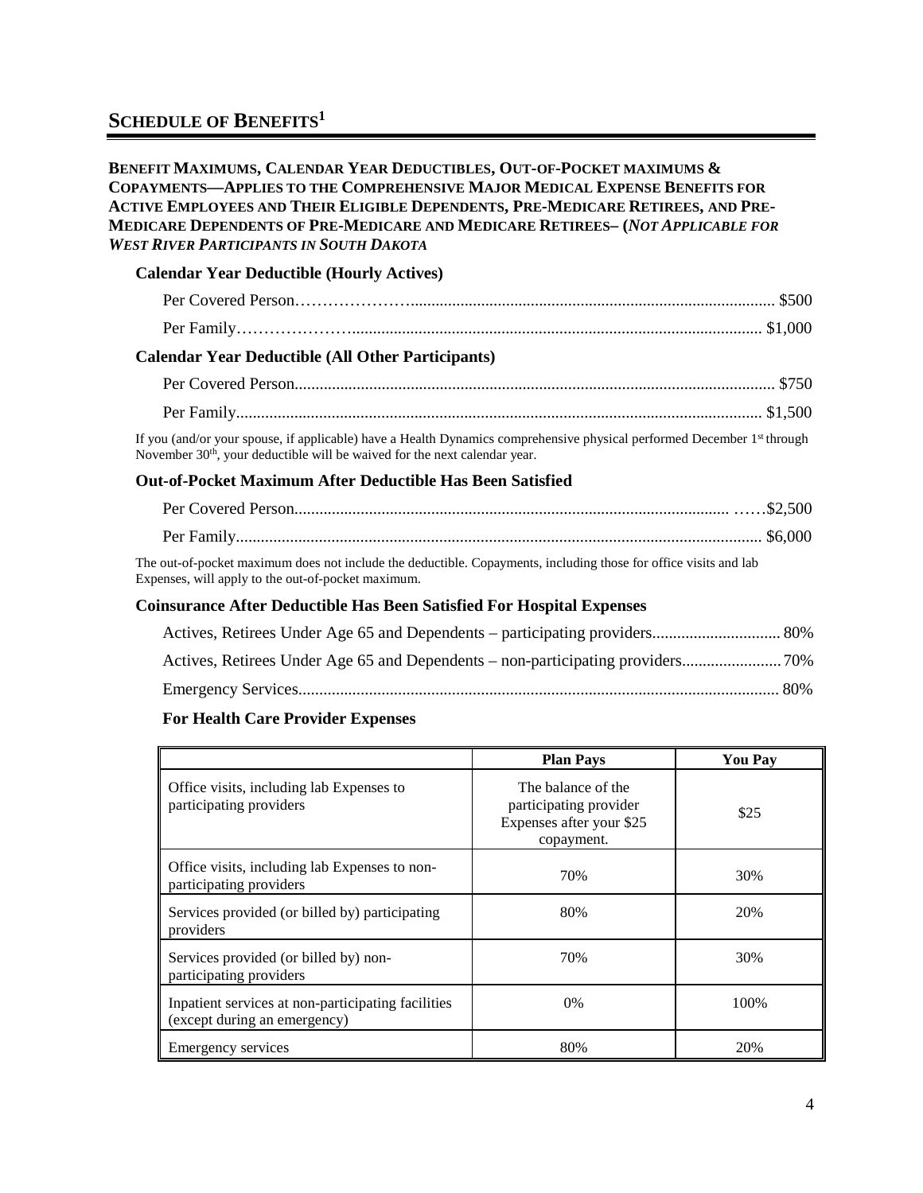# SCHEDULE OF BENEFITS[1]

**BENEFIT MAXIMUMS, CALENDAR YEAR DEDUCTIBLES, OUT-OF-POCKET MAXIMUMS & COPAYMENTS—APPLIES TO THE COMPREHENSIVE MAJOR MEDICAL EXPENSE BENEFITS FOR ACTIVE EMPLOYEES AND THEIR ELIGIBLE DEPENDENTS, PRE-MEDICARE RETIREES, AND PRE-MEDICARE DEPENDENTS OF PRE-MEDICARE AND MEDICARE RETIREES– (*NOT APPLICABLE FOR WEST RIVER PARTICIPANTS IN SOUTH DAKOTA***

**Calendar Year Deductible (Hourly Actives)**

Per Covered Person ........ $500

Per Family ........ $1,000

**Calendar Year Deductible (All Other Participants)**

Per Covered Person ........ $750

Per Family ........ $1,500

If you (and/or your spouse, if applicable) have a Health Dynamics comprehensive physical performed December 1st through November 30th, your deductible will be waived for the next calendar year.

**Out-of-Pocket Maximum After Deductible Has Been Satisfied**

Per Covered Person ........ $2,500

Per Family ........ $6,000

The out-of-pocket maximum does not include the deductible. Copayments, including those for office visits and lab Expenses, will apply to the out-of-pocket maximum.

**Coinsurance After Deductible Has Been Satisfied For Hospital Expenses**

Actives, Retirees Under Age 65 and Dependents – participating providers ........ 80%

Actives, Retirees Under Age 65 and Dependents – non-participating providers ........ 70%

Emergency Services ........ 80%

**For Health Care Provider Expenses**

| | Plan Pays | You Pay |
|---|---|---|
| Office visits, including lab Expenses to participating providers | The balance of the participating provider Expenses after your $25 copayment. | $25 |
| Office visits, including lab Expenses to non-participating providers | 70% | 30% |
| Services provided (or billed by) participating providers | 80% | 20% |
| Services provided (or billed by) non-participating providers | 70% | 30% |
| Inpatient services at non-participating facilities (except during an emergency) | 0% | 100% |
| Emergency services | 80% | 20% |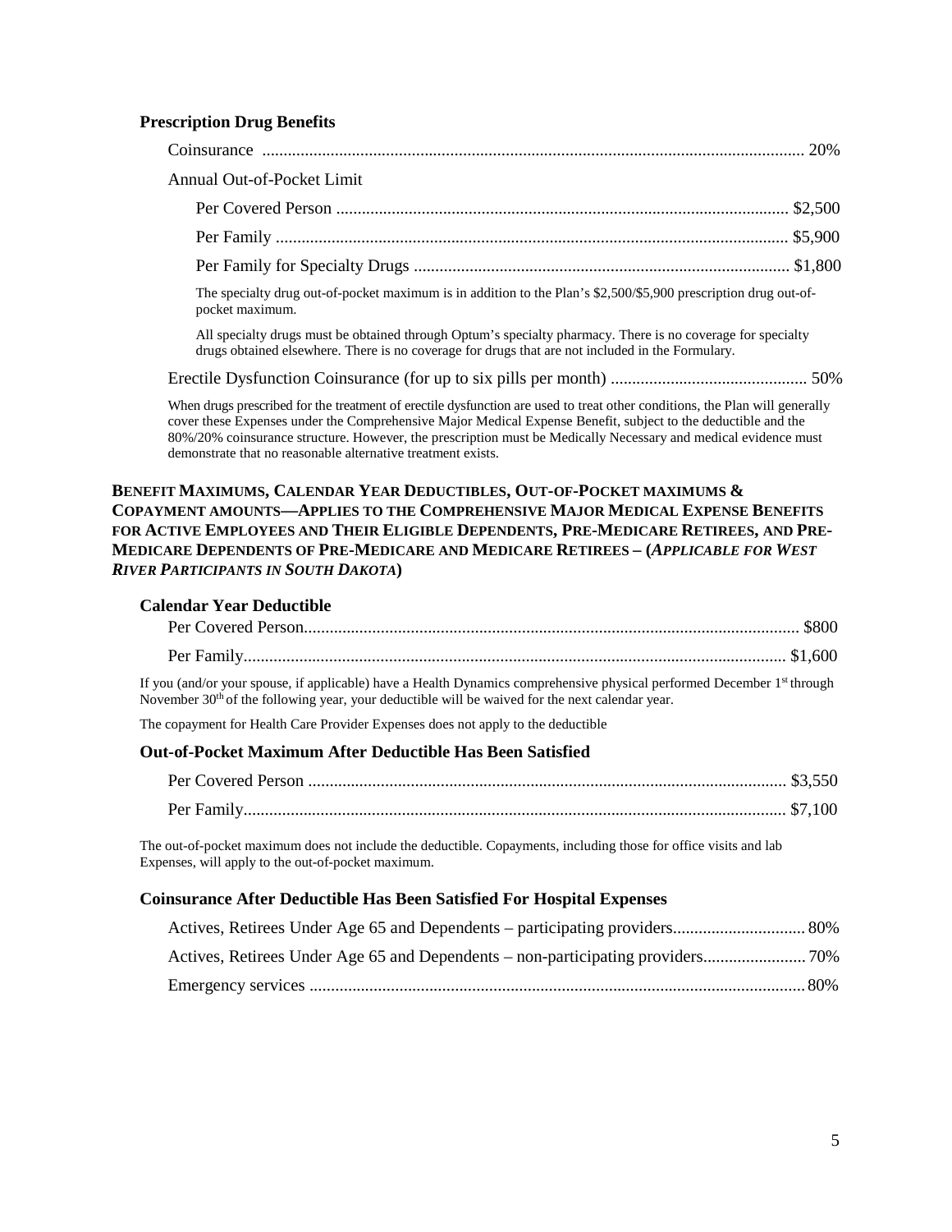### Prescription Drug Benefits

Coinsurance .............................................................................................................. 20%

Annual Out-of-Pocket Limit

Per Covered Person ......................................................................................................... $2,500

Per Family ....................................................................................................................... $5,900

Per Family for Specialty Drugs ....................................................................................... $1,800

The specialty drug out-of-pocket maximum is in addition to the Plan's $2,500/$5,900 prescription drug out-of-pocket maximum.

All specialty drugs must be obtained through Optum's specialty pharmacy. There is no coverage for specialty drugs obtained elsewhere. There is no coverage for drugs that are not included in the Formulary.

Erectile Dysfunction Coinsurance (for up to six pills per month) ............................................. 50%

When drugs prescribed for the treatment of erectile dysfunction are used to treat other conditions, the Plan will generally cover these Expenses under the Comprehensive Major Medical Expense Benefit, subject to the deductible and the 80%/20% coinsurance structure. However, the prescription must be Medically Necessary and medical evidence must demonstrate that no reasonable alternative treatment exists.

## BENEFIT MAXIMUMS, CALENDAR YEAR DEDUCTIBLES, OUT-OF-POCKET MAXIMUMS & COPAYMENT AMOUNTS—APPLIES TO THE COMPREHENSIVE MAJOR MEDICAL EXPENSE BENEFITS FOR ACTIVE EMPLOYEES AND THEIR ELIGIBLE DEPENDENTS, PRE-MEDICARE RETIREES, AND PRE-MEDICARE DEPENDENTS OF PRE-MEDICARE AND MEDICARE RETIREES – (*APPLICABLE FOR WEST RIVER PARTICIPANTS IN SOUTH DAKOTA*)

### Calendar Year Deductible

Per Covered Person.................................................................................................................. $800

Per Family............................................................................................................................. $1,600

If you (and/or your spouse, if applicable) have a Health Dynamics comprehensive physical performed December 1st through November 30th of the following year, your deductible will be waived for the next calendar year.

The copayment for Health Care Provider Expenses does not apply to the deductible

### Out-of-Pocket Maximum After Deductible Has Been Satisfied

Per Covered Person ............................................................................................................... $3,550

Per Family.............................................................................................................................. $7,100

The out-of-pocket maximum does not include the deductible. Copayments, including those for office visits and lab Expenses, will apply to the out-of-pocket maximum.

### Coinsurance After Deductible Has Been Satisfied For Hospital Expenses

Actives, Retirees Under Age 65 and Dependents – participating providers............................... 80%

Actives, Retirees Under Age 65 and Dependents – non-participating providers........................ 70%

Emergency services .................................................................................................................. 80%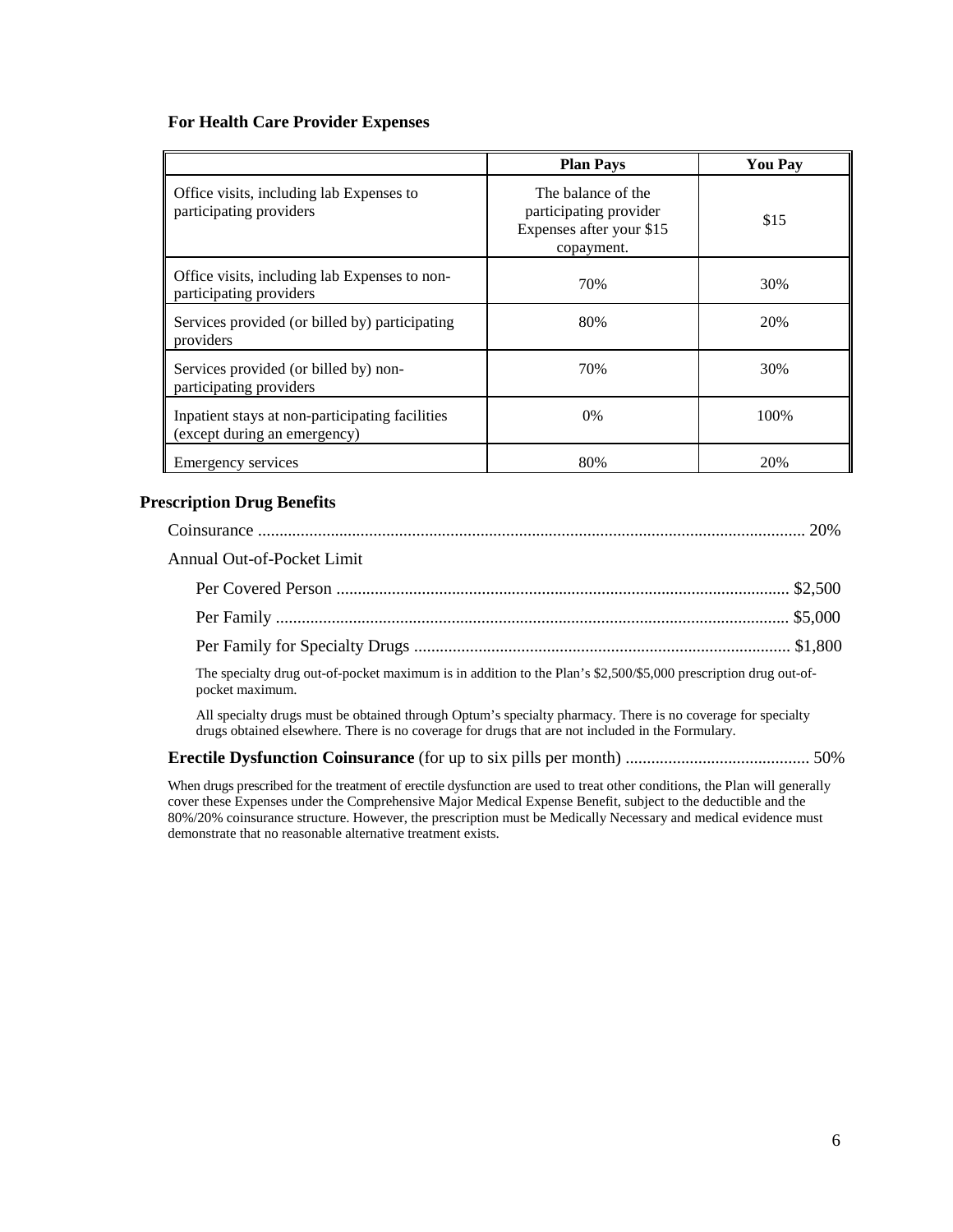### For Health Care Provider Expenses

| | Plan Pays | You Pay |
|---|---|---|
| Office visits, including lab Expenses to participating providers | The balance of the participating provider Expenses after your $15 copayment. | $15 |
| Office visits, including lab Expenses to non-participating providers | 70% | 30% |
| Services provided (or billed by) participating providers | 80% | 20% |
| Services provided (or billed by) non-participating providers | 70% | 30% |
| Inpatient stays at non-participating facilities (except during an emergency) | 0% | 100% |
| Emergency services | 80% | 20% |

### Prescription Drug Benefits

Coinsurance .............................................................................................................................. 20%

Annual Out-of-Pocket Limit

- Per Covered Person ........................................................................................................ $2,500
- Per Family ....................................................................................................................... $5,000
- Per Family for Specialty Drugs ...................................................................................... $1,800

The specialty drug out-of-pocket maximum is in addition to the Plan's $2,500/$5,000 prescription drug out-of-pocket maximum.

All specialty drugs must be obtained through Optum's specialty pharmacy. There is no coverage for specialty drugs obtained elsewhere. There is no coverage for drugs that are not included in the Formulary.

**Erectile Dysfunction Coinsurance** (for up to six pills per month) ........................................... 50%

When drugs prescribed for the treatment of erectile dysfunction are used to treat other conditions, the Plan will generally cover these Expenses under the Comprehensive Major Medical Expense Benefit, subject to the deductible and the 80%/20% coinsurance structure. However, the prescription must be Medically Necessary and medical evidence must demonstrate that no reasonable alternative treatment exists.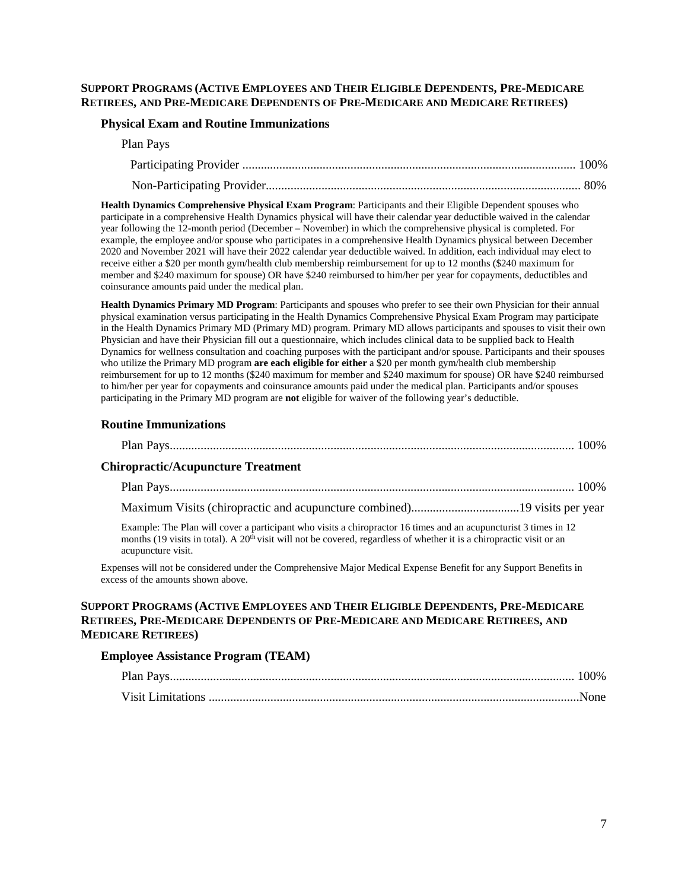## Support Programs (Active Employees and Their Eligible Dependents, Pre-Medicare Retirees, and Pre-Medicare Dependents of Pre-Medicare and Medicare Retirees)

### Physical Exam and Routine Immunizations

Plan Pays

Participating Provider .......................... 100%

Non-Participating Provider.......................... 80%

**Health Dynamics Comprehensive Physical Exam Program**: Participants and their Eligible Dependent spouses who participate in a comprehensive Health Dynamics physical will have their calendar year deductible waived in the calendar year following the 12-month period (December – November) in which the comprehensive physical is completed. For example, the employee and/or spouse who participates in a comprehensive Health Dynamics physical between December 2020 and November 2021 will have their 2022 calendar year deductible waived. In addition, each individual may elect to receive either a $20 per month gym/health club membership reimbursement for up to 12 months ($240 maximum for member and $240 maximum for spouse) OR have $240 reimbursed to him/her per year for copayments, deductibles and coinsurance amounts paid under the medical plan.

**Health Dynamics Primary MD Program**: Participants and spouses who prefer to see their own Physician for their annual physical examination versus participating in the Health Dynamics Comprehensive Physical Exam Program may participate in the Health Dynamics Primary MD (Primary MD) program. Primary MD allows participants and spouses to visit their own Physician and have their Physician fill out a questionnaire, which includes clinical data to be supplied back to Health Dynamics for wellness consultation and coaching purposes with the participant and/or spouse. Participants and their spouses who utilize the Primary MD program **are each eligible for either** a $20 per month gym/health club membership reimbursement for up to 12 months ($240 maximum for member and $240 maximum for spouse) OR have $240 reimbursed to him/her per year for copayments and coinsurance amounts paid under the medical plan. Participants and/or spouses participating in the Primary MD program are **not** eligible for waiver of the following year's deductible.

### Routine Immunizations

Plan Pays.......................... 100%

### Chiropractic/Acupuncture Treatment

Plan Pays.......................... 100%

Maximum Visits (chiropractic and acupuncture combined).......................... 19 visits per year

Example: The Plan will cover a participant who visits a chiropractor 16 times and an acupuncturist 3 times in 12 months (19 visits in total). A 20th visit will not be covered, regardless of whether it is a chiropractic visit or an acupuncture visit.

Expenses will not be considered under the Comprehensive Major Medical Expense Benefit for any Support Benefits in excess of the amounts shown above.

## Support Programs (Active Employees and Their Eligible Dependents, Pre-Medicare Retirees, Pre-Medicare Dependents of Pre-Medicare and Medicare Retirees, and Medicare Retirees)

### Employee Assistance Program (TEAM)

Plan Pays.......................... 100%

Visit Limitations .......................... None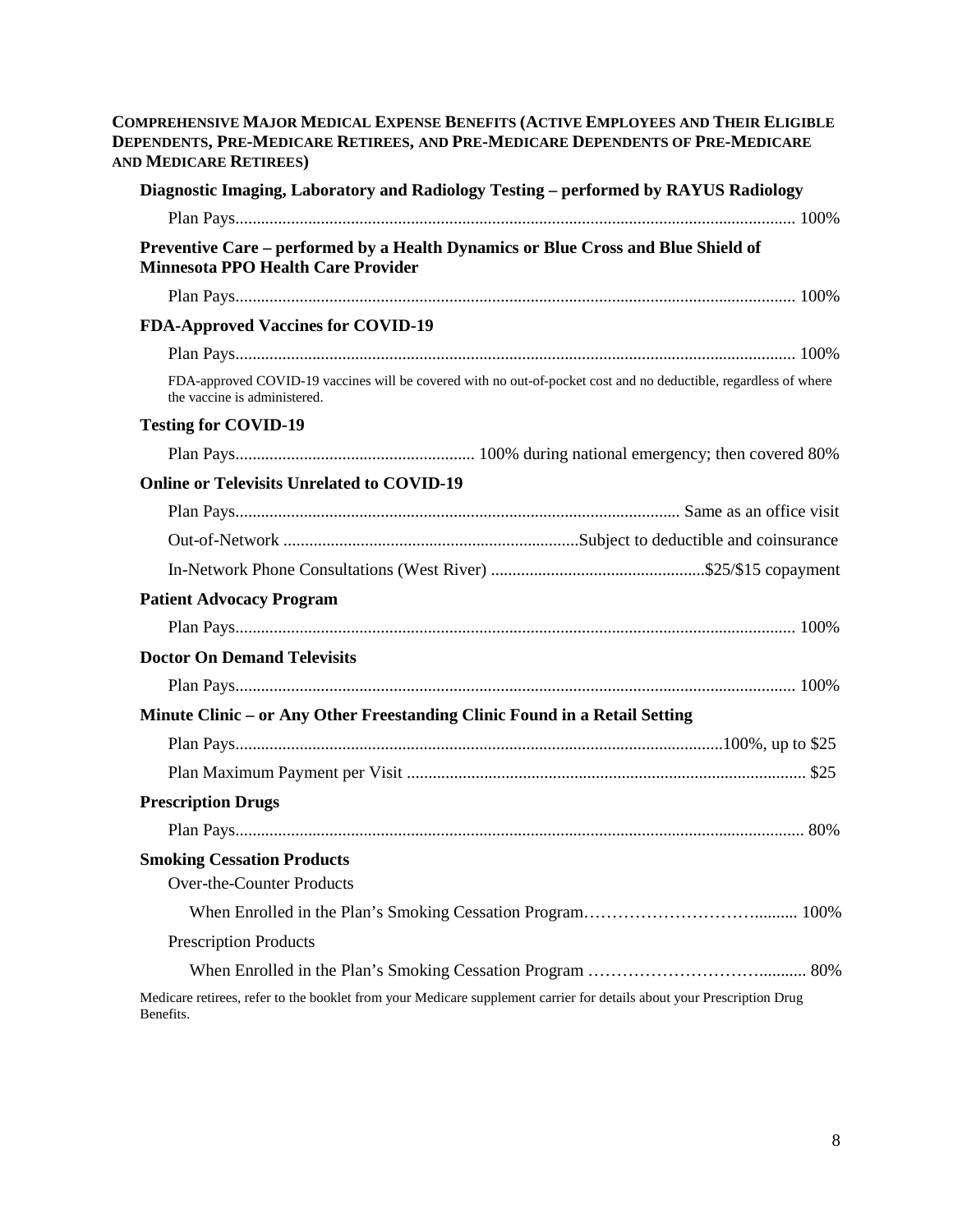**COMPREHENSIVE MAJOR MEDICAL EXPENSE BENEFITS (ACTIVE EMPLOYEES AND THEIR ELIGIBLE DEPENDENTS, PRE-MEDICARE RETIREES, AND PRE-MEDICARE DEPENDENTS OF PRE-MEDICARE AND MEDICARE RETIREES)**

**Diagnostic Imaging, Laboratory and Radiology Testing – performed by RAYUS Radiology**

Plan Pays.................................................................................................................................. 100%

**Preventive Care – performed by a Health Dynamics or Blue Cross and Blue Shield of Minnesota PPO Health Care Provider**

Plan Pays.................................................................................................................................. 100%

**FDA-Approved Vaccines for COVID-19**

Plan Pays.................................................................................................................................. 100%

FDA-approved COVID-19 vaccines will be covered with no out-of-pocket cost and no deductible, regardless of where the vaccine is administered.

**Testing for COVID-19**

Plan Pays........................................................ 100% during national emergency; then covered 80%

**Online or Televisits Unrelated to COVID-19**

Plan Pays....................................................................................................... Same as an office visit

Out-of-Network .....................................................................Subject to deductible and coinsurance

In-Network Phone Consultations (West River) ..................................................$25/$15 copayment

**Patient Advocacy Program**

Plan Pays.................................................................................................................................. 100%

**Doctor On Demand Televisits**

Plan Pays.................................................................................................................................. 100%

**Minute Clinic – or Any Other Freestanding Clinic Found in a Retail Setting**

Plan Pays.................................................................................................................100%, up to $25

Plan Maximum Payment per Visit ............................................................................................ $25

**Prescription Drugs**

Plan Pays.................................................................................................................................... 80%

**Smoking Cessation Products**

Over-the-Counter Products

When Enrolled in the Plan's Smoking Cessation Program………………………….......... 100%

Prescription Products

When Enrolled in the Plan's Smoking Cessation Program …………………………........... 80%

Medicare retirees, refer to the booklet from your Medicare supplement carrier for details about your Prescription Drug Benefits.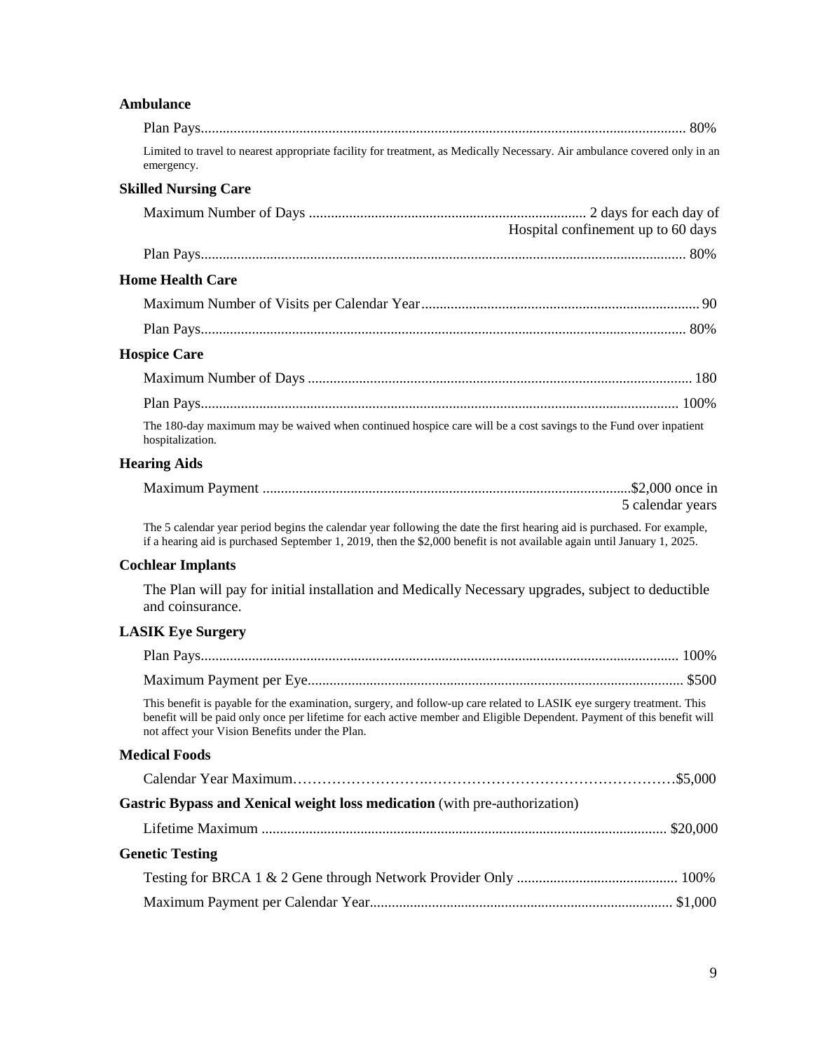**Ambulance**

Plan Pays.................................................................................................................................... 80%

Limited to travel to nearest appropriate facility for treatment, as Medically Necessary. Air ambulance covered only in an emergency.

**Skilled Nursing Care**

Maximum Number of Days ........................................................................... 2 days for each day of Hospital confinement up to 60 days

Plan Pays.................................................................................................................................... 80%

**Home Health Care**

Maximum Number of Visits per Calendar Year........................................................................... 90

Plan Pays.................................................................................................................................... 80%

**Hospice Care**

Maximum Number of Days ........................................................................................................ 180

Plan Pays.................................................................................................................................. 100%

The 180-day maximum may be waived when continued hospice care will be a cost savings to the Fund over inpatient hospitalization.

**Hearing Aids**

Maximum Payment ....................................................................................................$2,000 once in 5 calendar years

The 5 calendar year period begins the calendar year following the date the first hearing aid is purchased. For example, if a hearing aid is purchased September 1, 2019, then the $2,000 benefit is not available again until January 1, 2025.

**Cochlear Implants**

The Plan will pay for initial installation and Medically Necessary upgrades, subject to deductible and coinsurance.

**LASIK Eye Surgery**

Plan Pays.................................................................................................................................. 100%

Maximum Payment per Eye...................................................................................................... $500

This benefit is payable for the examination, surgery, and follow-up care related to LASIK eye surgery treatment. This benefit will be paid only once per lifetime for each active member and Eligible Dependent. Payment of this benefit will not affect your Vision Benefits under the Plan.

**Medical Foods**

Calendar Year Maximum………………………………………………………………………$5,000

**Gastric Bypass and Xenical weight loss medication** (with pre-authorization)

Lifetime Maximum .............................................................................................................. $20,000

**Genetic Testing**

Testing for BRCA 1 & 2 Gene through Network Provider Only ............................................ 100%

Maximum Payment per Calendar Year.................................................................................. $1,000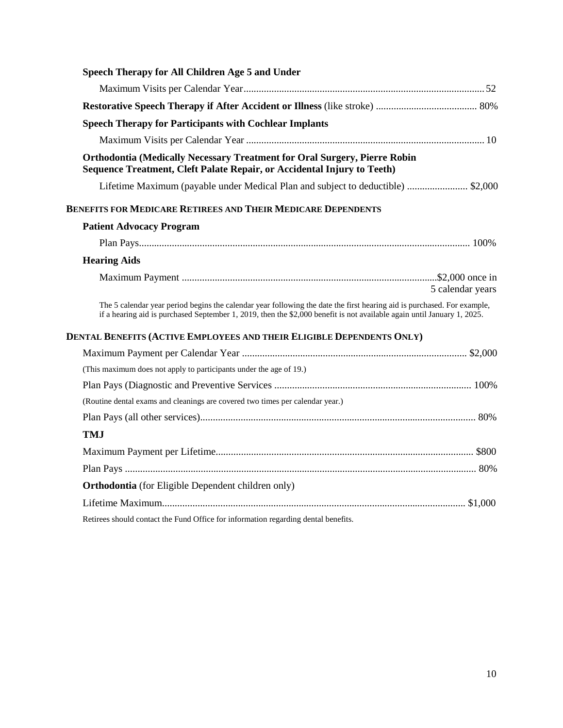**Speech Therapy for All Children Age 5 and Under**

Maximum Visits per Calendar Year........................................................................................52

**Restorative Speech Therapy if After Accident or Illness** (like stroke) ....................................... 80%

**Speech Therapy for Participants with Cochlear Implants**

Maximum Visits per Calendar Year ........................................................................................ 10

**Orthodontia (Medically Necessary Treatment for Oral Surgery, Pierre Robin Sequence Treatment, Cleft Palate Repair, or Accidental Injury to Teeth)**

Lifetime Maximum (payable under Medical Plan and subject to deductible) ........................ $2,000

### BENEFITS FOR MEDICARE RETIREES AND THEIR MEDICARE DEPENDENTS

**Patient Advocacy Program**

Plan Pays.................................................................................................................... 100%

**Hearing Aids**

Maximum Payment ...................................................................................$2,000 once in 5 calendar years

The 5 calendar year period begins the calendar year following the date the first hearing aid is purchased. For example, if a hearing aid is purchased September 1, 2019, then the $2,000 benefit is not available again until January 1, 2025.

### DENTAL BENEFITS (ACTIVE EMPLOYEES AND THEIR ELIGIBLE DEPENDENTS ONLY)

Maximum Payment per Calendar Year ........................................................................ $2,000

(This maximum does not apply to participants under the age of 19.)

Plan Pays (Diagnostic and Preventive Services ............................................................. 100%

(Routine dental exams and cleanings are covered two times per calendar year.)

Plan Pays (all other services)............................................................................................ 80%

**TMJ**

Maximum Payment per Lifetime..................................................................................... $800

Plan Pays .......................................................................................................................... 80%

**Orthodontia** (for Eligible Dependent children only)

Lifetime Maximum..................................................................................................... $1,000

Retirees should contact the Fund Office for information regarding dental benefits.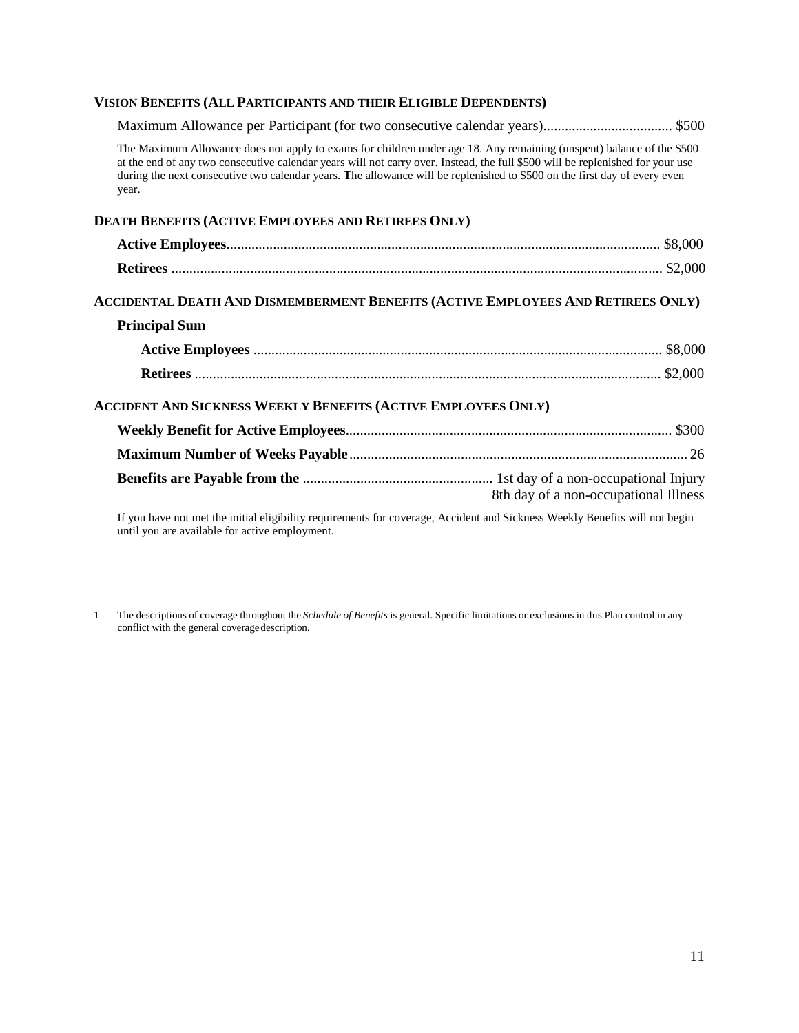### VISION BENEFITS (ALL PARTICIPANTS AND THEIR ELIGIBLE DEPENDENTS)

Maximum Allowance per Participant (for two consecutive calendar years).................................... $500

The Maximum Allowance does not apply to exams for children under age 18. Any remaining (unspent) balance of the $500 at the end of any two consecutive calendar years will not carry over. Instead, the full $500 will be replenished for your use during the next consecutive two calendar years. The allowance will be replenished to $500 on the first day of every even year.

### DEATH BENEFITS (ACTIVE EMPLOYEES AND RETIREES ONLY)

**Active Employees**........................................................................................................................ $8,000

**Retirees** ....................................................................................................................................... $2,000

### ACCIDENTAL DEATH AND DISMEMBERMENT BENEFITS (ACTIVE EMPLOYEES AND RETIREES ONLY)

**Principal Sum**

**Active Employees** ................................................................................................................. $8,000

**Retirees** ................................................................................................................................. $2,000

### ACCIDENT AND SICKNESS WEEKLY BENEFITS (ACTIVE EMPLOYEES ONLY)

**Weekly Benefit for Active Employees**.......................................................................................... $300

**Maximum Number of Weeks Payable**............................................................................................ 26

**Benefits are Payable from the** ..................................................... 1st day of a non-occupational Injury
8th day of a non-occupational Illness

If you have not met the initial eligibility requirements for coverage, Accident and Sickness Weekly Benefits will not begin until you are available for active employment.

1 The descriptions of coverage throughout the *Schedule of Benefits* is general. Specific limitations or exclusions in this Plan control in any conflict with the general coverage description.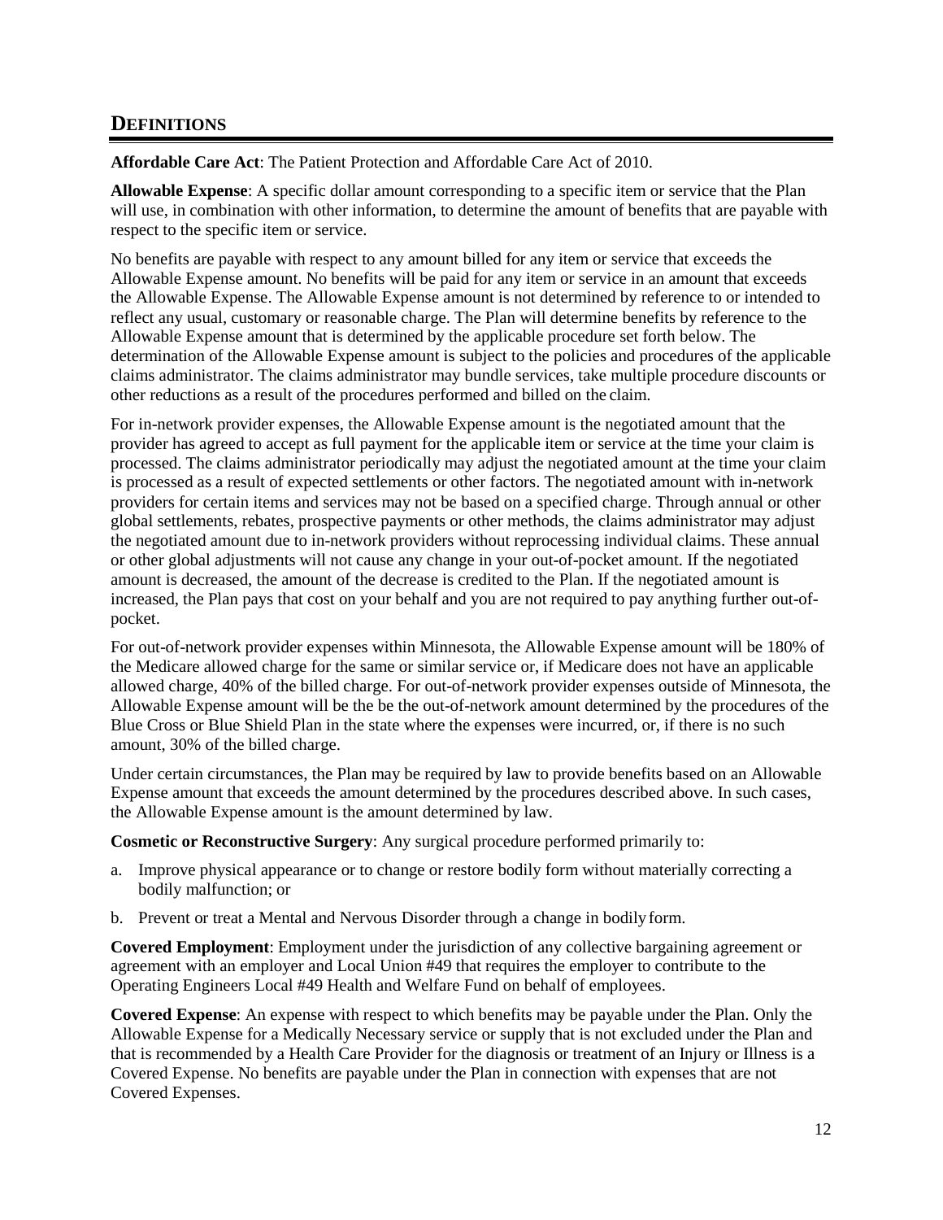## DEFINITIONS

**Affordable Care Act**: The Patient Protection and Affordable Care Act of 2010.

**Allowable Expense**: A specific dollar amount corresponding to a specific item or service that the Plan will use, in combination with other information, to determine the amount of benefits that are payable with respect to the specific item or service.

No benefits are payable with respect to any amount billed for any item or service that exceeds the Allowable Expense amount. No benefits will be paid for any item or service in an amount that exceeds the Allowable Expense. The Allowable Expense amount is not determined by reference to or intended to reflect any usual, customary or reasonable charge. The Plan will determine benefits by reference to the Allowable Expense amount that is determined by the applicable procedure set forth below. The determination of the Allowable Expense amount is subject to the policies and procedures of the applicable claims administrator. The claims administrator may bundle services, take multiple procedure discounts or other reductions as a result of the procedures performed and billed on the claim.

For in-network provider expenses, the Allowable Expense amount is the negotiated amount that the provider has agreed to accept as full payment for the applicable item or service at the time your claim is processed. The claims administrator periodically may adjust the negotiated amount at the time your claim is processed as a result of expected settlements or other factors. The negotiated amount with in-network providers for certain items and services may not be based on a specified charge. Through annual or other global settlements, rebates, prospective payments or other methods, the claims administrator may adjust the negotiated amount due to in-network providers without reprocessing individual claims. These annual or other global adjustments will not cause any change in your out-of-pocket amount. If the negotiated amount is decreased, the amount of the decrease is credited to the Plan. If the negotiated amount is increased, the Plan pays that cost on your behalf and you are not required to pay anything further out-of-pocket.

For out-of-network provider expenses within Minnesota, the Allowable Expense amount will be 180% of the Medicare allowed charge for the same or similar service or, if Medicare does not have an applicable allowed charge, 40% of the billed charge. For out-of-network provider expenses outside of Minnesota, the Allowable Expense amount will be the be the out-of-network amount determined by the procedures of the Blue Cross or Blue Shield Plan in the state where the expenses were incurred, or, if there is no such amount, 30% of the billed charge.

Under certain circumstances, the Plan may be required by law to provide benefits based on an Allowable Expense amount that exceeds the amount determined by the procedures described above. In such cases, the Allowable Expense amount is the amount determined by law.

**Cosmetic or Reconstructive Surgery**: Any surgical procedure performed primarily to:

a. Improve physical appearance or to change or restore bodily form without materially correcting a bodily malfunction; or
b. Prevent or treat a Mental and Nervous Disorder through a change in bodily form.

**Covered Employment**: Employment under the jurisdiction of any collective bargaining agreement or agreement with an employer and Local Union #49 that requires the employer to contribute to the Operating Engineers Local #49 Health and Welfare Fund on behalf of employees.

**Covered Expense**: An expense with respect to which benefits may be payable under the Plan. Only the Allowable Expense for a Medically Necessary service or supply that is not excluded under the Plan and that is recommended by a Health Care Provider for the diagnosis or treatment of an Injury or Illness is a Covered Expense. No benefits are payable under the Plan in connection with expenses that are not Covered Expenses.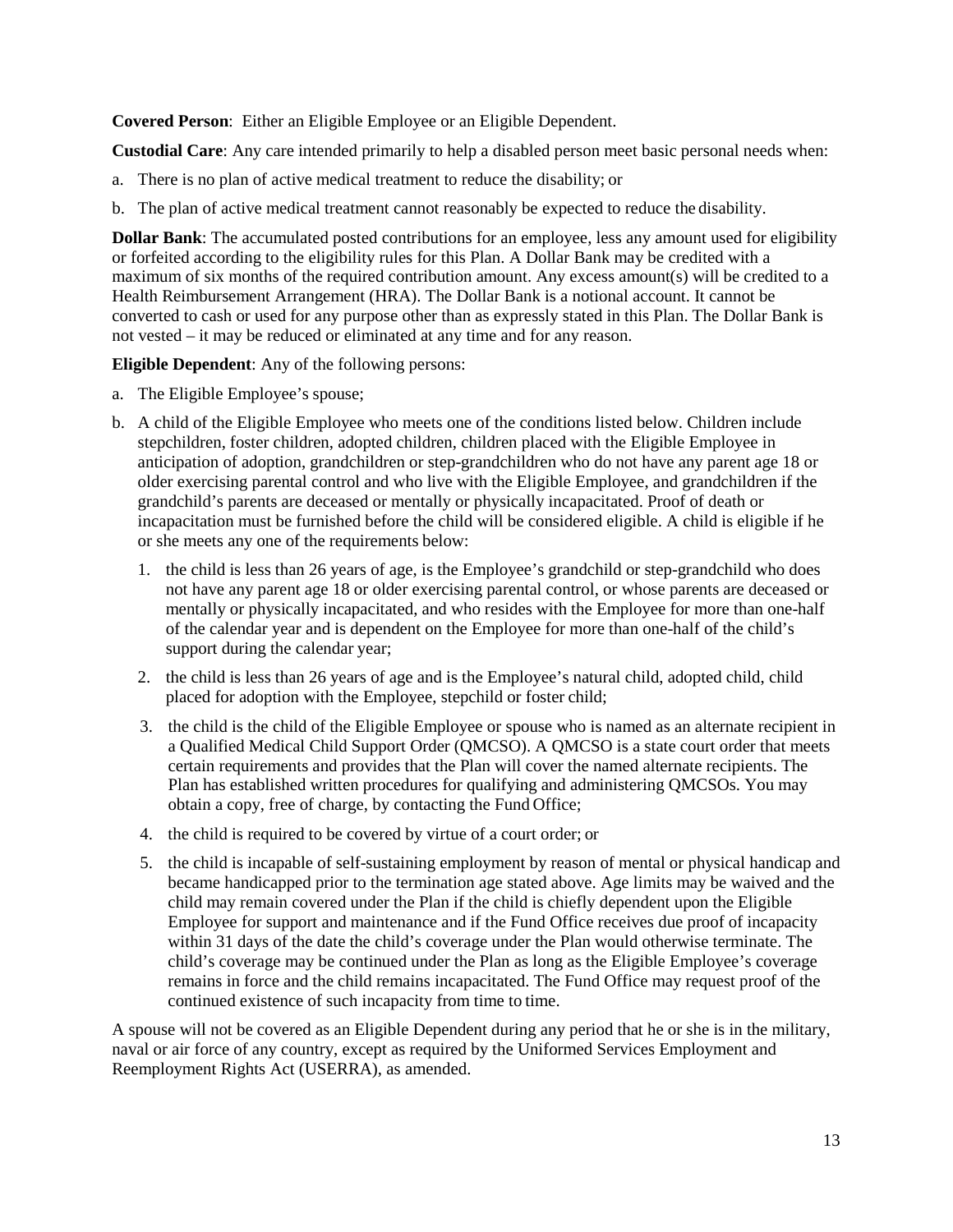**Covered Person**: Either an Eligible Employee or an Eligible Dependent.

**Custodial Care**: Any care intended primarily to help a disabled person meet basic personal needs when:

a. There is no plan of active medical treatment to reduce the disability; or

b. The plan of active medical treatment cannot reasonably be expected to reduce the disability.

**Dollar Bank**: The accumulated posted contributions for an employee, less any amount used for eligibility or forfeited according to the eligibility rules for this Plan. A Dollar Bank may be credited with a maximum of six months of the required contribution amount. Any excess amount(s) will be credited to a Health Reimbursement Arrangement (HRA). The Dollar Bank is a notional account. It cannot be converted to cash or used for any purpose other than as expressly stated in this Plan. The Dollar Bank is not vested – it may be reduced or eliminated at any time and for any reason.

**Eligible Dependent**: Any of the following persons:

a. The Eligible Employee's spouse;

b. A child of the Eligible Employee who meets one of the conditions listed below. Children include stepchildren, foster children, adopted children, children placed with the Eligible Employee in anticipation of adoption, grandchildren or step-grandchildren who do not have any parent age 18 or older exercising parental control and who live with the Eligible Employee, and grandchildren if the grandchild's parents are deceased or mentally or physically incapacitated. Proof of death or incapacitation must be furnished before the child will be considered eligible. A child is eligible if he or she meets any one of the requirements below:

   1. the child is less than 26 years of age, is the Employee's grandchild or step-grandchild who does not have any parent age 18 or older exercising parental control, or whose parents are deceased or mentally or physically incapacitated, and who resides with the Employee for more than one-half of the calendar year and is dependent on the Employee for more than one-half of the child's support during the calendar year;

   2. the child is less than 26 years of age and is the Employee's natural child, adopted child, child placed for adoption with the Employee, stepchild or foster child;

   3. the child is the child of the Eligible Employee or spouse who is named as an alternate recipient in a Qualified Medical Child Support Order (QMCSO). A QMCSO is a state court order that meets certain requirements and provides that the Plan will cover the named alternate recipients. The Plan has established written procedures for qualifying and administering QMCSOs. You may obtain a copy, free of charge, by contacting the Fund Office;

   4. the child is required to be covered by virtue of a court order; or

   5. the child is incapable of self-sustaining employment by reason of mental or physical handicap and became handicapped prior to the termination age stated above. Age limits may be waived and the child may remain covered under the Plan if the child is chiefly dependent upon the Eligible Employee for support and maintenance and if the Fund Office receives due proof of incapacity within 31 days of the date the child's coverage under the Plan would otherwise terminate. The child's coverage may be continued under the Plan as long as the Eligible Employee's coverage remains in force and the child remains incapacitated. The Fund Office may request proof of the continued existence of such incapacity from time to time.

A spouse will not be covered as an Eligible Dependent during any period that he or she is in the military, naval or air force of any country, except as required by the Uniformed Services Employment and Reemployment Rights Act (USERRA), as amended.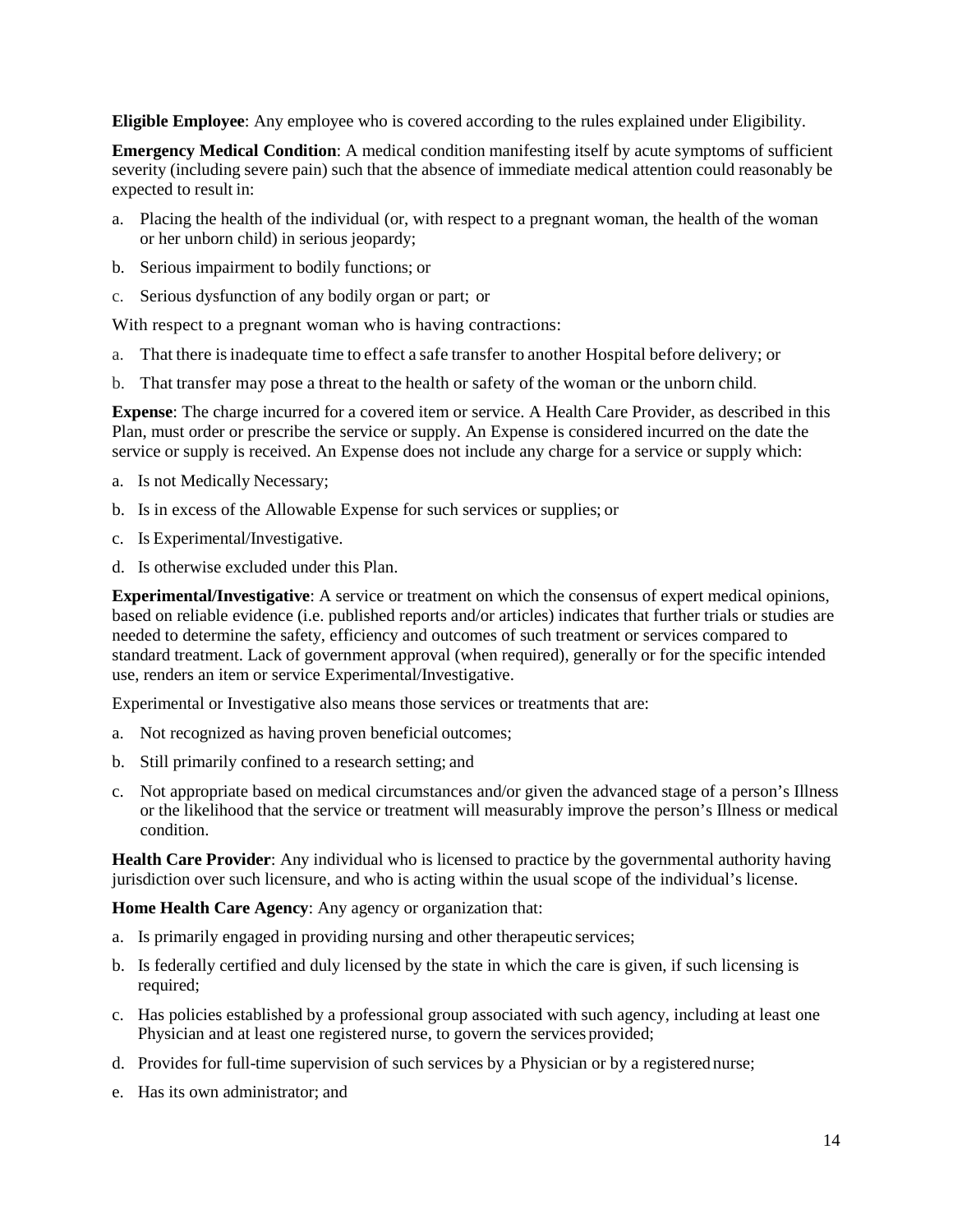**Eligible Employee**: Any employee who is covered according to the rules explained under Eligibility.

**Emergency Medical Condition**: A medical condition manifesting itself by acute symptoms of sufficient severity (including severe pain) such that the absence of immediate medical attention could reasonably be expected to result in:

a. Placing the health of the individual (or, with respect to a pregnant woman, the health of the woman or her unborn child) in serious jeopardy;
b. Serious impairment to bodily functions; or
c. Serious dysfunction of any bodily organ or part; or

With respect to a pregnant woman who is having contractions:

a. That there is inadequate time to effect a safe transfer to another Hospital before delivery; or
b. That transfer may pose a threat to the health or safety of the woman or the unborn child.

**Expense**: The charge incurred for a covered item or service. A Health Care Provider, as described in this Plan, must order or prescribe the service or supply. An Expense is considered incurred on the date the service or supply is received. An Expense does not include any charge for a service or supply which:

a. Is not Medically Necessary;
b. Is in excess of the Allowable Expense for such services or supplies; or
c. Is Experimental/Investigative.
d. Is otherwise excluded under this Plan.

**Experimental/Investigative**: A service or treatment on which the consensus of expert medical opinions, based on reliable evidence (i.e. published reports and/or articles) indicates that further trials or studies are needed to determine the safety, efficiency and outcomes of such treatment or services compared to standard treatment. Lack of government approval (when required), generally or for the specific intended use, renders an item or service Experimental/Investigative.

Experimental or Investigative also means those services or treatments that are:

a. Not recognized as having proven beneficial outcomes;
b. Still primarily confined to a research setting; and
c. Not appropriate based on medical circumstances and/or given the advanced stage of a person's Illness or the likelihood that the service or treatment will measurably improve the person's Illness or medical condition.

**Health Care Provider**: Any individual who is licensed to practice by the governmental authority having jurisdiction over such licensure, and who is acting within the usual scope of the individual's license.

**Home Health Care Agency**: Any agency or organization that:

a. Is primarily engaged in providing nursing and other therapeutic services;
b. Is federally certified and duly licensed by the state in which the care is given, if such licensing is required;
c. Has policies established by a professional group associated with such agency, including at least one Physician and at least one registered nurse, to govern the services provided;
d. Provides for full-time supervision of such services by a Physician or by a registered nurse;
e. Has its own administrator; and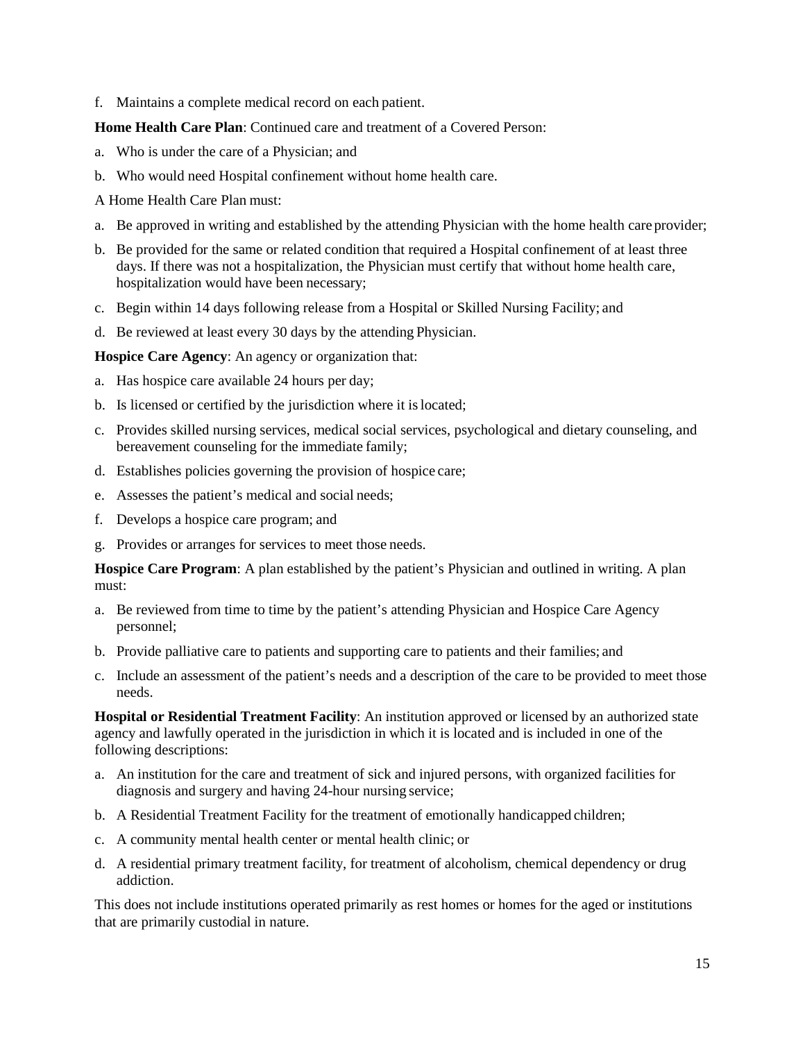f. Maintains a complete medical record on each patient.

**Home Health Care Plan**: Continued care and treatment of a Covered Person:

a. Who is under the care of a Physician; and
b. Who would need Hospital confinement without home health care.

A Home Health Care Plan must:

a. Be approved in writing and established by the attending Physician with the home health care provider;
b. Be provided for the same or related condition that required a Hospital confinement of at least three days. If there was not a hospitalization, the Physician must certify that without home health care, hospitalization would have been necessary;
c. Begin within 14 days following release from a Hospital or Skilled Nursing Facility; and
d. Be reviewed at least every 30 days by the attending Physician.

**Hospice Care Agency**: An agency or organization that:

a. Has hospice care available 24 hours per day;
b. Is licensed or certified by the jurisdiction where it is located;
c. Provides skilled nursing services, medical social services, psychological and dietary counseling, and bereavement counseling for the immediate family;
d. Establishes policies governing the provision of hospice care;
e. Assesses the patient's medical and social needs;
f. Develops a hospice care program; and
g. Provides or arranges for services to meet those needs.

**Hospice Care Program**: A plan established by the patient's Physician and outlined in writing. A plan must:

a. Be reviewed from time to time by the patient's attending Physician and Hospice Care Agency personnel;
b. Provide palliative care to patients and supporting care to patients and their families; and
c. Include an assessment of the patient's needs and a description of the care to be provided to meet those needs.

**Hospital or Residential Treatment Facility**: An institution approved or licensed by an authorized state agency and lawfully operated in the jurisdiction in which it is located and is included in one of the following descriptions:

a. An institution for the care and treatment of sick and injured persons, with organized facilities for diagnosis and surgery and having 24-hour nursing service;
b. A Residential Treatment Facility for the treatment of emotionally handicapped children;
c. A community mental health center or mental health clinic; or
d. A residential primary treatment facility, for treatment of alcoholism, chemical dependency or drug addiction.

This does not include institutions operated primarily as rest homes or homes for the aged or institutions that are primarily custodial in nature.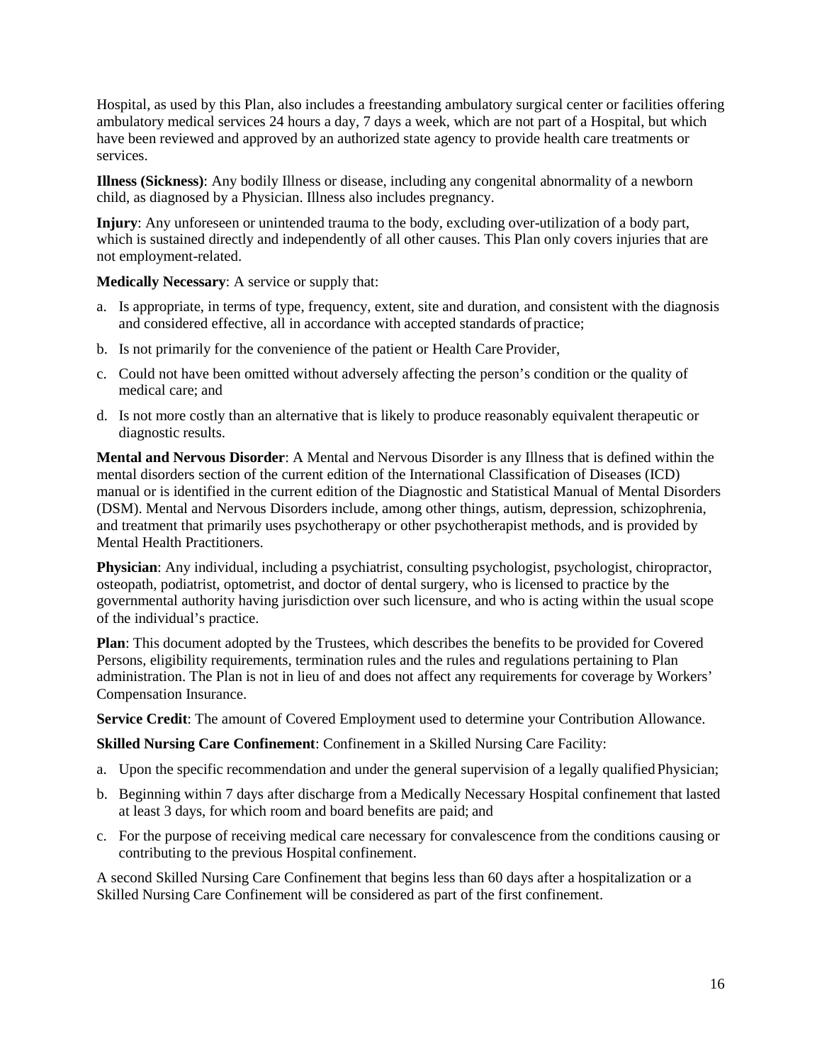Hospital, as used by this Plan, also includes a freestanding ambulatory surgical center or facilities offering ambulatory medical services 24 hours a day, 7 days a week, which are not part of a Hospital, but which have been reviewed and approved by an authorized state agency to provide health care treatments or services.

**Illness (Sickness)**: Any bodily Illness or disease, including any congenital abnormality of a newborn child, as diagnosed by a Physician. Illness also includes pregnancy.

**Injury**: Any unforeseen or unintended trauma to the body, excluding over-utilization of a body part, which is sustained directly and independently of all other causes. This Plan only covers injuries that are not employment-related.

**Medically Necessary**: A service or supply that:

a. Is appropriate, in terms of type, frequency, extent, site and duration, and consistent with the diagnosis and considered effective, all in accordance with accepted standards of practice;

b. Is not primarily for the convenience of the patient or Health Care Provider,

c. Could not have been omitted without adversely affecting the person's condition or the quality of medical care; and

d. Is not more costly than an alternative that is likely to produce reasonably equivalent therapeutic or diagnostic results.

**Mental and Nervous Disorder**: A Mental and Nervous Disorder is any Illness that is defined within the mental disorders section of the current edition of the International Classification of Diseases (ICD) manual or is identified in the current edition of the Diagnostic and Statistical Manual of Mental Disorders (DSM). Mental and Nervous Disorders include, among other things, autism, depression, schizophrenia, and treatment that primarily uses psychotherapy or other psychotherapist methods, and is provided by Mental Health Practitioners.

**Physician**: Any individual, including a psychiatrist, consulting psychologist, psychologist, chiropractor, osteopath, podiatrist, optometrist, and doctor of dental surgery, who is licensed to practice by the governmental authority having jurisdiction over such licensure, and who is acting within the usual scope of the individual's practice.

**Plan**: This document adopted by the Trustees, which describes the benefits to be provided for Covered Persons, eligibility requirements, termination rules and the rules and regulations pertaining to Plan administration. The Plan is not in lieu of and does not affect any requirements for coverage by Workers' Compensation Insurance.

**Service Credit**: The amount of Covered Employment used to determine your Contribution Allowance.

**Skilled Nursing Care Confinement**: Confinement in a Skilled Nursing Care Facility:

a. Upon the specific recommendation and under the general supervision of a legally qualified Physician;

b. Beginning within 7 days after discharge from a Medically Necessary Hospital confinement that lasted at least 3 days, for which room and board benefits are paid; and

c. For the purpose of receiving medical care necessary for convalescence from the conditions causing or contributing to the previous Hospital confinement.

A second Skilled Nursing Care Confinement that begins less than 60 days after a hospitalization or a Skilled Nursing Care Confinement will be considered as part of the first confinement.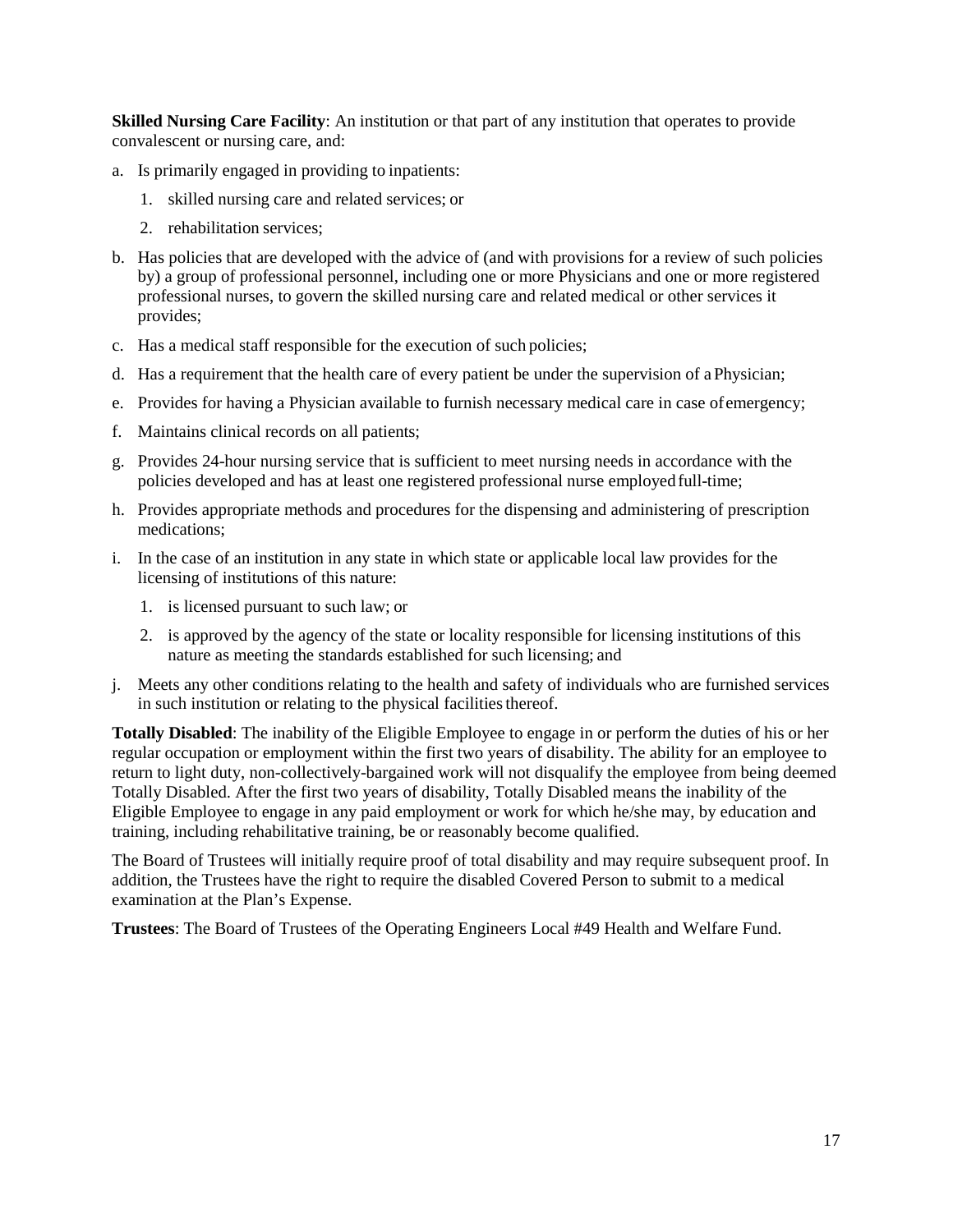**Skilled Nursing Care Facility**: An institution or that part of any institution that operates to provide convalescent or nursing care, and:

a. Is primarily engaged in providing to inpatients:
    1. skilled nursing care and related services; or
    2. rehabilitation services;
b. Has policies that are developed with the advice of (and with provisions for a review of such policies by) a group of professional personnel, including one or more Physicians and one or more registered professional nurses, to govern the skilled nursing care and related medical or other services it provides;
c. Has a medical staff responsible for the execution of such policies;
d. Has a requirement that the health care of every patient be under the supervision of a Physician;
e. Provides for having a Physician available to furnish necessary medical care in case of emergency;
f. Maintains clinical records on all patients;
g. Provides 24-hour nursing service that is sufficient to meet nursing needs in accordance with the policies developed and has at least one registered professional nurse employed full-time;
h. Provides appropriate methods and procedures for the dispensing and administering of prescription medications;
i. In the case of an institution in any state in which state or applicable local law provides for the licensing of institutions of this nature:
    1. is licensed pursuant to such law; or
    2. is approved by the agency of the state or locality responsible for licensing institutions of this nature as meeting the standards established for such licensing; and
j. Meets any other conditions relating to the health and safety of individuals who are furnished services in such institution or relating to the physical facilities thereof.

**Totally Disabled**: The inability of the Eligible Employee to engage in or perform the duties of his or her regular occupation or employment within the first two years of disability. The ability for an employee to return to light duty, non-collectively-bargained work will not disqualify the employee from being deemed Totally Disabled. After the first two years of disability, Totally Disabled means the inability of the Eligible Employee to engage in any paid employment or work for which he/she may, by education and training, including rehabilitative training, be or reasonably become qualified.

The Board of Trustees will initially require proof of total disability and may require subsequent proof. In addition, the Trustees have the right to require the disabled Covered Person to submit to a medical examination at the Plan's Expense.

**Trustees**: The Board of Trustees of the Operating Engineers Local #49 Health and Welfare Fund.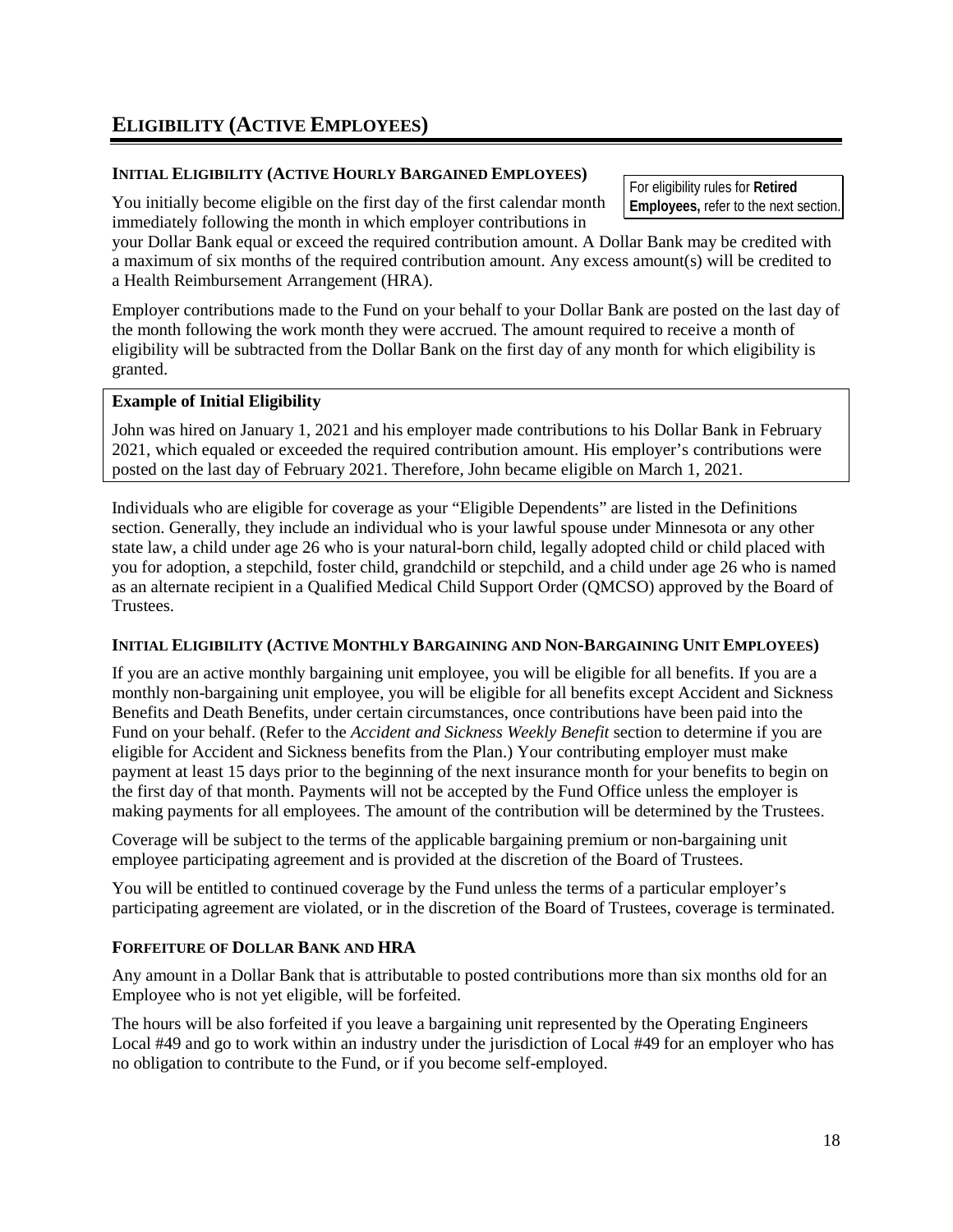# ELIGIBILITY (ACTIVE EMPLOYEES)

### INITIAL ELIGIBILITY (ACTIVE HOURLY BARGAINED EMPLOYEES)

For eligibility rules for **Retired Employees,** refer to the next section.

You initially become eligible on the first day of the first calendar month immediately following the month in which employer contributions in your Dollar Bank equal or exceed the required contribution amount. A Dollar Bank may be credited with a maximum of six months of the required contribution amount. Any excess amount(s) will be credited to a Health Reimbursement Arrangement (HRA).

Employer contributions made to the Fund on your behalf to your Dollar Bank are posted on the last day of the month following the work month they were accrued. The amount required to receive a month of eligibility will be subtracted from the Dollar Bank on the first day of any month for which eligibility is granted.

**Example of Initial Eligibility**

John was hired on January 1, 2021 and his employer made contributions to his Dollar Bank in February 2021, which equaled or exceeded the required contribution amount. His employer's contributions were posted on the last day of February 2021. Therefore, John became eligible on March 1, 2021.

Individuals who are eligible for coverage as your "Eligible Dependents" are listed in the Definitions section. Generally, they include an individual who is your lawful spouse under Minnesota or any other state law, a child under age 26 who is your natural-born child, legally adopted child or child placed with you for adoption, a stepchild, foster child, grandchild or stepchild, and a child under age 26 who is named as an alternate recipient in a Qualified Medical Child Support Order (QMCSO) approved by the Board of Trustees.

### INITIAL ELIGIBILITY (ACTIVE MONTHLY BARGAINING AND NON-BARGAINING UNIT EMPLOYEES)

If you are an active monthly bargaining unit employee, you will be eligible for all benefits. If you are a monthly non-bargaining unit employee, you will be eligible for all benefits except Accident and Sickness Benefits and Death Benefits, under certain circumstances, once contributions have been paid into the Fund on your behalf. (Refer to the *Accident and Sickness Weekly Benefit* section to determine if you are eligible for Accident and Sickness benefits from the Plan.) Your contributing employer must make payment at least 15 days prior to the beginning of the next insurance month for your benefits to begin on the first day of that month. Payments will not be accepted by the Fund Office unless the employer is making payments for all employees. The amount of the contribution will be determined by the Trustees.

Coverage will be subject to the terms of the applicable bargaining premium or non-bargaining unit employee participating agreement and is provided at the discretion of the Board of Trustees.

You will be entitled to continued coverage by the Fund unless the terms of a particular employer's participating agreement are violated, or in the discretion of the Board of Trustees, coverage is terminated.

### FORFEITURE OF DOLLAR BANK AND HRA

Any amount in a Dollar Bank that is attributable to posted contributions more than six months old for an Employee who is not yet eligible, will be forfeited.

The hours will be also forfeited if you leave a bargaining unit represented by the Operating Engineers Local #49 and go to work within an industry under the jurisdiction of Local #49 for an employer who has no obligation to contribute to the Fund, or if you become self-employed.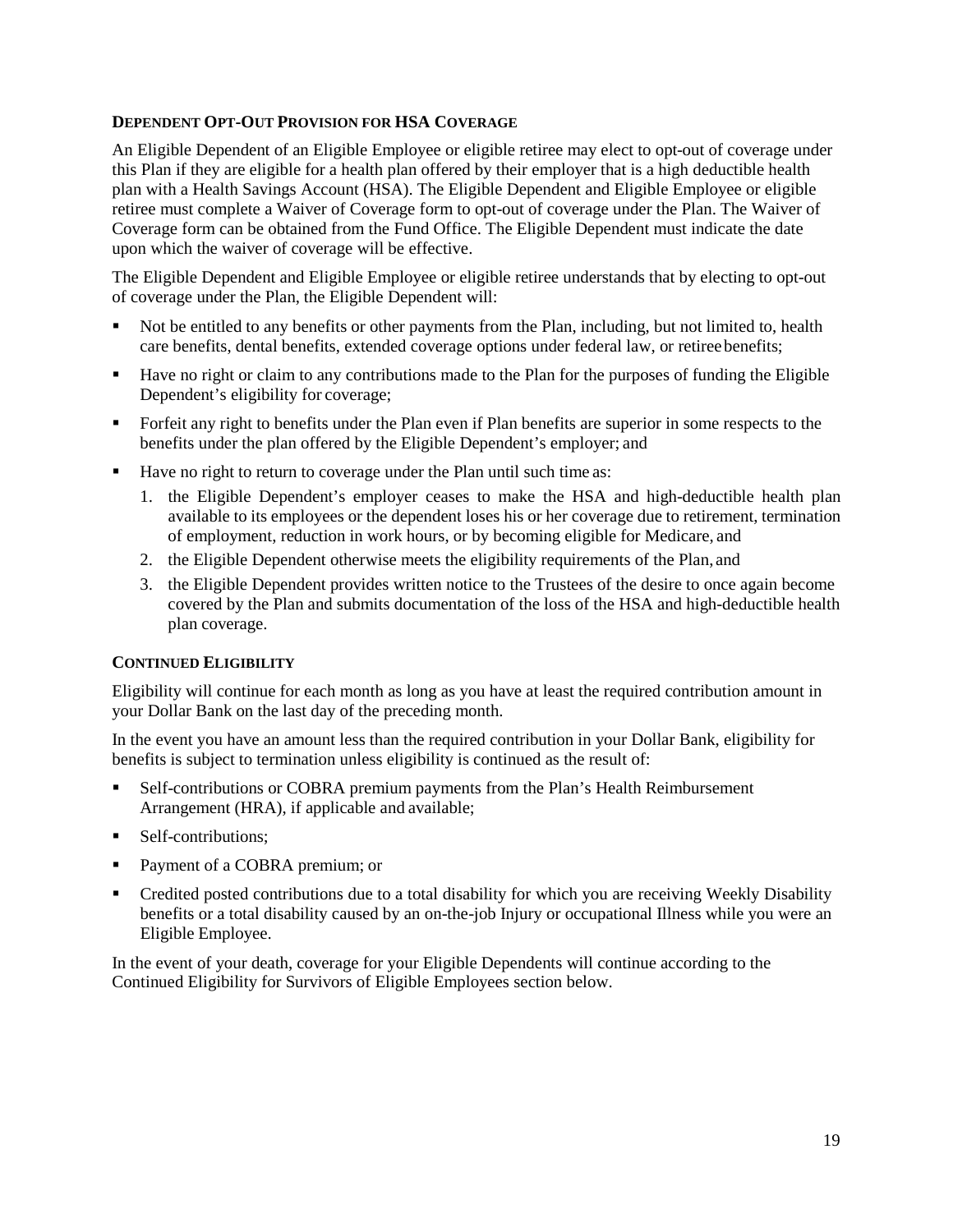### Dependent Opt-Out Provision for HSA Coverage

An Eligible Dependent of an Eligible Employee or eligible retiree may elect to opt-out of coverage under this Plan if they are eligible for a health plan offered by their employer that is a high deductible health plan with a Health Savings Account (HSA). The Eligible Dependent and Eligible Employee or eligible retiree must complete a Waiver of Coverage form to opt-out of coverage under the Plan. The Waiver of Coverage form can be obtained from the Fund Office. The Eligible Dependent must indicate the date upon which the waiver of coverage will be effective.

The Eligible Dependent and Eligible Employee or eligible retiree understands that by electing to opt-out of coverage under the Plan, the Eligible Dependent will:

- Not be entitled to any benefits or other payments from the Plan, including, but not limited to, health care benefits, dental benefits, extended coverage options under federal law, or retiree benefits;
- Have no right or claim to any contributions made to the Plan for the purposes of funding the Eligible Dependent's eligibility for coverage;
- Forfeit any right to benefits under the Plan even if Plan benefits are superior in some respects to the benefits under the plan offered by the Eligible Dependent's employer; and
- Have no right to return to coverage under the Plan until such time as:
  1. the Eligible Dependent's employer ceases to make the HSA and high-deductible health plan available to its employees or the dependent loses his or her coverage due to retirement, termination of employment, reduction in work hours, or by becoming eligible for Medicare, and
  2. the Eligible Dependent otherwise meets the eligibility requirements of the Plan, and
  3. the Eligible Dependent provides written notice to the Trustees of the desire to once again become covered by the Plan and submits documentation of the loss of the HSA and high-deductible health plan coverage.

### Continued Eligibility

Eligibility will continue for each month as long as you have at least the required contribution amount in your Dollar Bank on the last day of the preceding month.

In the event you have an amount less than the required contribution in your Dollar Bank, eligibility for benefits is subject to termination unless eligibility is continued as the result of:

- Self-contributions or COBRA premium payments from the Plan's Health Reimbursement Arrangement (HRA), if applicable and available;
- Self-contributions;
- Payment of a COBRA premium; or
- Credited posted contributions due to a total disability for which you are receiving Weekly Disability benefits or a total disability caused by an on-the-job Injury or occupational Illness while you were an Eligible Employee.

In the event of your death, coverage for your Eligible Dependents will continue according to the Continued Eligibility for Survivors of Eligible Employees section below.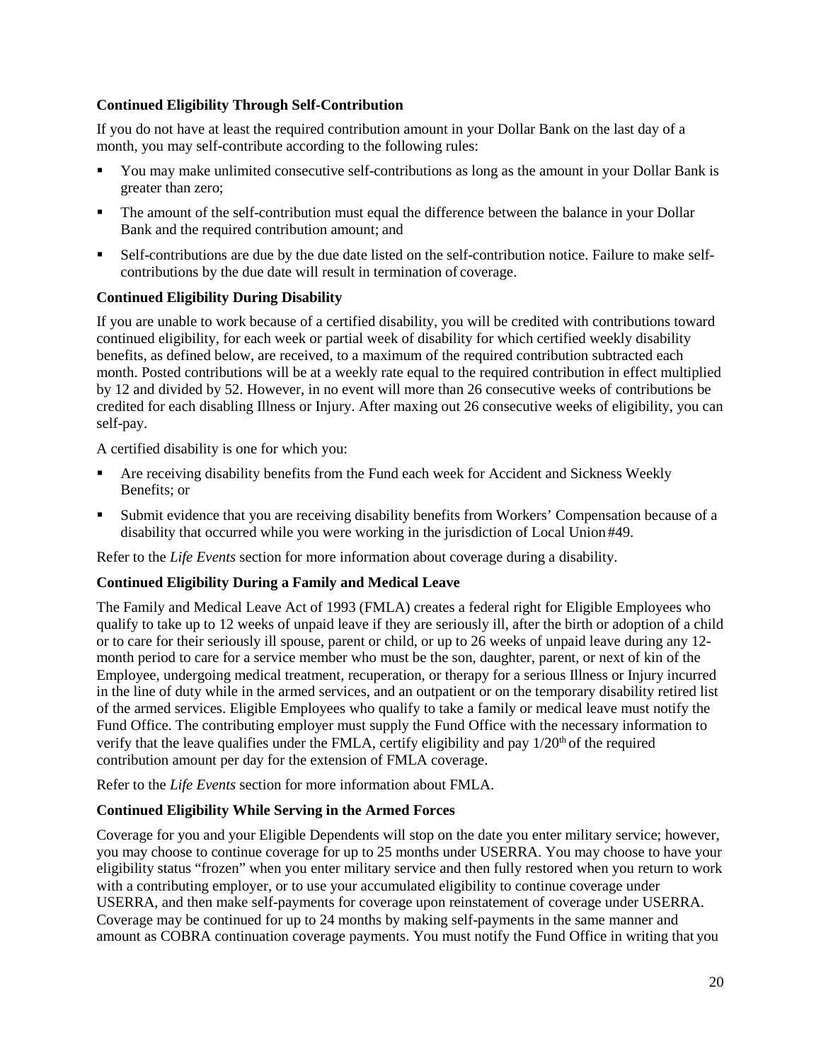**Continued Eligibility Through Self-Contribution**

If you do not have at least the required contribution amount in your Dollar Bank on the last day of a month, you may self-contribute according to the following rules:

- You may make unlimited consecutive self-contributions as long as the amount in your Dollar Bank is greater than zero;
- The amount of the self-contribution must equal the difference between the balance in your Dollar Bank and the required contribution amount; and
- Self-contributions are due by the due date listed on the self-contribution notice. Failure to make self-contributions by the due date will result in termination of coverage.

**Continued Eligibility During Disability**

If you are unable to work because of a certified disability, you will be credited with contributions toward continued eligibility, for each week or partial week of disability for which certified weekly disability benefits, as defined below, are received, to a maximum of the required contribution subtracted each month. Posted contributions will be at a weekly rate equal to the required contribution in effect multiplied by 12 and divided by 52. However, in no event will more than 26 consecutive weeks of contributions be credited for each disabling Illness or Injury. After maxing out 26 consecutive weeks of eligibility, you can self-pay.

A certified disability is one for which you:

- Are receiving disability benefits from the Fund each week for Accident and Sickness Weekly Benefits; or
- Submit evidence that you are receiving disability benefits from Workers' Compensation because of a disability that occurred while you were working in the jurisdiction of Local Union #49.

Refer to the *Life Events* section for more information about coverage during a disability.

**Continued Eligibility During a Family and Medical Leave**

The Family and Medical Leave Act of 1993 (FMLA) creates a federal right for Eligible Employees who qualify to take up to 12 weeks of unpaid leave if they are seriously ill, after the birth or adoption of a child or to care for their seriously ill spouse, parent or child, or up to 26 weeks of unpaid leave during any 12-month period to care for a service member who must be the son, daughter, parent, or next of kin of the Employee, undergoing medical treatment, recuperation, or therapy for a serious Illness or Injury incurred in the line of duty while in the armed services, and an outpatient or on the temporary disability retired list of the armed services. Eligible Employees who qualify to take a family or medical leave must notify the Fund Office. The contributing employer must supply the Fund Office with the necessary information to verify that the leave qualifies under the FMLA, certify eligibility and pay 1/20th of the required contribution amount per day for the extension of FMLA coverage.

Refer to the *Life Events* section for more information about FMLA.

**Continued Eligibility While Serving in the Armed Forces**

Coverage for you and your Eligible Dependents will stop on the date you enter military service; however, you may choose to continue coverage for up to 25 months under USERRA. You may choose to have your eligibility status "frozen" when you enter military service and then fully restored when you return to work with a contributing employer, or to use your accumulated eligibility to continue coverage under USERRA, and then make self-payments for coverage upon reinstatement of coverage under USERRA. Coverage may be continued for up to 24 months by making self-payments in the same manner and amount as COBRA continuation coverage payments. You must notify the Fund Office in writing that you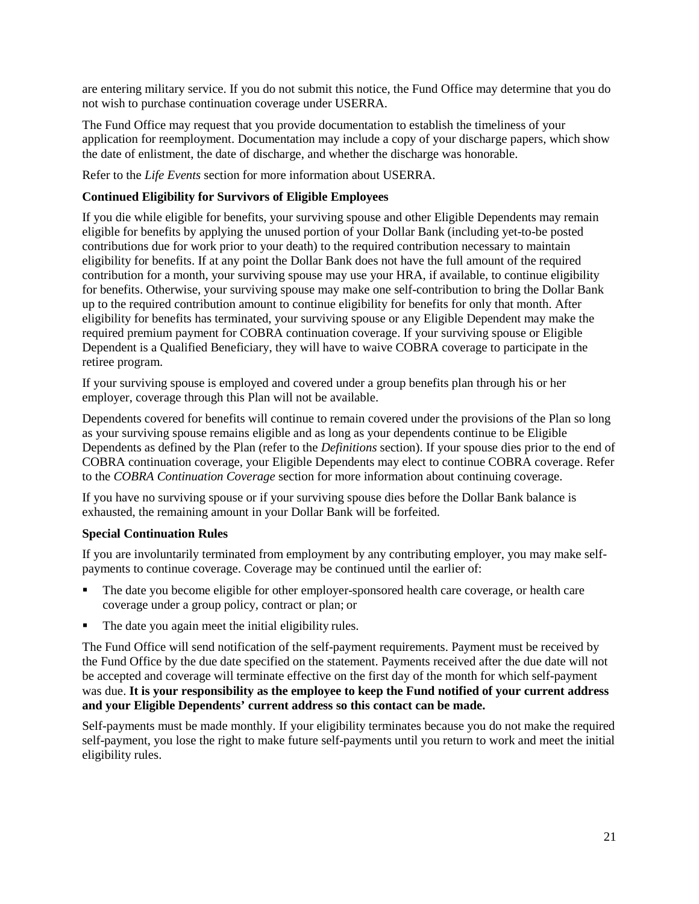are entering military service. If you do not submit this notice, the Fund Office may determine that you do not wish to purchase continuation coverage under USERRA.

The Fund Office may request that you provide documentation to establish the timeliness of your application for reemployment. Documentation may include a copy of your discharge papers, which show the date of enlistment, the date of discharge, and whether the discharge was honorable.

Refer to the *Life Events* section for more information about USERRA.

**Continued Eligibility for Survivors of Eligible Employees**

If you die while eligible for benefits, your surviving spouse and other Eligible Dependents may remain eligible for benefits by applying the unused portion of your Dollar Bank (including yet-to-be posted contributions due for work prior to your death) to the required contribution necessary to maintain eligibility for benefits. If at any point the Dollar Bank does not have the full amount of the required contribution for a month, your surviving spouse may use your HRA, if available, to continue eligibility for benefits. Otherwise, your surviving spouse may make one self-contribution to bring the Dollar Bank up to the required contribution amount to continue eligibility for benefits for only that month. After eligibility for benefits has terminated, your surviving spouse or any Eligible Dependent may make the required premium payment for COBRA continuation coverage. If your surviving spouse or Eligible Dependent is a Qualified Beneficiary, they will have to waive COBRA coverage to participate in the retiree program.

If your surviving spouse is employed and covered under a group benefits plan through his or her employer, coverage through this Plan will not be available.

Dependents covered for benefits will continue to remain covered under the provisions of the Plan so long as your surviving spouse remains eligible and as long as your dependents continue to be Eligible Dependents as defined by the Plan (refer to the *Definitions* section). If your spouse dies prior to the end of COBRA continuation coverage, your Eligible Dependents may elect to continue COBRA coverage. Refer to the *COBRA Continuation Coverage* section for more information about continuing coverage.

If you have no surviving spouse or if your surviving spouse dies before the Dollar Bank balance is exhausted, the remaining amount in your Dollar Bank will be forfeited.

**Special Continuation Rules**

If you are involuntarily terminated from employment by any contributing employer, you may make self-payments to continue coverage. Coverage may be continued until the earlier of:

- The date you become eligible for other employer-sponsored health care coverage, or health care coverage under a group policy, contract or plan; or
- The date you again meet the initial eligibility rules.

The Fund Office will send notification of the self-payment requirements. Payment must be received by the Fund Office by the due date specified on the statement. Payments received after the due date will not be accepted and coverage will terminate effective on the first day of the month for which self-payment was due. **It is your responsibility as the employee to keep the Fund notified of your current address and your Eligible Dependents' current address so this contact can be made.**

Self-payments must be made monthly. If your eligibility terminates because you do not make the required self-payment, you lose the right to make future self-payments until you return to work and meet the initial eligibility rules.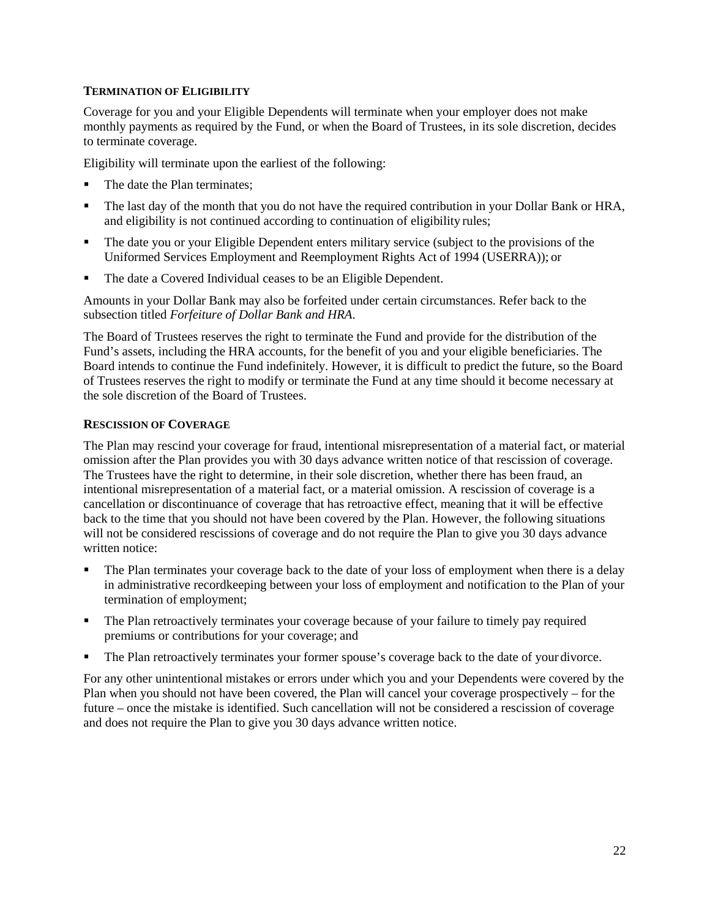### TERMINATION OF ELIGIBILITY

Coverage for you and your Eligible Dependents will terminate when your employer does not make monthly payments as required by the Fund, or when the Board of Trustees, in its sole discretion, decides to terminate coverage.

Eligibility will terminate upon the earliest of the following:

- The date the Plan terminates;
- The last day of the month that you do not have the required contribution in your Dollar Bank or HRA, and eligibility is not continued according to continuation of eligibility rules;
- The date you or your Eligible Dependent enters military service (subject to the provisions of the Uniformed Services Employment and Reemployment Rights Act of 1994 (USERRA)); or
- The date a Covered Individual ceases to be an Eligible Dependent.

Amounts in your Dollar Bank may also be forfeited under certain circumstances. Refer back to the subsection titled *Forfeiture of Dollar Bank and HRA.*

The Board of Trustees reserves the right to terminate the Fund and provide for the distribution of the Fund's assets, including the HRA accounts, for the benefit of you and your eligible beneficiaries. The Board intends to continue the Fund indefinitely. However, it is difficult to predict the future, so the Board of Trustees reserves the right to modify or terminate the Fund at any time should it become necessary at the sole discretion of the Board of Trustees.

### RESCISSION OF COVERAGE

The Plan may rescind your coverage for fraud, intentional misrepresentation of a material fact, or material omission after the Plan provides you with 30 days advance written notice of that rescission of coverage. The Trustees have the right to determine, in their sole discretion, whether there has been fraud, an intentional misrepresentation of a material fact, or a material omission. A rescission of coverage is a cancellation or discontinuance of coverage that has retroactive effect, meaning that it will be effective back to the time that you should not have been covered by the Plan. However, the following situations will not be considered rescissions of coverage and do not require the Plan to give you 30 days advance written notice:

- The Plan terminates your coverage back to the date of your loss of employment when there is a delay in administrative recordkeeping between your loss of employment and notification to the Plan of your termination of employment;
- The Plan retroactively terminates your coverage because of your failure to timely pay required premiums or contributions for your coverage; and
- The Plan retroactively terminates your former spouse's coverage back to the date of your divorce.

For any other unintentional mistakes or errors under which you and your Dependents were covered by the Plan when you should not have been covered, the Plan will cancel your coverage prospectively – for the future – once the mistake is identified. Such cancellation will not be considered a rescission of coverage and does not require the Plan to give you 30 days advance written notice.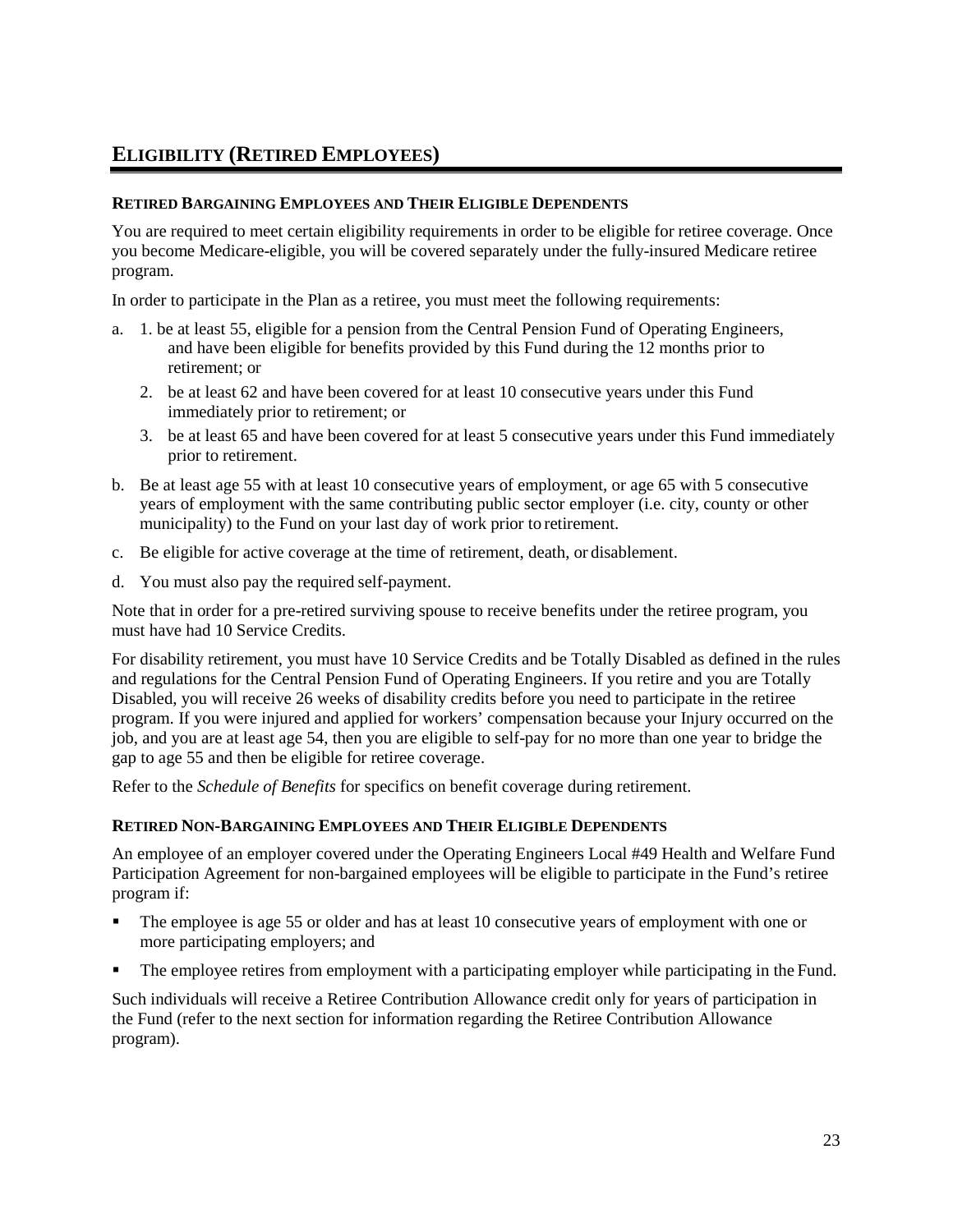## ELIGIBILITY (RETIRED EMPLOYEES)

### RETIRED BARGAINING EMPLOYEES AND THEIR ELIGIBLE DEPENDENTS

You are required to meet certain eligibility requirements in order to be eligible for retiree coverage. Once you become Medicare-eligible, you will be covered separately under the fully-insured Medicare retiree program.

In order to participate in the Plan as a retiree, you must meet the following requirements:

a. 1. be at least 55, eligible for a pension from the Central Pension Fund of Operating Engineers, and have been eligible for benefits provided by this Fund during the 12 months prior to retirement; or

   2. be at least 62 and have been covered for at least 10 consecutive years under this Fund immediately prior to retirement; or

   3. be at least 65 and have been covered for at least 5 consecutive years under this Fund immediately prior to retirement.

b. Be at least age 55 with at least 10 consecutive years of employment, or age 65 with 5 consecutive years of employment with the same contributing public sector employer (i.e. city, county or other municipality) to the Fund on your last day of work prior to retirement.

c. Be eligible for active coverage at the time of retirement, death, or disablement.

d. You must also pay the required self-payment.

Note that in order for a pre-retired surviving spouse to receive benefits under the retiree program, you must have had 10 Service Credits.

For disability retirement, you must have 10 Service Credits and be Totally Disabled as defined in the rules and regulations for the Central Pension Fund of Operating Engineers. If you retire and you are Totally Disabled, you will receive 26 weeks of disability credits before you need to participate in the retiree program. If you were injured and applied for workers' compensation because your Injury occurred on the job, and you are at least age 54, then you are eligible to self-pay for no more than one year to bridge the gap to age 55 and then be eligible for retiree coverage.

Refer to the *Schedule of Benefits* for specifics on benefit coverage during retirement.

### RETIRED NON-BARGAINING EMPLOYEES AND THEIR ELIGIBLE DEPENDENTS

An employee of an employer covered under the Operating Engineers Local #49 Health and Welfare Fund Participation Agreement for non-bargained employees will be eligible to participate in the Fund's retiree program if:

- The employee is age 55 or older and has at least 10 consecutive years of employment with one or more participating employers; and
- The employee retires from employment with a participating employer while participating in the Fund.

Such individuals will receive a Retiree Contribution Allowance credit only for years of participation in the Fund (refer to the next section for information regarding the Retiree Contribution Allowance program).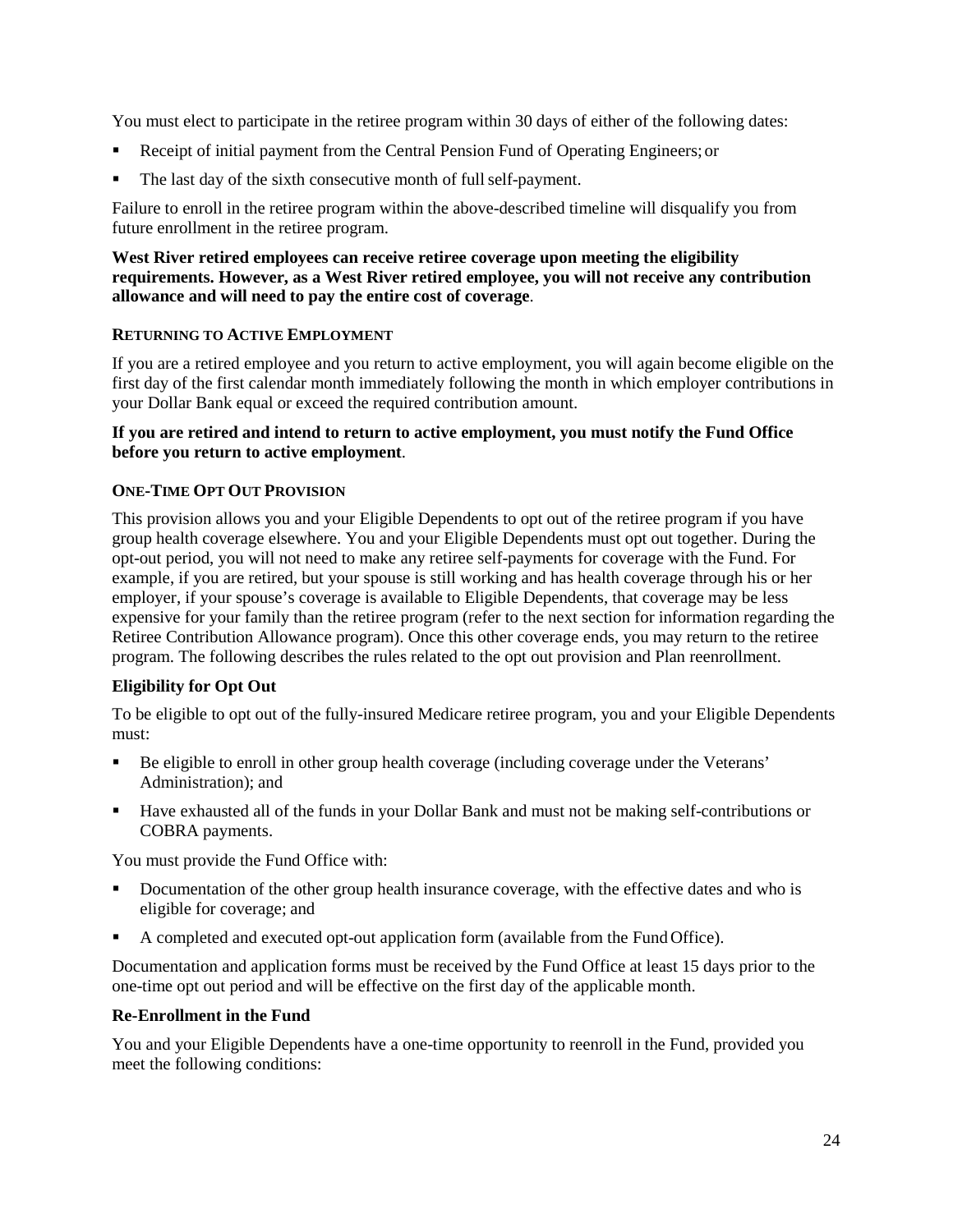You must elect to participate in the retiree program within 30 days of either of the following dates:

- Receipt of initial payment from the Central Pension Fund of Operating Engineers; or
- The last day of the sixth consecutive month of full self-payment.

Failure to enroll in the retiree program within the above-described timeline will disqualify you from future enrollment in the retiree program.

**West River retired employees can receive retiree coverage upon meeting the eligibility requirements. However, as a West River retired employee, you will not receive any contribution allowance and will need to pay the entire cost of coverage**.

#### RETURNING TO ACTIVE EMPLOYMENT

If you are a retired employee and you return to active employment, you will again become eligible on the first day of the first calendar month immediately following the month in which employer contributions in your Dollar Bank equal or exceed the required contribution amount.

**If you are retired and intend to return to active employment, you must notify the Fund Office before you return to active employment**.

#### ONE-TIME OPT OUT PROVISION

This provision allows you and your Eligible Dependents to opt out of the retiree program if you have group health coverage elsewhere. You and your Eligible Dependents must opt out together. During the opt-out period, you will not need to make any retiree self-payments for coverage with the Fund. For example, if you are retired, but your spouse is still working and has health coverage through his or her employer, if your spouse's coverage is available to Eligible Dependents, that coverage may be less expensive for your family than the retiree program (refer to the next section for information regarding the Retiree Contribution Allowance program). Once this other coverage ends, you may return to the retiree program. The following describes the rules related to the opt out provision and Plan reenrollment.

**Eligibility for Opt Out**

To be eligible to opt out of the fully-insured Medicare retiree program, you and your Eligible Dependents must:

- Be eligible to enroll in other group health coverage (including coverage under the Veterans' Administration); and
- Have exhausted all of the funds in your Dollar Bank and must not be making self-contributions or COBRA payments.

You must provide the Fund Office with:

- Documentation of the other group health insurance coverage, with the effective dates and who is eligible for coverage; and
- A completed and executed opt-out application form (available from the Fund Office).

Documentation and application forms must be received by the Fund Office at least 15 days prior to the one-time opt out period and will be effective on the first day of the applicable month.

**Re-Enrollment in the Fund**

You and your Eligible Dependents have a one-time opportunity to reenroll in the Fund, provided you meet the following conditions: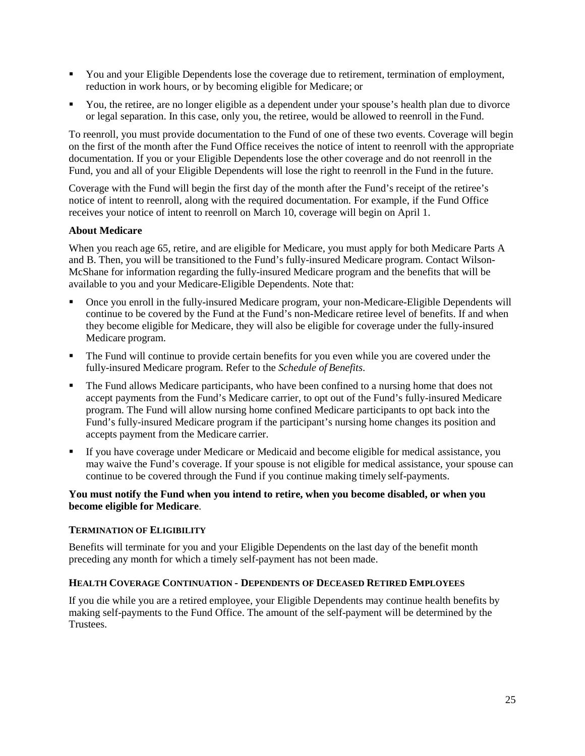- You and your Eligible Dependents lose the coverage due to retirement, termination of employment, reduction in work hours, or by becoming eligible for Medicare; or
- You, the retiree, are no longer eligible as a dependent under your spouse's health plan due to divorce or legal separation. In this case, only you, the retiree, would be allowed to reenroll in the Fund.

To reenroll, you must provide documentation to the Fund of one of these two events. Coverage will begin on the first of the month after the Fund Office receives the notice of intent to reenroll with the appropriate documentation. If you or your Eligible Dependents lose the other coverage and do not reenroll in the Fund, you and all of your Eligible Dependents will lose the right to reenroll in the Fund in the future.

Coverage with the Fund will begin the first day of the month after the Fund's receipt of the retiree's notice of intent to reenroll, along with the required documentation. For example, if the Fund Office receives your notice of intent to reenroll on March 10, coverage will begin on April 1.

**About Medicare**

When you reach age 65, retire, and are eligible for Medicare, you must apply for both Medicare Parts A and B. Then, you will be transitioned to the Fund's fully-insured Medicare program. Contact Wilson-McShane for information regarding the fully-insured Medicare program and the benefits that will be available to you and your Medicare-Eligible Dependents. Note that:

- Once you enroll in the fully-insured Medicare program, your non-Medicare-Eligible Dependents will continue to be covered by the Fund at the Fund's non-Medicare retiree level of benefits. If and when they become eligible for Medicare, they will also be eligible for coverage under the fully-insured Medicare program.
- The Fund will continue to provide certain benefits for you even while you are covered under the fully-insured Medicare program. Refer to the *Schedule of Benefits*.
- The Fund allows Medicare participants, who have been confined to a nursing home that does not accept payments from the Fund's Medicare carrier, to opt out of the Fund's fully-insured Medicare program. The Fund will allow nursing home confined Medicare participants to opt back into the Fund's fully-insured Medicare program if the participant's nursing home changes its position and accepts payment from the Medicare carrier.
- If you have coverage under Medicare or Medicaid and become eligible for medical assistance, you may waive the Fund's coverage. If your spouse is not eligible for medical assistance, your spouse can continue to be covered through the Fund if you continue making timely self-payments.

**You must notify the Fund when you intend to retire, when you become disabled, or when you become eligible for Medicare**.

### TERMINATION OF ELIGIBILITY

Benefits will terminate for you and your Eligible Dependents on the last day of the benefit month preceding any month for which a timely self-payment has not been made.

### HEALTH COVERAGE CONTINUATION - DEPENDENTS OF DECEASED RETIRED EMPLOYEES

If you die while you are a retired employee, your Eligible Dependents may continue health benefits by making self-payments to the Fund Office. The amount of the self-payment will be determined by the Trustees.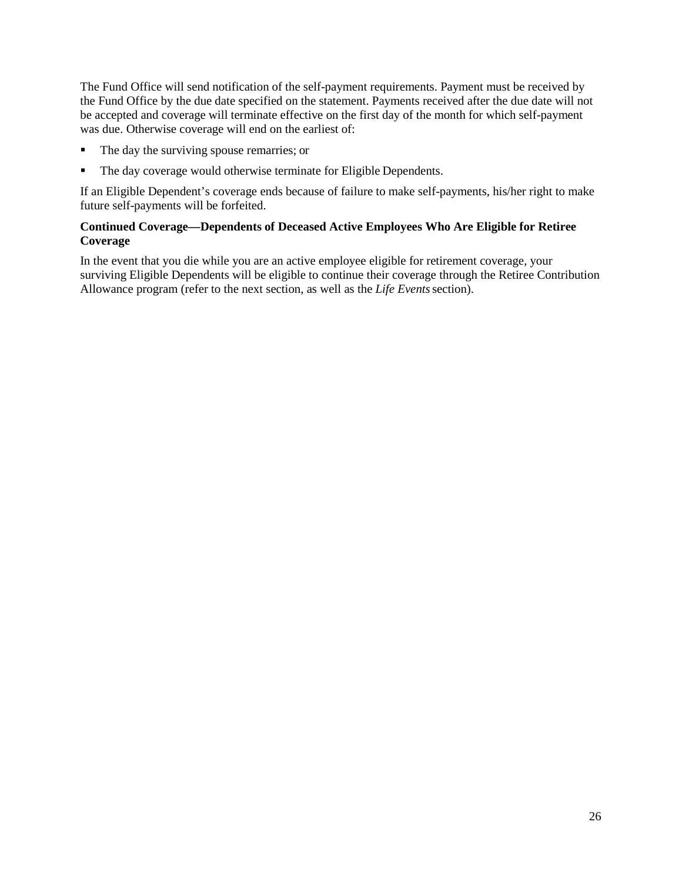The Fund Office will send notification of the self-payment requirements. Payment must be received by the Fund Office by the due date specified on the statement. Payments received after the due date will not be accepted and coverage will terminate effective on the first day of the month for which self-payment was due. Otherwise coverage will end on the earliest of:

- The day the surviving spouse remarries; or
- The day coverage would otherwise terminate for Eligible Dependents.

If an Eligible Dependent's coverage ends because of failure to make self-payments, his/her right to make future self-payments will be forfeited.

**Continued Coverage—Dependents of Deceased Active Employees Who Are Eligible for Retiree Coverage**

In the event that you die while you are an active employee eligible for retirement coverage, your surviving Eligible Dependents will be eligible to continue their coverage through the Retiree Contribution Allowance program (refer to the next section, as well as the *Life Events* section).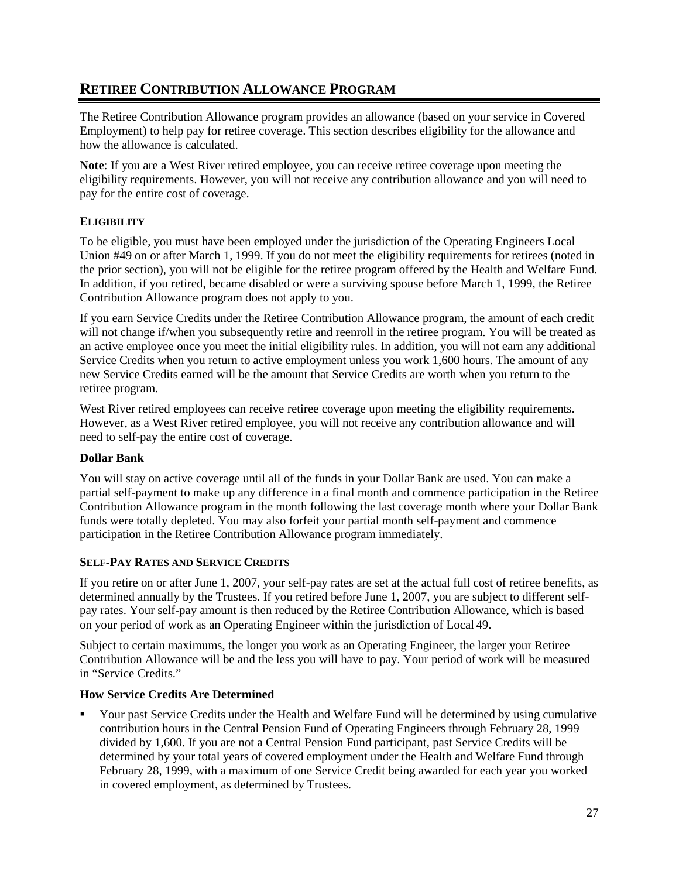## RETIREE CONTRIBUTION ALLOWANCE PROGRAM

The Retiree Contribution Allowance program provides an allowance (based on your service in Covered Employment) to help pay for retiree coverage. This section describes eligibility for the allowance and how the allowance is calculated.

**Note**: If you are a West River retired employee, you can receive retiree coverage upon meeting the eligibility requirements. However, you will not receive any contribution allowance and you will need to pay for the entire cost of coverage.

### ELIGIBILITY

To be eligible, you must have been employed under the jurisdiction of the Operating Engineers Local Union #49 on or after March 1, 1999. If you do not meet the eligibility requirements for retirees (noted in the prior section), you will not be eligible for the retiree program offered by the Health and Welfare Fund. In addition, if you retired, became disabled or were a surviving spouse before March 1, 1999, the Retiree Contribution Allowance program does not apply to you.

If you earn Service Credits under the Retiree Contribution Allowance program, the amount of each credit will not change if/when you subsequently retire and reenroll in the retiree program. You will be treated as an active employee once you meet the initial eligibility rules. In addition, you will not earn any additional Service Credits when you return to active employment unless you work 1,600 hours. The amount of any new Service Credits earned will be the amount that Service Credits are worth when you return to the retiree program.

West River retired employees can receive retiree coverage upon meeting the eligibility requirements. However, as a West River retired employee, you will not receive any contribution allowance and will need to self-pay the entire cost of coverage.

#### Dollar Bank

You will stay on active coverage until all of the funds in your Dollar Bank are used. You can make a partial self-payment to make up any difference in a final month and commence participation in the Retiree Contribution Allowance program in the month following the last coverage month where your Dollar Bank funds were totally depleted. You may also forfeit your partial month self-payment and commence participation in the Retiree Contribution Allowance program immediately.

### SELF-PAY RATES AND SERVICE CREDITS

If you retire on or after June 1, 2007, your self-pay rates are set at the actual full cost of retiree benefits, as determined annually by the Trustees. If you retired before June 1, 2007, you are subject to different self-pay rates. Your self-pay amount is then reduced by the Retiree Contribution Allowance, which is based on your period of work as an Operating Engineer within the jurisdiction of Local 49.

Subject to certain maximums, the longer you work as an Operating Engineer, the larger your Retiree Contribution Allowance will be and the less you will have to pay. Your period of work will be measured in "Service Credits."

#### How Service Credits Are Determined

- Your past Service Credits under the Health and Welfare Fund will be determined by using cumulative contribution hours in the Central Pension Fund of Operating Engineers through February 28, 1999 divided by 1,600. If you are not a Central Pension Fund participant, past Service Credits will be determined by your total years of covered employment under the Health and Welfare Fund through February 28, 1999, with a maximum of one Service Credit being awarded for each year you worked in covered employment, as determined by Trustees.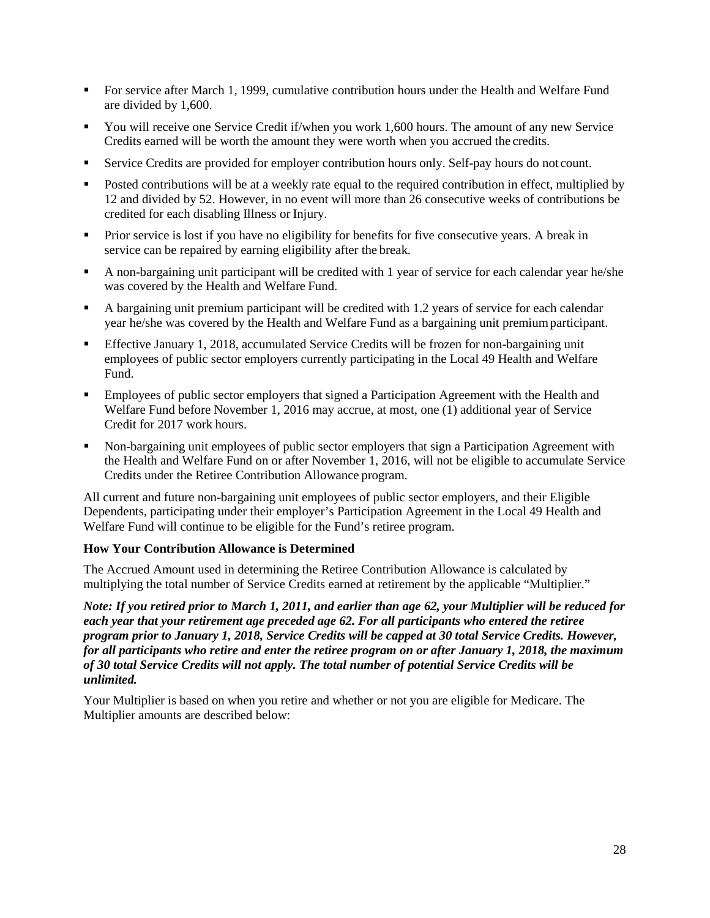- For service after March 1, 1999, cumulative contribution hours under the Health and Welfare Fund are divided by 1,600.
- You will receive one Service Credit if/when you work 1,600 hours. The amount of any new Service Credits earned will be worth the amount they were worth when you accrued the credits.
- Service Credits are provided for employer contribution hours only. Self-pay hours do not count.
- Posted contributions will be at a weekly rate equal to the required contribution in effect, multiplied by 12 and divided by 52. However, in no event will more than 26 consecutive weeks of contributions be credited for each disabling Illness or Injury.
- Prior service is lost if you have no eligibility for benefits for five consecutive years. A break in service can be repaired by earning eligibility after the break.
- A non-bargaining unit participant will be credited with 1 year of service for each calendar year he/she was covered by the Health and Welfare Fund.
- A bargaining unit premium participant will be credited with 1.2 years of service for each calendar year he/she was covered by the Health and Welfare Fund as a bargaining unit premium participant.
- Effective January 1, 2018, accumulated Service Credits will be frozen for non-bargaining unit employees of public sector employers currently participating in the Local 49 Health and Welfare Fund.
- Employees of public sector employers that signed a Participation Agreement with the Health and Welfare Fund before November 1, 2016 may accrue, at most, one (1) additional year of Service Credit for 2017 work hours.
- Non-bargaining unit employees of public sector employers that sign a Participation Agreement with the Health and Welfare Fund on or after November 1, 2016, will not be eligible to accumulate Service Credits under the Retiree Contribution Allowance program.

All current and future non-bargaining unit employees of public sector employers, and their Eligible Dependents, participating under their employer's Participation Agreement in the Local 49 Health and Welfare Fund will continue to be eligible for the Fund's retiree program.

**How Your Contribution Allowance is Determined**

The Accrued Amount used in determining the Retiree Contribution Allowance is calculated by multiplying the total number of Service Credits earned at retirement by the applicable "Multiplier."

***Note: If you retired prior to March 1, 2011, and earlier than age 62, your Multiplier will be reduced for each year that your retirement age preceded age 62. For all participants who entered the retiree program prior to January 1, 2018, Service Credits will be capped at 30 total Service Credits. However, for all participants who retire and enter the retiree program on or after January 1, 2018, the maximum of 30 total Service Credits will not apply. The total number of potential Service Credits will be unlimited.***

Your Multiplier is based on when you retire and whether or not you are eligible for Medicare. The Multiplier amounts are described below: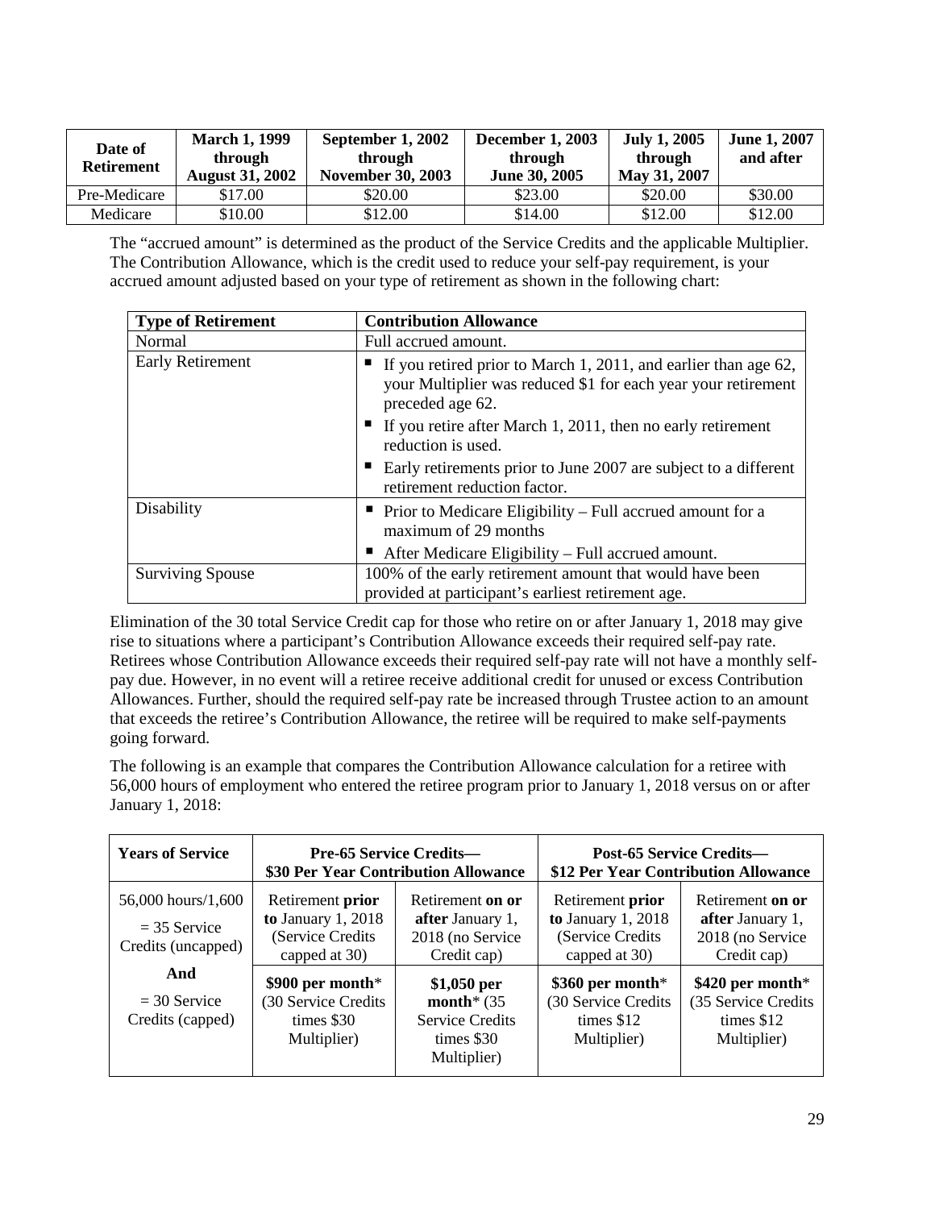| Date of Retirement | March 1, 1999 through August 31, 2002 | September 1, 2002 through November 30, 2003 | December 1, 2003 through June 30, 2005 | July 1, 2005 through May 31, 2007 | June 1, 2007 and after |
|---|---|---|---|---|---|
| Pre-Medicare | \$17.00 | \$20.00 | \$23.00 | \$20.00 | \$30.00 |
| Medicare | \$10.00 | \$12.00 | \$14.00 | \$12.00 | \$12.00 |

The "accrued amount" is determined as the product of the Service Credits and the applicable Multiplier. The Contribution Allowance, which is the credit used to reduce your self-pay requirement, is your accrued amount adjusted based on your type of retirement as shown in the following chart:

| Type of Retirement | Contribution Allowance |
|---|---|
| Normal | Full accrued amount. |
| Early Retirement | ▪ If you retired prior to March 1, 2011, and earlier than age 62, your Multiplier was reduced \$1 for each year your retirement preceded age 62.<br>▪ If you retire after March 1, 2011, then no early retirement reduction is used.<br>▪ Early retirements prior to June 2007 are subject to a different retirement reduction factor. |
| Disability | ▪ Prior to Medicare Eligibility – Full accrued amount for a maximum of 29 months<br>▪ After Medicare Eligibility – Full accrued amount. |
| Surviving Spouse | 100% of the early retirement amount that would have been provided at participant's earliest retirement age. |

Elimination of the 30 total Service Credit cap for those who retire on or after January 1, 2018 may give rise to situations where a participant's Contribution Allowance exceeds their required self-pay rate. Retirees whose Contribution Allowance exceeds their required self-pay rate will not have a monthly self-pay due. However, in no event will a retiree receive additional credit for unused or excess Contribution Allowances. Further, should the required self-pay rate be increased through Trustee action to an amount that exceeds the retiree's Contribution Allowance, the retiree will be required to make self-payments going forward.

The following is an example that compares the Contribution Allowance calculation for a retiree with 56,000 hours of employment who entered the retiree program prior to January 1, 2018 versus on or after January 1, 2018:

| Years of Service | Pre-65 Service Credits—\$30 Per Year Contribution Allowance | | Post-65 Service Credits—\$12 Per Year Contribution Allowance | |
|---|---|---|---|---|
| 56,000 hours/1,600 = 35 Service Credits (uncapped) | Retirement **prior to** January 1, 2018 (Service Credits capped at 30) | Retirement **on or after** January 1, 2018 (no Service Credit cap) | Retirement **prior to** January 1, 2018 (Service Credits capped at 30) | Retirement **on or after** January 1, 2018 (no Service Credit cap) |
| **And** = 30 Service Credits (capped) | **\$900 per month*** (30 Service Credits times \$30 Multiplier) | **\$1,050 per month*** (35 Service Credits times \$30 Multiplier) | **\$360 per month*** (30 Service Credits times \$12 Multiplier) | **\$420 per month*** (35 Service Credits times \$12 Multiplier) |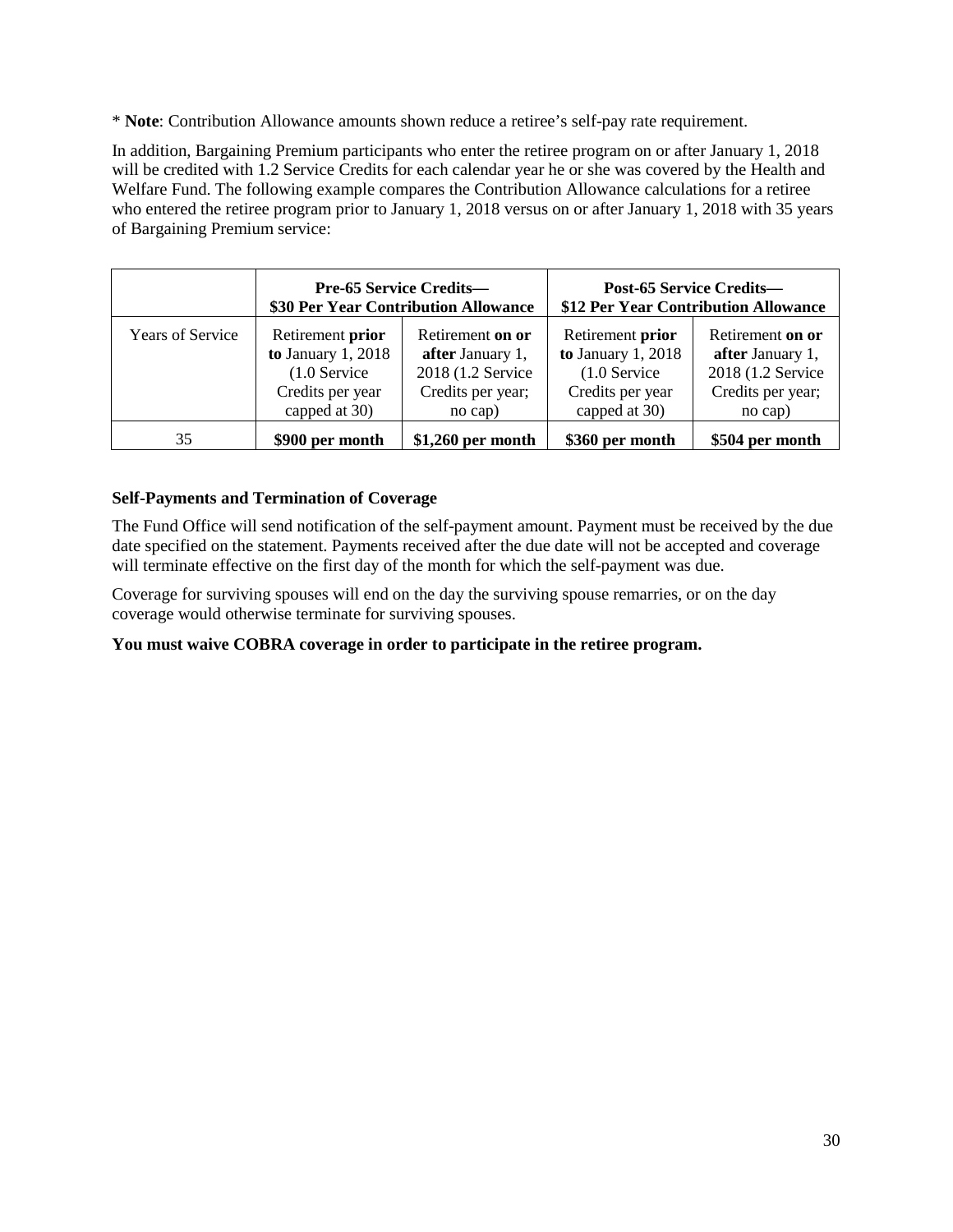* **Note**: Contribution Allowance amounts shown reduce a retiree's self-pay rate requirement.

In addition, Bargaining Premium participants who enter the retiree program on or after January 1, 2018 will be credited with 1.2 Service Credits for each calendar year he or she was covered by the Health and Welfare Fund. The following example compares the Contribution Allowance calculations for a retiree who entered the retiree program prior to January 1, 2018 versus on or after January 1, 2018 with 35 years of Bargaining Premium service:

| | **Pre-65 Service Credits— $30 Per Year Contribution Allowance** | | **Post-65 Service Credits— $12 Per Year Contribution Allowance** | |
|---|---|---|---|---|
| Years of Service | Retirement **prior to** January 1, 2018 (1.0 Service Credits per year capped at 30) | Retirement **on or after** January 1, 2018 (1.2 Service Credits per year; no cap) | Retirement **prior to** January 1, 2018 (1.0 Service Credits per year capped at 30) | Retirement **on or after** January 1, 2018 (1.2 Service Credits per year; no cap) |
| 35 | **$900 per month** | **$1,260 per month** | **$360 per month** | **$504 per month** |

**Self-Payments and Termination of Coverage**

The Fund Office will send notification of the self-payment amount. Payment must be received by the due date specified on the statement. Payments received after the due date will not be accepted and coverage will terminate effective on the first day of the month for which the self-payment was due.

Coverage for surviving spouses will end on the day the surviving spouse remarries, or on the day coverage would otherwise terminate for surviving spouses.

**You must waive COBRA coverage in order to participate in the retiree program.**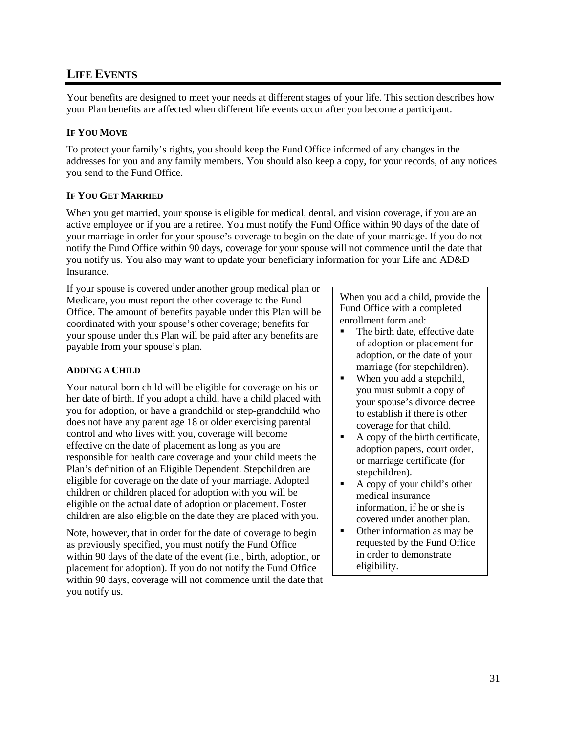## Life Events

Your benefits are designed to meet your needs at different stages of your life. This section describes how your Plan benefits are affected when different life events occur after you become a participant.

### If You Move

To protect your family's rights, you should keep the Fund Office informed of any changes in the addresses for you and any family members. You should also keep a copy, for your records, of any notices you send to the Fund Office.

### If You Get Married

When you get married, your spouse is eligible for medical, dental, and vision coverage, if you are an active employee or if you are a retiree. You must notify the Fund Office within 90 days of the date of your marriage in order for your spouse's coverage to begin on the date of your marriage. If you do not notify the Fund Office within 90 days, coverage for your spouse will not commence until the date that you notify us. You also may want to update your beneficiary information for your Life and AD&D Insurance.

If your spouse is covered under another group medical plan or Medicare, you must report the other coverage to the Fund Office. The amount of benefits payable under this Plan will be coordinated with your spouse's other coverage; benefits for your spouse under this Plan will be paid after any benefits are payable from your spouse's plan.

### Adding a Child

Your natural born child will be eligible for coverage on his or her date of birth. If you adopt a child, have a child placed with you for adoption, or have a grandchild or step-grandchild who does not have any parent age 18 or older exercising parental control and who lives with you, coverage will become effective on the date of placement as long as you are responsible for health care coverage and your child meets the Plan's definition of an Eligible Dependent. Stepchildren are eligible for coverage on the date of your marriage. Adopted children or children placed for adoption with you will be eligible on the actual date of adoption or placement. Foster children are also eligible on the date they are placed with you.

Note, however, that in order for the date of coverage to begin as previously specified, you must notify the Fund Office within 90 days of the date of the event (i.e., birth, adoption, or placement for adoption). If you do not notify the Fund Office within 90 days, coverage will not commence until the date that you notify us.

When you add a child, provide the Fund Office with a completed enrollment form and:

- The birth date, effective date of adoption or placement for adoption, or the date of your marriage (for stepchildren).
- When you add a stepchild, you must submit a copy of your spouse's divorce decree to establish if there is other coverage for that child.
- A copy of the birth certificate, adoption papers, court order, or marriage certificate (for stepchildren).
- A copy of your child's other medical insurance information, if he or she is covered under another plan.
- Other information as may be requested by the Fund Office in order to demonstrate eligibility.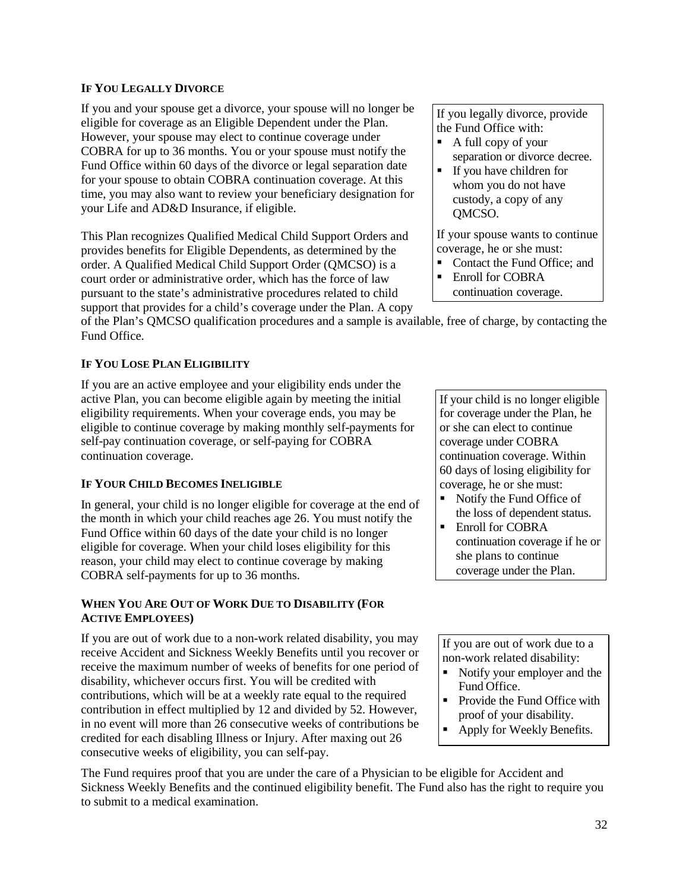### If You Legally Divorce

If you and your spouse get a divorce, your spouse will no longer be eligible for coverage as an Eligible Dependent under the Plan. However, your spouse may elect to continue coverage under COBRA for up to 36 months. You or your spouse must notify the Fund Office within 60 days of the divorce or legal separation date for your spouse to obtain COBRA continuation coverage. At this time, you may also want to review your beneficiary designation for your Life and AD&D Insurance, if eligible.

> If you legally divorce, provide the Fund Office with:
> - A full copy of your separation or divorce decree.
> - If you have children for whom you do not have custody, a copy of any QMCSO.
>
> If your spouse wants to continue coverage, he or she must:
> - Contact the Fund Office; and
> - Enroll for COBRA continuation coverage.

This Plan recognizes Qualified Medical Child Support Orders and provides benefits for Eligible Dependents, as determined by the order. A Qualified Medical Child Support Order (QMCSO) is a court order or administrative order, which has the force of law pursuant to the state's administrative procedures related to child support that provides for a child's coverage under the Plan. A copy of the Plan's QMCSO qualification procedures and a sample is available, free of charge, by contacting the Fund Office.

### If You Lose Plan Eligibility

If you are an active employee and your eligibility ends under the active Plan, you can become eligible again by meeting the initial eligibility requirements. When your coverage ends, you may be eligible to continue coverage by making monthly self-payments for self-pay continuation coverage, or self-paying for COBRA continuation coverage.

### If Your Child Becomes Ineligible

In general, your child is no longer eligible for coverage at the end of the month in which your child reaches age 26. You must notify the Fund Office within 60 days of the date your child is no longer eligible for coverage. When your child loses eligibility for this reason, your child may elect to continue coverage by making COBRA self-payments for up to 36 months.

> If your child is no longer eligible for coverage under the Plan, he or she can elect to continue coverage under COBRA continuation coverage. Within 60 days of losing eligibility for coverage, he or she must:
> - Notify the Fund Office of the loss of dependent status.
> - Enroll for COBRA continuation coverage if he or she plans to continue coverage under the Plan.

### When You Are Out of Work Due to Disability (For Active Employees)

If you are out of work due to a non-work related disability, you may receive Accident and Sickness Weekly Benefits until you recover or receive the maximum number of weeks of benefits for one period of disability, whichever occurs first. You will be credited with contributions, which will be at a weekly rate equal to the required contribution in effect multiplied by 12 and divided by 52. However, in no event will more than 26 consecutive weeks of contributions be credited for each disabling Illness or Injury. After maxing out 26 consecutive weeks of eligibility, you can self-pay.

> If you are out of work due to a non-work related disability:
> - Notify your employer and the Fund Office.
> - Provide the Fund Office with proof of your disability.
> - Apply for Weekly Benefits.

The Fund requires proof that you are under the care of a Physician to be eligible for Accident and Sickness Weekly Benefits and the continued eligibility benefit. The Fund also has the right to require you to submit to a medical examination.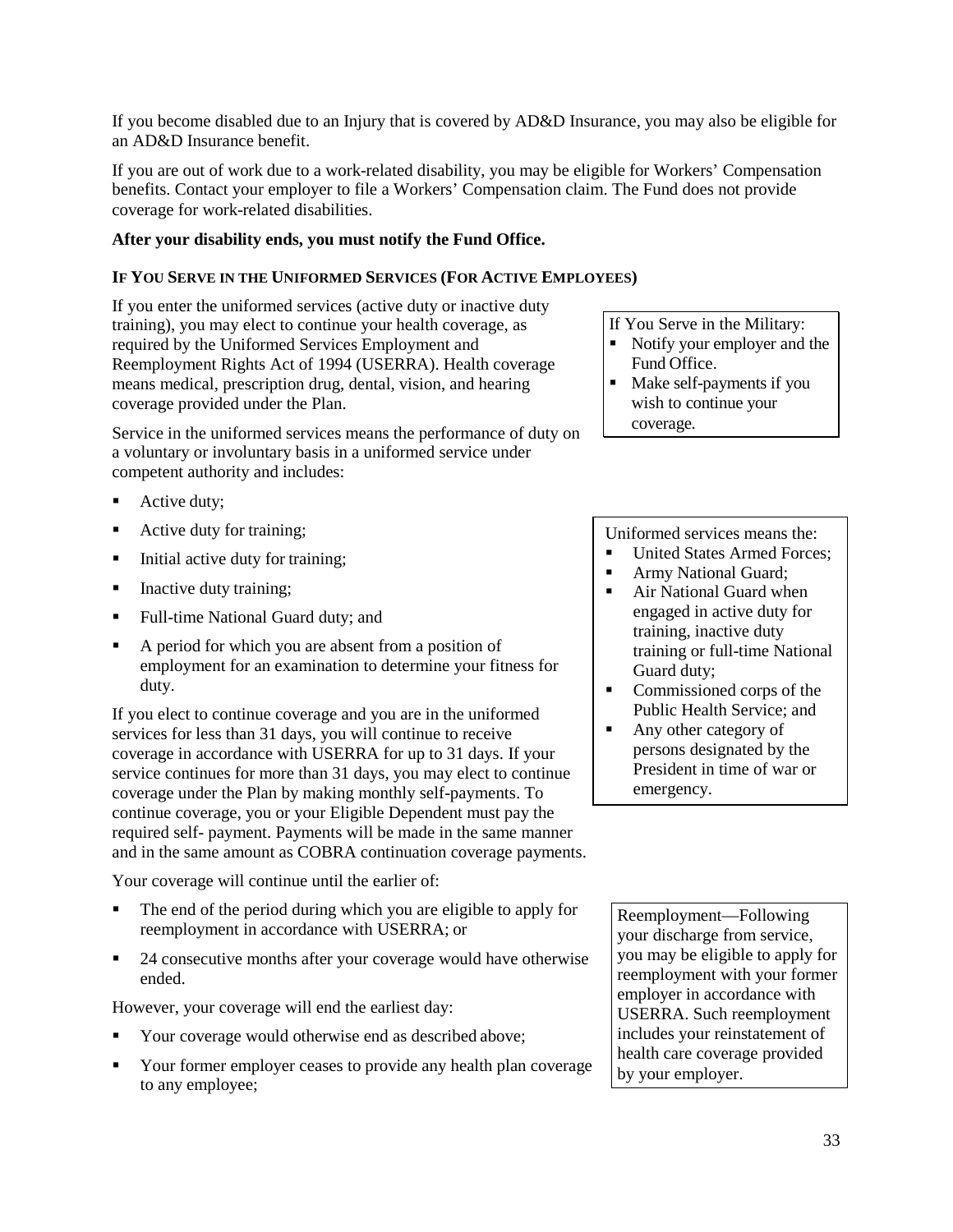If you become disabled due to an Injury that is covered by AD&D Insurance, you may also be eligible for an AD&D Insurance benefit.

If you are out of work due to a work-related disability, you may be eligible for Workers' Compensation benefits. Contact your employer to file a Workers' Compensation claim. The Fund does not provide coverage for work-related disabilities.

**After your disability ends, you must notify the Fund Office.**

### IF YOU SERVE IN THE UNIFORMED SERVICES (FOR ACTIVE EMPLOYEES)

If you enter the uniformed services (active duty or inactive duty training), you may elect to continue your health coverage, as required by the Uniformed Services Employment and Reemployment Rights Act of 1994 (USERRA). Health coverage means medical, prescription drug, dental, vision, and hearing coverage provided under the Plan.

> If You Serve in the Military:
> - Notify your employer and the Fund Office.
> - Make self-payments if you wish to continue your coverage.

Service in the uniformed services means the performance of duty on a voluntary or involuntary basis in a uniformed service under competent authority and includes:

- Active duty;
- Active duty for training;
- Initial active duty for training;
- Inactive duty training;
- Full-time National Guard duty; and
- A period for which you are absent from a position of employment for an examination to determine your fitness for duty.

> Uniformed services means the:
> - United States Armed Forces;
> - Army National Guard;
> - Air National Guard when engaged in active duty for training, inactive duty training or full-time National Guard duty;
> - Commissioned corps of the Public Health Service; and
> - Any other category of persons designated by the President in time of war or emergency.

If you elect to continue coverage and you are in the uniformed services for less than 31 days, you will continue to receive coverage in accordance with USERRA for up to 31 days. If your service continues for more than 31 days, you may elect to continue coverage under the Plan by making monthly self-payments. To continue coverage, you or your Eligible Dependent must pay the required self- payment. Payments will be made in the same manner and in the same amount as COBRA continuation coverage payments.

Your coverage will continue until the earlier of:

- The end of the period during which you are eligible to apply for reemployment in accordance with USERRA; or
- 24 consecutive months after your coverage would have otherwise ended.

However, your coverage will end the earliest day:

- Your coverage would otherwise end as described above;
- Your former employer ceases to provide any health plan coverage to any employee;

> Reemployment—Following your discharge from service, you may be eligible to apply for reemployment with your former employer in accordance with USERRA. Such reemployment includes your reinstatement of health care coverage provided by your employer.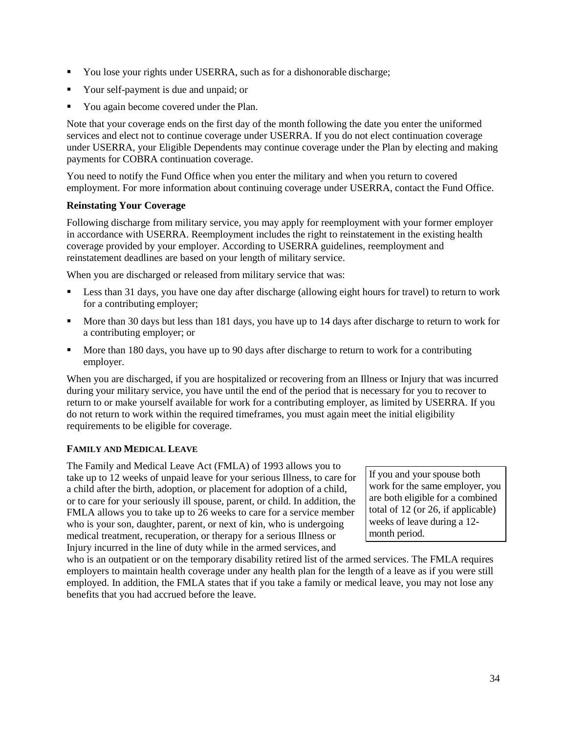- You lose your rights under USERRA, such as for a dishonorable discharge;
- Your self-payment is due and unpaid; or
- You again become covered under the Plan.

Note that your coverage ends on the first day of the month following the date you enter the uniformed services and elect not to continue coverage under USERRA. If you do not elect continuation coverage under USERRA, your Eligible Dependents may continue coverage under the Plan by electing and making payments for COBRA continuation coverage.

You need to notify the Fund Office when you enter the military and when you return to covered employment. For more information about continuing coverage under USERRA, contact the Fund Office.

**Reinstating Your Coverage**

Following discharge from military service, you may apply for reemployment with your former employer in accordance with USERRA. Reemployment includes the right to reinstatement in the existing health coverage provided by your employer. According to USERRA guidelines, reemployment and reinstatement deadlines are based on your length of military service.

When you are discharged or released from military service that was:

- Less than 31 days, you have one day after discharge (allowing eight hours for travel) to return to work for a contributing employer;
- More than 30 days but less than 181 days, you have up to 14 days after discharge to return to work for a contributing employer; or
- More than 180 days, you have up to 90 days after discharge to return to work for a contributing employer.

When you are discharged, if you are hospitalized or recovering from an Illness or Injury that was incurred during your military service, you have until the end of the period that is necessary for you to recover to return to or make yourself available for work for a contributing employer, as limited by USERRA. If you do not return to work within the required timeframes, you must again meet the initial eligibility requirements to be eligible for coverage.

### FAMILY AND MEDICAL LEAVE

The Family and Medical Leave Act (FMLA) of 1993 allows you to take up to 12 weeks of unpaid leave for your serious Illness, to care for a child after the birth, adoption, or placement for adoption of a child, or to care for your seriously ill spouse, parent, or child. In addition, the FMLA allows you to take up to 26 weeks to care for a service member who is your son, daughter, parent, or next of kin, who is undergoing medical treatment, recuperation, or therapy for a serious Illness or Injury incurred in the line of duty while in the armed services, and who is an outpatient or on the temporary disability retired list of the armed services. The FMLA requires employers to maintain health coverage under any health plan for the length of a leave as if you were still employed. In addition, the FMLA states that if you take a family or medical leave, you may not lose any benefits that you had accrued before the leave.

> If you and your spouse both work for the same employer, you are both eligible for a combined total of 12 (or 26, if applicable) weeks of leave during a 12-month period.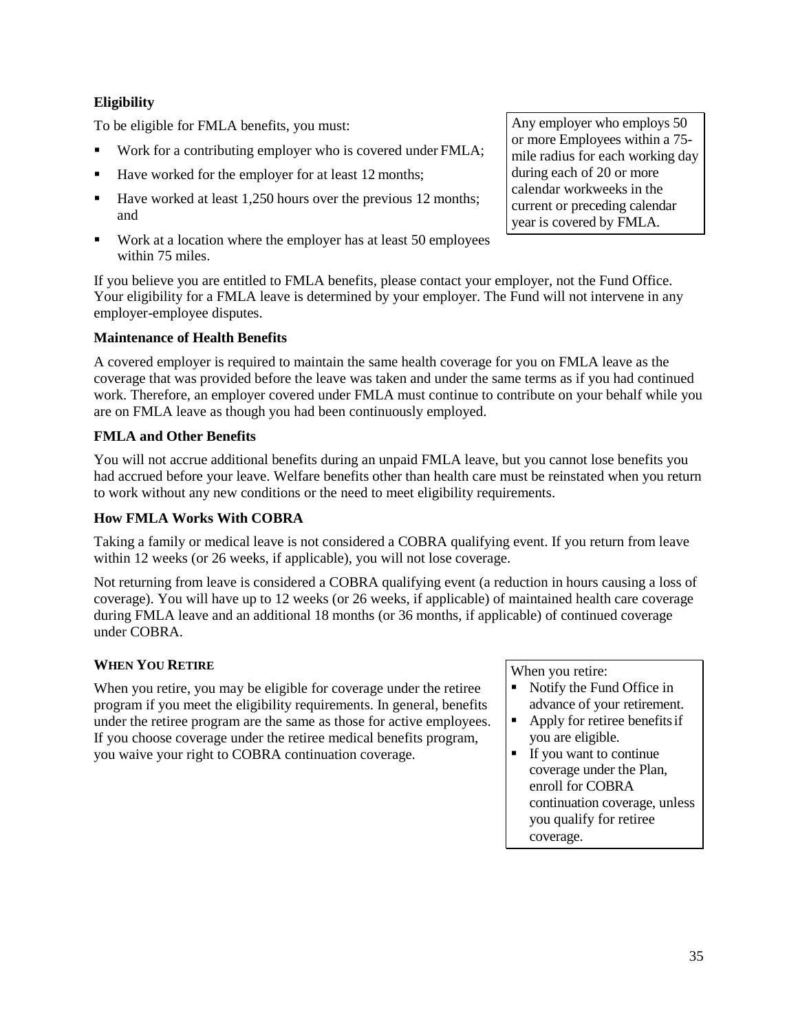### Eligibility

To be eligible for FMLA benefits, you must:

- Work for a contributing employer who is covered under FMLA;
- Have worked for the employer for at least 12 months;
- Have worked at least 1,250 hours over the previous 12 months; and
- Work at a location where the employer has at least 50 employees within 75 miles.

Any employer who employs 50 or more Employees within a 75-mile radius for each working day during each of 20 or more calendar workweeks in the current or preceding calendar year is covered by FMLA.

If you believe you are entitled to FMLA benefits, please contact your employer, not the Fund Office. Your eligibility for a FMLA leave is determined by your employer. The Fund will not intervene in any employer-employee disputes.

### Maintenance of Health Benefits

A covered employer is required to maintain the same health coverage for you on FMLA leave as the coverage that was provided before the leave was taken and under the same terms as if you had continued work. Therefore, an employer covered under FMLA must continue to contribute on your behalf while you are on FMLA leave as though you had been continuously employed.

### FMLA and Other Benefits

You will not accrue additional benefits during an unpaid FMLA leave, but you cannot lose benefits you had accrued before your leave. Welfare benefits other than health care must be reinstated when you return to work without any new conditions or the need to meet eligibility requirements.

### How FMLA Works With COBRA

Taking a family or medical leave is not considered a COBRA qualifying event. If you return from leave within 12 weeks (or 26 weeks, if applicable), you will not lose coverage.

Not returning from leave is considered a COBRA qualifying event (a reduction in hours causing a loss of coverage). You will have up to 12 weeks (or 26 weeks, if applicable) of maintained health care coverage during FMLA leave and an additional 18 months (or 36 months, if applicable) of continued coverage under COBRA.

## WHEN YOU RETIRE

When you retire, you may be eligible for coverage under the retiree program if you meet the eligibility requirements. In general, benefits under the retiree program are the same as those for active employees. If you choose coverage under the retiree medical benefits program, you waive your right to COBRA continuation coverage.

When you retire:

- Notify the Fund Office in advance of your retirement.
- Apply for retiree benefits if you are eligible.
- If you want to continue coverage under the Plan, enroll for COBRA continuation coverage, unless you qualify for retiree coverage.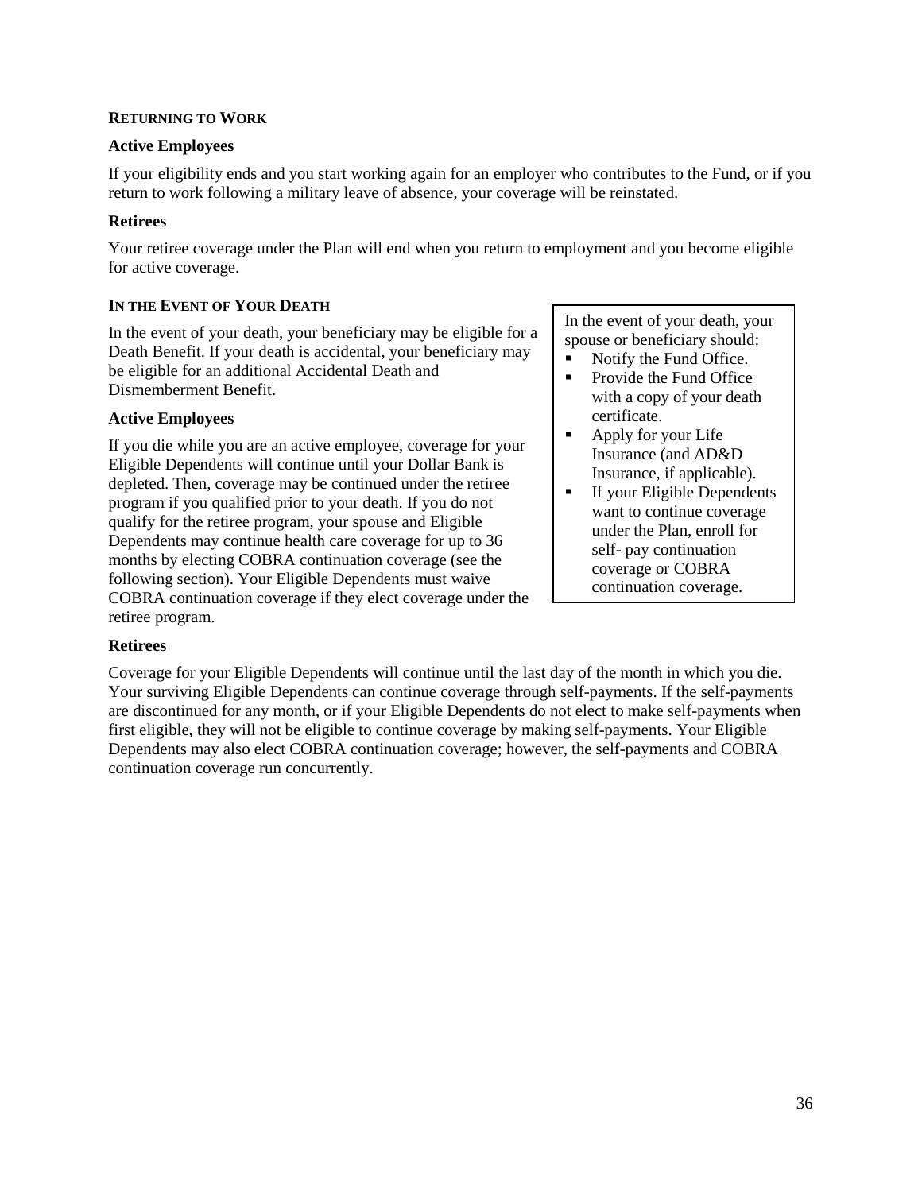## RETURNING TO WORK

### Active Employees

If your eligibility ends and you start working again for an employer who contributes to the Fund, or if you return to work following a military leave of absence, your coverage will be reinstated.

### Retirees

Your retiree coverage under the Plan will end when you return to employment and you become eligible for active coverage.

## IN THE EVENT OF YOUR DEATH

In the event of your death, your beneficiary may be eligible for a Death Benefit. If your death is accidental, your beneficiary may be eligible for an additional Accidental Death and Dismemberment Benefit.

In the event of your death, your spouse or beneficiary should:

- Notify the Fund Office.
- Provide the Fund Office with a copy of your death certificate.
- Apply for your Life Insurance (and AD&D Insurance, if applicable).
- If your Eligible Dependents want to continue coverage under the Plan, enroll for self- pay continuation coverage or COBRA continuation coverage.

### Active Employees

If you die while you are an active employee, coverage for your Eligible Dependents will continue until your Dollar Bank is depleted. Then, coverage may be continued under the retiree program if you qualified prior to your death. If you do not qualify for the retiree program, your spouse and Eligible Dependents may continue health care coverage for up to 36 months by electing COBRA continuation coverage (see the following section). Your Eligible Dependents must waive COBRA continuation coverage if they elect coverage under the retiree program.

### Retirees

Coverage for your Eligible Dependents will continue until the last day of the month in which you die. Your surviving Eligible Dependents can continue coverage through self-payments. If the self-payments are discontinued for any month, or if your Eligible Dependents do not elect to make self-payments when first eligible, they will not be eligible to continue coverage by making self-payments. Your Eligible Dependents may also elect COBRA continuation coverage; however, the self-payments and COBRA continuation coverage run concurrently.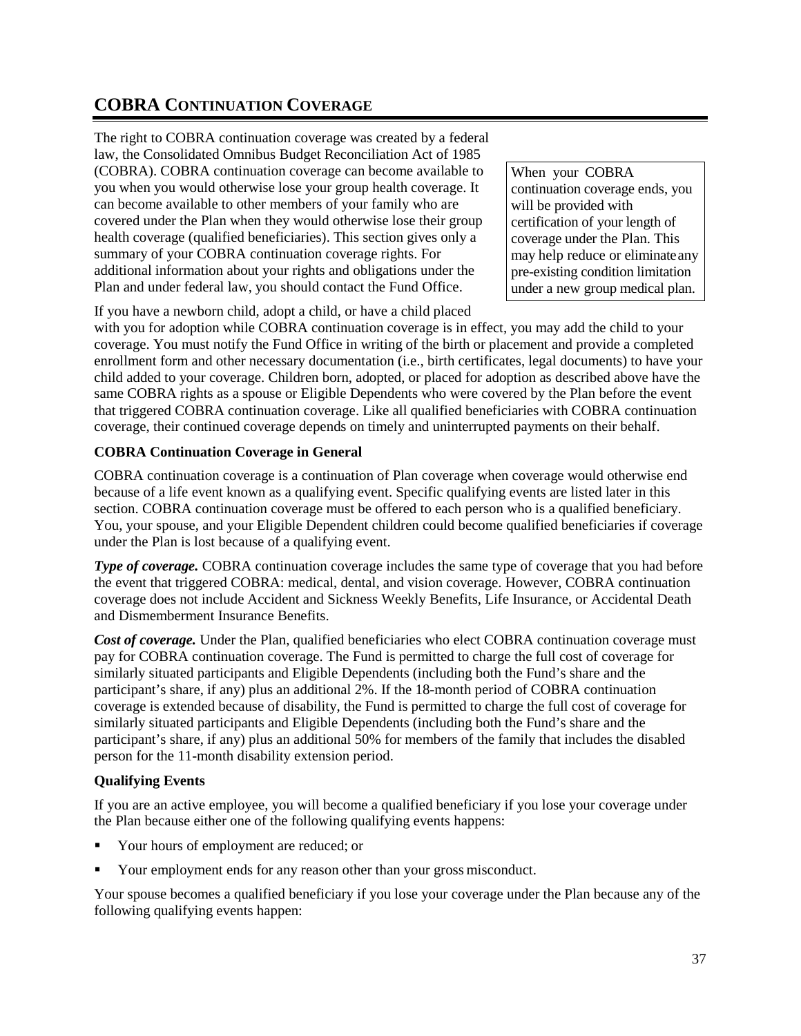## COBRA CONTINUATION COVERAGE

The right to COBRA continuation coverage was created by a federal law, the Consolidated Omnibus Budget Reconciliation Act of 1985 (COBRA). COBRA continuation coverage can become available to you when you would otherwise lose your group health coverage. It can become available to other members of your family who are covered under the Plan when they would otherwise lose their group health coverage (qualified beneficiaries). This section gives only a summary of your COBRA continuation coverage rights. For additional information about your rights and obligations under the Plan and under federal law, you should contact the Fund Office.

When your COBRA continuation coverage ends, you will be provided with certification of your length of coverage under the Plan. This may help reduce or eliminate any pre-existing condition limitation under a new group medical plan.

If you have a newborn child, adopt a child, or have a child placed with you for adoption while COBRA continuation coverage is in effect, you may add the child to your coverage. You must notify the Fund Office in writing of the birth or placement and provide a completed enrollment form and other necessary documentation (i.e., birth certificates, legal documents) to have your child added to your coverage. Children born, adopted, or placed for adoption as described above have the same COBRA rights as a spouse or Eligible Dependents who were covered by the Plan before the event that triggered COBRA continuation coverage. Like all qualified beneficiaries with COBRA continuation coverage, their continued coverage depends on timely and uninterrupted payments on their behalf.

**COBRA Continuation Coverage in General**

COBRA continuation coverage is a continuation of Plan coverage when coverage would otherwise end because of a life event known as a qualifying event. Specific qualifying events are listed later in this section. COBRA continuation coverage must be offered to each person who is a qualified beneficiary. You, your spouse, and your Eligible Dependent children could become qualified beneficiaries if coverage under the Plan is lost because of a qualifying event.

***Type of coverage.*** COBRA continuation coverage includes the same type of coverage that you had before the event that triggered COBRA: medical, dental, and vision coverage. However, COBRA continuation coverage does not include Accident and Sickness Weekly Benefits, Life Insurance, or Accidental Death and Dismemberment Insurance Benefits.

***Cost of coverage.*** Under the Plan, qualified beneficiaries who elect COBRA continuation coverage must pay for COBRA continuation coverage. The Fund is permitted to charge the full cost of coverage for similarly situated participants and Eligible Dependents (including both the Fund's share and the participant's share, if any) plus an additional 2%. If the 18-month period of COBRA continuation coverage is extended because of disability, the Fund is permitted to charge the full cost of coverage for similarly situated participants and Eligible Dependents (including both the Fund's share and the participant's share, if any) plus an additional 50% for members of the family that includes the disabled person for the 11-month disability extension period.

**Qualifying Events**

If you are an active employee, you will become a qualified beneficiary if you lose your coverage under the Plan because either one of the following qualifying events happens:

- Your hours of employment are reduced; or
- Your employment ends for any reason other than your gross misconduct.

Your spouse becomes a qualified beneficiary if you lose your coverage under the Plan because any of the following qualifying events happen: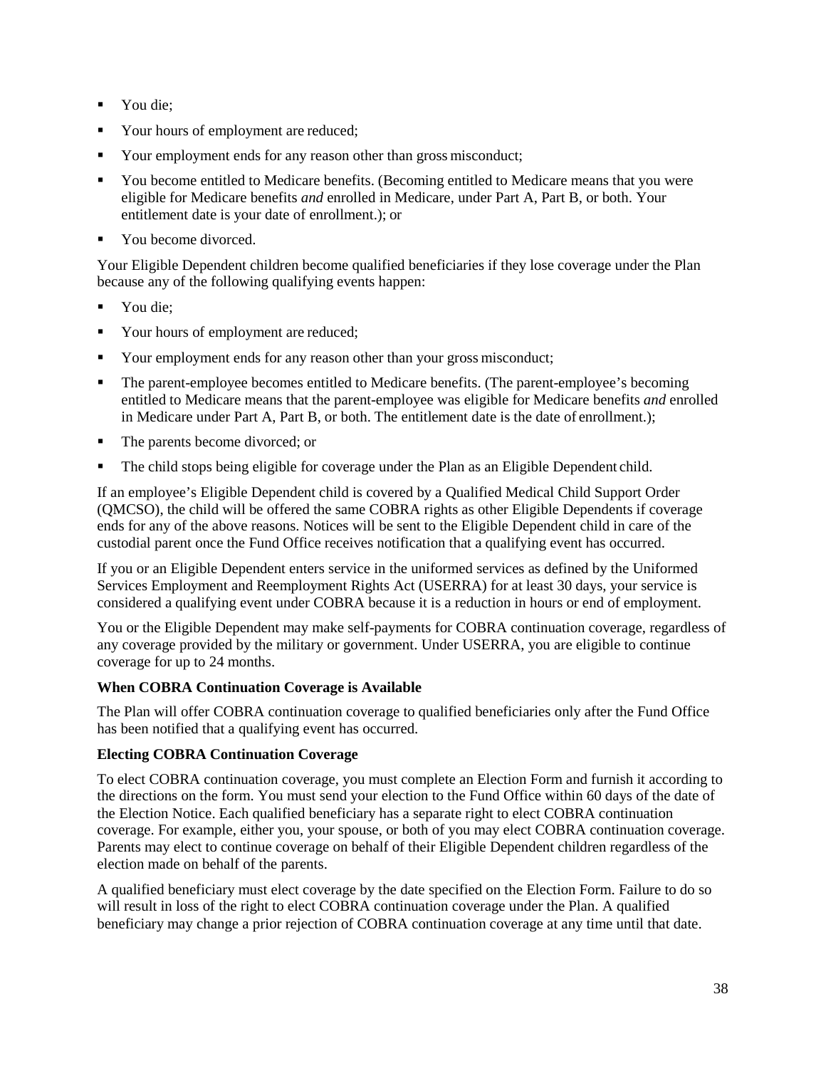- You die;
- Your hours of employment are reduced;
- Your employment ends for any reason other than gross misconduct;
- You become entitled to Medicare benefits. (Becoming entitled to Medicare means that you were eligible for Medicare benefits *and* enrolled in Medicare, under Part A, Part B, or both. Your entitlement date is your date of enrollment.); or
- You become divorced.

Your Eligible Dependent children become qualified beneficiaries if they lose coverage under the Plan because any of the following qualifying events happen:

- You die;
- Your hours of employment are reduced;
- Your employment ends for any reason other than your gross misconduct;
- The parent-employee becomes entitled to Medicare benefits. (The parent-employee's becoming entitled to Medicare means that the parent-employee was eligible for Medicare benefits *and* enrolled in Medicare under Part A, Part B, or both. The entitlement date is the date of enrollment.);
- The parents become divorced; or
- The child stops being eligible for coverage under the Plan as an Eligible Dependent child.

If an employee's Eligible Dependent child is covered by a Qualified Medical Child Support Order (QMCSO), the child will be offered the same COBRA rights as other Eligible Dependents if coverage ends for any of the above reasons. Notices will be sent to the Eligible Dependent child in care of the custodial parent once the Fund Office receives notification that a qualifying event has occurred.

If you or an Eligible Dependent enters service in the uniformed services as defined by the Uniformed Services Employment and Reemployment Rights Act (USERRA) for at least 30 days, your service is considered a qualifying event under COBRA because it is a reduction in hours or end of employment.

You or the Eligible Dependent may make self-payments for COBRA continuation coverage, regardless of any coverage provided by the military or government. Under USERRA, you are eligible to continue coverage for up to 24 months.

**When COBRA Continuation Coverage is Available**

The Plan will offer COBRA continuation coverage to qualified beneficiaries only after the Fund Office has been notified that a qualifying event has occurred.

**Electing COBRA Continuation Coverage**

To elect COBRA continuation coverage, you must complete an Election Form and furnish it according to the directions on the form. You must send your election to the Fund Office within 60 days of the date of the Election Notice. Each qualified beneficiary has a separate right to elect COBRA continuation coverage. For example, either you, your spouse, or both of you may elect COBRA continuation coverage. Parents may elect to continue coverage on behalf of their Eligible Dependent children regardless of the election made on behalf of the parents.

A qualified beneficiary must elect coverage by the date specified on the Election Form. Failure to do so will result in loss of the right to elect COBRA continuation coverage under the Plan. A qualified beneficiary may change a prior rejection of COBRA continuation coverage at any time until that date.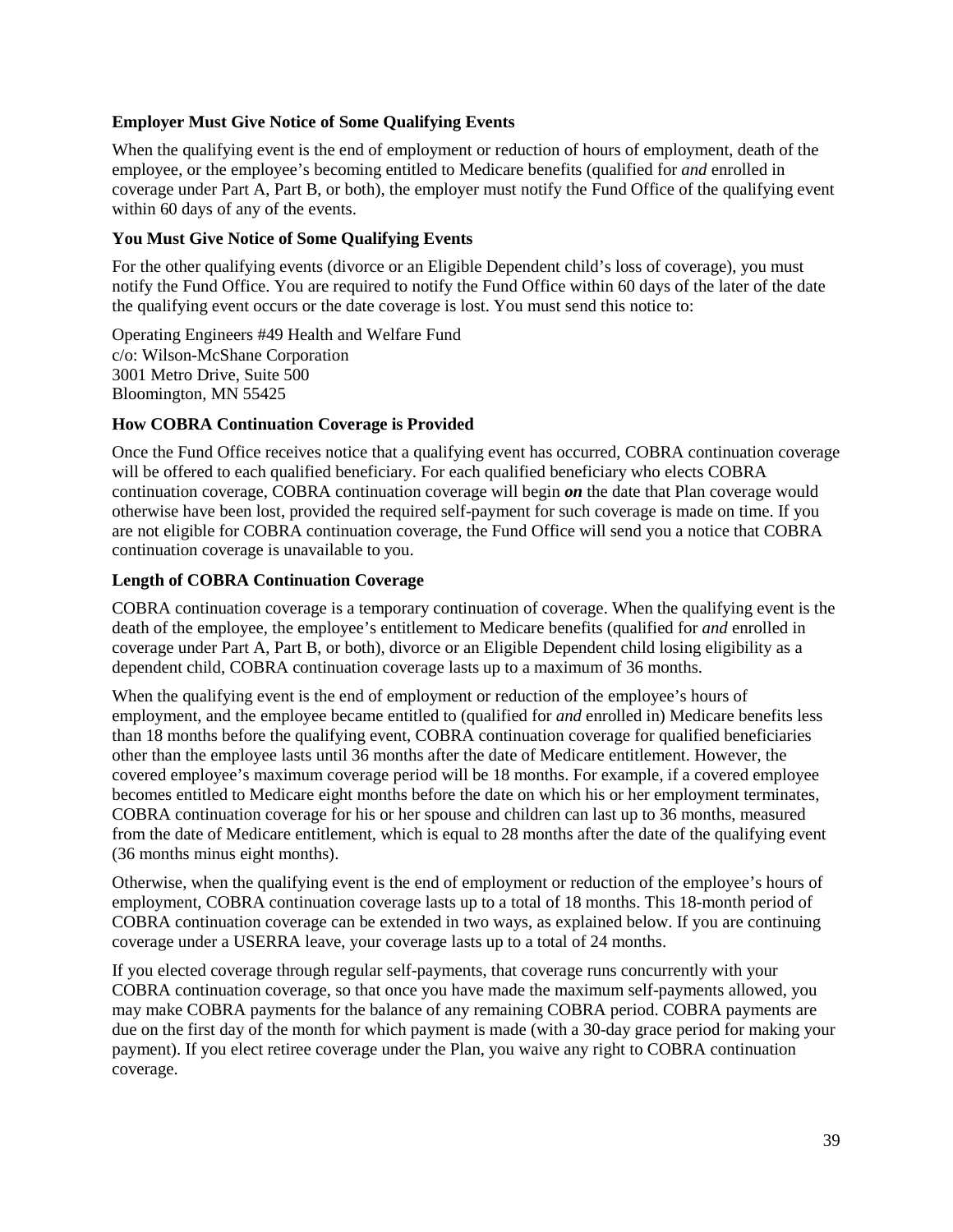**Employer Must Give Notice of Some Qualifying Events**

When the qualifying event is the end of employment or reduction of hours of employment, death of the employee, or the employee's becoming entitled to Medicare benefits (qualified for *and* enrolled in coverage under Part A, Part B, or both), the employer must notify the Fund Office of the qualifying event within 60 days of any of the events.

**You Must Give Notice of Some Qualifying Events**

For the other qualifying events (divorce or an Eligible Dependent child's loss of coverage), you must notify the Fund Office. You are required to notify the Fund Office within 60 days of the later of the date the qualifying event occurs or the date coverage is lost. You must send this notice to:

Operating Engineers #49 Health and Welfare Fund
c/o: Wilson-McShane Corporation
3001 Metro Drive, Suite 500
Bloomington, MN 55425

**How COBRA Continuation Coverage is Provided**

Once the Fund Office receives notice that a qualifying event has occurred, COBRA continuation coverage will be offered to each qualified beneficiary. For each qualified beneficiary who elects COBRA continuation coverage, COBRA continuation coverage will begin ***on*** the date that Plan coverage would otherwise have been lost, provided the required self-payment for such coverage is made on time. If you are not eligible for COBRA continuation coverage, the Fund Office will send you a notice that COBRA continuation coverage is unavailable to you.

**Length of COBRA Continuation Coverage**

COBRA continuation coverage is a temporary continuation of coverage. When the qualifying event is the death of the employee, the employee's entitlement to Medicare benefits (qualified for *and* enrolled in coverage under Part A, Part B, or both), divorce or an Eligible Dependent child losing eligibility as a dependent child, COBRA continuation coverage lasts up to a maximum of 36 months.

When the qualifying event is the end of employment or reduction of the employee's hours of employment, and the employee became entitled to (qualified for *and* enrolled in) Medicare benefits less than 18 months before the qualifying event, COBRA continuation coverage for qualified beneficiaries other than the employee lasts until 36 months after the date of Medicare entitlement. However, the covered employee's maximum coverage period will be 18 months. For example, if a covered employee becomes entitled to Medicare eight months before the date on which his or her employment terminates, COBRA continuation coverage for his or her spouse and children can last up to 36 months, measured from the date of Medicare entitlement, which is equal to 28 months after the date of the qualifying event (36 months minus eight months).

Otherwise, when the qualifying event is the end of employment or reduction of the employee's hours of employment, COBRA continuation coverage lasts up to a total of 18 months. This 18-month period of COBRA continuation coverage can be extended in two ways, as explained below. If you are continuing coverage under a USERRA leave, your coverage lasts up to a total of 24 months.

If you elected coverage through regular self-payments, that coverage runs concurrently with your COBRA continuation coverage, so that once you have made the maximum self-payments allowed, you may make COBRA payments for the balance of any remaining COBRA period. COBRA payments are due on the first day of the month for which payment is made (with a 30-day grace period for making your payment). If you elect retiree coverage under the Plan, you waive any right to COBRA continuation coverage.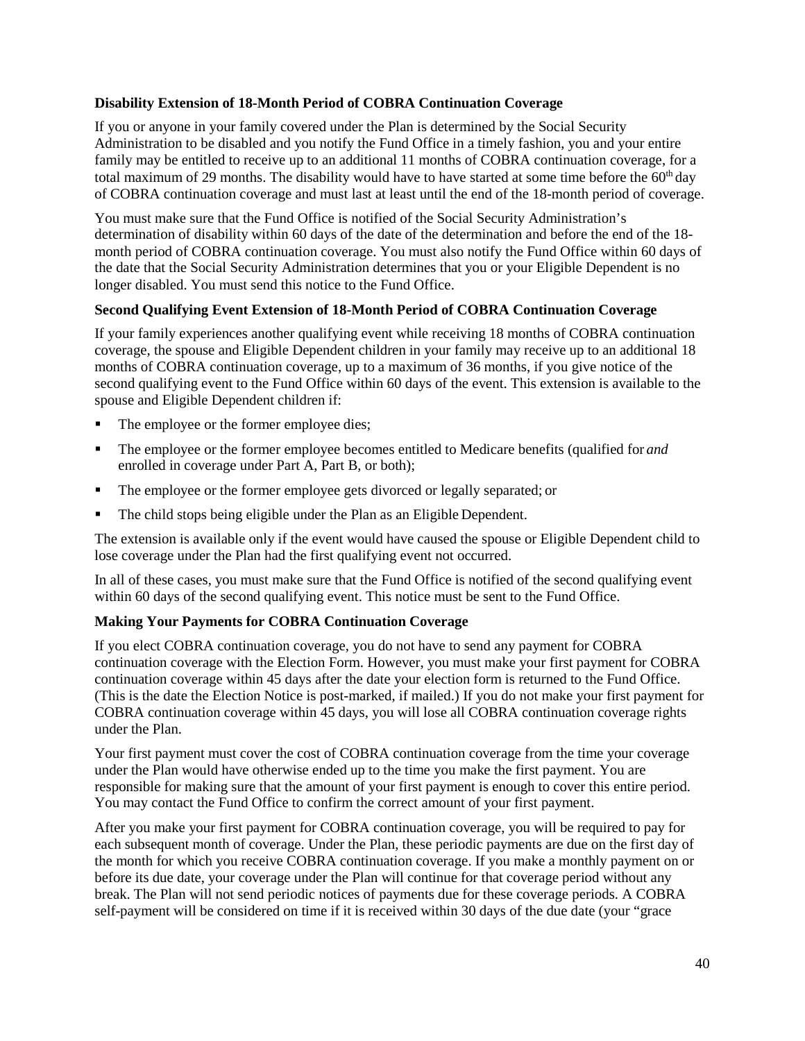**Disability Extension of 18-Month Period of COBRA Continuation Coverage**

If you or anyone in your family covered under the Plan is determined by the Social Security Administration to be disabled and you notify the Fund Office in a timely fashion, you and your entire family may be entitled to receive up to an additional 11 months of COBRA continuation coverage, for a total maximum of 29 months. The disability would have to have started at some time before the 60th day of COBRA continuation coverage and must last at least until the end of the 18-month period of coverage.

You must make sure that the Fund Office is notified of the Social Security Administration's determination of disability within 60 days of the date of the determination and before the end of the 18-month period of COBRA continuation coverage. You must also notify the Fund Office within 60 days of the date that the Social Security Administration determines that you or your Eligible Dependent is no longer disabled. You must send this notice to the Fund Office.

**Second Qualifying Event Extension of 18-Month Period of COBRA Continuation Coverage**

If your family experiences another qualifying event while receiving 18 months of COBRA continuation coverage, the spouse and Eligible Dependent children in your family may receive up to an additional 18 months of COBRA continuation coverage, up to a maximum of 36 months, if you give notice of the second qualifying event to the Fund Office within 60 days of the event. This extension is available to the spouse and Eligible Dependent children if:

- The employee or the former employee dies;
- The employee or the former employee becomes entitled to Medicare benefits (qualified for *and* enrolled in coverage under Part A, Part B, or both);
- The employee or the former employee gets divorced or legally separated; or
- The child stops being eligible under the Plan as an Eligible Dependent.

The extension is available only if the event would have caused the spouse or Eligible Dependent child to lose coverage under the Plan had the first qualifying event not occurred.

In all of these cases, you must make sure that the Fund Office is notified of the second qualifying event within 60 days of the second qualifying event. This notice must be sent to the Fund Office.

**Making Your Payments for COBRA Continuation Coverage**

If you elect COBRA continuation coverage, you do not have to send any payment for COBRA continuation coverage with the Election Form. However, you must make your first payment for COBRA continuation coverage within 45 days after the date your election form is returned to the Fund Office. (This is the date the Election Notice is post-marked, if mailed.) If you do not make your first payment for COBRA continuation coverage within 45 days, you will lose all COBRA continuation coverage rights under the Plan.

Your first payment must cover the cost of COBRA continuation coverage from the time your coverage under the Plan would have otherwise ended up to the time you make the first payment. You are responsible for making sure that the amount of your first payment is enough to cover this entire period. You may contact the Fund Office to confirm the correct amount of your first payment.

After you make your first payment for COBRA continuation coverage, you will be required to pay for each subsequent month of coverage. Under the Plan, these periodic payments are due on the first day of the month for which you receive COBRA continuation coverage. If you make a monthly payment on or before its due date, your coverage under the Plan will continue for that coverage period without any break. The Plan will not send periodic notices of payments due for these coverage periods. A COBRA self-payment will be considered on time if it is received within 30 days of the due date (your "grace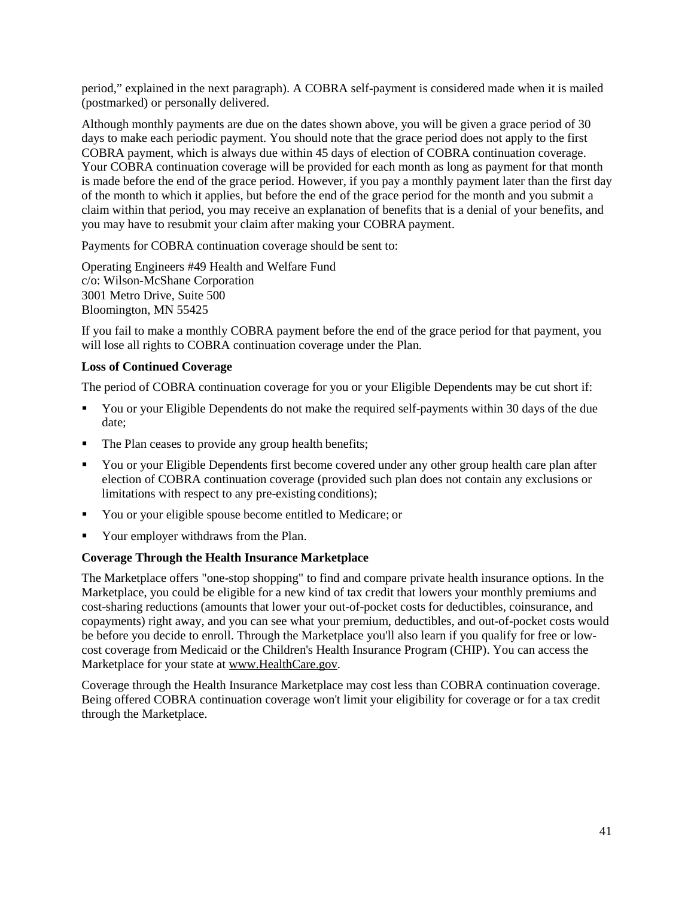period," explained in the next paragraph). A COBRA self-payment is considered made when it is mailed (postmarked) or personally delivered.

Although monthly payments are due on the dates shown above, you will be given a grace period of 30 days to make each periodic payment. You should note that the grace period does not apply to the first COBRA payment, which is always due within 45 days of election of COBRA continuation coverage. Your COBRA continuation coverage will be provided for each month as long as payment for that month is made before the end of the grace period. However, if you pay a monthly payment later than the first day of the month to which it applies, but before the end of the grace period for the month and you submit a claim within that period, you may receive an explanation of benefits that is a denial of your benefits, and you may have to resubmit your claim after making your COBRA payment.

Payments for COBRA continuation coverage should be sent to:

Operating Engineers #49 Health and Welfare Fund
c/o: Wilson-McShane Corporation
3001 Metro Drive, Suite 500
Bloomington, MN 55425

If you fail to make a monthly COBRA payment before the end of the grace period for that payment, you will lose all rights to COBRA continuation coverage under the Plan.

**Loss of Continued Coverage**

The period of COBRA continuation coverage for you or your Eligible Dependents may be cut short if:

- You or your Eligible Dependents do not make the required self-payments within 30 days of the due date;
- The Plan ceases to provide any group health benefits;
- You or your Eligible Dependents first become covered under any other group health care plan after election of COBRA continuation coverage (provided such plan does not contain any exclusions or limitations with respect to any pre-existing conditions);
- You or your eligible spouse become entitled to Medicare; or
- Your employer withdraws from the Plan.

**Coverage Through the Health Insurance Marketplace**

The Marketplace offers "one-stop shopping" to find and compare private health insurance options. In the Marketplace, you could be eligible for a new kind of tax credit that lowers your monthly premiums and cost-sharing reductions (amounts that lower your out-of-pocket costs for deductibles, coinsurance, and copayments) right away, and you can see what your premium, deductibles, and out-of-pocket costs would be before you decide to enroll. Through the Marketplace you'll also learn if you qualify for free or low-cost coverage from Medicaid or the Children's Health Insurance Program (CHIP). You can access the Marketplace for your state at www.HealthCare.gov.

Coverage through the Health Insurance Marketplace may cost less than COBRA continuation coverage. Being offered COBRA continuation coverage won't limit your eligibility for coverage or for a tax credit through the Marketplace.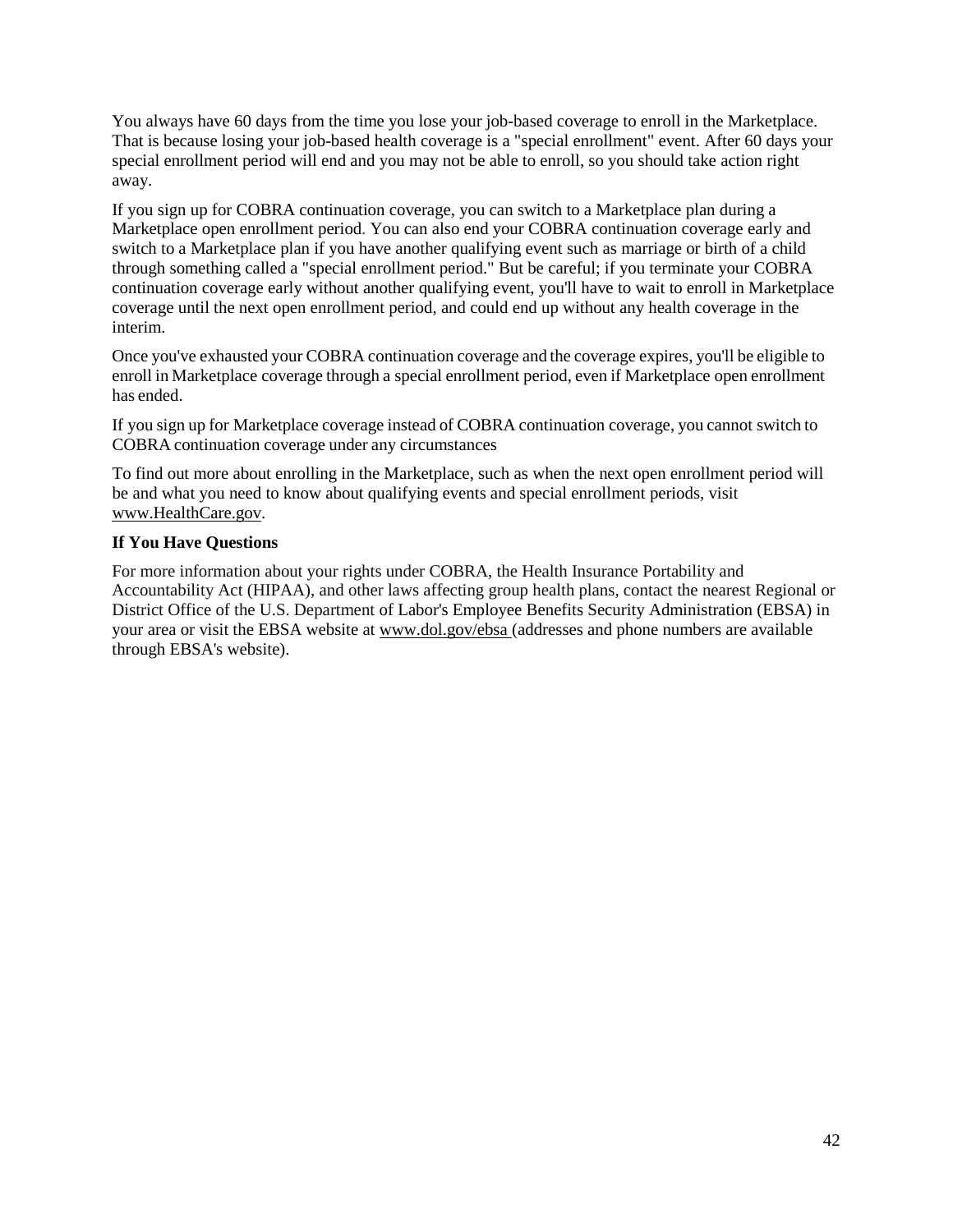You always have 60 days from the time you lose your job-based coverage to enroll in the Marketplace. That is because losing your job-based health coverage is a "special enrollment" event. After 60 days your special enrollment period will end and you may not be able to enroll, so you should take action right away.

If you sign up for COBRA continuation coverage, you can switch to a Marketplace plan during a Marketplace open enrollment period. You can also end your COBRA continuation coverage early and switch to a Marketplace plan if you have another qualifying event such as marriage or birth of a child through something called a "special enrollment period." But be careful; if you terminate your COBRA continuation coverage early without another qualifying event, you'll have to wait to enroll in Marketplace coverage until the next open enrollment period, and could end up without any health coverage in the interim.

Once you've exhausted your COBRA continuation coverage and the coverage expires, you'll be eligible to enroll in Marketplace coverage through a special enrollment period, even if Marketplace open enrollment has ended.

If you sign up for Marketplace coverage instead of COBRA continuation coverage, you cannot switch to COBRA continuation coverage under any circumstances

To find out more about enrolling in the Marketplace, such as when the next open enrollment period will be and what you need to know about qualifying events and special enrollment periods, visit www.HealthCare.gov.

**If You Have Questions**

For more information about your rights under COBRA, the Health Insurance Portability and Accountability Act (HIPAA), and other laws affecting group health plans, contact the nearest Regional or District Office of the U.S. Department of Labor's Employee Benefits Security Administration (EBSA) in your area or visit the EBSA website at www.dol.gov/ebsa (addresses and phone numbers are available through EBSA's website).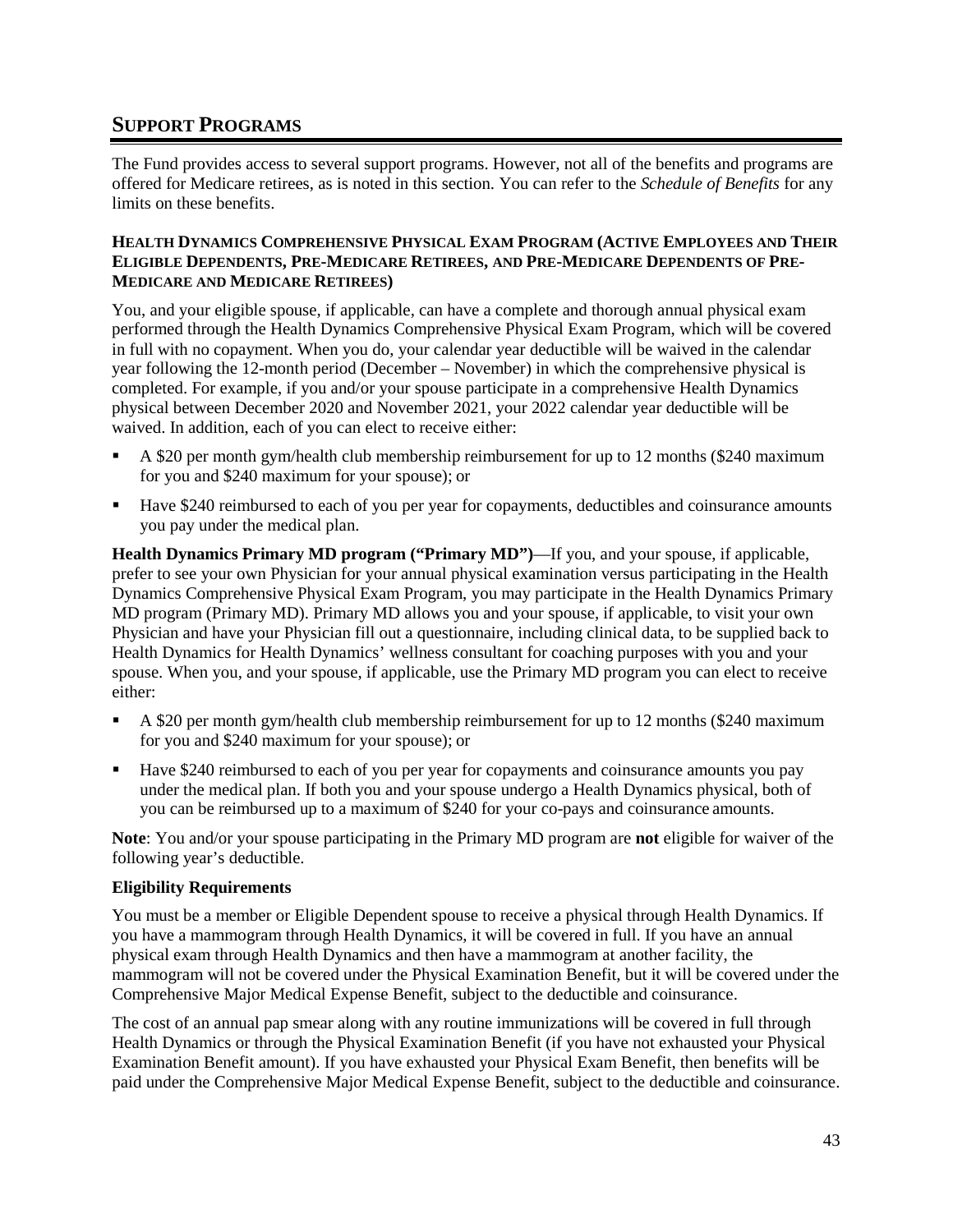## SUPPORT PROGRAMS

The Fund provides access to several support programs. However, not all of the benefits and programs are offered for Medicare retirees, as is noted in this section. You can refer to the *Schedule of Benefits* for any limits on these benefits.

### HEALTH DYNAMICS COMPREHENSIVE PHYSICAL EXAM PROGRAM (ACTIVE EMPLOYEES AND THEIR ELIGIBLE DEPENDENTS, PRE-MEDICARE RETIREES, AND PRE-MEDICARE DEPENDENTS OF PRE-MEDICARE AND MEDICARE RETIREES)

You, and your eligible spouse, if applicable, can have a complete and thorough annual physical exam performed through the Health Dynamics Comprehensive Physical Exam Program, which will be covered in full with no copayment. When you do, your calendar year deductible will be waived in the calendar year following the 12-month period (December – November) in which the comprehensive physical is completed. For example, if you and/or your spouse participate in a comprehensive Health Dynamics physical between December 2020 and November 2021, your 2022 calendar year deductible will be waived. In addition, each of you can elect to receive either:

- A $20 per month gym/health club membership reimbursement for up to 12 months ($240 maximum for you and $240 maximum for your spouse); or
- Have $240 reimbursed to each of you per year for copayments, deductibles and coinsurance amounts you pay under the medical plan.

**Health Dynamics Primary MD program ("Primary MD")**—If you, and your spouse, if applicable, prefer to see your own Physician for your annual physical examination versus participating in the Health Dynamics Comprehensive Physical Exam Program, you may participate in the Health Dynamics Primary MD program (Primary MD). Primary MD allows you and your spouse, if applicable, to visit your own Physician and have your Physician fill out a questionnaire, including clinical data, to be supplied back to Health Dynamics for Health Dynamics' wellness consultant for coaching purposes with you and your spouse. When you, and your spouse, if applicable, use the Primary MD program you can elect to receive either:

- A $20 per month gym/health club membership reimbursement for up to 12 months ($240 maximum for you and $240 maximum for your spouse); or
- Have $240 reimbursed to each of you per year for copayments and coinsurance amounts you pay under the medical plan. If both you and your spouse undergo a Health Dynamics physical, both of you can be reimbursed up to a maximum of $240 for your co-pays and coinsurance amounts.

**Note**: You and/or your spouse participating in the Primary MD program are **not** eligible for waiver of the following year's deductible.

**Eligibility Requirements**

You must be a member or Eligible Dependent spouse to receive a physical through Health Dynamics. If you have a mammogram through Health Dynamics, it will be covered in full. If you have an annual physical exam through Health Dynamics and then have a mammogram at another facility, the mammogram will not be covered under the Physical Examination Benefit, but it will be covered under the Comprehensive Major Medical Expense Benefit, subject to the deductible and coinsurance.

The cost of an annual pap smear along with any routine immunizations will be covered in full through Health Dynamics or through the Physical Examination Benefit (if you have not exhausted your Physical Examination Benefit amount). If you have exhausted your Physical Exam Benefit, then benefits will be paid under the Comprehensive Major Medical Expense Benefit, subject to the deductible and coinsurance.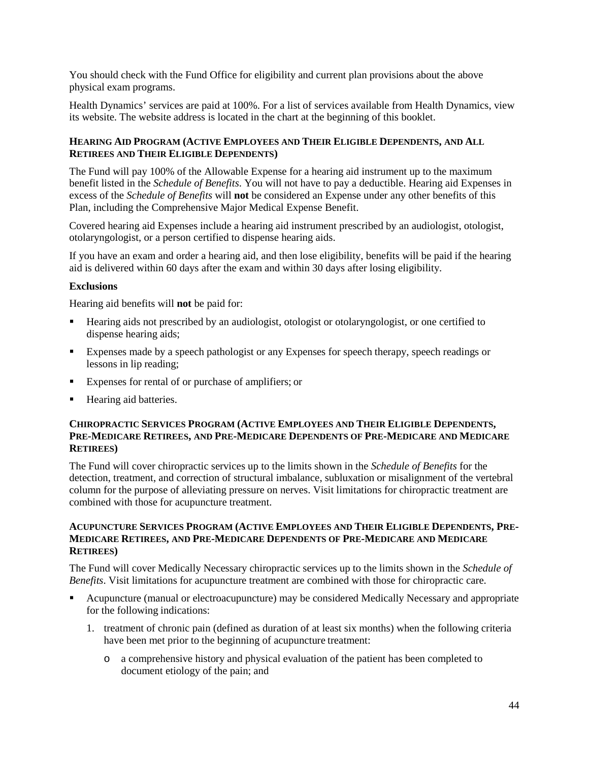You should check with the Fund Office for eligibility and current plan provisions about the above physical exam programs.

Health Dynamics' services are paid at 100%. For a list of services available from Health Dynamics, view its website. The website address is located in the chart at the beginning of this booklet.

### HEARING AID PROGRAM (ACTIVE EMPLOYEES AND THEIR ELIGIBLE DEPENDENTS, AND ALL RETIREES AND THEIR ELIGIBLE DEPENDENTS)

The Fund will pay 100% of the Allowable Expense for a hearing aid instrument up to the maximum benefit listed in the *Schedule of Benefits*. You will not have to pay a deductible. Hearing aid Expenses in excess of the *Schedule of Benefits* will **not** be considered an Expense under any other benefits of this Plan, including the Comprehensive Major Medical Expense Benefit.

Covered hearing aid Expenses include a hearing aid instrument prescribed by an audiologist, otologist, otolaryngologist, or a person certified to dispense hearing aids.

If you have an exam and order a hearing aid, and then lose eligibility, benefits will be paid if the hearing aid is delivered within 60 days after the exam and within 30 days after losing eligibility.

**Exclusions**

Hearing aid benefits will **not** be paid for:

- Hearing aids not prescribed by an audiologist, otologist or otolaryngologist, or one certified to dispense hearing aids;
- Expenses made by a speech pathologist or any Expenses for speech therapy, speech readings or lessons in lip reading;
- Expenses for rental of or purchase of amplifiers; or
- Hearing aid batteries.

### CHIROPRACTIC SERVICES PROGRAM (ACTIVE EMPLOYEES AND THEIR ELIGIBLE DEPENDENTS, PRE-MEDICARE RETIREES, AND PRE-MEDICARE DEPENDENTS OF PRE-MEDICARE AND MEDICARE RETIREES)

The Fund will cover chiropractic services up to the limits shown in the *Schedule of Benefits* for the detection, treatment, and correction of structural imbalance, subluxation or misalignment of the vertebral column for the purpose of alleviating pressure on nerves. Visit limitations for chiropractic treatment are combined with those for acupuncture treatment.

### ACUPUNCTURE SERVICES PROGRAM (ACTIVE EMPLOYEES AND THEIR ELIGIBLE DEPENDENTS, PRE-MEDICARE RETIREES, AND PRE-MEDICARE DEPENDENTS OF PRE-MEDICARE AND MEDICARE RETIREES)

The Fund will cover Medically Necessary chiropractic services up to the limits shown in the *Schedule of Benefits*. Visit limitations for acupuncture treatment are combined with those for chiropractic care.

- Acupuncture (manual or electroacupuncture) may be considered Medically Necessary and appropriate for the following indications:
  1. treatment of chronic pain (defined as duration of at least six months) when the following criteria have been met prior to the beginning of acupuncture treatment:
     - a comprehensive history and physical evaluation of the patient has been completed to document etiology of the pain; and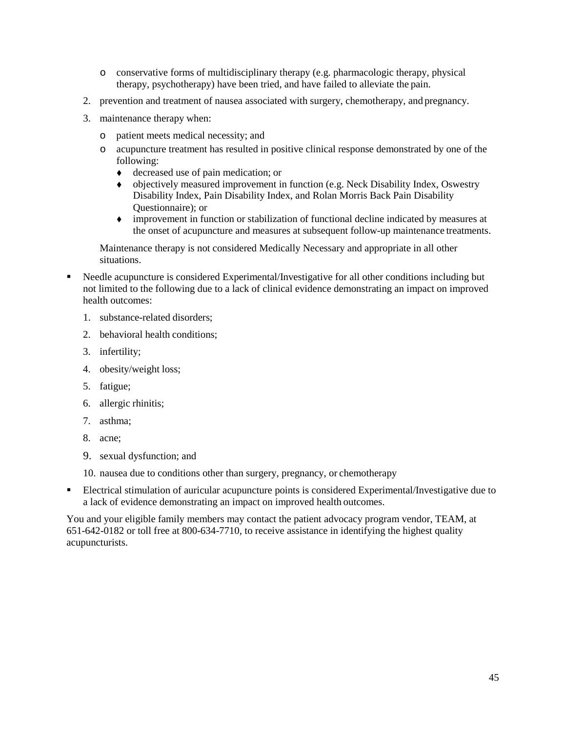- conservative forms of multidisciplinary therapy (e.g. pharmacologic therapy, physical therapy, psychotherapy) have been tried, and have failed to alleviate the pain.

2. prevention and treatment of nausea associated with surgery, chemotherapy, and pregnancy.

3. maintenance therapy when:
   - patient meets medical necessity; and
   - acupuncture treatment has resulted in positive clinical response demonstrated by one of the following:
     - decreased use of pain medication; or
     - objectively measured improvement in function (e.g. Neck Disability Index, Oswestry Disability Index, Pain Disability Index, and Rolan Morris Back Pain Disability Questionnaire); or
     - improvement in function or stabilization of functional decline indicated by measures at the onset of acupuncture and measures at subsequent follow-up maintenance treatments.

   Maintenance therapy is not considered Medically Necessary and appropriate in all other situations.

- Needle acupuncture is considered Experimental/Investigative for all other conditions including but not limited to the following due to a lack of clinical evidence demonstrating an impact on improved health outcomes:
  1. substance-related disorders;
  2. behavioral health conditions;
  3. infertility;
  4. obesity/weight loss;
  5. fatigue;
  6. allergic rhinitis;
  7. asthma;
  8. acne;
  9. sexual dysfunction; and
  10. nausea due to conditions other than surgery, pregnancy, or chemotherapy
- Electrical stimulation of auricular acupuncture points is considered Experimental/Investigative due to a lack of evidence demonstrating an impact on improved health outcomes.

You and your eligible family members may contact the patient advocacy program vendor, TEAM, at 651-642-0182 or toll free at 800-634-7710, to receive assistance in identifying the highest quality acupuncturists.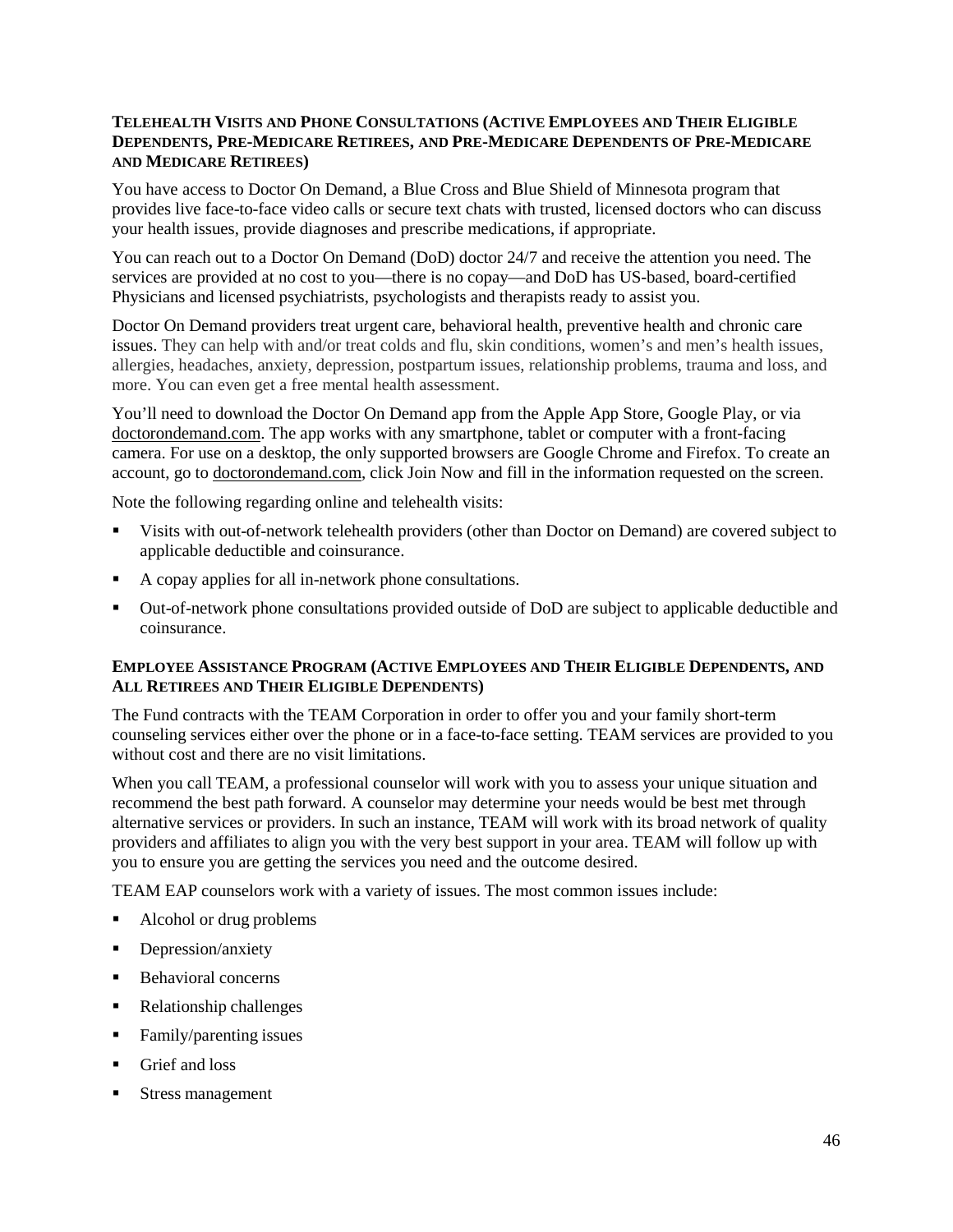### TELEHEALTH VISITS AND PHONE CONSULTATIONS (ACTIVE EMPLOYEES AND THEIR ELIGIBLE DEPENDENTS, PRE-MEDICARE RETIREES, AND PRE-MEDICARE DEPENDENTS OF PRE-MEDICARE AND MEDICARE RETIREES)

You have access to Doctor On Demand, a Blue Cross and Blue Shield of Minnesota program that provides live face-to-face video calls or secure text chats with trusted, licensed doctors who can discuss your health issues, provide diagnoses and prescribe medications, if appropriate.

You can reach out to a Doctor On Demand (DoD) doctor 24/7 and receive the attention you need. The services are provided at no cost to you—there is no copay—and DoD has US-based, board-certified Physicians and licensed psychiatrists, psychologists and therapists ready to assist you.

Doctor On Demand providers treat urgent care, behavioral health, preventive health and chronic care issues. They can help with and/or treat colds and flu, skin conditions, women's and men's health issues, allergies, headaches, anxiety, depression, postpartum issues, relationship problems, trauma and loss, and more. You can even get a free mental health assessment.

You'll need to download the Doctor On Demand app from the Apple App Store, Google Play, or via doctorondemand.com. The app works with any smartphone, tablet or computer with a front-facing camera. For use on a desktop, the only supported browsers are Google Chrome and Firefox. To create an account, go to doctorondemand.com, click Join Now and fill in the information requested on the screen.

Note the following regarding online and telehealth visits:

- Visits with out-of-network telehealth providers (other than Doctor on Demand) are covered subject to applicable deductible and coinsurance.
- A copay applies for all in-network phone consultations.
- Out-of-network phone consultations provided outside of DoD are subject to applicable deductible and coinsurance.

### EMPLOYEE ASSISTANCE PROGRAM (ACTIVE EMPLOYEES AND THEIR ELIGIBLE DEPENDENTS, AND ALL RETIREES AND THEIR ELIGIBLE DEPENDENTS)

The Fund contracts with the TEAM Corporation in order to offer you and your family short-term counseling services either over the phone or in a face-to-face setting. TEAM services are provided to you without cost and there are no visit limitations.

When you call TEAM, a professional counselor will work with you to assess your unique situation and recommend the best path forward. A counselor may determine your needs would be best met through alternative services or providers. In such an instance, TEAM will work with its broad network of quality providers and affiliates to align you with the very best support in your area. TEAM will follow up with you to ensure you are getting the services you need and the outcome desired.

TEAM EAP counselors work with a variety of issues. The most common issues include:

- Alcohol or drug problems
- Depression/anxiety
- Behavioral concerns
- Relationship challenges
- Family/parenting issues
- Grief and loss
- Stress management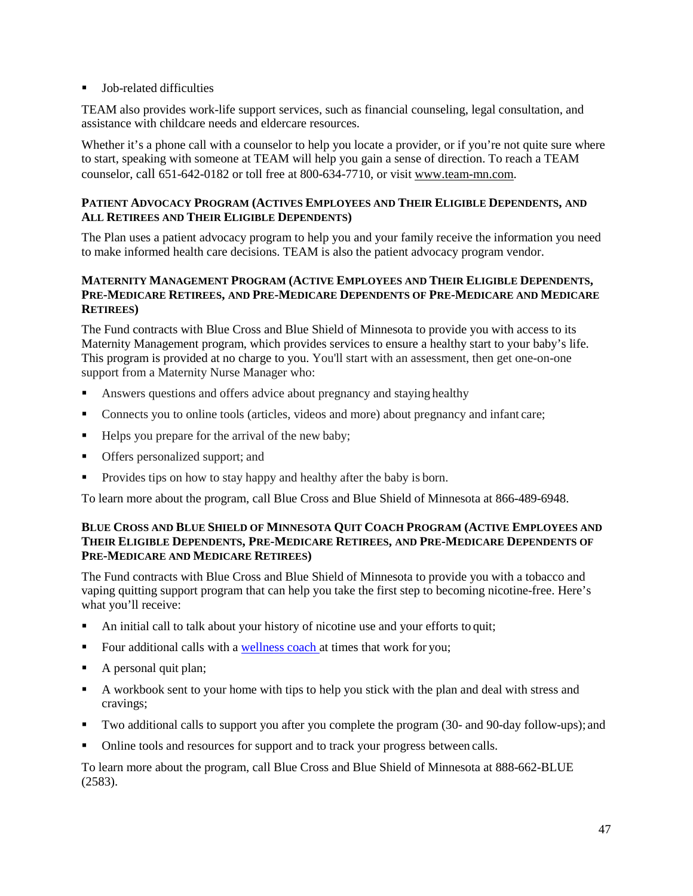- Job-related difficulties

TEAM also provides work-life support services, such as financial counseling, legal consultation, and assistance with childcare needs and eldercare resources.

Whether it's a phone call with a counselor to help you locate a provider, or if you're not quite sure where to start, speaking with someone at TEAM will help you gain a sense of direction. To reach a TEAM counselor, call 651-642-0182 or toll free at 800-634-7710, or visit www.team-mn.com.

#### PATIENT ADVOCACY PROGRAM (ACTIVES EMPLOYEES AND THEIR ELIGIBLE DEPENDENTS, AND ALL RETIREES AND THEIR ELIGIBLE DEPENDENTS)

The Plan uses a patient advocacy program to help you and your family receive the information you need to make informed health care decisions. TEAM is also the patient advocacy program vendor.

#### MATERNITY MANAGEMENT PROGRAM (ACTIVE EMPLOYEES AND THEIR ELIGIBLE DEPENDENTS, PRE-MEDICARE RETIREES, AND PRE-MEDICARE DEPENDENTS OF PRE-MEDICARE AND MEDICARE RETIREES)

The Fund contracts with Blue Cross and Blue Shield of Minnesota to provide you with access to its Maternity Management program, which provides services to ensure a healthy start to your baby's life. This program is provided at no charge to you. You'll start with an assessment, then get one-on-one support from a Maternity Nurse Manager who:

- Answers questions and offers advice about pregnancy and staying healthy
- Connects you to online tools (articles, videos and more) about pregnancy and infant care;
- Helps you prepare for the arrival of the new baby;
- Offers personalized support; and
- Provides tips on how to stay happy and healthy after the baby is born.

To learn more about the program, call Blue Cross and Blue Shield of Minnesota at 866-489-6948.

#### BLUE CROSS AND BLUE SHIELD OF MINNESOTA QUIT COACH PROGRAM (ACTIVE EMPLOYEES AND THEIR ELIGIBLE DEPENDENTS, PRE-MEDICARE RETIREES, AND PRE-MEDICARE DEPENDENTS OF PRE-MEDICARE AND MEDICARE RETIREES)

The Fund contracts with Blue Cross and Blue Shield of Minnesota to provide you with a tobacco and vaping quitting support program that can help you take the first step to becoming nicotine-free. Here's what you'll receive:

- An initial call to talk about your history of nicotine use and your efforts to quit;
- Four additional calls with a wellness coach at times that work for you;
- A personal quit plan;
- A workbook sent to your home with tips to help you stick with the plan and deal with stress and cravings;
- Two additional calls to support you after you complete the program (30- and 90-day follow-ups); and
- Online tools and resources for support and to track your progress between calls.

To learn more about the program, call Blue Cross and Blue Shield of Minnesota at 888-662-BLUE (2583).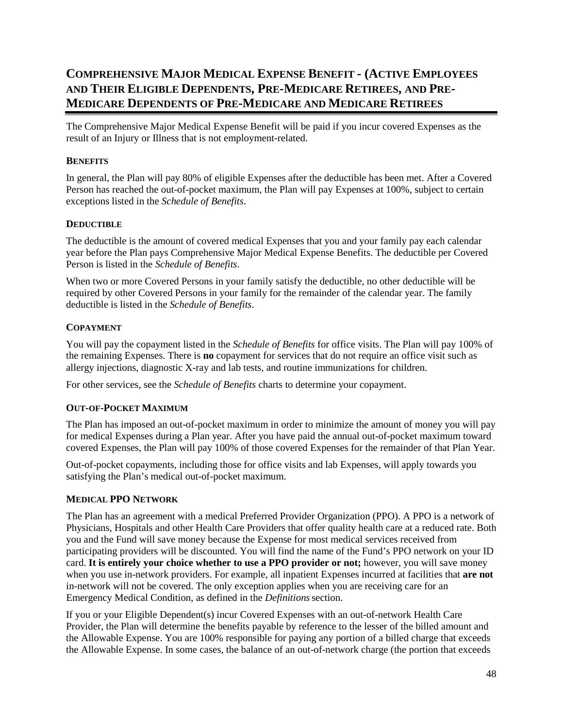## COMPREHENSIVE MAJOR MEDICAL EXPENSE BENEFIT - (ACTIVE EMPLOYEES AND THEIR ELIGIBLE DEPENDENTS, PRE-MEDICARE RETIREES, AND PRE-MEDICARE DEPENDENTS OF PRE-MEDICARE AND MEDICARE RETIREES

The Comprehensive Major Medical Expense Benefit will be paid if you incur covered Expenses as the result of an Injury or Illness that is not employment-related.

### BENEFITS

In general, the Plan will pay 80% of eligible Expenses after the deductible has been met. After a Covered Person has reached the out-of-pocket maximum, the Plan will pay Expenses at 100%, subject to certain exceptions listed in the *Schedule of Benefits*.

### DEDUCTIBLE

The deductible is the amount of covered medical Expenses that you and your family pay each calendar year before the Plan pays Comprehensive Major Medical Expense Benefits. The deductible per Covered Person is listed in the *Schedule of Benefits*.

When two or more Covered Persons in your family satisfy the deductible, no other deductible will be required by other Covered Persons in your family for the remainder of the calendar year. The family deductible is listed in the *Schedule of Benefits*.

### COPAYMENT

You will pay the copayment listed in the *Schedule of Benefits* for office visits. The Plan will pay 100% of the remaining Expenses. There is **no** copayment for services that do not require an office visit such as allergy injections, diagnostic X-ray and lab tests, and routine immunizations for children.

For other services, see the *Schedule of Benefits* charts to determine your copayment.

### OUT-OF-POCKET MAXIMUM

The Plan has imposed an out-of-pocket maximum in order to minimize the amount of money you will pay for medical Expenses during a Plan year. After you have paid the annual out-of-pocket maximum toward covered Expenses, the Plan will pay 100% of those covered Expenses for the remainder of that Plan Year.

Out-of-pocket copayments, including those for office visits and lab Expenses, will apply towards you satisfying the Plan's medical out-of-pocket maximum.

### MEDICAL PPO NETWORK

The Plan has an agreement with a medical Preferred Provider Organization (PPO). A PPO is a network of Physicians, Hospitals and other Health Care Providers that offer quality health care at a reduced rate. Both you and the Fund will save money because the Expense for most medical services received from participating providers will be discounted. You will find the name of the Fund's PPO network on your ID card. **It is entirely your choice whether to use a PPO provider or not;** however, you will save money when you use in-network providers. For example, all inpatient Expenses incurred at facilities that **are not** in-network will not be covered. The only exception applies when you are receiving care for an Emergency Medical Condition, as defined in the *Definitions* section.

If you or your Eligible Dependent(s) incur Covered Expenses with an out-of-network Health Care Provider, the Plan will determine the benefits payable by reference to the lesser of the billed amount and the Allowable Expense. You are 100% responsible for paying any portion of a billed charge that exceeds the Allowable Expense. In some cases, the balance of an out-of-network charge (the portion that exceeds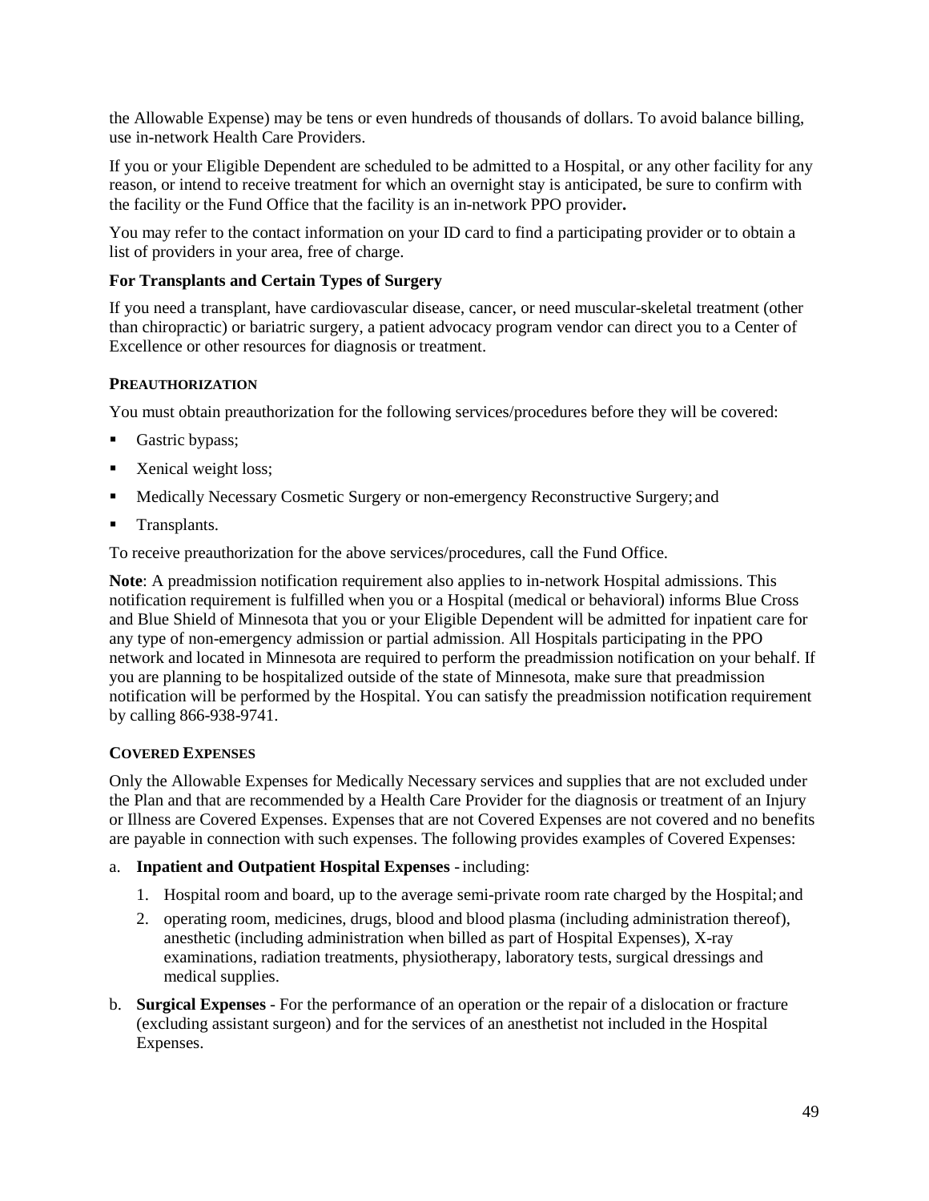the Allowable Expense) may be tens or even hundreds of thousands of dollars. To avoid balance billing, use in-network Health Care Providers.

If you or your Eligible Dependent are scheduled to be admitted to a Hospital, or any other facility for any reason, or intend to receive treatment for which an overnight stay is anticipated, be sure to confirm with the facility or the Fund Office that the facility is an in-network PPO provider**.**

You may refer to the contact information on your ID card to find a participating provider or to obtain a list of providers in your area, free of charge.

**For Transplants and Certain Types of Surgery**

If you need a transplant, have cardiovascular disease, cancer, or need muscular-skeletal treatment (other than chiropractic) or bariatric surgery, a patient advocacy program vendor can direct you to a Center of Excellence or other resources for diagnosis or treatment.

### PREAUTHORIZATION

You must obtain preauthorization for the following services/procedures before they will be covered:

- Gastric bypass;
- Xenical weight loss;
- Medically Necessary Cosmetic Surgery or non-emergency Reconstructive Surgery; and
- Transplants.

To receive preauthorization for the above services/procedures, call the Fund Office.

**Note**: A preadmission notification requirement also applies to in-network Hospital admissions. This notification requirement is fulfilled when you or a Hospital (medical or behavioral) informs Blue Cross and Blue Shield of Minnesota that you or your Eligible Dependent will be admitted for inpatient care for any type of non-emergency admission or partial admission. All Hospitals participating in the PPO network and located in Minnesota are required to perform the preadmission notification on your behalf. If you are planning to be hospitalized outside of the state of Minnesota, make sure that preadmission notification will be performed by the Hospital. You can satisfy the preadmission notification requirement by calling 866-938-9741.

### COVERED EXPENSES

Only the Allowable Expenses for Medically Necessary services and supplies that are not excluded under the Plan and that are recommended by a Health Care Provider for the diagnosis or treatment of an Injury or Illness are Covered Expenses. Expenses that are not Covered Expenses are not covered and no benefits are payable in connection with such expenses. The following provides examples of Covered Expenses:

a. **Inpatient and Outpatient Hospital Expenses** - including:

   1. Hospital room and board, up to the average semi-private room rate charged by the Hospital; and
   2. operating room, medicines, drugs, blood and blood plasma (including administration thereof), anesthetic (including administration when billed as part of Hospital Expenses), X-ray examinations, radiation treatments, physiotherapy, laboratory tests, surgical dressings and medical supplies.

b. **Surgical Expenses** - For the performance of an operation or the repair of a dislocation or fracture (excluding assistant surgeon) and for the services of an anesthetist not included in the Hospital Expenses.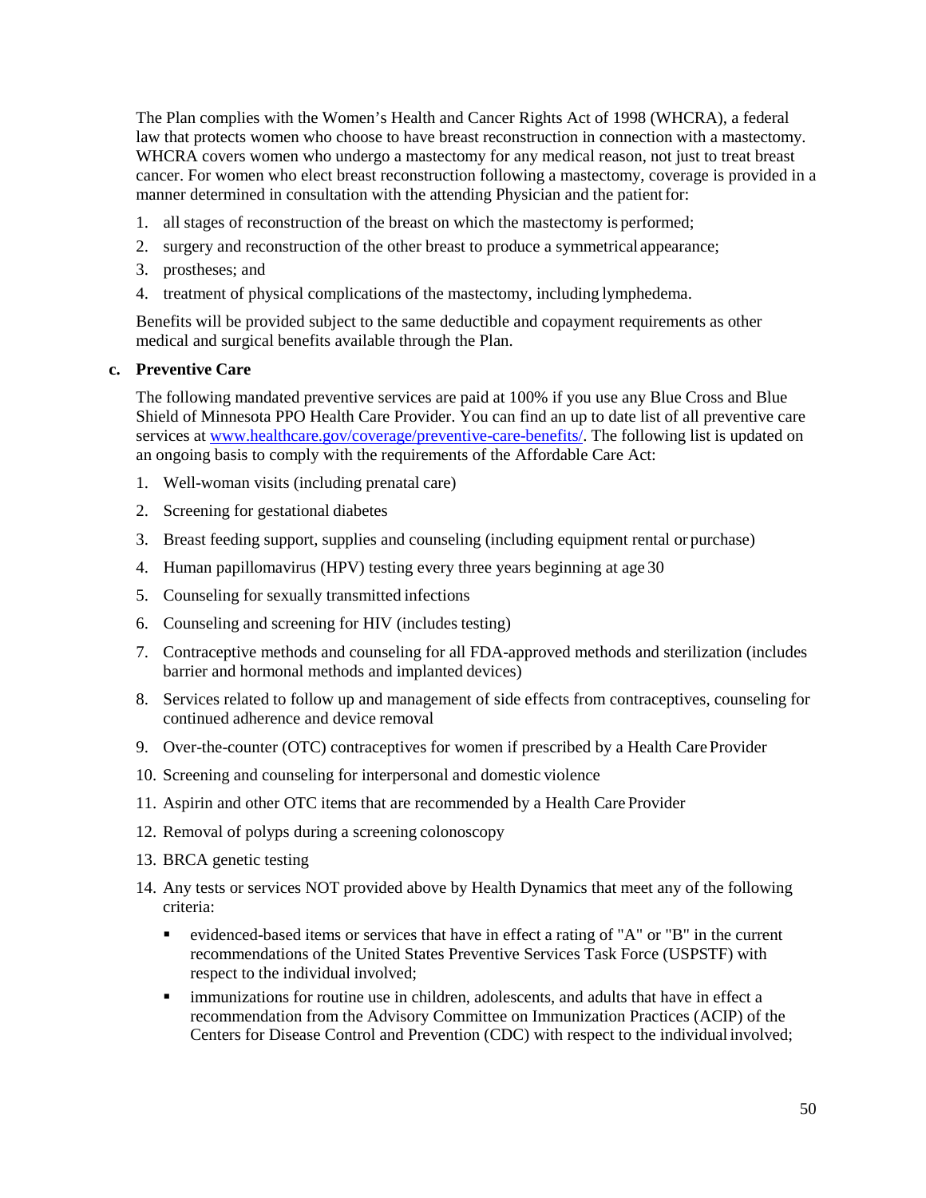The Plan complies with the Women's Health and Cancer Rights Act of 1998 (WHCRA), a federal law that protects women who choose to have breast reconstruction in connection with a mastectomy. WHCRA covers women who undergo a mastectomy for any medical reason, not just to treat breast cancer. For women who elect breast reconstruction following a mastectomy, coverage is provided in a manner determined in consultation with the attending Physician and the patient for:

1. all stages of reconstruction of the breast on which the mastectomy is performed;
2. surgery and reconstruction of the other breast to produce a symmetrical appearance;
3. prostheses; and
4. treatment of physical complications of the mastectomy, including lymphedema.

Benefits will be provided subject to the same deductible and copayment requirements as other medical and surgical benefits available through the Plan.

**c. Preventive Care**

The following mandated preventive services are paid at 100% if you use any Blue Cross and Blue Shield of Minnesota PPO Health Care Provider. You can find an up to date list of all preventive care services at [www.healthcare.gov/coverage/preventive-care-benefits/](www.healthcare.gov/coverage/preventive-care-benefits/). The following list is updated on an ongoing basis to comply with the requirements of the Affordable Care Act:

1. Well-woman visits (including prenatal care)
2. Screening for gestational diabetes
3. Breast feeding support, supplies and counseling (including equipment rental or purchase)
4. Human papillomavirus (HPV) testing every three years beginning at age 30
5. Counseling for sexually transmitted infections
6. Counseling and screening for HIV (includes testing)
7. Contraceptive methods and counseling for all FDA-approved methods and sterilization (includes barrier and hormonal methods and implanted devices)
8. Services related to follow up and management of side effects from contraceptives, counseling for continued adherence and device removal
9. Over-the-counter (OTC) contraceptives for women if prescribed by a Health Care Provider
10. Screening and counseling for interpersonal and domestic violence
11. Aspirin and other OTC items that are recommended by a Health Care Provider
12. Removal of polyps during a screening colonoscopy
13. BRCA genetic testing
14. Any tests or services NOT provided above by Health Dynamics that meet any of the following criteria:
    - evidenced-based items or services that have in effect a rating of "A" or "B" in the current recommendations of the United States Preventive Services Task Force (USPSTF) with respect to the individual involved;
    - immunizations for routine use in children, adolescents, and adults that have in effect a recommendation from the Advisory Committee on Immunization Practices (ACIP) of the Centers for Disease Control and Prevention (CDC) with respect to the individual involved;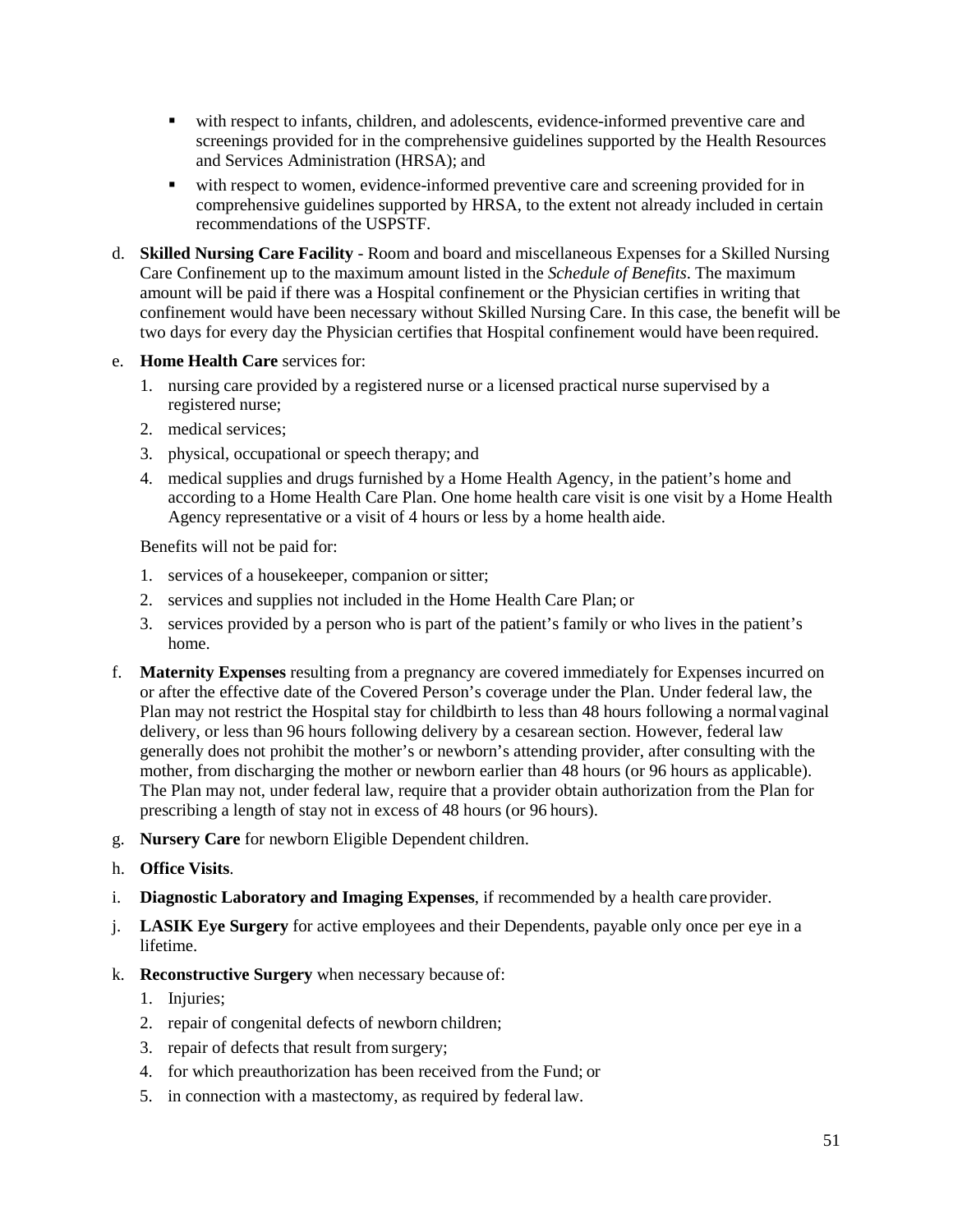- with respect to infants, children, and adolescents, evidence-informed preventive care and screenings provided for in the comprehensive guidelines supported by the Health Resources and Services Administration (HRSA); and
- with respect to women, evidence-informed preventive care and screening provided for in comprehensive guidelines supported by HRSA, to the extent not already included in certain recommendations of the USPSTF.

d. **Skilled Nursing Care Facility** - Room and board and miscellaneous Expenses for a Skilled Nursing Care Confinement up to the maximum amount listed in the *Schedule of Benefits*. The maximum amount will be paid if there was a Hospital confinement or the Physician certifies in writing that confinement would have been necessary without Skilled Nursing Care. In this case, the benefit will be two days for every day the Physician certifies that Hospital confinement would have been required.

e. **Home Health Care** services for:

   1. nursing care provided by a registered nurse or a licensed practical nurse supervised by a registered nurse;
   2. medical services;
   3. physical, occupational or speech therapy; and
   4. medical supplies and drugs furnished by a Home Health Agency, in the patient's home and according to a Home Health Care Plan. One home health care visit is one visit by a Home Health Agency representative or a visit of 4 hours or less by a home health aide.

   Benefits will not be paid for:

   1. services of a housekeeper, companion or sitter;
   2. services and supplies not included in the Home Health Care Plan; or
   3. services provided by a person who is part of the patient's family or who lives in the patient's home.

f. **Maternity Expenses** resulting from a pregnancy are covered immediately for Expenses incurred on or after the effective date of the Covered Person's coverage under the Plan. Under federal law, the Plan may not restrict the Hospital stay for childbirth to less than 48 hours following a normal vaginal delivery, or less than 96 hours following delivery by a cesarean section. However, federal law generally does not prohibit the mother's or newborn's attending provider, after consulting with the mother, from discharging the mother or newborn earlier than 48 hours (or 96 hours as applicable). The Plan may not, under federal law, require that a provider obtain authorization from the Plan for prescribing a length of stay not in excess of 48 hours (or 96 hours).

g. **Nursery Care** for newborn Eligible Dependent children.

h. **Office Visits**.

i. **Diagnostic Laboratory and Imaging Expenses**, if recommended by a health care provider.

j. **LASIK Eye Surgery** for active employees and their Dependents, payable only once per eye in a lifetime.

k. **Reconstructive Surgery** when necessary because of:

   1. Injuries;
   2. repair of congenital defects of newborn children;
   3. repair of defects that result from surgery;
   4. for which preauthorization has been received from the Fund; or
   5. in connection with a mastectomy, as required by federal law.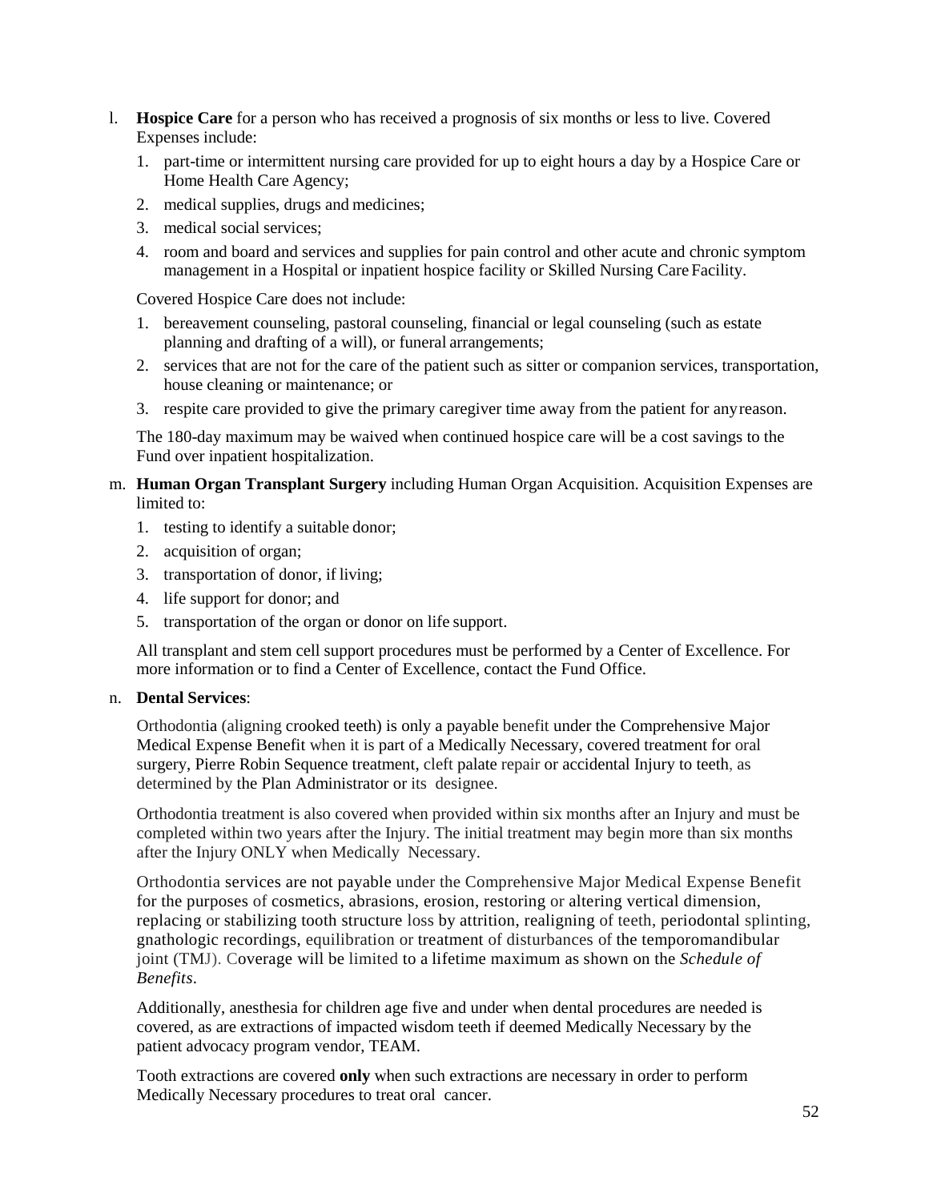l. **Hospice Care** for a person who has received a prognosis of six months or less to live. Covered Expenses include:

   1. part-time or intermittent nursing care provided for up to eight hours a day by a Hospice Care or Home Health Care Agency;
   2. medical supplies, drugs and medicines;
   3. medical social services;
   4. room and board and services and supplies for pain control and other acute and chronic symptom management in a Hospital or inpatient hospice facility or Skilled Nursing Care Facility.

   Covered Hospice Care does not include:

   1. bereavement counseling, pastoral counseling, financial or legal counseling (such as estate planning and drafting of a will), or funeral arrangements;
   2. services that are not for the care of the patient such as sitter or companion services, transportation, house cleaning or maintenance; or
   3. respite care provided to give the primary caregiver time away from the patient for any reason.

   The 180-day maximum may be waived when continued hospice care will be a cost savings to the Fund over inpatient hospitalization.

m. **Human Organ Transplant Surgery** including Human Organ Acquisition. Acquisition Expenses are limited to:

   1. testing to identify a suitable donor;
   2. acquisition of organ;
   3. transportation of donor, if living;
   4. life support for donor; and
   5. transportation of the organ or donor on life support.

   All transplant and stem cell support procedures must be performed by a Center of Excellence. For more information or to find a Center of Excellence, contact the Fund Office.

n. **Dental Services**:

   Orthodontia (aligning crooked teeth) is only a payable benefit under the Comprehensive Major Medical Expense Benefit when it is part of a Medically Necessary, covered treatment for oral surgery, Pierre Robin Sequence treatment, cleft palate repair or accidental Injury to teeth, as determined by the Plan Administrator or its designee.

   Orthodontia treatment is also covered when provided within six months after an Injury and must be completed within two years after the Injury. The initial treatment may begin more than six months after the Injury ONLY when Medically Necessary.

   Orthodontia services are not payable under the Comprehensive Major Medical Expense Benefit for the purposes of cosmetics, abrasions, erosion, restoring or altering vertical dimension, replacing or stabilizing tooth structure loss by attrition, realigning of teeth, periodontal splinting, gnathologic recordings, equilibration or treatment of disturbances of the temporomandibular joint (TMJ). Coverage will be limited to a lifetime maximum as shown on the *Schedule of Benefits*.

   Additionally, anesthesia for children age five and under when dental procedures are needed is covered, as are extractions of impacted wisdom teeth if deemed Medically Necessary by the patient advocacy program vendor, TEAM.

   Tooth extractions are covered **only** when such extractions are necessary in order to perform Medically Necessary procedures to treat oral cancer.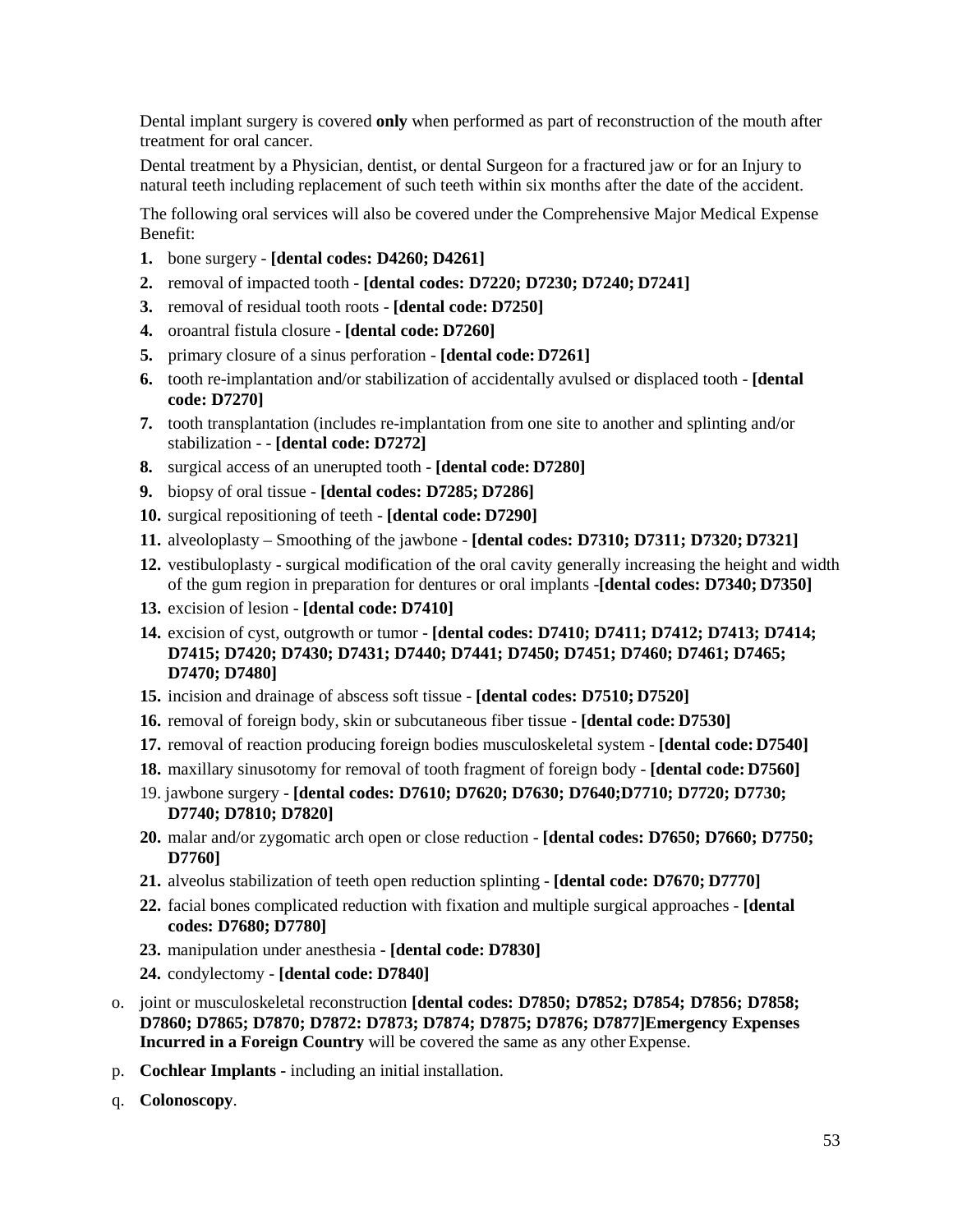Dental implant surgery is covered **only** when performed as part of reconstruction of the mouth after treatment for oral cancer.

Dental treatment by a Physician, dentist, or dental Surgeon for a fractured jaw or for an Injury to natural teeth including replacement of such teeth within six months after the date of the accident.

The following oral services will also be covered under the Comprehensive Major Medical Expense Benefit:

1. bone surgery - **[dental codes: D4260; D4261]**
2. removal of impacted tooth - **[dental codes: D7220; D7230; D7240; D7241]**
3. removal of residual tooth roots - **[dental code: D7250]**
4. oroantral fistula closure - **[dental code: D7260]**
5. primary closure of a sinus perforation - **[dental code: D7261]**
6. tooth re-implantation and/or stabilization of accidentally avulsed or displaced tooth - **[dental code: D7270]**
7. tooth transplantation (includes re-implantation from one site to another and splinting and/or stabilization - - **[dental code: D7272]**
8. surgical access of an unerupted tooth - **[dental code: D7280]**
9. biopsy of oral tissue - **[dental codes: D7285; D7286]**
10. surgical repositioning of teeth - **[dental code: D7290]**
11. alveoloplasty – Smoothing of the jawbone - **[dental codes: D7310; D7311; D7320; D7321]**
12. vestibuloplasty - surgical modification of the oral cavity generally increasing the height and width of the gum region in preparation for dentures or oral implants -**[dental codes: D7340; D7350]**
13. excision of lesion - **[dental code: D7410]**
14. excision of cyst, outgrowth or tumor - **[dental codes: D7410; D7411; D7412; D7413; D7414; D7415; D7420; D7430; D7431; D7440; D7441; D7450; D7451; D7460; D7461; D7465; D7470; D7480]**
15. incision and drainage of abscess soft tissue - **[dental codes: D7510; D7520]**
16. removal of foreign body, skin or subcutaneous fiber tissue - **[dental code: D7530]**
17. removal of reaction producing foreign bodies musculoskeletal system - **[dental code: D7540]**
18. maxillary sinusotomy for removal of tooth fragment of foreign body - **[dental code: D7560]**
19. jawbone surgery - **[dental codes: D7610; D7620; D7630; D7640;D7710; D7720; D7730; D7740; D7810; D7820]**
20. malar and/or zygomatic arch open or close reduction - **[dental codes: D7650; D7660; D7750; D7760]**
21. alveolus stabilization of teeth open reduction splinting - **[dental code: D7670; D7770]**
22. facial bones complicated reduction with fixation and multiple surgical approaches - **[dental codes: D7680; D7780]**
23. manipulation under anesthesia - **[dental code: D7830]**
24. condylectomy - **[dental code: D7840]**

o. joint or musculoskeletal reconstruction **[dental codes: D7850; D7852; D7854; D7856; D7858; D7860; D7865; D7870; D7872: D7873; D7874; D7875; D7876; D7877]Emergency Expenses Incurred in a Foreign Country** will be covered the same as any other Expense.

p. **Cochlear Implants -** including an initial installation.

q. **Colonoscopy**.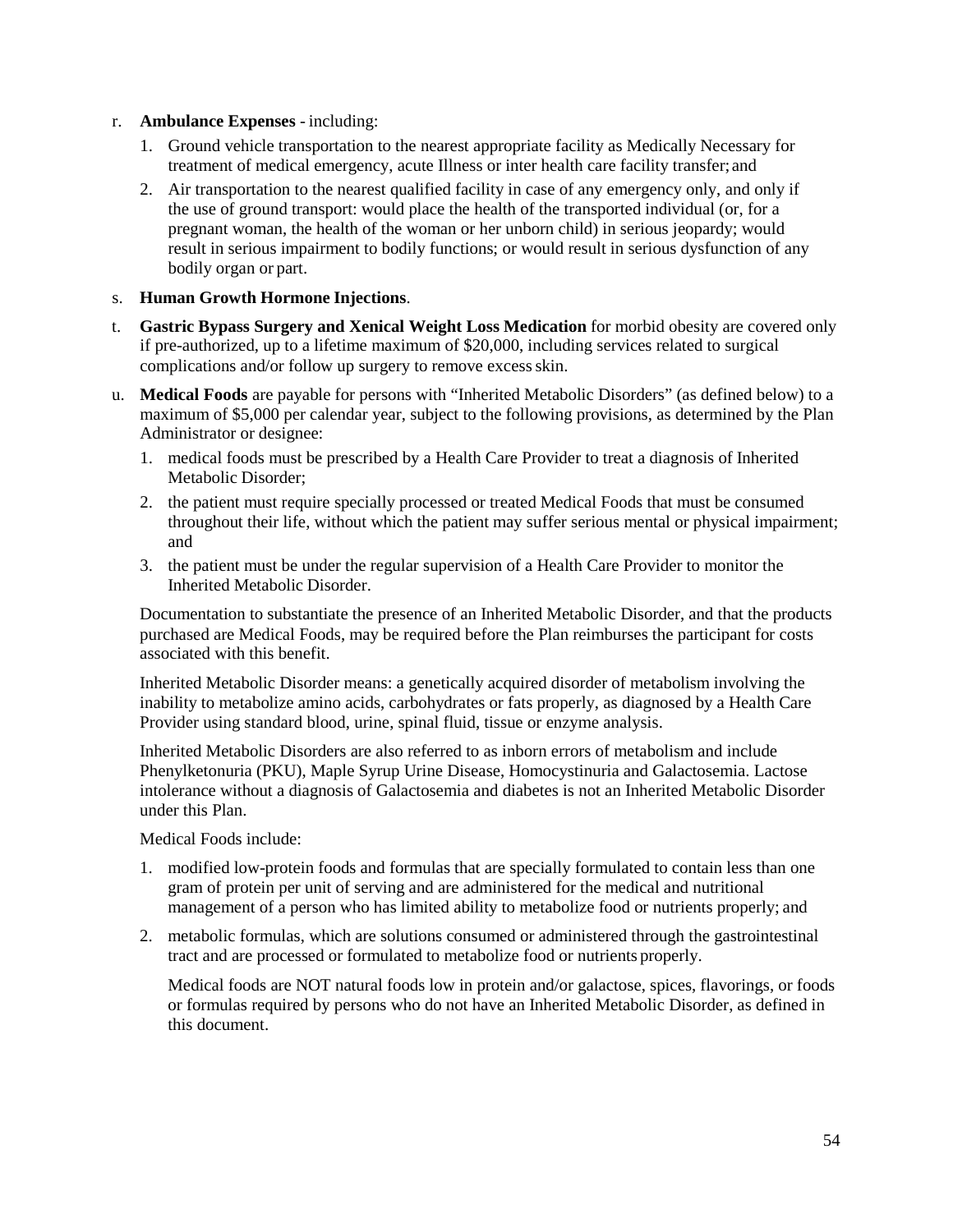r. **Ambulance Expenses** - including:

   1. Ground vehicle transportation to the nearest appropriate facility as Medically Necessary for treatment of medical emergency, acute Illness or inter health care facility transfer; and
   2. Air transportation to the nearest qualified facility in case of any emergency only, and only if the use of ground transport: would place the health of the transported individual (or, for a pregnant woman, the health of the woman or her unborn child) in serious jeopardy; would result in serious impairment to bodily functions; or would result in serious dysfunction of any bodily organ or part.

s. **Human Growth Hormone Injections**.

t. **Gastric Bypass Surgery and Xenical Weight Loss Medication** for morbid obesity are covered only if pre-authorized, up to a lifetime maximum of $20,000, including services related to surgical complications and/or follow up surgery to remove excess skin.

u. **Medical Foods** are payable for persons with "Inherited Metabolic Disorders" (as defined below) to a maximum of $5,000 per calendar year, subject to the following provisions, as determined by the Plan Administrator or designee:

   1. medical foods must be prescribed by a Health Care Provider to treat a diagnosis of Inherited Metabolic Disorder;
   2. the patient must require specially processed or treated Medical Foods that must be consumed throughout their life, without which the patient may suffer serious mental or physical impairment; and
   3. the patient must be under the regular supervision of a Health Care Provider to monitor the Inherited Metabolic Disorder.

   Documentation to substantiate the presence of an Inherited Metabolic Disorder, and that the products purchased are Medical Foods, may be required before the Plan reimburses the participant for costs associated with this benefit.

   Inherited Metabolic Disorder means: a genetically acquired disorder of metabolism involving the inability to metabolize amino acids, carbohydrates or fats properly, as diagnosed by a Health Care Provider using standard blood, urine, spinal fluid, tissue or enzyme analysis.

   Inherited Metabolic Disorders are also referred to as inborn errors of metabolism and include Phenylketonuria (PKU), Maple Syrup Urine Disease, Homocystinuria and Galactosemia. Lactose intolerance without a diagnosis of Galactosemia and diabetes is not an Inherited Metabolic Disorder under this Plan.

   Medical Foods include:

   1. modified low-protein foods and formulas that are specially formulated to contain less than one gram of protein per unit of serving and are administered for the medical and nutritional management of a person who has limited ability to metabolize food or nutrients properly; and
   2. metabolic formulas, which are solutions consumed or administered through the gastrointestinal tract and are processed or formulated to metabolize food or nutrients properly.

      Medical foods are NOT natural foods low in protein and/or galactose, spices, flavorings, or foods or formulas required by persons who do not have an Inherited Metabolic Disorder, as defined in this document.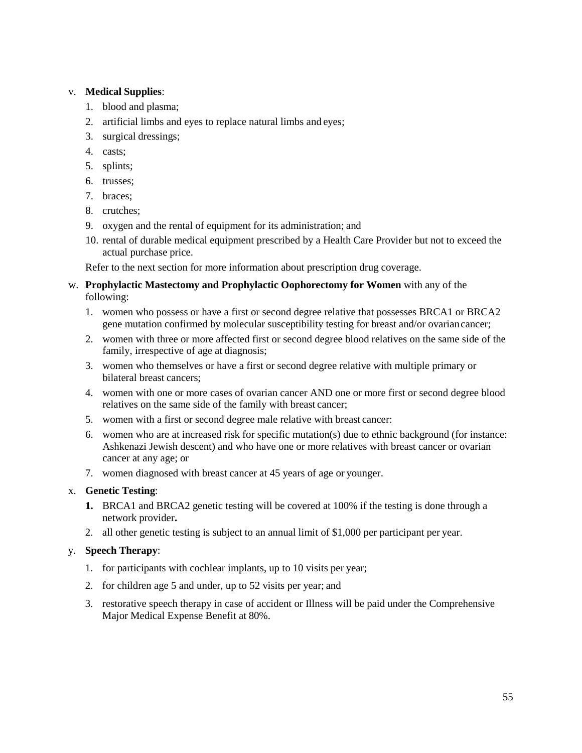v. **Medical Supplies**:

1. blood and plasma;
2. artificial limbs and eyes to replace natural limbs and eyes;
3. surgical dressings;
4. casts;
5. splints;
6. trusses;
7. braces;
8. crutches;
9. oxygen and the rental of equipment for its administration; and
10. rental of durable medical equipment prescribed by a Health Care Provider but not to exceed the actual purchase price.

Refer to the next section for more information about prescription drug coverage.

w. **Prophylactic Mastectomy and Prophylactic Oophorectomy for Women** with any of the following:

1. women who possess or have a first or second degree relative that possesses BRCA1 or BRCA2 gene mutation confirmed by molecular susceptibility testing for breast and/or ovarian cancer;
2. women with three or more affected first or second degree blood relatives on the same side of the family, irrespective of age at diagnosis;
3. women who themselves or have a first or second degree relative with multiple primary or bilateral breast cancers;
4. women with one or more cases of ovarian cancer AND one or more first or second degree blood relatives on the same side of the family with breast cancer;
5. women with a first or second degree male relative with breast cancer:
6. women who are at increased risk for specific mutation(s) due to ethnic background (for instance: Ashkenazi Jewish descent) and who have one or more relatives with breast cancer or ovarian cancer at any age; or
7. women diagnosed with breast cancer at 45 years of age or younger.

x. **Genetic Testing**:

1. BRCA1 and BRCA2 genetic testing will be covered at 100% if the testing is done through a network provider**.**
2. all other genetic testing is subject to an annual limit of $1,000 per participant per year.

y. **Speech Therapy**:

1. for participants with cochlear implants, up to 10 visits per year;
2. for children age 5 and under, up to 52 visits per year; and
3. restorative speech therapy in case of accident or Illness will be paid under the Comprehensive Major Medical Expense Benefit at 80%.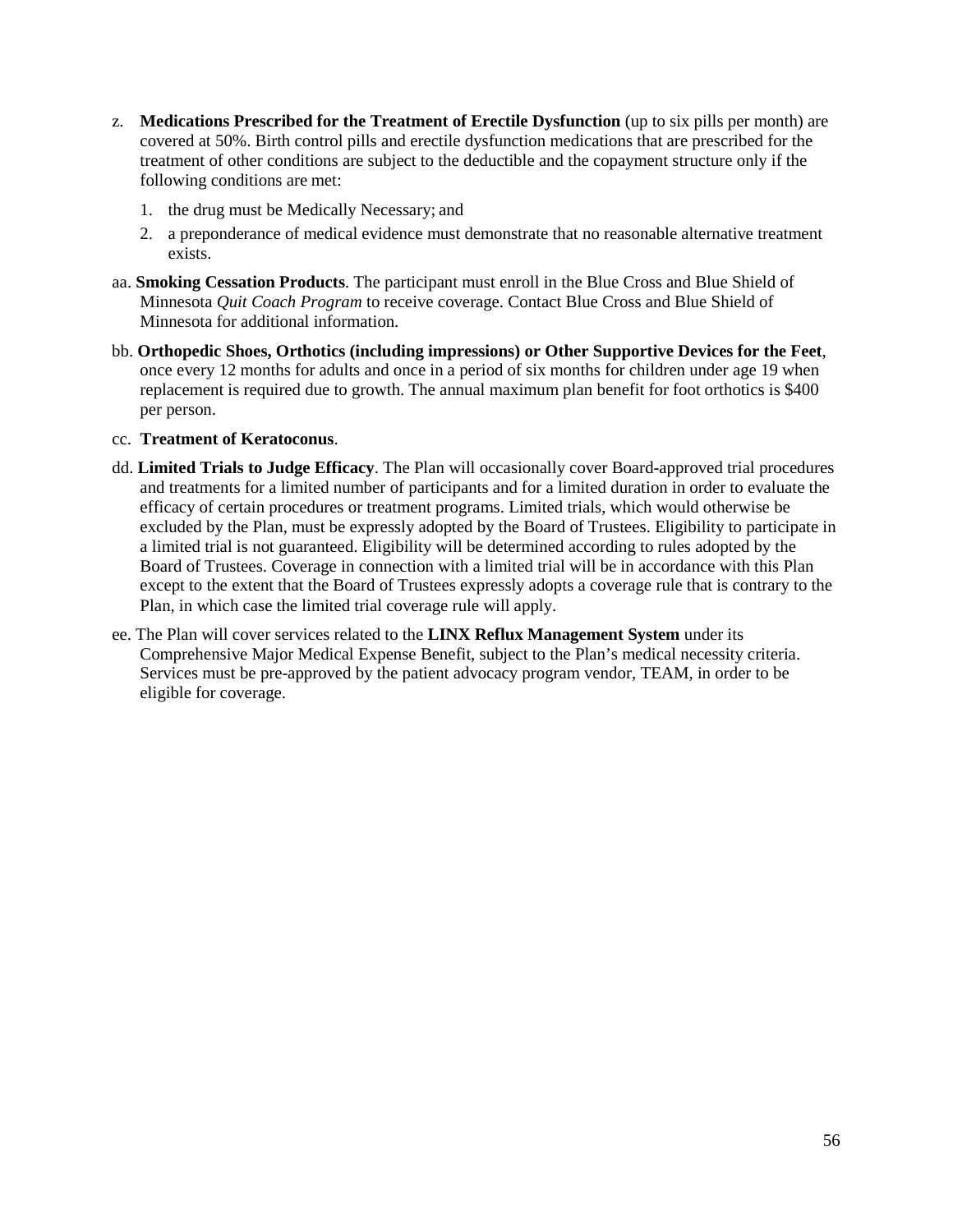z. **Medications Prescribed for the Treatment of Erectile Dysfunction** (up to six pills per month) are covered at 50%. Birth control pills and erectile dysfunction medications that are prescribed for the treatment of other conditions are subject to the deductible and the copayment structure only if the following conditions are met:

   1. the drug must be Medically Necessary; and
   2. a preponderance of medical evidence must demonstrate that no reasonable alternative treatment exists.

aa. **Smoking Cessation Products**. The participant must enroll in the Blue Cross and Blue Shield of Minnesota *Quit Coach Program* to receive coverage. Contact Blue Cross and Blue Shield of Minnesota for additional information.

bb. **Orthopedic Shoes, Orthotics (including impressions) or Other Supportive Devices for the Feet**, once every 12 months for adults and once in a period of six months for children under age 19 when replacement is required due to growth. The annual maximum plan benefit for foot orthotics is $400 per person.

cc. **Treatment of Keratoconus**.

dd. **Limited Trials to Judge Efficacy**. The Plan will occasionally cover Board-approved trial procedures and treatments for a limited number of participants and for a limited duration in order to evaluate the efficacy of certain procedures or treatment programs. Limited trials, which would otherwise be excluded by the Plan, must be expressly adopted by the Board of Trustees. Eligibility to participate in a limited trial is not guaranteed. Eligibility will be determined according to rules adopted by the Board of Trustees. Coverage in connection with a limited trial will be in accordance with this Plan except to the extent that the Board of Trustees expressly adopts a coverage rule that is contrary to the Plan, in which case the limited trial coverage rule will apply.

ee. The Plan will cover services related to the **LINX Reflux Management System** under its Comprehensive Major Medical Expense Benefit, subject to the Plan's medical necessity criteria. Services must be pre-approved by the patient advocacy program vendor, TEAM, in order to be eligible for coverage.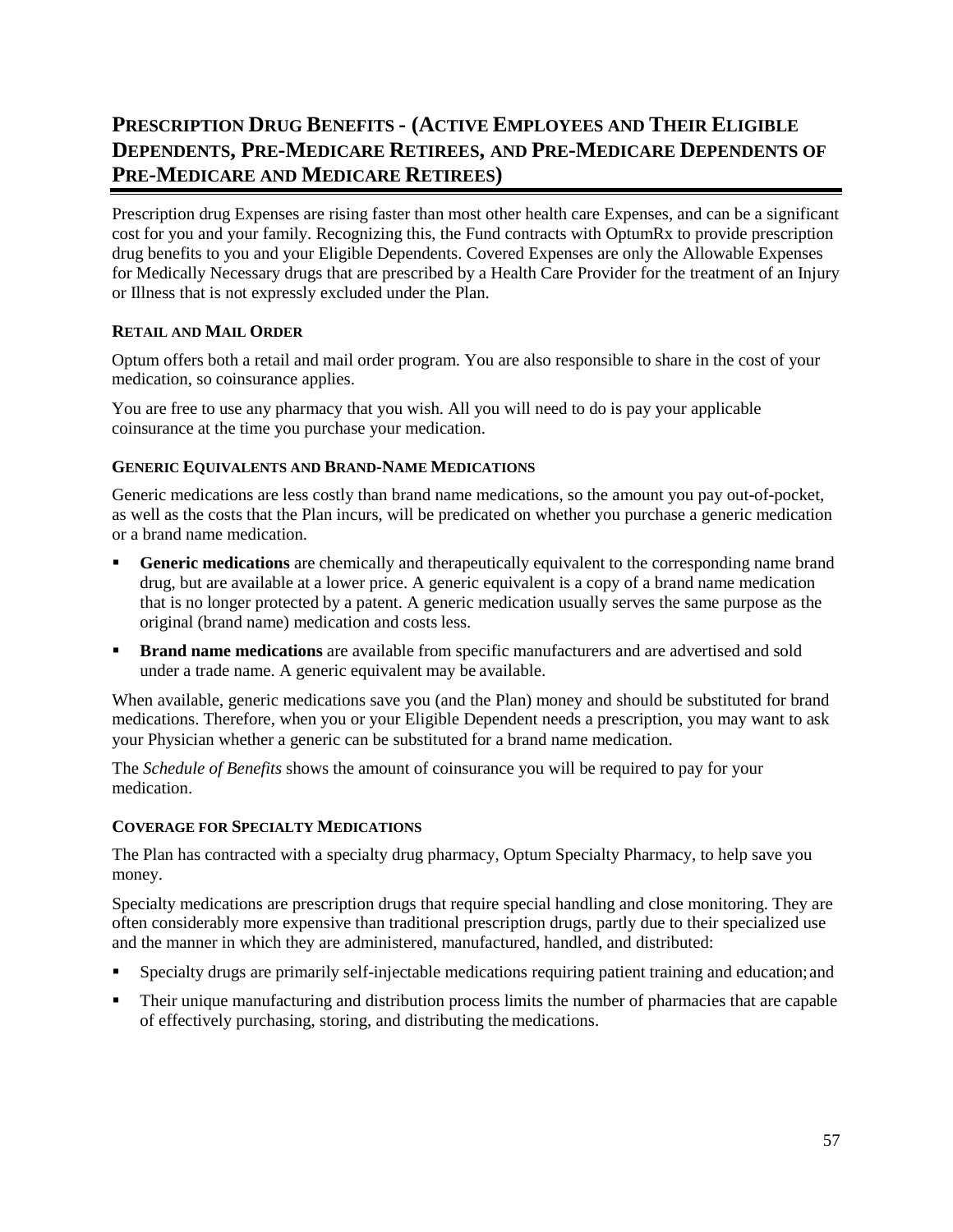# Prescription Drug Benefits - (Active Employees and Their Eligible Dependents, Pre-Medicare Retirees, and Pre-Medicare Dependents of Pre-Medicare and Medicare Retirees)

Prescription drug Expenses are rising faster than most other health care Expenses, and can be a significant cost for you and your family. Recognizing this, the Fund contracts with OptumRx to provide prescription drug benefits to you and your Eligible Dependents. Covered Expenses are only the Allowable Expenses for Medically Necessary drugs that are prescribed by a Health Care Provider for the treatment of an Injury or Illness that is not expressly excluded under the Plan.

### Retail and Mail Order

Optum offers both a retail and mail order program. You are also responsible to share in the cost of your medication, so coinsurance applies.

You are free to use any pharmacy that you wish. All you will need to do is pay your applicable coinsurance at the time you purchase your medication.

### Generic Equivalents and Brand-Name Medications

Generic medications are less costly than brand name medications, so the amount you pay out-of-pocket, as well as the costs that the Plan incurs, will be predicated on whether you purchase a generic medication or a brand name medication.

- **Generic medications** are chemically and therapeutically equivalent to the corresponding name brand drug, but are available at a lower price. A generic equivalent is a copy of a brand name medication that is no longer protected by a patent. A generic medication usually serves the same purpose as the original (brand name) medication and costs less.
- **Brand name medications** are available from specific manufacturers and are advertised and sold under a trade name. A generic equivalent may be available.

When available, generic medications save you (and the Plan) money and should be substituted for brand medications. Therefore, when you or your Eligible Dependent needs a prescription, you may want to ask your Physician whether a generic can be substituted for a brand name medication.

The *Schedule of Benefits* shows the amount of coinsurance you will be required to pay for your medication.

### Coverage for Specialty Medications

The Plan has contracted with a specialty drug pharmacy, Optum Specialty Pharmacy, to help save you money.

Specialty medications are prescription drugs that require special handling and close monitoring. They are often considerably more expensive than traditional prescription drugs, partly due to their specialized use and the manner in which they are administered, manufactured, handled, and distributed:

- Specialty drugs are primarily self-injectable medications requiring patient training and education; and
- Their unique manufacturing and distribution process limits the number of pharmacies that are capable of effectively purchasing, storing, and distributing the medications.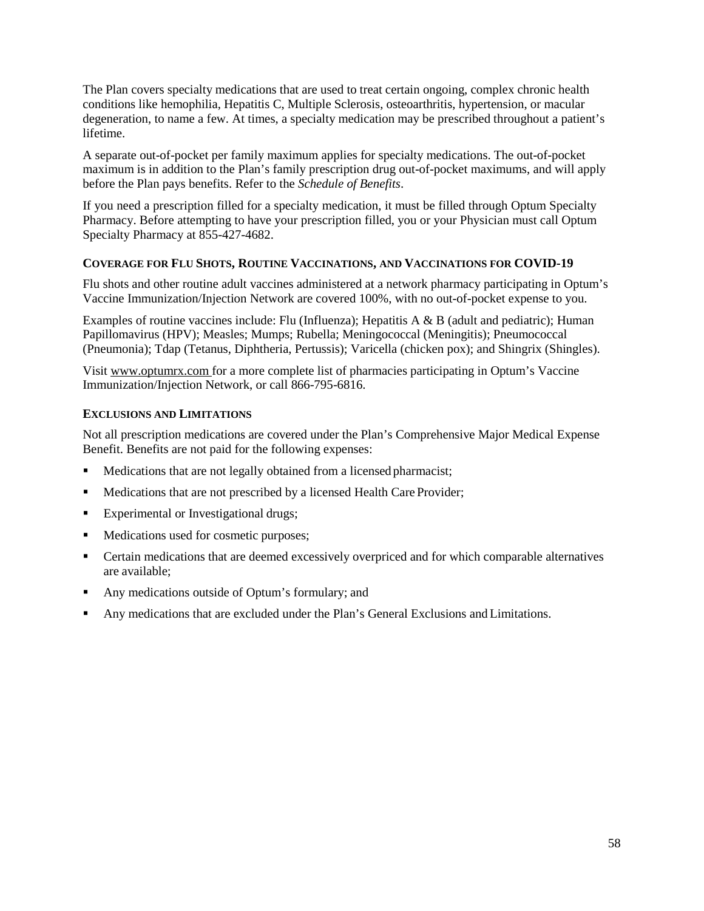The Plan covers specialty medications that are used to treat certain ongoing, complex chronic health conditions like hemophilia, Hepatitis C, Multiple Sclerosis, osteoarthritis, hypertension, or macular degeneration, to name a few. At times, a specialty medication may be prescribed throughout a patient's lifetime.

A separate out-of-pocket per family maximum applies for specialty medications. The out-of-pocket maximum is in addition to the Plan's family prescription drug out-of-pocket maximums, and will apply before the Plan pays benefits. Refer to the *Schedule of Benefits*.

If you need a prescription filled for a specialty medication, it must be filled through Optum Specialty Pharmacy. Before attempting to have your prescription filled, you or your Physician must call Optum Specialty Pharmacy at 855-427-4682.

### COVERAGE FOR FLU SHOTS, ROUTINE VACCINATIONS, AND VACCINATIONS FOR COVID-19

Flu shots and other routine adult vaccines administered at a network pharmacy participating in Optum's Vaccine Immunization/Injection Network are covered 100%, with no out-of-pocket expense to you.

Examples of routine vaccines include: Flu (Influenza); Hepatitis A & B (adult and pediatric); Human Papillomavirus (HPV); Measles; Mumps; Rubella; Meningococcal (Meningitis); Pneumococcal (Pneumonia); Tdap (Tetanus, Diphtheria, Pertussis); Varicella (chicken pox); and Shingrix (Shingles).

Visit www.optumrx.com for a more complete list of pharmacies participating in Optum's Vaccine Immunization/Injection Network, or call 866-795-6816.

### EXCLUSIONS AND LIMITATIONS

Not all prescription medications are covered under the Plan's Comprehensive Major Medical Expense Benefit. Benefits are not paid for the following expenses:

- Medications that are not legally obtained from a licensed pharmacist;
- Medications that are not prescribed by a licensed Health Care Provider;
- Experimental or Investigational drugs;
- Medications used for cosmetic purposes;
- Certain medications that are deemed excessively overpriced and for which comparable alternatives are available;
- Any medications outside of Optum's formulary; and
- Any medications that are excluded under the Plan's General Exclusions and Limitations.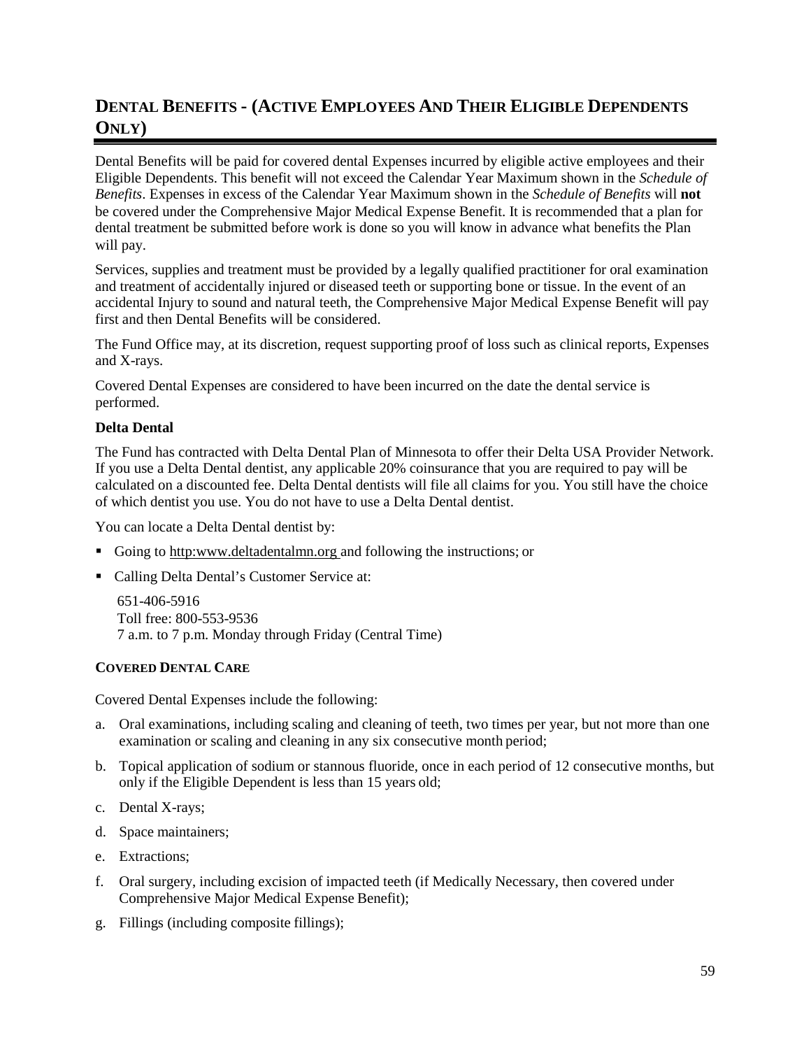## DENTAL BENEFITS - (ACTIVE EMPLOYEES AND THEIR ELIGIBLE DEPENDENTS ONLY)

Dental Benefits will be paid for covered dental Expenses incurred by eligible active employees and their Eligible Dependents. This benefit will not exceed the Calendar Year Maximum shown in the *Schedule of Benefits*. Expenses in excess of the Calendar Year Maximum shown in the *Schedule of Benefits* will **not** be covered under the Comprehensive Major Medical Expense Benefit. It is recommended that a plan for dental treatment be submitted before work is done so you will know in advance what benefits the Plan will pay.

Services, supplies and treatment must be provided by a legally qualified practitioner for oral examination and treatment of accidentally injured or diseased teeth or supporting bone or tissue. In the event of an accidental Injury to sound and natural teeth, the Comprehensive Major Medical Expense Benefit will pay first and then Dental Benefits will be considered.

The Fund Office may, at its discretion, request supporting proof of loss such as clinical reports, Expenses and X-rays.

Covered Dental Expenses are considered to have been incurred on the date the dental service is performed.

**Delta Dental**

The Fund has contracted with Delta Dental Plan of Minnesota to offer their Delta USA Provider Network. If you use a Delta Dental dentist, any applicable 20% coinsurance that you are required to pay will be calculated on a discounted fee. Delta Dental dentists will file all claims for you. You still have the choice of which dentist you use. You do not have to use a Delta Dental dentist.

You can locate a Delta Dental dentist by:

- Going to http:www.deltadentalmn.org and following the instructions; or
- Calling Delta Dental's Customer Service at:

  651-406-5916
  Toll free: 800-553-9536
  7 a.m. to 7 p.m. Monday through Friday (Central Time)

#### COVERED DENTAL CARE

Covered Dental Expenses include the following:

a. Oral examinations, including scaling and cleaning of teeth, two times per year, but not more than one examination or scaling and cleaning in any six consecutive month period;

b. Topical application of sodium or stannous fluoride, once in each period of 12 consecutive months, but only if the Eligible Dependent is less than 15 years old;

c. Dental X-rays;

d. Space maintainers;

e. Extractions;

f. Oral surgery, including excision of impacted teeth (if Medically Necessary, then covered under Comprehensive Major Medical Expense Benefit);

g. Fillings (including composite fillings);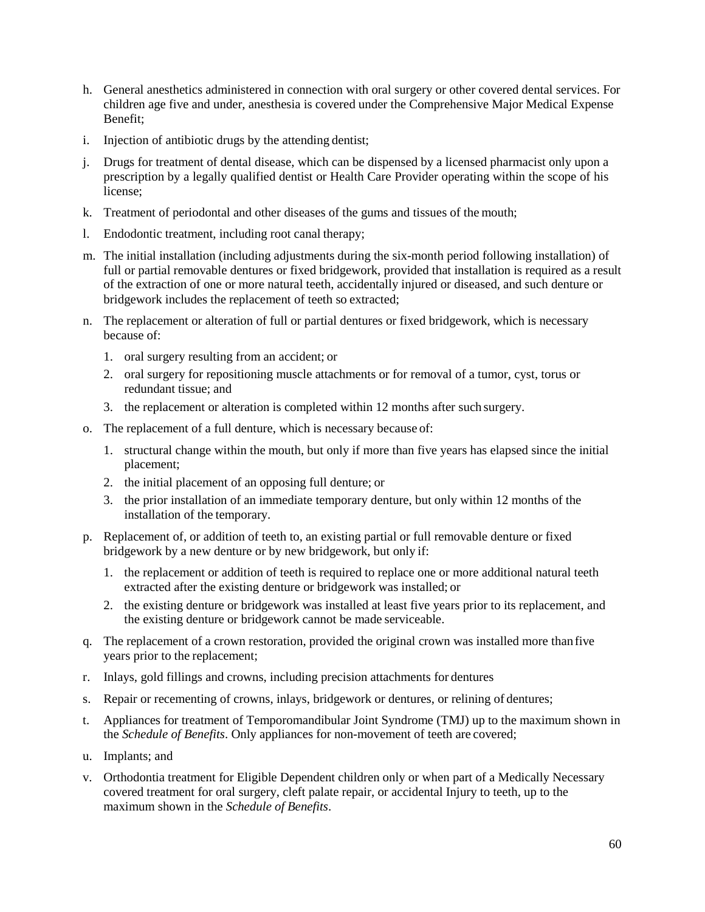h. General anesthetics administered in connection with oral surgery or other covered dental services. For children age five and under, anesthesia is covered under the Comprehensive Major Medical Expense Benefit;

i. Injection of antibiotic drugs by the attending dentist;

j. Drugs for treatment of dental disease, which can be dispensed by a licensed pharmacist only upon a prescription by a legally qualified dentist or Health Care Provider operating within the scope of his license;

k. Treatment of periodontal and other diseases of the gums and tissues of the mouth;

l. Endodontic treatment, including root canal therapy;

m. The initial installation (including adjustments during the six-month period following installation) of full or partial removable dentures or fixed bridgework, provided that installation is required as a result of the extraction of one or more natural teeth, accidentally injured or diseased, and such denture or bridgework includes the replacement of teeth so extracted;

n. The replacement or alteration of full or partial dentures or fixed bridgework, which is necessary because of:

   1. oral surgery resulting from an accident; or
   2. oral surgery for repositioning muscle attachments or for removal of a tumor, cyst, torus or redundant tissue; and
   3. the replacement or alteration is completed within 12 months after such surgery.

o. The replacement of a full denture, which is necessary because of:

   1. structural change within the mouth, but only if more than five years has elapsed since the initial placement;
   2. the initial placement of an opposing full denture; or
   3. the prior installation of an immediate temporary denture, but only within 12 months of the installation of the temporary.

p. Replacement of, or addition of teeth to, an existing partial or full removable denture or fixed bridgework by a new denture or by new bridgework, but only if:

   1. the replacement or addition of teeth is required to replace one or more additional natural teeth extracted after the existing denture or bridgework was installed; or
   2. the existing denture or bridgework was installed at least five years prior to its replacement, and the existing denture or bridgework cannot be made serviceable.

q. The replacement of a crown restoration, provided the original crown was installed more than five years prior to the replacement;

r. Inlays, gold fillings and crowns, including precision attachments for dentures

s. Repair or recementing of crowns, inlays, bridgework or dentures, or relining of dentures;

t. Appliances for treatment of Temporomandibular Joint Syndrome (TMJ) up to the maximum shown in the *Schedule of Benefits*. Only appliances for non-movement of teeth are covered;

u. Implants; and

v. Orthodontia treatment for Eligible Dependent children only or when part of a Medically Necessary covered treatment for oral surgery, cleft palate repair, or accidental Injury to teeth, up to the maximum shown in the *Schedule of Benefits*.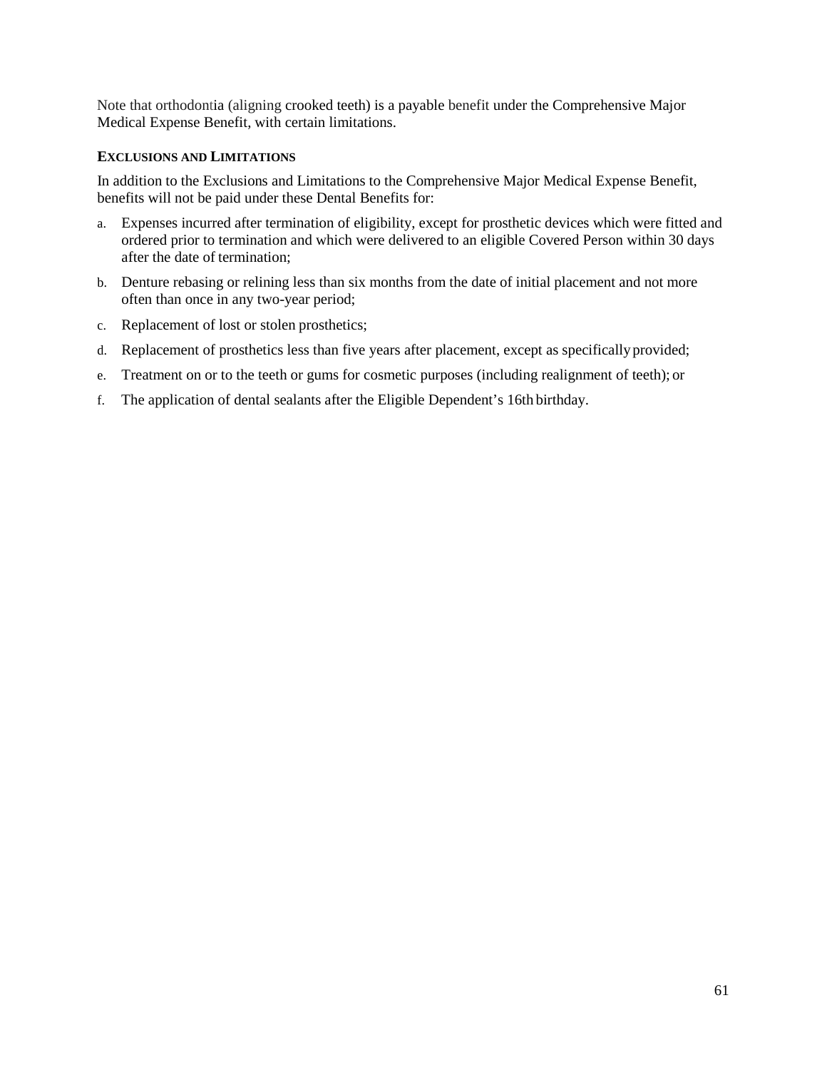Note that orthodontia (aligning crooked teeth) is a payable benefit under the Comprehensive Major Medical Expense Benefit, with certain limitations.

**EXCLUSIONS AND LIMITATIONS**

In addition to the Exclusions and Limitations to the Comprehensive Major Medical Expense Benefit, benefits will not be paid under these Dental Benefits for:

a. Expenses incurred after termination of eligibility, except for prosthetic devices which were fitted and ordered prior to termination and which were delivered to an eligible Covered Person within 30 days after the date of termination;

b. Denture rebasing or relining less than six months from the date of initial placement and not more often than once in any two-year period;

c. Replacement of lost or stolen prosthetics;

d. Replacement of prosthetics less than five years after placement, except as specifically provided;

e. Treatment on or to the teeth or gums for cosmetic purposes (including realignment of teeth); or

f. The application of dental sealants after the Eligible Dependent's 16th birthday.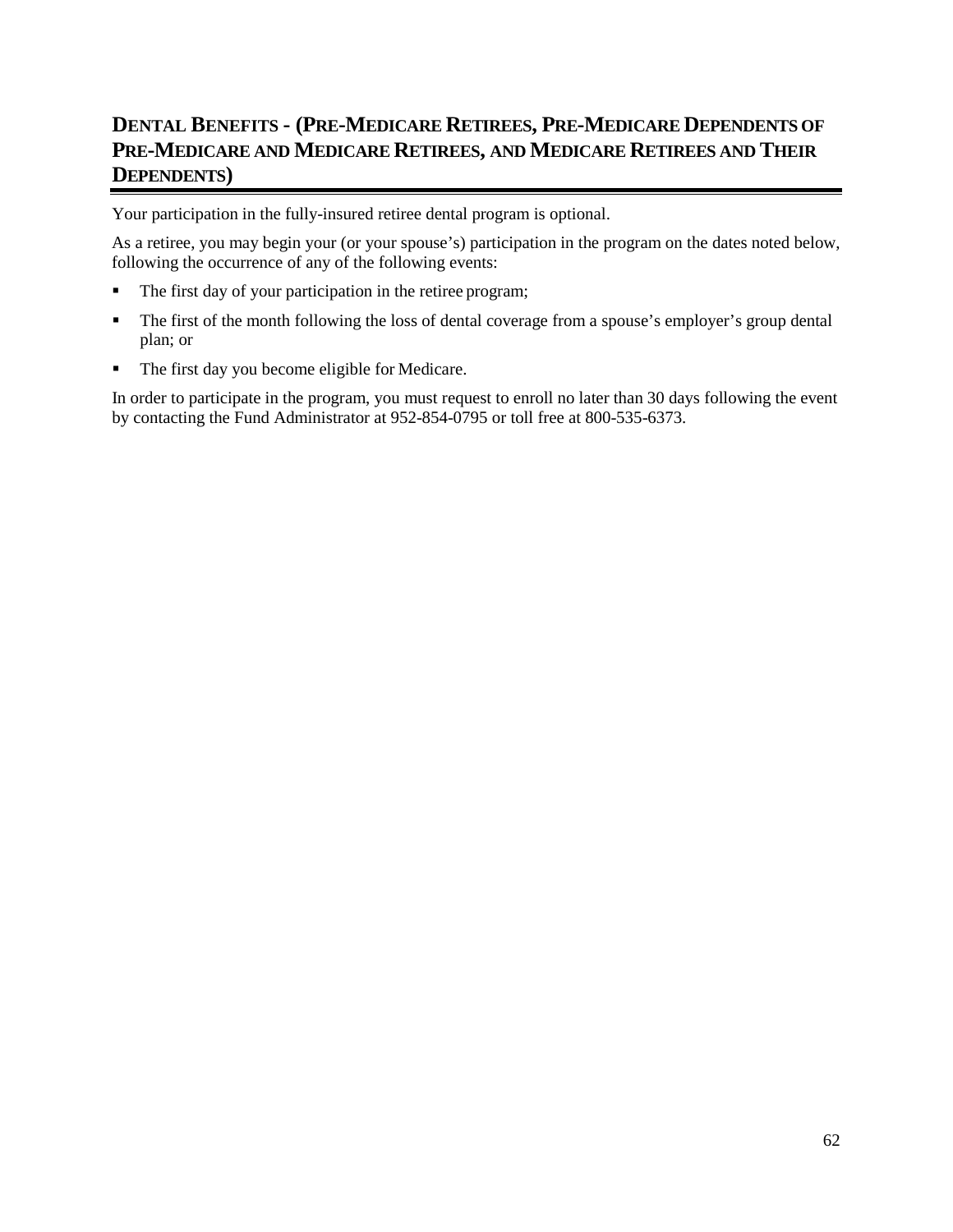## DENTAL BENEFITS - (PRE-MEDICARE RETIREES, PRE-MEDICARE DEPENDENTS OF PRE-MEDICARE AND MEDICARE RETIREES, AND MEDICARE RETIREES AND THEIR DEPENDENTS)

Your participation in the fully-insured retiree dental program is optional.

As a retiree, you may begin your (or your spouse's) participation in the program on the dates noted below, following the occurrence of any of the following events:

- The first day of your participation in the retiree program;
- The first of the month following the loss of dental coverage from a spouse's employer's group dental plan; or
- The first day you become eligible for Medicare.

In order to participate in the program, you must request to enroll no later than 30 days following the event by contacting the Fund Administrator at 952-854-0795 or toll free at 800-535-6373.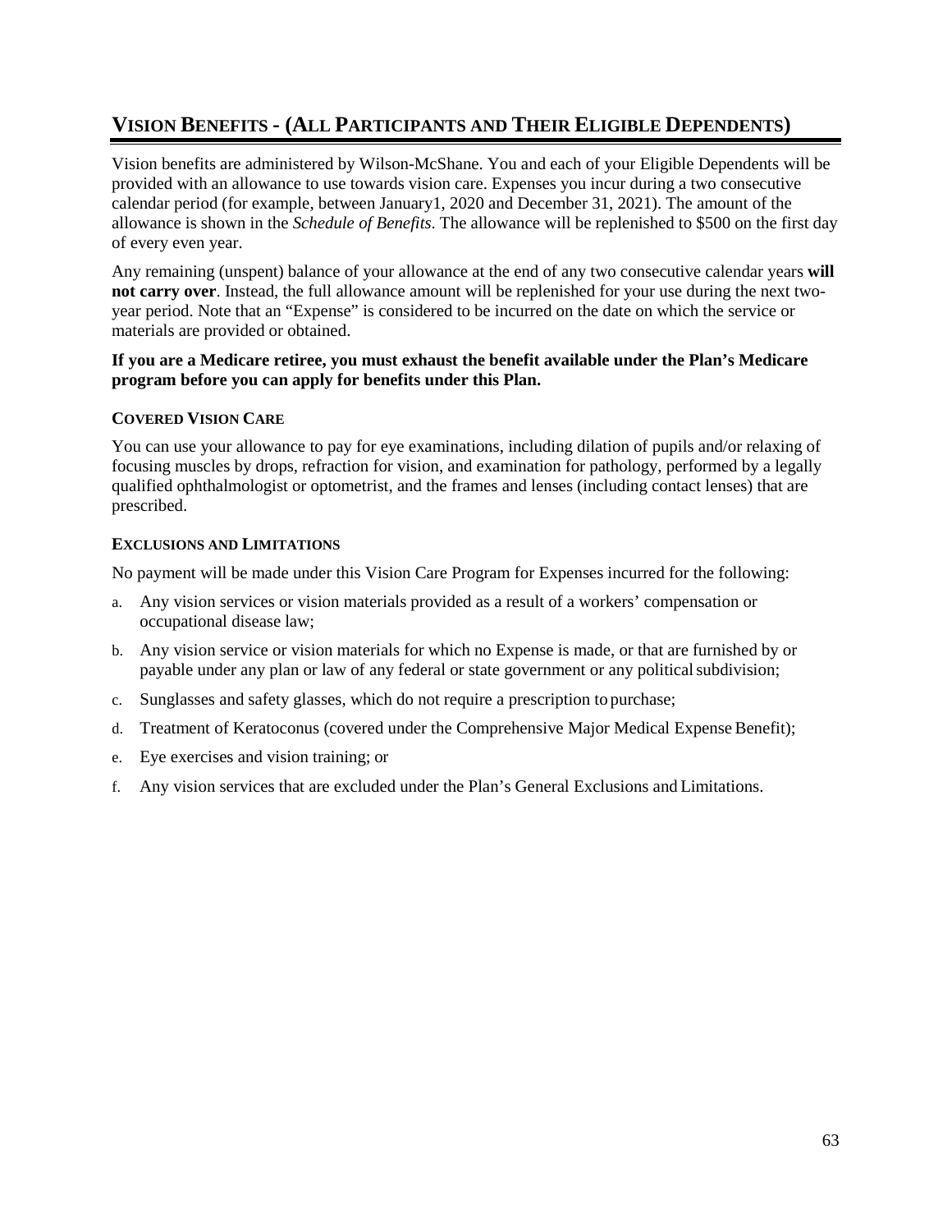## VISION BENEFITS - (ALL PARTICIPANTS AND THEIR ELIGIBLE DEPENDENTS)

Vision benefits are administered by Wilson-McShane. You and each of your Eligible Dependents will be provided with an allowance to use towards vision care. Expenses you incur during a two consecutive calendar period (for example, between January1, 2020 and December 31, 2021). The amount of the allowance is shown in the *Schedule of Benefits*. The allowance will be replenished to $500 on the first day of every even year.

Any remaining (unspent) balance of your allowance at the end of any two consecutive calendar years **will not carry over**. Instead, the full allowance amount will be replenished for your use during the next two-year period. Note that an "Expense" is considered to be incurred on the date on which the service or materials are provided or obtained.

**If you are a Medicare retiree, you must exhaust the benefit available under the Plan's Medicare program before you can apply for benefits under this Plan.**

### COVERED VISION CARE

You can use your allowance to pay for eye examinations, including dilation of pupils and/or relaxing of focusing muscles by drops, refraction for vision, and examination for pathology, performed by a legally qualified ophthalmologist or optometrist, and the frames and lenses (including contact lenses) that are prescribed.

### EXCLUSIONS AND LIMITATIONS

No payment will be made under this Vision Care Program for Expenses incurred for the following:

a. Any vision services or vision materials provided as a result of a workers' compensation or occupational disease law;

b. Any vision service or vision materials for which no Expense is made, or that are furnished by or payable under any plan or law of any federal or state government or any political subdivision;

c. Sunglasses and safety glasses, which do not require a prescription to purchase;

d. Treatment of Keratoconus (covered under the Comprehensive Major Medical Expense Benefit);

e. Eye exercises and vision training; or

f. Any vision services that are excluded under the Plan's General Exclusions and Limitations.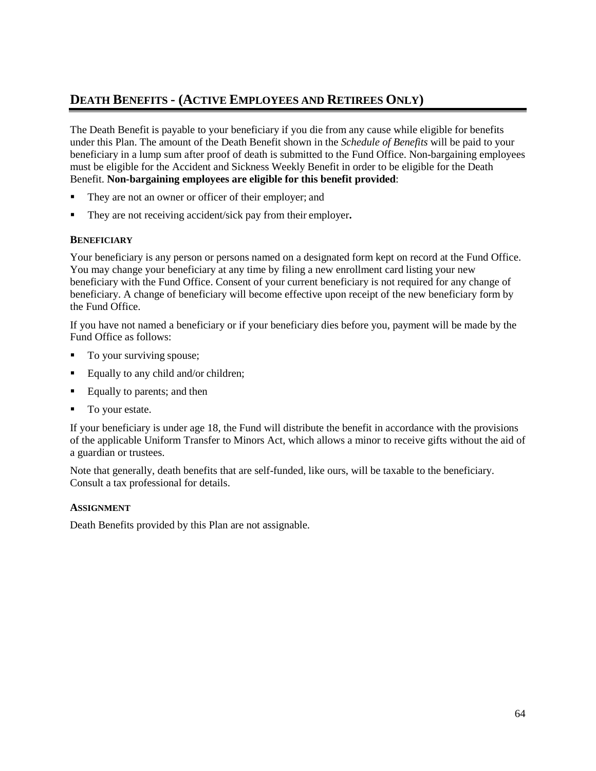## DEATH BENEFITS - (ACTIVE EMPLOYEES AND RETIREES ONLY)

The Death Benefit is payable to your beneficiary if you die from any cause while eligible for benefits under this Plan. The amount of the Death Benefit shown in the *Schedule of Benefits* will be paid to your beneficiary in a lump sum after proof of death is submitted to the Fund Office. Non-bargaining employees must be eligible for the Accident and Sickness Weekly Benefit in order to be eligible for the Death Benefit. **Non-bargaining employees are eligible for this benefit provided**:

- They are not an owner or officer of their employer; and
- They are not receiving accident/sick pay from their employer**.**

### BENEFICIARY

Your beneficiary is any person or persons named on a designated form kept on record at the Fund Office. You may change your beneficiary at any time by filing a new enrollment card listing your new beneficiary with the Fund Office. Consent of your current beneficiary is not required for any change of beneficiary. A change of beneficiary will become effective upon receipt of the new beneficiary form by the Fund Office.

If you have not named a beneficiary or if your beneficiary dies before you, payment will be made by the Fund Office as follows:

- To your surviving spouse;
- Equally to any child and/or children;
- Equally to parents; and then
- To your estate.

If your beneficiary is under age 18, the Fund will distribute the benefit in accordance with the provisions of the applicable Uniform Transfer to Minors Act, which allows a minor to receive gifts without the aid of a guardian or trustees.

Note that generally, death benefits that are self-funded, like ours, will be taxable to the beneficiary. Consult a tax professional for details.

### ASSIGNMENT

Death Benefits provided by this Plan are not assignable.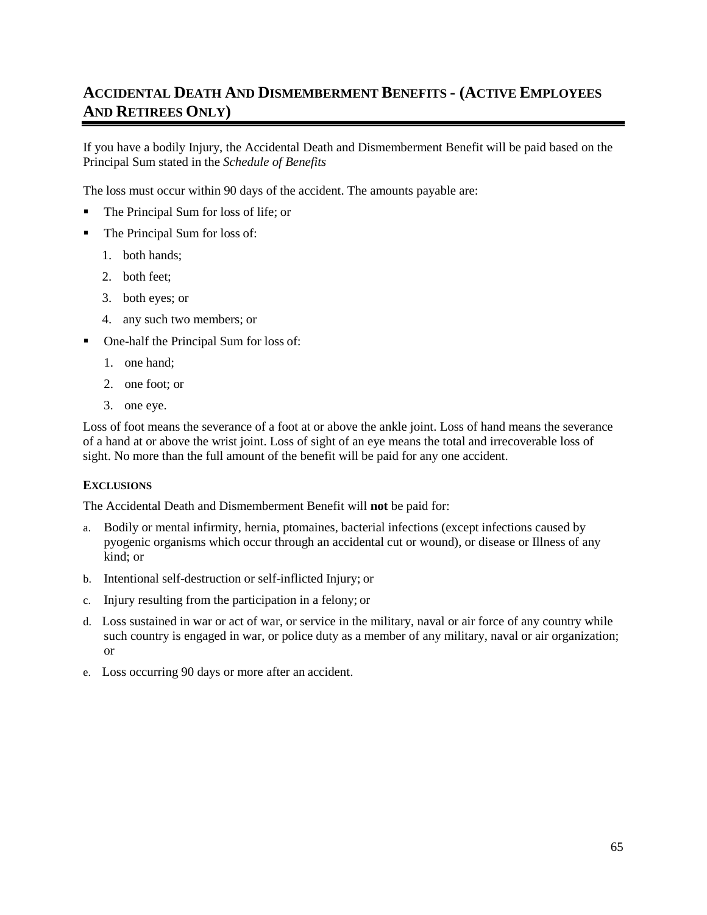## Accidental Death And Dismemberment Benefits - (Active Employees And Retirees Only)

If you have a bodily Injury, the Accidental Death and Dismemberment Benefit will be paid based on the Principal Sum stated in the *Schedule of Benefits*

The loss must occur within 90 days of the accident. The amounts payable are:

- The Principal Sum for loss of life; or
- The Principal Sum for loss of:
  1. both hands;
  2. both feet;
  3. both eyes; or
  4. any such two members; or
- One-half the Principal Sum for loss of:
  1. one hand;
  2. one foot; or
  3. one eye.

Loss of foot means the severance of a foot at or above the ankle joint. Loss of hand means the severance of a hand at or above the wrist joint. Loss of sight of an eye means the total and irrecoverable loss of sight. No more than the full amount of the benefit will be paid for any one accident.

### Exclusions

The Accidental Death and Dismemberment Benefit will **not** be paid for:

a. Bodily or mental infirmity, hernia, ptomaines, bacterial infections (except infections caused by pyogenic organisms which occur through an accidental cut or wound), or disease or Illness of any kind; or

b. Intentional self-destruction or self-inflicted Injury; or

c. Injury resulting from the participation in a felony; or

d. Loss sustained in war or act of war, or service in the military, naval or air force of any country while such country is engaged in war, or police duty as a member of any military, naval or air organization; or

e. Loss occurring 90 days or more after an accident.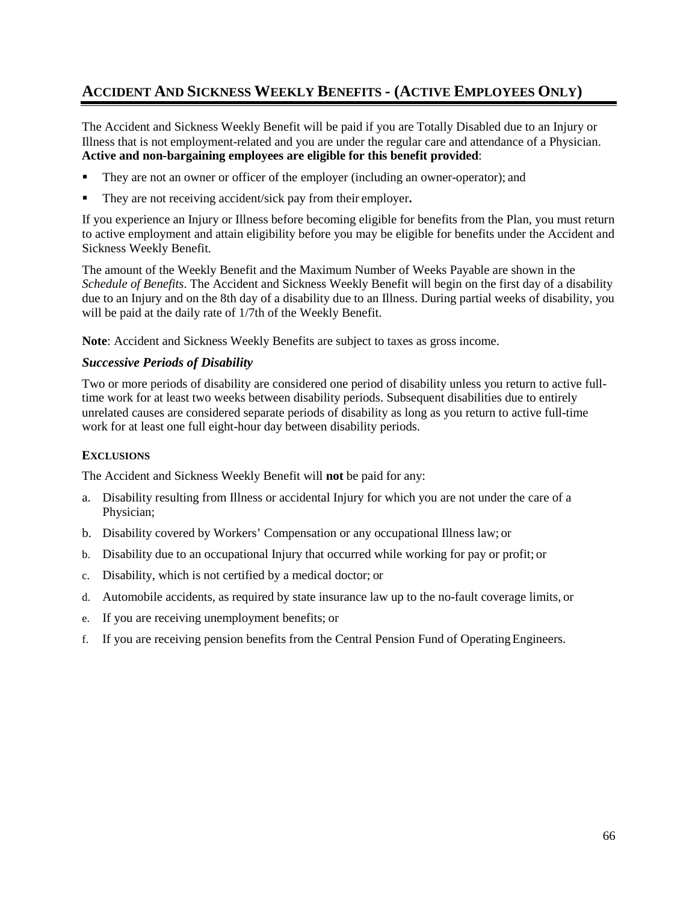## ACCIDENT AND SICKNESS WEEKLY BENEFITS - (ACTIVE EMPLOYEES ONLY)

The Accident and Sickness Weekly Benefit will be paid if you are Totally Disabled due to an Injury or Illness that is not employment-related and you are under the regular care and attendance of a Physician. **Active and non-bargaining employees are eligible for this benefit provided**:

- They are not an owner or officer of the employer (including an owner-operator); and
- They are not receiving accident/sick pay from their employer**.**

If you experience an Injury or Illness before becoming eligible for benefits from the Plan, you must return to active employment and attain eligibility before you may be eligible for benefits under the Accident and Sickness Weekly Benefit.

The amount of the Weekly Benefit and the Maximum Number of Weeks Payable are shown in the *Schedule of Benefits*. The Accident and Sickness Weekly Benefit will begin on the first day of a disability due to an Injury and on the 8th day of a disability due to an Illness. During partial weeks of disability, you will be paid at the daily rate of 1/7th of the Weekly Benefit.

**Note**: Accident and Sickness Weekly Benefits are subject to taxes as gross income.

### *Successive Periods of Disability*

Two or more periods of disability are considered one period of disability unless you return to active full-time work for at least two weeks between disability periods. Subsequent disabilities due to entirely unrelated causes are considered separate periods of disability as long as you return to active full-time work for at least one full eight-hour day between disability periods.

#### EXCLUSIONS

The Accident and Sickness Weekly Benefit will **not** be paid for any:

a. Disability resulting from Illness or accidental Injury for which you are not under the care of a Physician;

b. Disability covered by Workers' Compensation or any occupational Illness law; or

b. Disability due to an occupational Injury that occurred while working for pay or profit; or

c. Disability, which is not certified by a medical doctor; or

d. Automobile accidents, as required by state insurance law up to the no-fault coverage limits, or

e. If you are receiving unemployment benefits; or

f. If you are receiving pension benefits from the Central Pension Fund of Operating Engineers.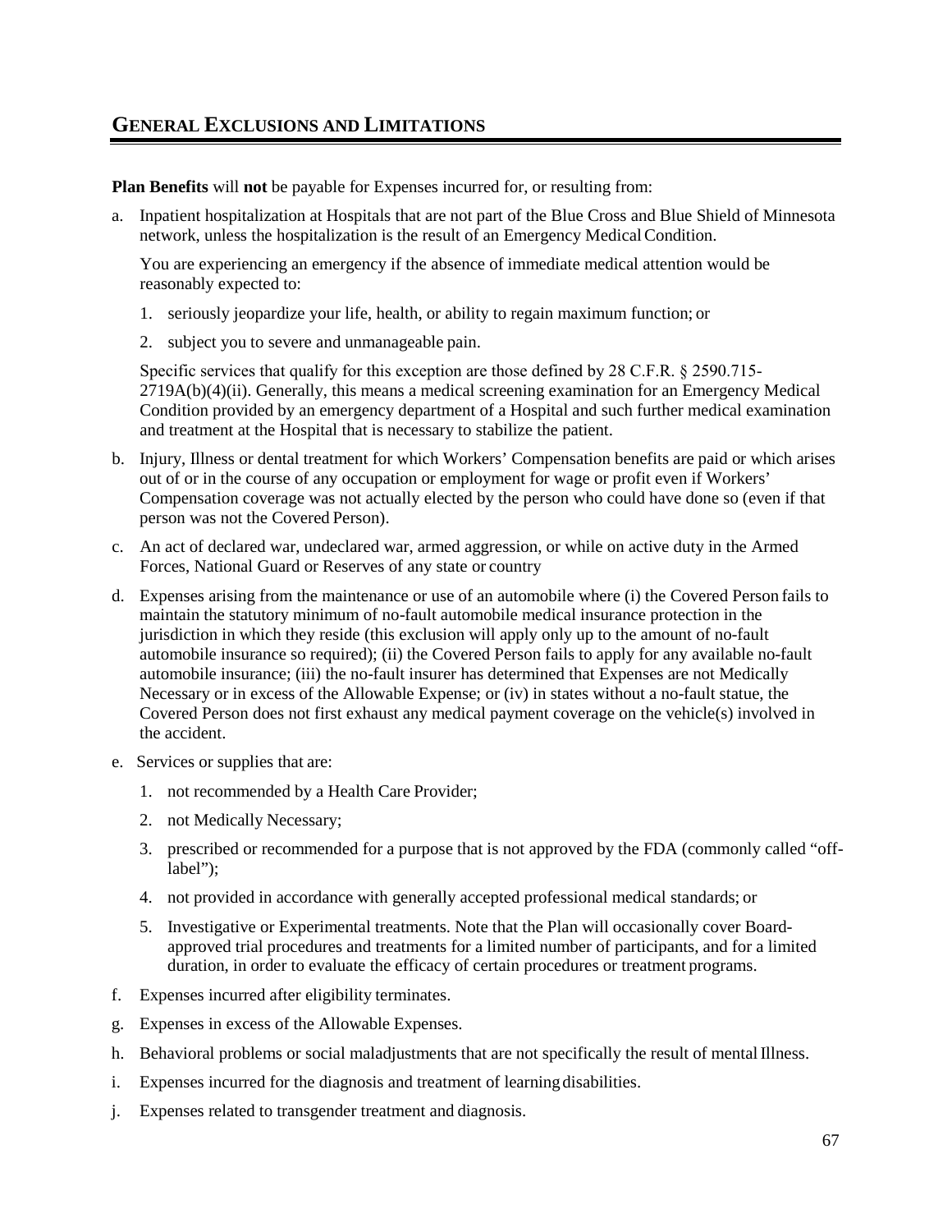## GENERAL EXCLUSIONS AND LIMITATIONS

**Plan Benefits** will **not** be payable for Expenses incurred for, or resulting from:

a. Inpatient hospitalization at Hospitals that are not part of the Blue Cross and Blue Shield of Minnesota network, unless the hospitalization is the result of an Emergency Medical Condition.

   You are experiencing an emergency if the absence of immediate medical attention would be reasonably expected to:

   1. seriously jeopardize your life, health, or ability to regain maximum function; or
   2. subject you to severe and unmanageable pain.

   Specific services that qualify for this exception are those defined by 28 C.F.R. § 2590.715-2719A(b)(4)(ii). Generally, this means a medical screening examination for an Emergency Medical Condition provided by an emergency department of a Hospital and such further medical examination and treatment at the Hospital that is necessary to stabilize the patient.

b. Injury, Illness or dental treatment for which Workers' Compensation benefits are paid or which arises out of or in the course of any occupation or employment for wage or profit even if Workers' Compensation coverage was not actually elected by the person who could have done so (even if that person was not the Covered Person).

c. An act of declared war, undeclared war, armed aggression, or while on active duty in the Armed Forces, National Guard or Reserves of any state or country

d. Expenses arising from the maintenance or use of an automobile where (i) the Covered Person fails to maintain the statutory minimum of no-fault automobile medical insurance protection in the jurisdiction in which they reside (this exclusion will apply only up to the amount of no-fault automobile insurance so required); (ii) the Covered Person fails to apply for any available no-fault automobile insurance; (iii) the no-fault insurer has determined that Expenses are not Medically Necessary or in excess of the Allowable Expense; or (iv) in states without a no-fault statue, the Covered Person does not first exhaust any medical payment coverage on the vehicle(s) involved in the accident.

e. Services or supplies that are:

   1. not recommended by a Health Care Provider;
   2. not Medically Necessary;
   3. prescribed or recommended for a purpose that is not approved by the FDA (commonly called "off-label");
   4. not provided in accordance with generally accepted professional medical standards; or
   5. Investigative or Experimental treatments. Note that the Plan will occasionally cover Board-approved trial procedures and treatments for a limited number of participants, and for a limited duration, in order to evaluate the efficacy of certain procedures or treatment programs.

f. Expenses incurred after eligibility terminates.

g. Expenses in excess of the Allowable Expenses.

h. Behavioral problems or social maladjustments that are not specifically the result of mental Illness.

i. Expenses incurred for the diagnosis and treatment of learning disabilities.

j. Expenses related to transgender treatment and diagnosis.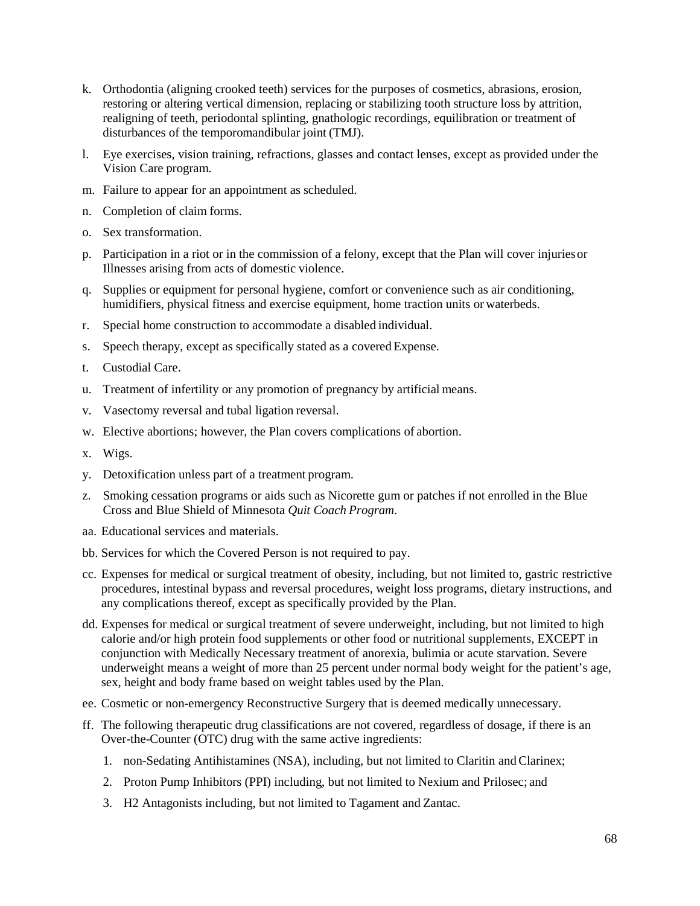k. Orthodontia (aligning crooked teeth) services for the purposes of cosmetics, abrasions, erosion, restoring or altering vertical dimension, replacing or stabilizing tooth structure loss by attrition, realigning of teeth, periodontal splinting, gnathologic recordings, equilibration or treatment of disturbances of the temporomandibular joint (TMJ).

l. Eye exercises, vision training, refractions, glasses and contact lenses, except as provided under the Vision Care program.

m. Failure to appear for an appointment as scheduled.

n. Completion of claim forms.

o. Sex transformation.

p. Participation in a riot or in the commission of a felony, except that the Plan will cover injuries or Illnesses arising from acts of domestic violence.

q. Supplies or equipment for personal hygiene, comfort or convenience such as air conditioning, humidifiers, physical fitness and exercise equipment, home traction units or waterbeds.

r. Special home construction to accommodate a disabled individual.

s. Speech therapy, except as specifically stated as a covered Expense.

t. Custodial Care.

u. Treatment of infertility or any promotion of pregnancy by artificial means.

v. Vasectomy reversal and tubal ligation reversal.

w. Elective abortions; however, the Plan covers complications of abortion.

x. Wigs.

y. Detoxification unless part of a treatment program.

z. Smoking cessation programs or aids such as Nicorette gum or patches if not enrolled in the Blue Cross and Blue Shield of Minnesota *Quit Coach Program*.

aa. Educational services and materials.

bb. Services for which the Covered Person is not required to pay.

cc. Expenses for medical or surgical treatment of obesity, including, but not limited to, gastric restrictive procedures, intestinal bypass and reversal procedures, weight loss programs, dietary instructions, and any complications thereof, except as specifically provided by the Plan.

dd. Expenses for medical or surgical treatment of severe underweight, including, but not limited to high calorie and/or high protein food supplements or other food or nutritional supplements, EXCEPT in conjunction with Medically Necessary treatment of anorexia, bulimia or acute starvation. Severe underweight means a weight of more than 25 percent under normal body weight for the patient's age, sex, height and body frame based on weight tables used by the Plan.

ee. Cosmetic or non-emergency Reconstructive Surgery that is deemed medically unnecessary.

ff. The following therapeutic drug classifications are not covered, regardless of dosage, if there is an Over-the-Counter (OTC) drug with the same active ingredients:

1. non-Sedating Antihistamines (NSA), including, but not limited to Claritin and Clarinex;
2. Proton Pump Inhibitors (PPI) including, but not limited to Nexium and Prilosec; and
3. H2 Antagonists including, but not limited to Tagament and Zantac.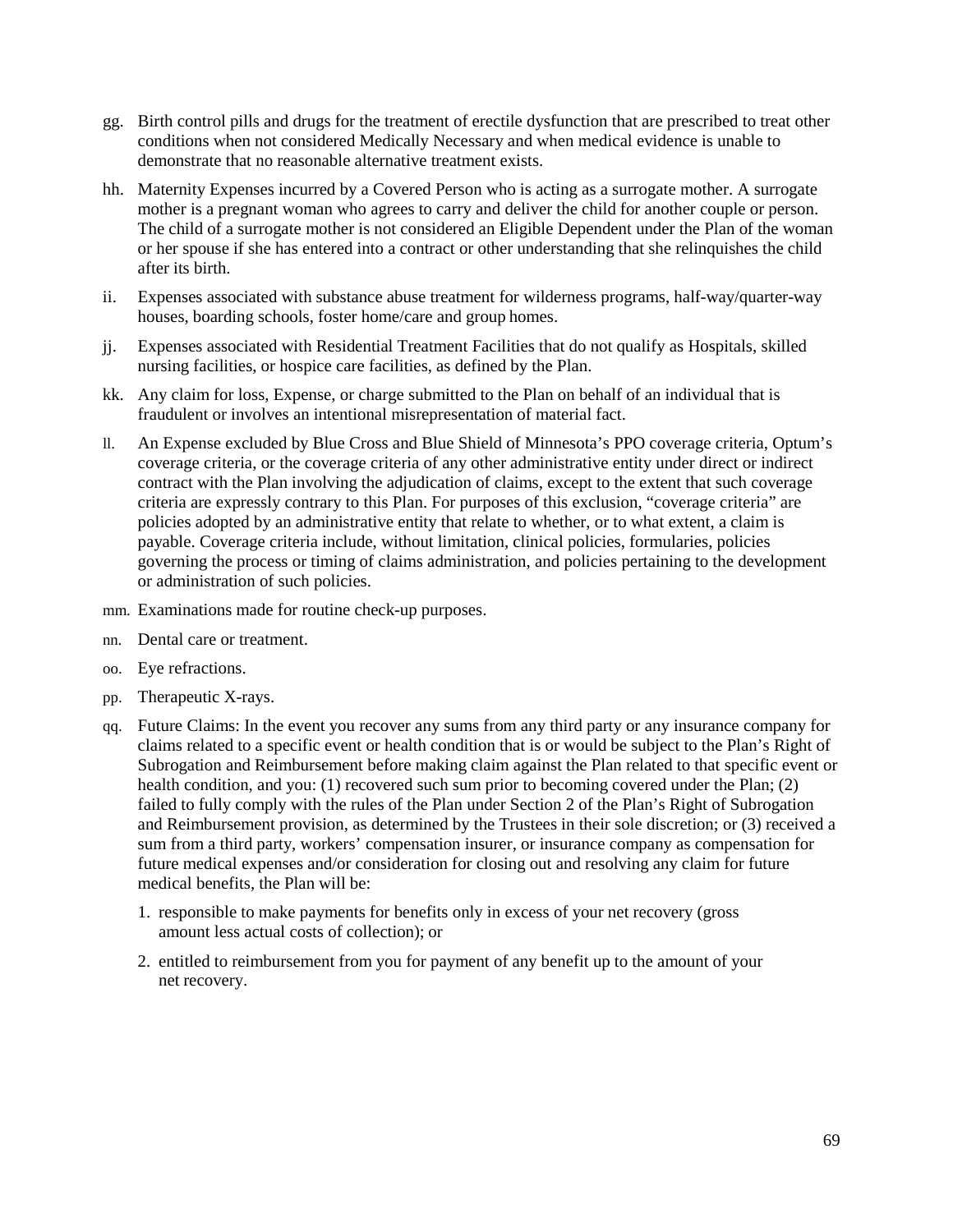gg. Birth control pills and drugs for the treatment of erectile dysfunction that are prescribed to treat other conditions when not considered Medically Necessary and when medical evidence is unable to demonstrate that no reasonable alternative treatment exists.

hh. Maternity Expenses incurred by a Covered Person who is acting as a surrogate mother. A surrogate mother is a pregnant woman who agrees to carry and deliver the child for another couple or person. The child of a surrogate mother is not considered an Eligible Dependent under the Plan of the woman or her spouse if she has entered into a contract or other understanding that she relinquishes the child after its birth.

ii. Expenses associated with substance abuse treatment for wilderness programs, half-way/quarter-way houses, boarding schools, foster home/care and group homes.

jj. Expenses associated with Residential Treatment Facilities that do not qualify as Hospitals, skilled nursing facilities, or hospice care facilities, as defined by the Plan.

kk. Any claim for loss, Expense, or charge submitted to the Plan on behalf of an individual that is fraudulent or involves an intentional misrepresentation of material fact.

ll. An Expense excluded by Blue Cross and Blue Shield of Minnesota's PPO coverage criteria, Optum's coverage criteria, or the coverage criteria of any other administrative entity under direct or indirect contract with the Plan involving the adjudication of claims, except to the extent that such coverage criteria are expressly contrary to this Plan. For purposes of this exclusion, "coverage criteria" are policies adopted by an administrative entity that relate to whether, or to what extent, a claim is payable. Coverage criteria include, without limitation, clinical policies, formularies, policies governing the process or timing of claims administration, and policies pertaining to the development or administration of such policies.

mm. Examinations made for routine check-up purposes.

nn. Dental care or treatment.

oo. Eye refractions.

pp. Therapeutic X-rays.

qq. Future Claims: In the event you recover any sums from any third party or any insurance company for claims related to a specific event or health condition that is or would be subject to the Plan's Right of Subrogation and Reimbursement before making claim against the Plan related to that specific event or health condition, and you: (1) recovered such sum prior to becoming covered under the Plan; (2) failed to fully comply with the rules of the Plan under Section 2 of the Plan's Right of Subrogation and Reimbursement provision, as determined by the Trustees in their sole discretion; or (3) received a sum from a third party, workers' compensation insurer, or insurance company as compensation for future medical expenses and/or consideration for closing out and resolving any claim for future medical benefits, the Plan will be:

   1. responsible to make payments for benefits only in excess of your net recovery (gross amount less actual costs of collection); or

   2. entitled to reimbursement from you for payment of any benefit up to the amount of your net recovery.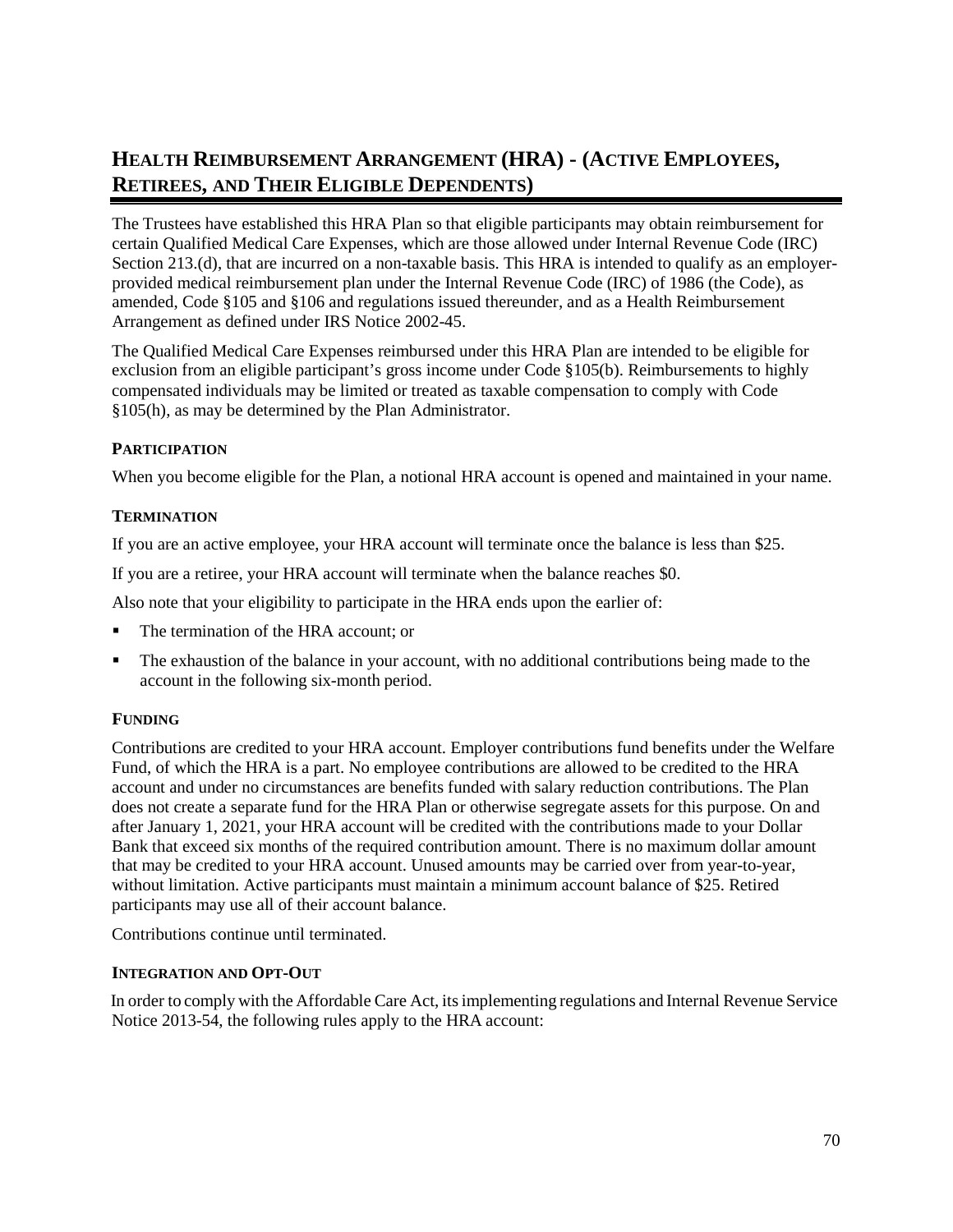## HEALTH REIMBURSEMENT ARRANGEMENT (HRA) - (ACTIVE EMPLOYEES, RETIREES, AND THEIR ELIGIBLE DEPENDENTS)

The Trustees have established this HRA Plan so that eligible participants may obtain reimbursement for certain Qualified Medical Care Expenses, which are those allowed under Internal Revenue Code (IRC) Section 213.(d), that are incurred on a non-taxable basis. This HRA is intended to qualify as an employer-provided medical reimbursement plan under the Internal Revenue Code (IRC) of 1986 (the Code), as amended, Code §105 and §106 and regulations issued thereunder, and as a Health Reimbursement Arrangement as defined under IRS Notice 2002-45.

The Qualified Medical Care Expenses reimbursed under this HRA Plan are intended to be eligible for exclusion from an eligible participant's gross income under Code §105(b). Reimbursements to highly compensated individuals may be limited or treated as taxable compensation to comply with Code §105(h), as may be determined by the Plan Administrator.

### PARTICIPATION

When you become eligible for the Plan, a notional HRA account is opened and maintained in your name.

### TERMINATION

If you are an active employee, your HRA account will terminate once the balance is less than $25.

If you are a retiree, your HRA account will terminate when the balance reaches $0.

Also note that your eligibility to participate in the HRA ends upon the earlier of:

- The termination of the HRA account; or
- The exhaustion of the balance in your account, with no additional contributions being made to the account in the following six-month period.

### FUNDING

Contributions are credited to your HRA account. Employer contributions fund benefits under the Welfare Fund, of which the HRA is a part. No employee contributions are allowed to be credited to the HRA account and under no circumstances are benefits funded with salary reduction contributions. The Plan does not create a separate fund for the HRA Plan or otherwise segregate assets for this purpose. On and after January 1, 2021, your HRA account will be credited with the contributions made to your Dollar Bank that exceed six months of the required contribution amount. There is no maximum dollar amount that may be credited to your HRA account. Unused amounts may be carried over from year-to-year, without limitation. Active participants must maintain a minimum account balance of $25. Retired participants may use all of their account balance.

Contributions continue until terminated.

### INTEGRATION AND OPT-OUT

In order to comply with the Affordable Care Act, its implementing regulations and Internal Revenue Service Notice 2013-54, the following rules apply to the HRA account: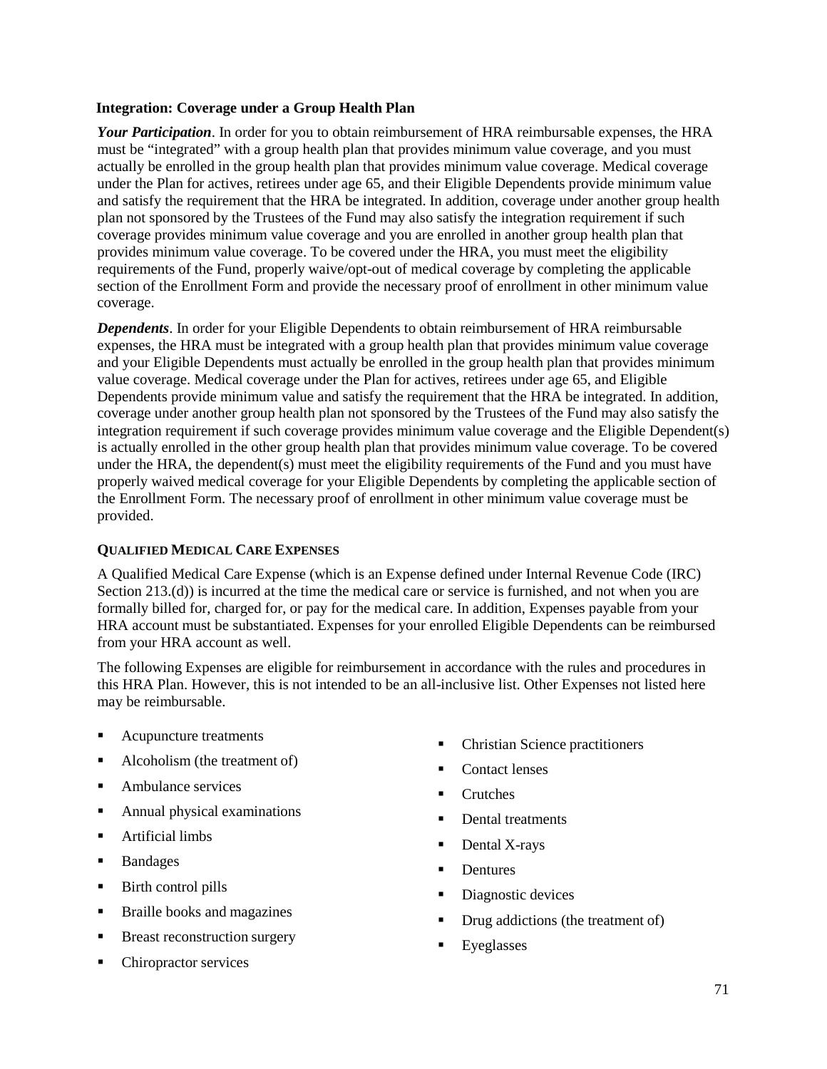### Integration: Coverage under a Group Health Plan

***Your Participation***. In order for you to obtain reimbursement of HRA reimbursable expenses, the HRA must be "integrated" with a group health plan that provides minimum value coverage, and you must actually be enrolled in the group health plan that provides minimum value coverage. Medical coverage under the Plan for actives, retirees under age 65, and their Eligible Dependents provide minimum value and satisfy the requirement that the HRA be integrated. In addition, coverage under another group health plan not sponsored by the Trustees of the Fund may also satisfy the integration requirement if such coverage provides minimum value coverage and you are enrolled in another group health plan that provides minimum value coverage. To be covered under the HRA, you must meet the eligibility requirements of the Fund, properly waive/opt-out of medical coverage by completing the applicable section of the Enrollment Form and provide the necessary proof of enrollment in other minimum value coverage.

***Dependents***. In order for your Eligible Dependents to obtain reimbursement of HRA reimbursable expenses, the HRA must be integrated with a group health plan that provides minimum value coverage and your Eligible Dependents must actually be enrolled in the group health plan that provides minimum value coverage. Medical coverage under the Plan for actives, retirees under age 65, and Eligible Dependents provide minimum value and satisfy the requirement that the HRA be integrated. In addition, coverage under another group health plan not sponsored by the Trustees of the Fund may also satisfy the integration requirement if such coverage provides minimum value coverage and the Eligible Dependent(s) is actually enrolled in the other group health plan that provides minimum value coverage. To be covered under the HRA, the dependent(s) must meet the eligibility requirements of the Fund and you must have properly waived medical coverage for your Eligible Dependents by completing the applicable section of the Enrollment Form. The necessary proof of enrollment in other minimum value coverage must be provided.

### QUALIFIED MEDICAL CARE EXPENSES

A Qualified Medical Care Expense (which is an Expense defined under Internal Revenue Code (IRC) Section 213.(d)) is incurred at the time the medical care or service is furnished, and not when you are formally billed for, charged for, or pay for the medical care. In addition, Expenses payable from your HRA account must be substantiated. Expenses for your enrolled Eligible Dependents can be reimbursed from your HRA account as well.

The following Expenses are eligible for reimbursement in accordance with the rules and procedures in this HRA Plan. However, this is not intended to be an all-inclusive list. Other Expenses not listed here may be reimbursable.

- Acupuncture treatments
- Alcoholism (the treatment of)
- Ambulance services
- Annual physical examinations
- Artificial limbs
- Bandages
- Birth control pills
- Braille books and magazines
- Breast reconstruction surgery
- Chiropractor services
- Christian Science practitioners
- Contact lenses
- Crutches
- Dental treatments
- Dental X-rays
- Dentures
- Diagnostic devices
- Drug addictions (the treatment of)
- Eyeglasses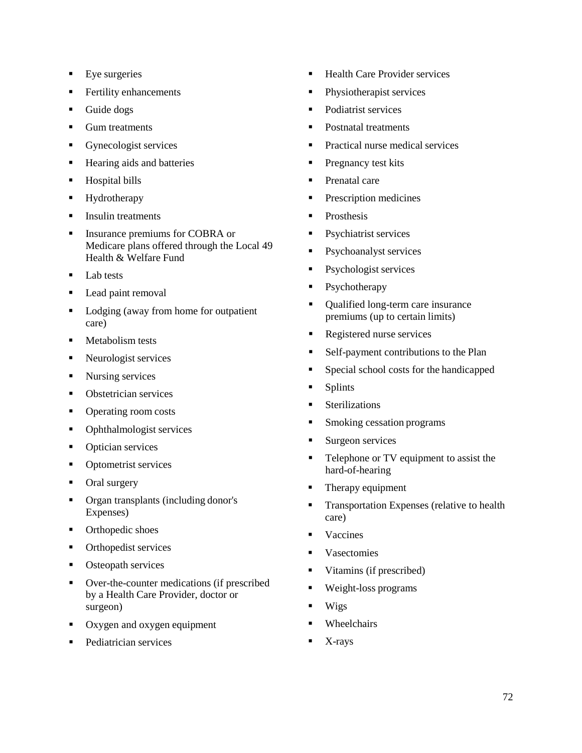- Eye surgeries
- Fertility enhancements
- Guide dogs
- Gum treatments
- Gynecologist services
- Hearing aids and batteries
- Hospital bills
- Hydrotherapy
- Insulin treatments
- Insurance premiums for COBRA or Medicare plans offered through the Local 49 Health & Welfare Fund
- Lab tests
- Lead paint removal
- Lodging (away from home for outpatient care)
- Metabolism tests
- Neurologist services
- Nursing services
- Obstetrician services
- Operating room costs
- Ophthalmologist services
- Optician services
- Optometrist services
- Oral surgery
- Organ transplants (including donor's Expenses)
- Orthopedic shoes
- Orthopedist services
- Osteopath services
- Over-the-counter medications (if prescribed by a Health Care Provider, doctor or surgeon)
- Oxygen and oxygen equipment
- Pediatrician services
- Health Care Provider services
- Physiotherapist services
- Podiatrist services
- Postnatal treatments
- Practical nurse medical services
- Pregnancy test kits
- Prenatal care
- Prescription medicines
- Prosthesis
- Psychiatrist services
- Psychoanalyst services
- Psychologist services
- Psychotherapy
- Qualified long-term care insurance premiums (up to certain limits)
- Registered nurse services
- Self-payment contributions to the Plan
- Special school costs for the handicapped
- Splints
- Sterilizations
- Smoking cessation programs
- Surgeon services
- Telephone or TV equipment to assist the hard-of-hearing
- Therapy equipment
- Transportation Expenses (relative to health care)
- Vaccines
- Vasectomies
- Vitamins (if prescribed)
- Weight-loss programs
- Wigs
- Wheelchairs
- X-rays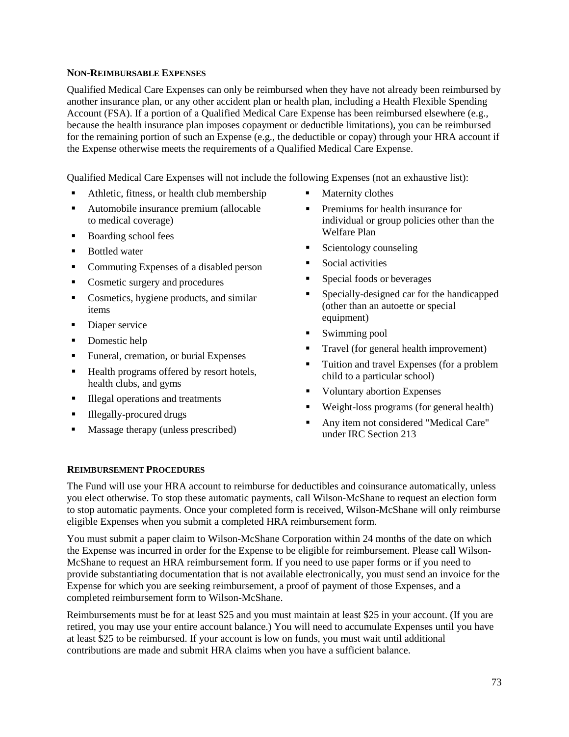### Non-Reimbursable Expenses

Qualified Medical Care Expenses can only be reimbursed when they have not already been reimbursed by another insurance plan, or any other accident plan or health plan, including a Health Flexible Spending Account (FSA). If a portion of a Qualified Medical Care Expense has been reimbursed elsewhere (e.g., because the health insurance plan imposes copayment or deductible limitations), you can be reimbursed for the remaining portion of such an Expense (e.g., the deductible or copay) through your HRA account if the Expense otherwise meets the requirements of a Qualified Medical Care Expense.

Qualified Medical Care Expenses will not include the following Expenses (not an exhaustive list):

- Athletic, fitness, or health club membership
- Automobile insurance premium (allocable to medical coverage)
- Boarding school fees
- Bottled water
- Commuting Expenses of a disabled person
- Cosmetic surgery and procedures
- Cosmetics, hygiene products, and similar items
- Diaper service
- Domestic help
- Funeral, cremation, or burial Expenses
- Health programs offered by resort hotels, health clubs, and gyms
- Illegal operations and treatments
- Illegally-procured drugs
- Massage therapy (unless prescribed)
- Maternity clothes
- Premiums for health insurance for individual or group policies other than the Welfare Plan
- Scientology counseling
- Social activities
- Special foods or beverages
- Specially-designed car for the handicapped (other than an autoette or special equipment)
- Swimming pool
- Travel (for general health improvement)
- Tuition and travel Expenses (for a problem child to a particular school)
- Voluntary abortion Expenses
- Weight-loss programs (for general health)
- Any item not considered "Medical Care" under IRC Section 213

### Reimbursement Procedures

The Fund will use your HRA account to reimburse for deductibles and coinsurance automatically, unless you elect otherwise. To stop these automatic payments, call Wilson-McShane to request an election form to stop automatic payments. Once your completed form is received, Wilson-McShane will only reimburse eligible Expenses when you submit a completed HRA reimbursement form.

You must submit a paper claim to Wilson-McShane Corporation within 24 months of the date on which the Expense was incurred in order for the Expense to be eligible for reimbursement. Please call Wilson-McShane to request an HRA reimbursement form. If you need to use paper forms or if you need to provide substantiating documentation that is not available electronically, you must send an invoice for the Expense for which you are seeking reimbursement, a proof of payment of those Expenses, and a completed reimbursement form to Wilson-McShane.

Reimbursements must be for at least $25 and you must maintain at least $25 in your account. (If you are retired, you may use your entire account balance.) You will need to accumulate Expenses until you have at least $25 to be reimbursed. If your account is low on funds, you must wait until additional contributions are made and submit HRA claims when you have a sufficient balance.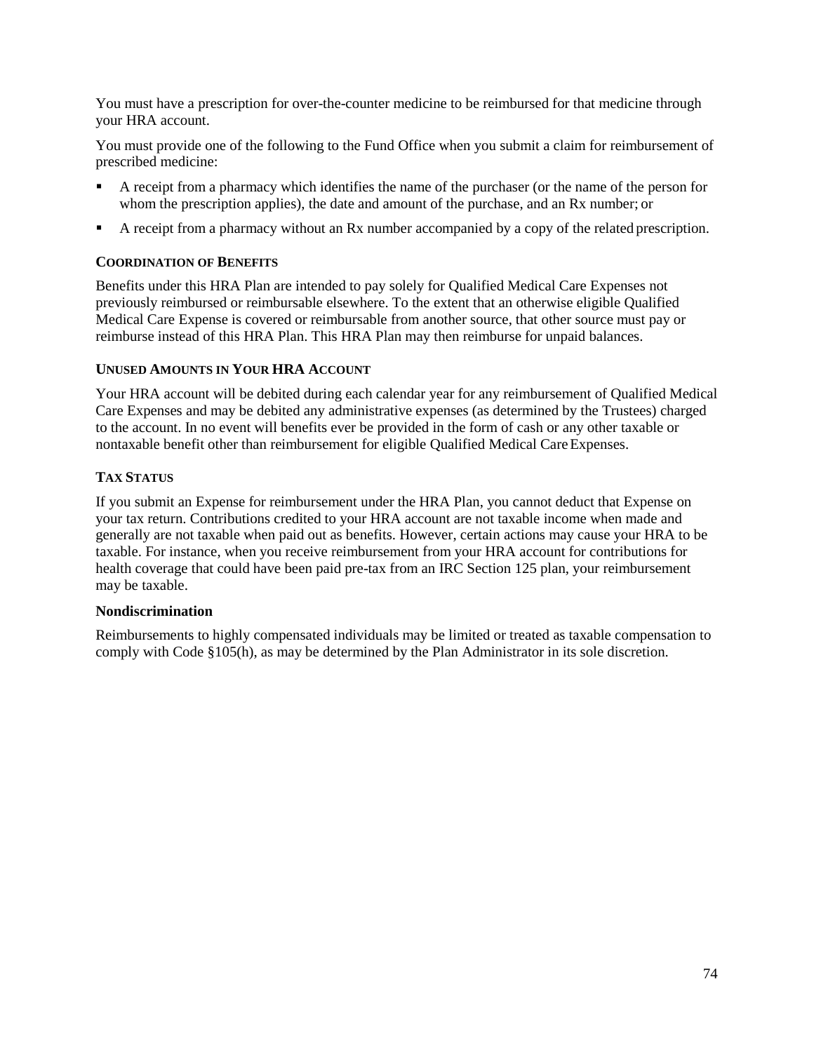You must have a prescription for over-the-counter medicine to be reimbursed for that medicine through your HRA account.

You must provide one of the following to the Fund Office when you submit a claim for reimbursement of prescribed medicine:

- A receipt from a pharmacy which identifies the name of the purchaser (or the name of the person for whom the prescription applies), the date and amount of the purchase, and an Rx number; or
- A receipt from a pharmacy without an Rx number accompanied by a copy of the related prescription.

#### COORDINATION OF BENEFITS

Benefits under this HRA Plan are intended to pay solely for Qualified Medical Care Expenses not previously reimbursed or reimbursable elsewhere. To the extent that an otherwise eligible Qualified Medical Care Expense is covered or reimbursable from another source, that other source must pay or reimburse instead of this HRA Plan. This HRA Plan may then reimburse for unpaid balances.

#### UNUSED AMOUNTS IN YOUR HRA ACCOUNT

Your HRA account will be debited during each calendar year for any reimbursement of Qualified Medical Care Expenses and may be debited any administrative expenses (as determined by the Trustees) charged to the account. In no event will benefits ever be provided in the form of cash or any other taxable or nontaxable benefit other than reimbursement for eligible Qualified Medical Care Expenses.

#### TAX STATUS

If you submit an Expense for reimbursement under the HRA Plan, you cannot deduct that Expense on your tax return. Contributions credited to your HRA account are not taxable income when made and generally are not taxable when paid out as benefits. However, certain actions may cause your HRA to be taxable. For instance, when you receive reimbursement from your HRA account for contributions for health coverage that could have been paid pre-tax from an IRC Section 125 plan, your reimbursement may be taxable.

**Nondiscrimination**

Reimbursements to highly compensated individuals may be limited or treated as taxable compensation to comply with Code §105(h), as may be determined by the Plan Administrator in its sole discretion.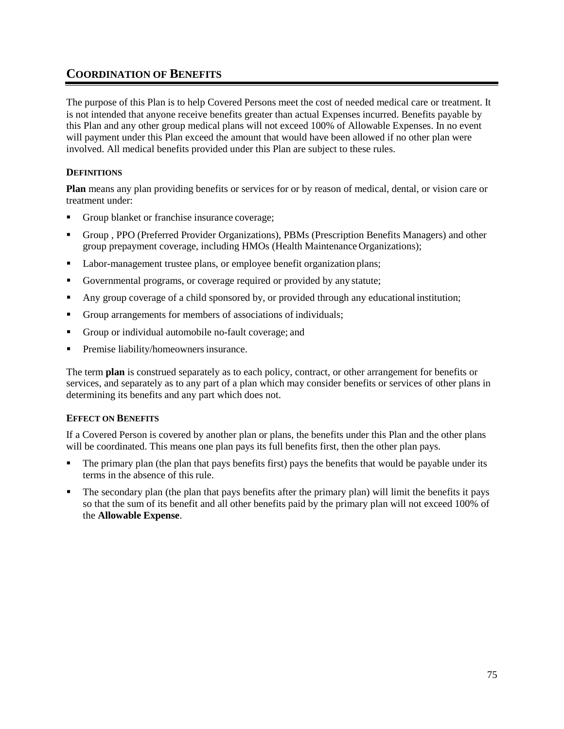## COORDINATION OF BENEFITS

The purpose of this Plan is to help Covered Persons meet the cost of needed medical care or treatment. It is not intended that anyone receive benefits greater than actual Expenses incurred. Benefits payable by this Plan and any other group medical plans will not exceed 100% of Allowable Expenses. In no event will payment under this Plan exceed the amount that would have been allowed if no other plan were involved. All medical benefits provided under this Plan are subject to these rules.

### DEFINITIONS

**Plan** means any plan providing benefits or services for or by reason of medical, dental, or vision care or treatment under:

- Group blanket or franchise insurance coverage;
- Group , PPO (Preferred Provider Organizations), PBMs (Prescription Benefits Managers) and other group prepayment coverage, including HMOs (Health Maintenance Organizations);
- Labor-management trustee plans, or employee benefit organization plans;
- Governmental programs, or coverage required or provided by any statute;
- Any group coverage of a child sponsored by, or provided through any educational institution;
- Group arrangements for members of associations of individuals;
- Group or individual automobile no-fault coverage; and
- Premise liability/homeowners insurance.

The term **plan** is construed separately as to each policy, contract, or other arrangement for benefits or services, and separately as to any part of a plan which may consider benefits or services of other plans in determining its benefits and any part which does not.

### EFFECT ON BENEFITS

If a Covered Person is covered by another plan or plans, the benefits under this Plan and the other plans will be coordinated. This means one plan pays its full benefits first, then the other plan pays.

- The primary plan (the plan that pays benefits first) pays the benefits that would be payable under its terms in the absence of this rule.
- The secondary plan (the plan that pays benefits after the primary plan) will limit the benefits it pays so that the sum of its benefit and all other benefits paid by the primary plan will not exceed 100% of the **Allowable Expense**.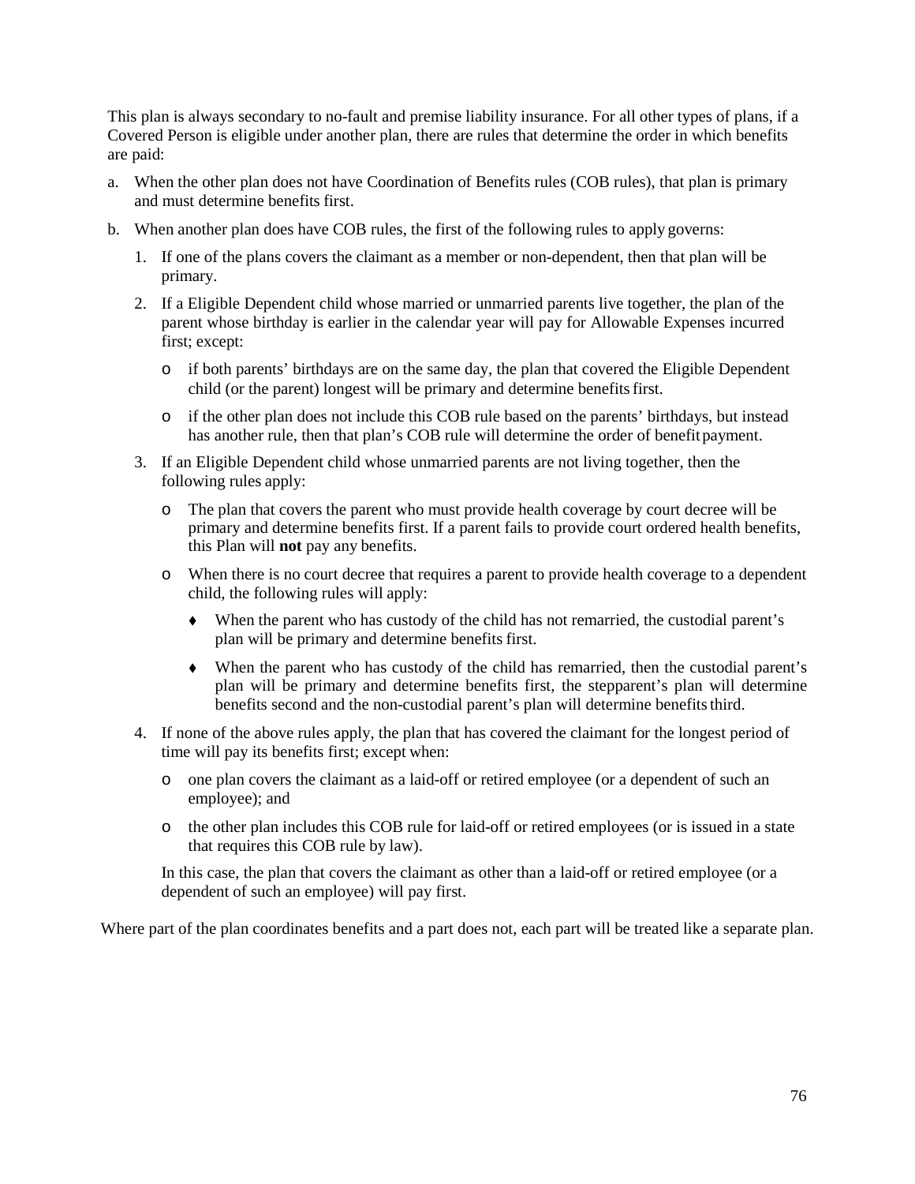This plan is always secondary to no-fault and premise liability insurance. For all other types of plans, if a Covered Person is eligible under another plan, there are rules that determine the order in which benefits are paid:

a. When the other plan does not have Coordination of Benefits rules (COB rules), that plan is primary and must determine benefits first.

b. When another plan does have COB rules, the first of the following rules to apply governs:

   1. If one of the plans covers the claimant as a member or non-dependent, then that plan will be primary.

   2. If a Eligible Dependent child whose married or unmarried parents live together, the plan of the parent whose birthday is earlier in the calendar year will pay for Allowable Expenses incurred first; except:

      - if both parents' birthdays are on the same day, the plan that covered the Eligible Dependent child (or the parent) longest will be primary and determine benefits first.

      - if the other plan does not include this COB rule based on the parents' birthdays, but instead has another rule, then that plan's COB rule will determine the order of benefit payment.

   3. If an Eligible Dependent child whose unmarried parents are not living together, then the following rules apply:

      - The plan that covers the parent who must provide health coverage by court decree will be primary and determine benefits first. If a parent fails to provide court ordered health benefits, this Plan will **not** pay any benefits.

      - When there is no court decree that requires a parent to provide health coverage to a dependent child, the following rules will apply:

        - When the parent who has custody of the child has not remarried, the custodial parent's plan will be primary and determine benefits first.

        - When the parent who has custody of the child has remarried, then the custodial parent's plan will be primary and determine benefits first, the stepparent's plan will determine benefits second and the non-custodial parent's plan will determine benefits third.

   4. If none of the above rules apply, the plan that has covered the claimant for the longest period of time will pay its benefits first; except when:

      - one plan covers the claimant as a laid-off or retired employee (or a dependent of such an employee); and

      - the other plan includes this COB rule for laid-off or retired employees (or is issued in a state that requires this COB rule by law).

      In this case, the plan that covers the claimant as other than a laid-off or retired employee (or a dependent of such an employee) will pay first.

Where part of the plan coordinates benefits and a part does not, each part will be treated like a separate plan.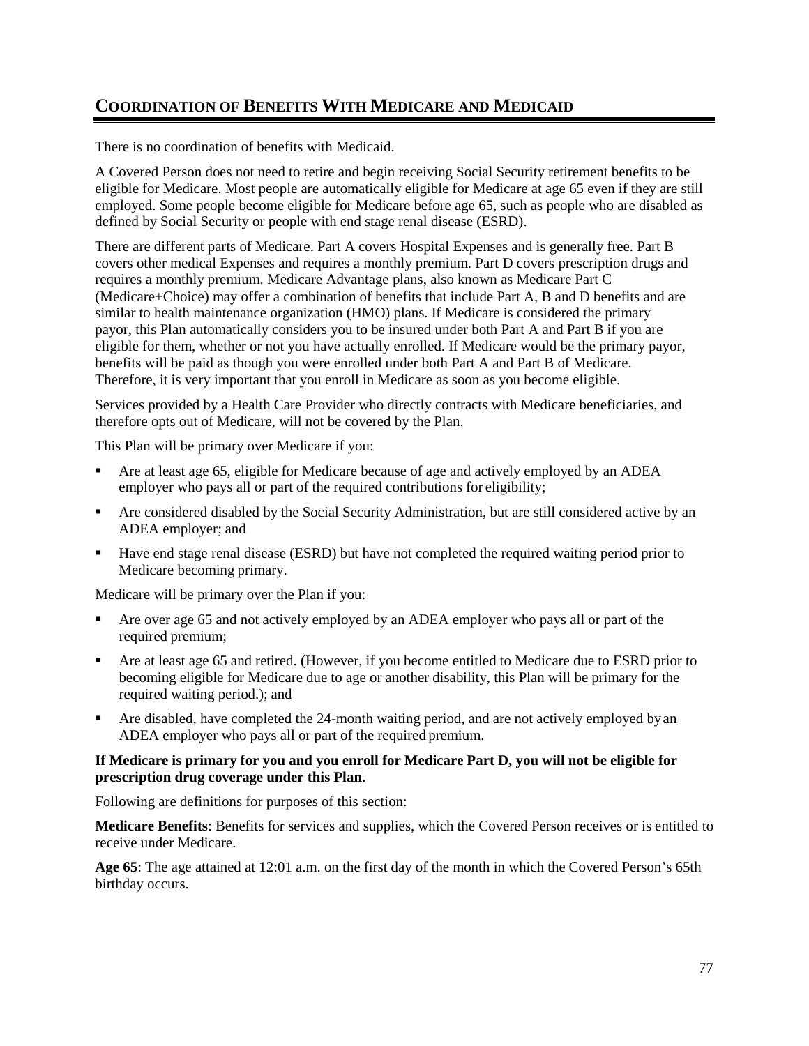## COORDINATION OF BENEFITS WITH MEDICARE AND MEDICAID

There is no coordination of benefits with Medicaid.

A Covered Person does not need to retire and begin receiving Social Security retirement benefits to be eligible for Medicare. Most people are automatically eligible for Medicare at age 65 even if they are still employed. Some people become eligible for Medicare before age 65, such as people who are disabled as defined by Social Security or people with end stage renal disease (ESRD).

There are different parts of Medicare. Part A covers Hospital Expenses and is generally free. Part B covers other medical Expenses and requires a monthly premium. Part D covers prescription drugs and requires a monthly premium. Medicare Advantage plans, also known as Medicare Part C (Medicare+Choice) may offer a combination of benefits that include Part A, B and D benefits and are similar to health maintenance organization (HMO) plans. If Medicare is considered the primary payor, this Plan automatically considers you to be insured under both Part A and Part B if you are eligible for them, whether or not you have actually enrolled. If Medicare would be the primary payor, benefits will be paid as though you were enrolled under both Part A and Part B of Medicare. Therefore, it is very important that you enroll in Medicare as soon as you become eligible.

Services provided by a Health Care Provider who directly contracts with Medicare beneficiaries, and therefore opts out of Medicare, will not be covered by the Plan.

This Plan will be primary over Medicare if you:

- Are at least age 65, eligible for Medicare because of age and actively employed by an ADEA employer who pays all or part of the required contributions for eligibility;
- Are considered disabled by the Social Security Administration, but are still considered active by an ADEA employer; and
- Have end stage renal disease (ESRD) but have not completed the required waiting period prior to Medicare becoming primary.

Medicare will be primary over the Plan if you:

- Are over age 65 and not actively employed by an ADEA employer who pays all or part of the required premium;
- Are at least age 65 and retired. (However, if you become entitled to Medicare due to ESRD prior to becoming eligible for Medicare due to age or another disability, this Plan will be primary for the required waiting period.); and
- Are disabled, have completed the 24-month waiting period, and are not actively employed by an ADEA employer who pays all or part of the required premium.

**If Medicare is primary for you and you enroll for Medicare Part D, you will not be eligible for prescription drug coverage under this Plan.**

Following are definitions for purposes of this section:

**Medicare Benefits**: Benefits for services and supplies, which the Covered Person receives or is entitled to receive under Medicare.

**Age 65**: The age attained at 12:01 a.m. on the first day of the month in which the Covered Person's 65th birthday occurs.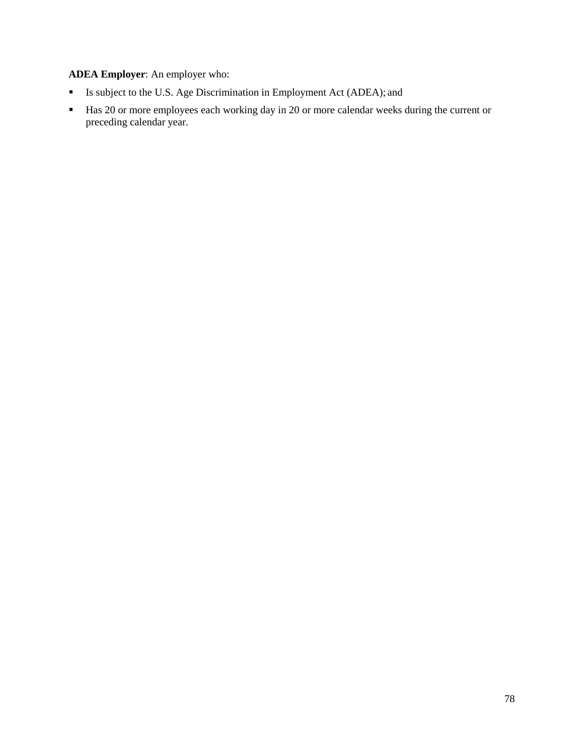**ADEA Employer**: An employer who:

- Is subject to the U.S. Age Discrimination in Employment Act (ADEA); and
- Has 20 or more employees each working day in 20 or more calendar weeks during the current or preceding calendar year.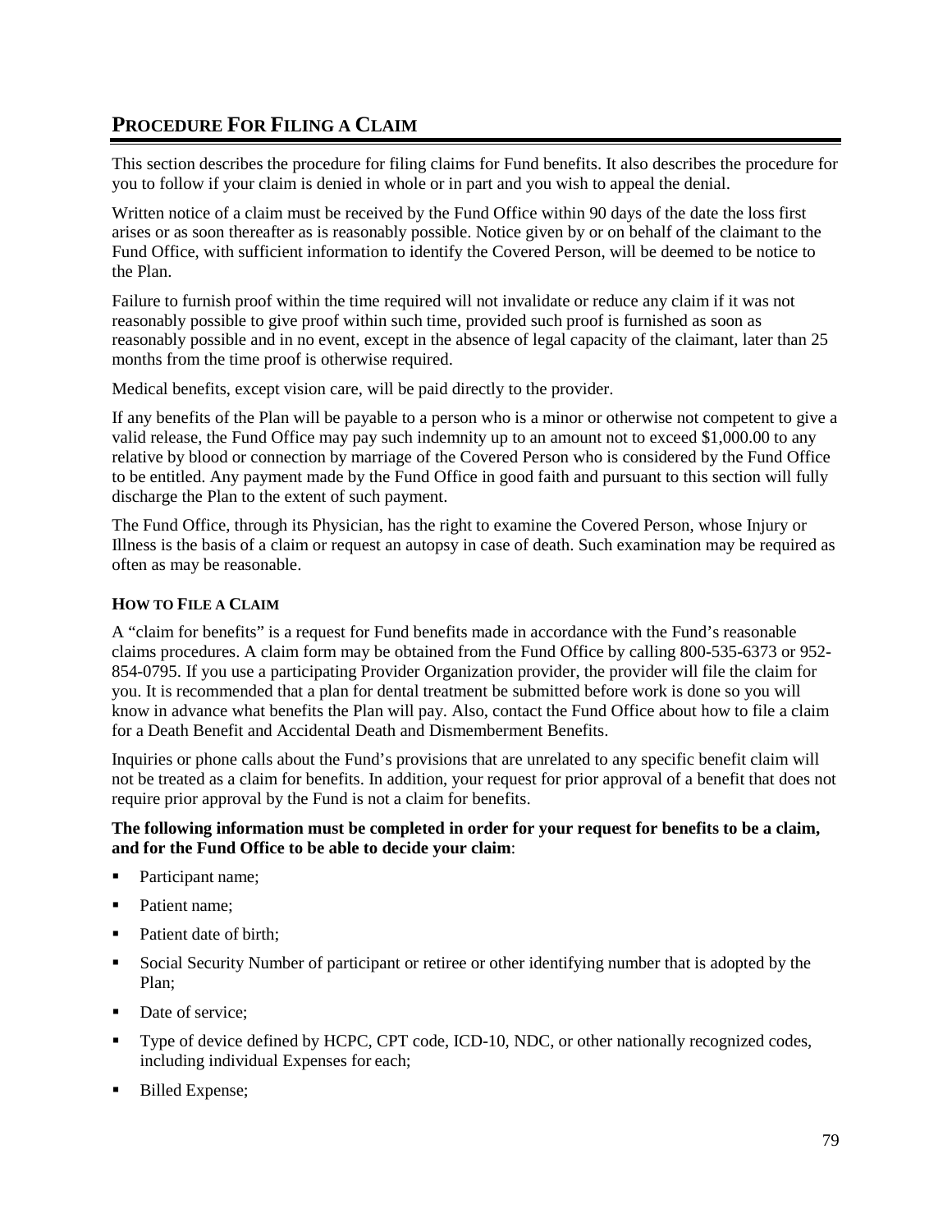## Procedure For Filing A Claim

This section describes the procedure for filing claims for Fund benefits. It also describes the procedure for you to follow if your claim is denied in whole or in part and you wish to appeal the denial.

Written notice of a claim must be received by the Fund Office within 90 days of the date the loss first arises or as soon thereafter as is reasonably possible. Notice given by or on behalf of the claimant to the Fund Office, with sufficient information to identify the Covered Person, will be deemed to be notice to the Plan.

Failure to furnish proof within the time required will not invalidate or reduce any claim if it was not reasonably possible to give proof within such time, provided such proof is furnished as soon as reasonably possible and in no event, except in the absence of legal capacity of the claimant, later than 25 months from the time proof is otherwise required.

Medical benefits, except vision care, will be paid directly to the provider.

If any benefits of the Plan will be payable to a person who is a minor or otherwise not competent to give a valid release, the Fund Office may pay such indemnity up to an amount not to exceed $1,000.00 to any relative by blood or connection by marriage of the Covered Person who is considered by the Fund Office to be entitled. Any payment made by the Fund Office in good faith and pursuant to this section will fully discharge the Plan to the extent of such payment.

The Fund Office, through its Physician, has the right to examine the Covered Person, whose Injury or Illness is the basis of a claim or request an autopsy in case of death. Such examination may be required as often as may be reasonable.

### How To File A Claim

A "claim for benefits" is a request for Fund benefits made in accordance with the Fund's reasonable claims procedures. A claim form may be obtained from the Fund Office by calling 800-535-6373 or 952-854-0795. If you use a participating Provider Organization provider, the provider will file the claim for you. It is recommended that a plan for dental treatment be submitted before work is done so you will know in advance what benefits the Plan will pay. Also, contact the Fund Office about how to file a claim for a Death Benefit and Accidental Death and Dismemberment Benefits.

Inquiries or phone calls about the Fund's provisions that are unrelated to any specific benefit claim will not be treated as a claim for benefits. In addition, your request for prior approval of a benefit that does not require prior approval by the Fund is not a claim for benefits.

**The following information must be completed in order for your request for benefits to be a claim, and for the Fund Office to be able to decide your claim**:

- Participant name;
- Patient name;
- Patient date of birth;
- Social Security Number of participant or retiree or other identifying number that is adopted by the Plan;
- Date of service;
- Type of device defined by HCPC, CPT code, ICD-10, NDC, or other nationally recognized codes, including individual Expenses for each;
- Billed Expense;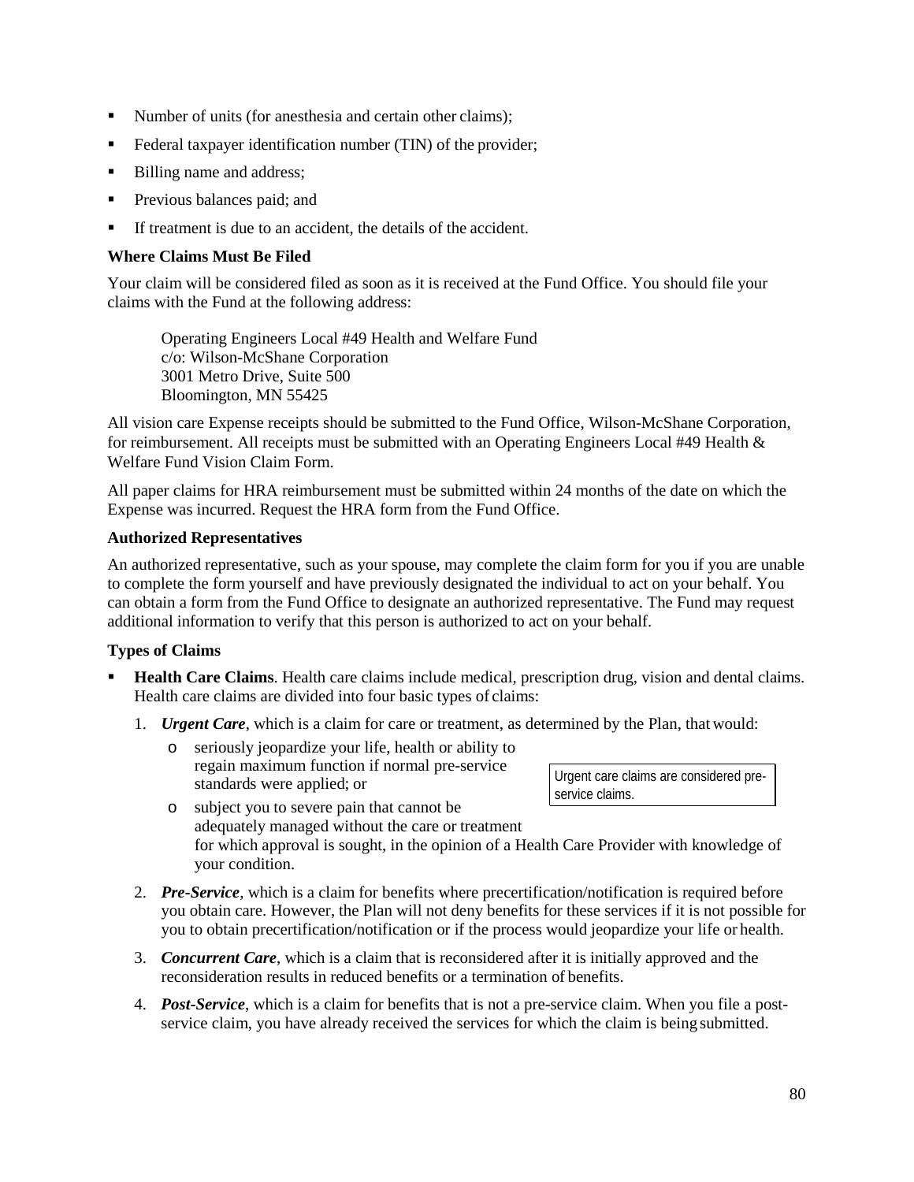- Number of units (for anesthesia and certain other claims);
- Federal taxpayer identification number (TIN) of the provider;
- Billing name and address;
- Previous balances paid; and
- If treatment is due to an accident, the details of the accident.

**Where Claims Must Be Filed**

Your claim will be considered filed as soon as it is received at the Fund Office. You should file your claims with the Fund at the following address:

> Operating Engineers Local #49 Health and Welfare Fund
> c/o: Wilson-McShane Corporation
> 3001 Metro Drive, Suite 500
> Bloomington, MN 55425

All vision care Expense receipts should be submitted to the Fund Office, Wilson-McShane Corporation, for reimbursement. All receipts must be submitted with an Operating Engineers Local #49 Health & Welfare Fund Vision Claim Form.

All paper claims for HRA reimbursement must be submitted within 24 months of the date on which the Expense was incurred. Request the HRA form from the Fund Office.

**Authorized Representatives**

An authorized representative, such as your spouse, may complete the claim form for you if you are unable to complete the form yourself and have previously designated the individual to act on your behalf. You can obtain a form from the Fund Office to designate an authorized representative. The Fund may request additional information to verify that this person is authorized to act on your behalf.

**Types of Claims**

- **Health Care Claims**. Health care claims include medical, prescription drug, vision and dental claims. Health care claims are divided into four basic types of claims:
  1. ***Urgent Care***, which is a claim for care or treatment, as determined by the Plan, that would:
     - seriously jeopardize your life, health or ability to regain maximum function if normal pre-service standards were applied; or
     - subject you to severe pain that cannot be adequately managed without the care or treatment for which approval is sought, in the opinion of a Health Care Provider with knowledge of your condition.

     Urgent care claims are considered pre-service claims.
  2. ***Pre-Service***, which is a claim for benefits where precertification/notification is required before you obtain care. However, the Plan will not deny benefits for these services if it is not possible for you to obtain precertification/notification or if the process would jeopardize your life or health.
  3. ***Concurrent Care***, which is a claim that is reconsidered after it is initially approved and the reconsideration results in reduced benefits or a termination of benefits.
  4. ***Post-Service***, which is a claim for benefits that is not a pre-service claim. When you file a post-service claim, you have already received the services for which the claim is being submitted.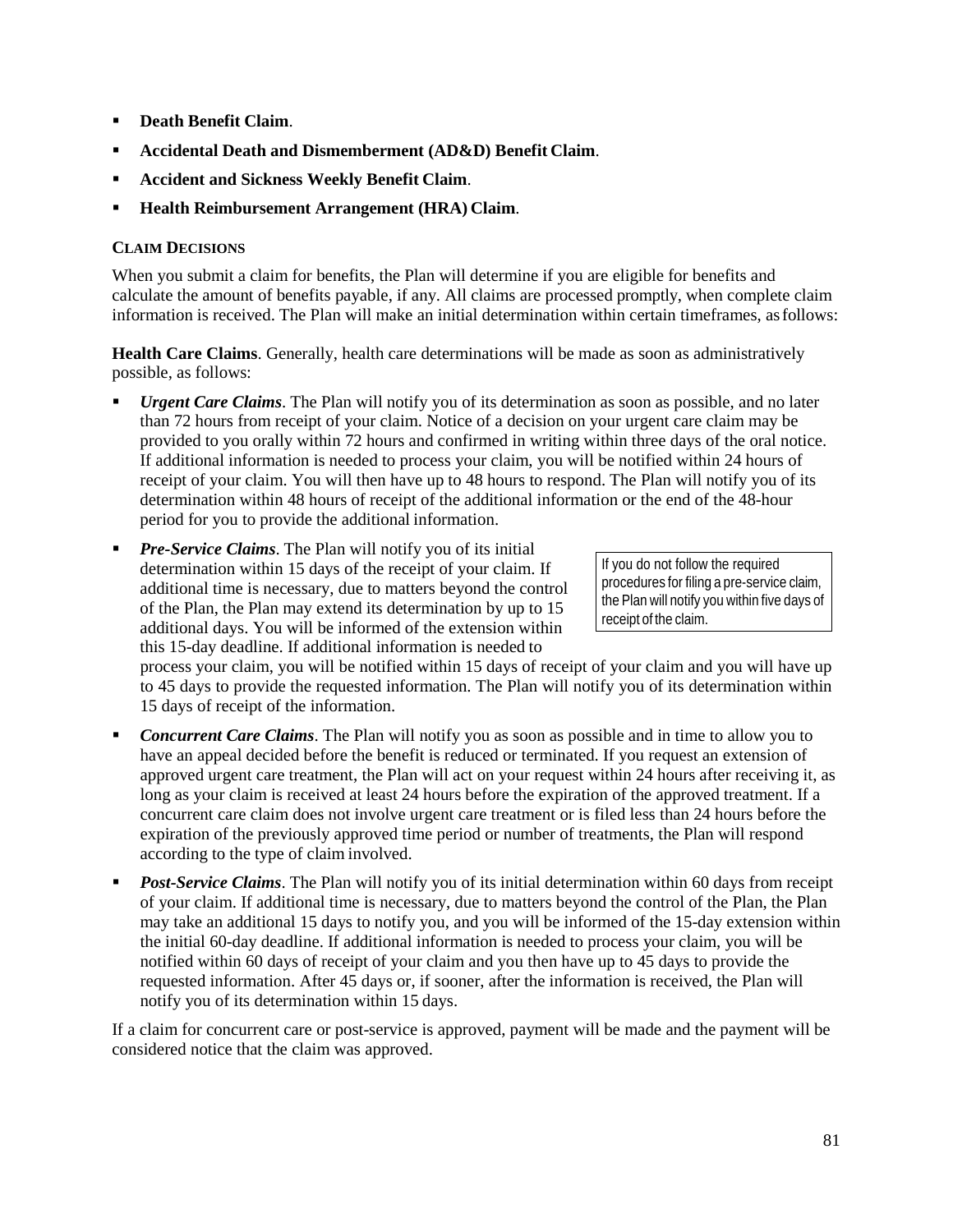- **Death Benefit Claim**.
- **Accidental Death and Dismemberment (AD&D) Benefit Claim**.
- **Accident and Sickness Weekly Benefit Claim**.
- **Health Reimbursement Arrangement (HRA) Claim**.

#### CLAIM DECISIONS

When you submit a claim for benefits, the Plan will determine if you are eligible for benefits and calculate the amount of benefits payable, if any. All claims are processed promptly, when complete claim information is received. The Plan will make an initial determination within certain timeframes, as follows:

**Health Care Claims**. Generally, health care determinations will be made as soon as administratively possible, as follows:

- ***Urgent Care Claims***. The Plan will notify you of its determination as soon as possible, and no later than 72 hours from receipt of your claim. Notice of a decision on your urgent care claim may be provided to you orally within 72 hours and confirmed in writing within three days of the oral notice. If additional information is needed to process your claim, you will be notified within 24 hours of receipt of your claim. You will then have up to 48 hours to respond. The Plan will notify you of its determination within 48 hours of receipt of the additional information or the end of the 48-hour period for you to provide the additional information.
- ***Pre-Service Claims***. The Plan will notify you of its initial determination within 15 days of the receipt of your claim. If additional time is necessary, due to matters beyond the control of the Plan, the Plan may extend its determination by up to 15 additional days. You will be informed of the extension within this 15-day deadline. If additional information is needed to process your claim, you will be notified within 15 days of receipt of your claim and you will have up to 45 days to provide the requested information. The Plan will notify you of its determination within 15 days of receipt of the information.

  If you do not follow the required procedures for filing a pre-service claim, the Plan will notify you within five days of receipt of the claim.

- ***Concurrent Care Claims***. The Plan will notify you as soon as possible and in time to allow you to have an appeal decided before the benefit is reduced or terminated. If you request an extension of approved urgent care treatment, the Plan will act on your request within 24 hours after receiving it, as long as your claim is received at least 24 hours before the expiration of the approved treatment. If a concurrent care claim does not involve urgent care treatment or is filed less than 24 hours before the expiration of the previously approved time period or number of treatments, the Plan will respond according to the type of claim involved.
- ***Post-Service Claims***. The Plan will notify you of its initial determination within 60 days from receipt of your claim. If additional time is necessary, due to matters beyond the control of the Plan, the Plan may take an additional 15 days to notify you, and you will be informed of the 15-day extension within the initial 60-day deadline. If additional information is needed to process your claim, you will be notified within 60 days of receipt of your claim and you then have up to 45 days to provide the requested information. After 45 days or, if sooner, after the information is received, the Plan will notify you of its determination within 15 days.

If a claim for concurrent care or post-service is approved, payment will be made and the payment will be considered notice that the claim was approved.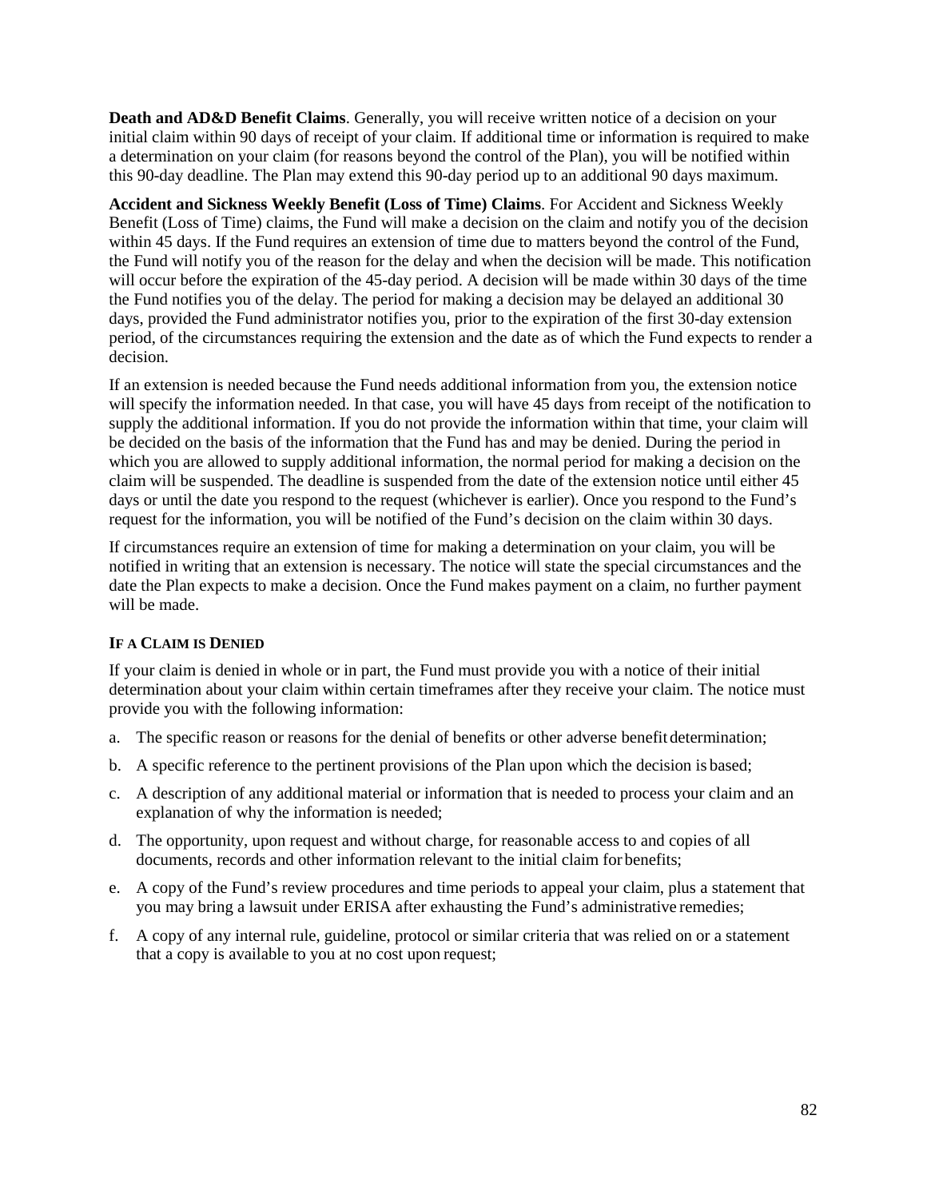**Death and AD&D Benefit Claims**. Generally, you will receive written notice of a decision on your initial claim within 90 days of receipt of your claim. If additional time or information is required to make a determination on your claim (for reasons beyond the control of the Plan), you will be notified within this 90-day deadline. The Plan may extend this 90-day period up to an additional 90 days maximum.

**Accident and Sickness Weekly Benefit (Loss of Time) Claims**. For Accident and Sickness Weekly Benefit (Loss of Time) claims, the Fund will make a decision on the claim and notify you of the decision within 45 days. If the Fund requires an extension of time due to matters beyond the control of the Fund, the Fund will notify you of the reason for the delay and when the decision will be made. This notification will occur before the expiration of the 45-day period. A decision will be made within 30 days of the time the Fund notifies you of the delay. The period for making a decision may be delayed an additional 30 days, provided the Fund administrator notifies you, prior to the expiration of the first 30-day extension period, of the circumstances requiring the extension and the date as of which the Fund expects to render a decision.

If an extension is needed because the Fund needs additional information from you, the extension notice will specify the information needed. In that case, you will have 45 days from receipt of the notification to supply the additional information. If you do not provide the information within that time, your claim will be decided on the basis of the information that the Fund has and may be denied. During the period in which you are allowed to supply additional information, the normal period for making a decision on the claim will be suspended. The deadline is suspended from the date of the extension notice until either 45 days or until the date you respond to the request (whichever is earlier). Once you respond to the Fund's request for the information, you will be notified of the Fund's decision on the claim within 30 days.

If circumstances require an extension of time for making a determination on your claim, you will be notified in writing that an extension is necessary. The notice will state the special circumstances and the date the Plan expects to make a decision. Once the Fund makes payment on a claim, no further payment will be made.

#### IF A CLAIM IS DENIED

If your claim is denied in whole or in part, the Fund must provide you with a notice of their initial determination about your claim within certain timeframes after they receive your claim. The notice must provide you with the following information:

a. The specific reason or reasons for the denial of benefits or other adverse benefit determination;

b. A specific reference to the pertinent provisions of the Plan upon which the decision is based;

c. A description of any additional material or information that is needed to process your claim and an explanation of why the information is needed;

d. The opportunity, upon request and without charge, for reasonable access to and copies of all documents, records and other information relevant to the initial claim for benefits;

e. A copy of the Fund's review procedures and time periods to appeal your claim, plus a statement that you may bring a lawsuit under ERISA after exhausting the Fund's administrative remedies;

f. A copy of any internal rule, guideline, protocol or similar criteria that was relied on or a statement that a copy is available to you at no cost upon request;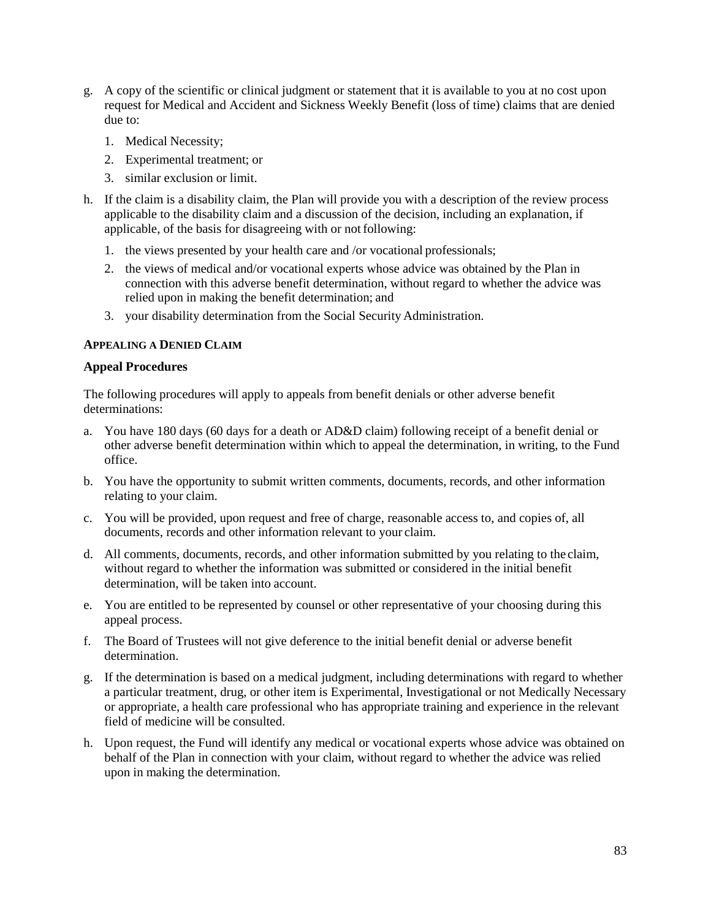g. A copy of the scientific or clinical judgment or statement that it is available to you at no cost upon request for Medical and Accident and Sickness Weekly Benefit (loss of time) claims that are denied due to:

   1. Medical Necessity;
   2. Experimental treatment; or
   3. similar exclusion or limit.

h. If the claim is a disability claim, the Plan will provide you with a description of the review process applicable to the disability claim and a discussion of the decision, including an explanation, if applicable, of the basis for disagreeing with or not following:

   1. the views presented by your health care and /or vocational professionals;
   2. the views of medical and/or vocational experts whose advice was obtained by the Plan in connection with this adverse benefit determination, without regard to whether the advice was relied upon in making the benefit determination; and
   3. your disability determination from the Social Security Administration.

## APPEALING A DENIED CLAIM

### Appeal Procedures

The following procedures will apply to appeals from benefit denials or other adverse benefit determinations:

a. You have 180 days (60 days for a death or AD&D claim) following receipt of a benefit denial or other adverse benefit determination within which to appeal the determination, in writing, to the Fund office.

b. You have the opportunity to submit written comments, documents, records, and other information relating to your claim.

c. You will be provided, upon request and free of charge, reasonable access to, and copies of, all documents, records and other information relevant to your claim.

d. All comments, documents, records, and other information submitted by you relating to the claim, without regard to whether the information was submitted or considered in the initial benefit determination, will be taken into account.

e. You are entitled to be represented by counsel or other representative of your choosing during this appeal process.

f. The Board of Trustees will not give deference to the initial benefit denial or adverse benefit determination.

g. If the determination is based on a medical judgment, including determinations with regard to whether a particular treatment, drug, or other item is Experimental, Investigational or not Medically Necessary or appropriate, a health care professional who has appropriate training and experience in the relevant field of medicine will be consulted.

h. Upon request, the Fund will identify any medical or vocational experts whose advice was obtained on behalf of the Plan in connection with your claim, without regard to whether the advice was relied upon in making the determination.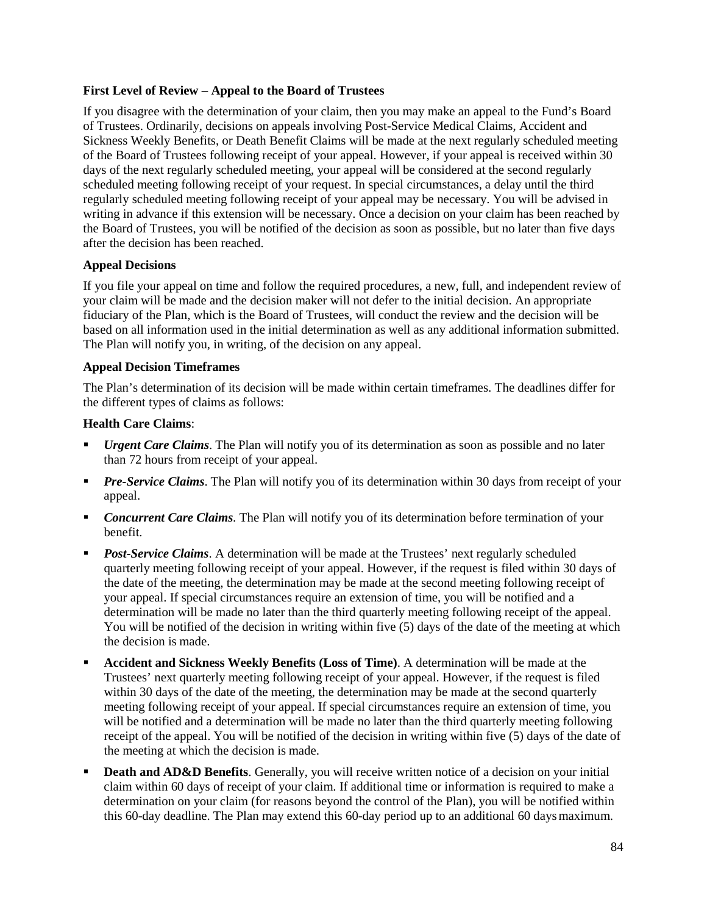**First Level of Review – Appeal to the Board of Trustees**

If you disagree with the determination of your claim, then you may make an appeal to the Fund's Board of Trustees. Ordinarily, decisions on appeals involving Post-Service Medical Claims, Accident and Sickness Weekly Benefits, or Death Benefit Claims will be made at the next regularly scheduled meeting of the Board of Trustees following receipt of your appeal. However, if your appeal is received within 30 days of the next regularly scheduled meeting, your appeal will be considered at the second regularly scheduled meeting following receipt of your request. In special circumstances, a delay until the third regularly scheduled meeting following receipt of your appeal may be necessary. You will be advised in writing in advance if this extension will be necessary. Once a decision on your claim has been reached by the Board of Trustees, you will be notified of the decision as soon as possible, but no later than five days after the decision has been reached.

**Appeal Decisions**

If you file your appeal on time and follow the required procedures, a new, full, and independent review of your claim will be made and the decision maker will not defer to the initial decision. An appropriate fiduciary of the Plan, which is the Board of Trustees, will conduct the review and the decision will be based on all information used in the initial determination as well as any additional information submitted. The Plan will notify you, in writing, of the decision on any appeal.

**Appeal Decision Timeframes**

The Plan's determination of its decision will be made within certain timeframes. The deadlines differ for the different types of claims as follows:

**Health Care Claims**:

- ***Urgent Care Claims***. The Plan will notify you of its determination as soon as possible and no later than 72 hours from receipt of your appeal.
- ***Pre-Service Claims***. The Plan will notify you of its determination within 30 days from receipt of your appeal.
- ***Concurrent Care Claims***. The Plan will notify you of its determination before termination of your benefit.
- ***Post-Service Claims***. A determination will be made at the Trustees' next regularly scheduled quarterly meeting following receipt of your appeal. However, if the request is filed within 30 days of the date of the meeting, the determination may be made at the second meeting following receipt of your appeal. If special circumstances require an extension of time, you will be notified and a determination will be made no later than the third quarterly meeting following receipt of the appeal. You will be notified of the decision in writing within five (5) days of the date of the meeting at which the decision is made.
- **Accident and Sickness Weekly Benefits (Loss of Time)**. A determination will be made at the Trustees' next quarterly meeting following receipt of your appeal. However, if the request is filed within 30 days of the date of the meeting, the determination may be made at the second quarterly meeting following receipt of your appeal. If special circumstances require an extension of time, you will be notified and a determination will be made no later than the third quarterly meeting following receipt of the appeal. You will be notified of the decision in writing within five (5) days of the date of the meeting at which the decision is made.
- **Death and AD&D Benefits**. Generally, you will receive written notice of a decision on your initial claim within 60 days of receipt of your claim. If additional time or information is required to make a determination on your claim (for reasons beyond the control of the Plan), you will be notified within this 60-day deadline. The Plan may extend this 60-day period up to an additional 60 days maximum.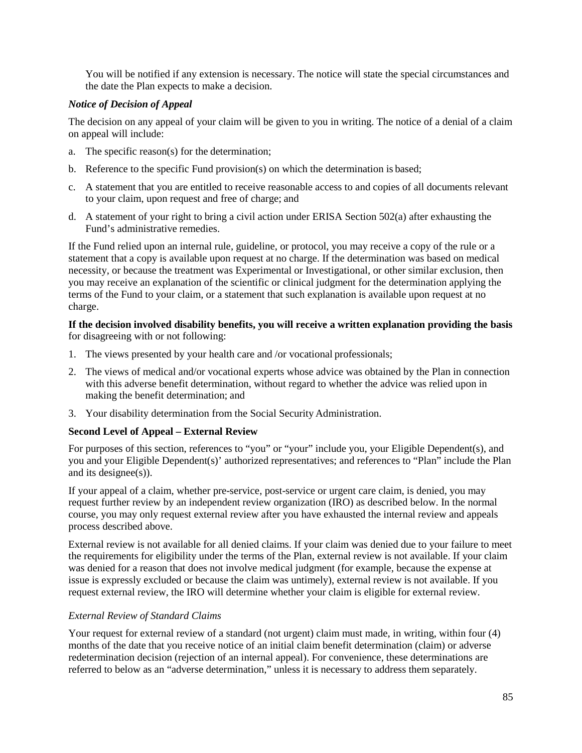You will be notified if any extension is necessary. The notice will state the special circumstances and the date the Plan expects to make a decision.

***Notice of Decision of Appeal***

The decision on any appeal of your claim will be given to you in writing. The notice of a denial of a claim on appeal will include:

a. The specific reason(s) for the determination;

b. Reference to the specific Fund provision(s) on which the determination is based;

c. A statement that you are entitled to receive reasonable access to and copies of all documents relevant to your claim, upon request and free of charge; and

d. A statement of your right to bring a civil action under ERISA Section 502(a) after exhausting the Fund's administrative remedies.

If the Fund relied upon an internal rule, guideline, or protocol, you may receive a copy of the rule or a statement that a copy is available upon request at no charge. If the determination was based on medical necessity, or because the treatment was Experimental or Investigational, or other similar exclusion, then you may receive an explanation of the scientific or clinical judgment for the determination applying the terms of the Fund to your claim, or a statement that such explanation is available upon request at no charge.

**If the decision involved disability benefits, you will receive a written explanation providing the basis** for disagreeing with or not following:

1. The views presented by your health care and /or vocational professionals;

2. The views of medical and/or vocational experts whose advice was obtained by the Plan in connection with this adverse benefit determination, without regard to whether the advice was relied upon in making the benefit determination; and

3. Your disability determination from the Social Security Administration.

**Second Level of Appeal – External Review**

For purposes of this section, references to "you" or "your" include you, your Eligible Dependent(s), and you and your Eligible Dependent(s)' authorized representatives; and references to "Plan" include the Plan and its designee(s)).

If your appeal of a claim, whether pre-service, post-service or urgent care claim, is denied, you may request further review by an independent review organization (IRO) as described below. In the normal course, you may only request external review after you have exhausted the internal review and appeals process described above.

External review is not available for all denied claims. If your claim was denied due to your failure to meet the requirements for eligibility under the terms of the Plan, external review is not available. If your claim was denied for a reason that does not involve medical judgment (for example, because the expense at issue is expressly excluded or because the claim was untimely), external review is not available. If you request external review, the IRO will determine whether your claim is eligible for external review.

*External Review of Standard Claims*

Your request for external review of a standard (not urgent) claim must made, in writing, within four (4) months of the date that you receive notice of an initial claim benefit determination (claim) or adverse redetermination decision (rejection of an internal appeal). For convenience, these determinations are referred to below as an "adverse determination," unless it is necessary to address them separately.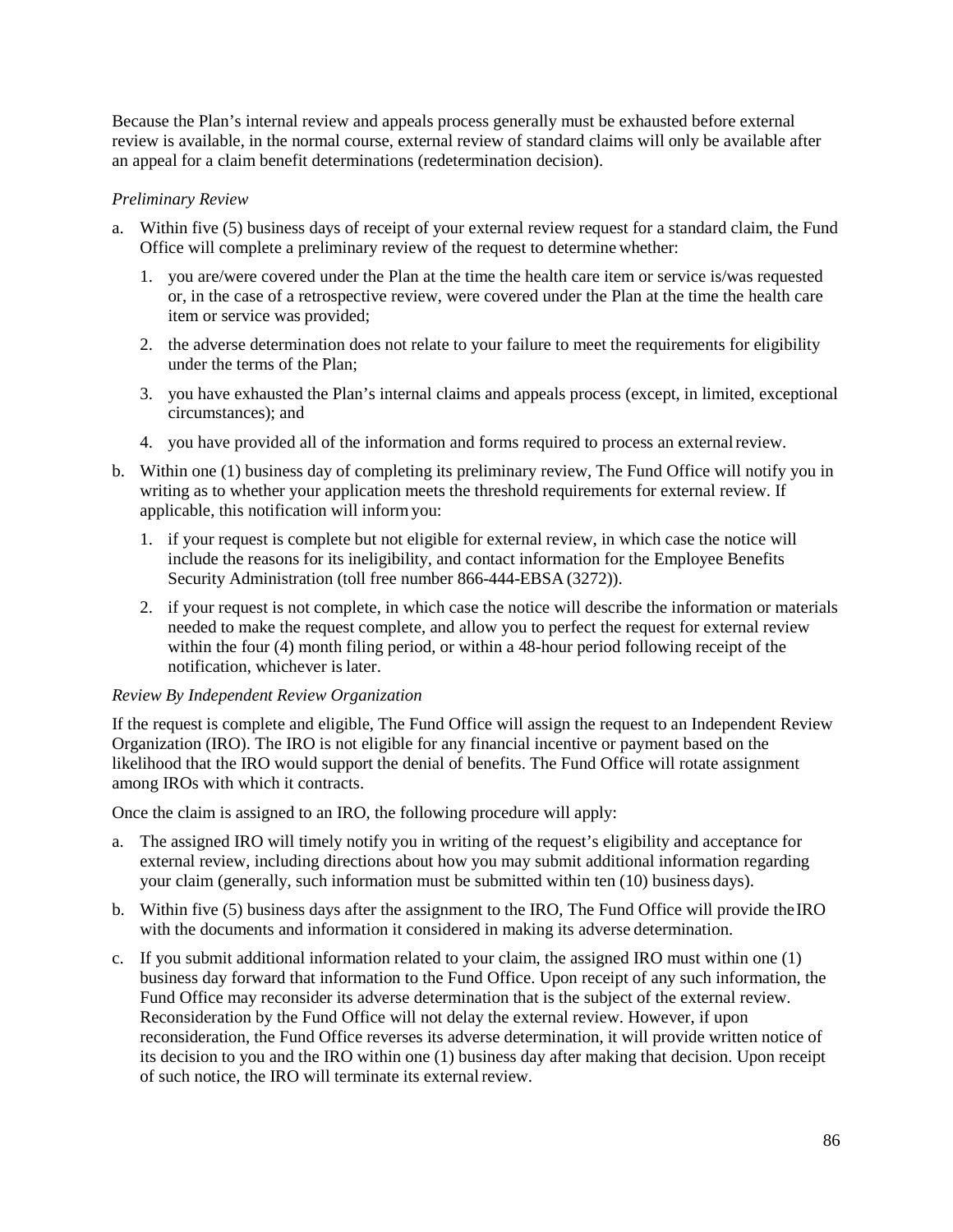Because the Plan's internal review and appeals process generally must be exhausted before external review is available, in the normal course, external review of standard claims will only be available after an appeal for a claim benefit determinations (redetermination decision).

*Preliminary Review*

a. Within five (5) business days of receipt of your external review request for a standard claim, the Fund Office will complete a preliminary review of the request to determine whether:

   1. you are/were covered under the Plan at the time the health care item or service is/was requested or, in the case of a retrospective review, were covered under the Plan at the time the health care item or service was provided;

   2. the adverse determination does not relate to your failure to meet the requirements for eligibility under the terms of the Plan;

   3. you have exhausted the Plan's internal claims and appeals process (except, in limited, exceptional circumstances); and

   4. you have provided all of the information and forms required to process an external review.

b. Within one (1) business day of completing its preliminary review, The Fund Office will notify you in writing as to whether your application meets the threshold requirements for external review. If applicable, this notification will inform you:

   1. if your request is complete but not eligible for external review, in which case the notice will include the reasons for its ineligibility, and contact information for the Employee Benefits Security Administration (toll free number 866-444-EBSA (3272)).

   2. if your request is not complete, in which case the notice will describe the information or materials needed to make the request complete, and allow you to perfect the request for external review within the four (4) month filing period, or within a 48-hour period following receipt of the notification, whichever is later.

*Review By Independent Review Organization*

If the request is complete and eligible, The Fund Office will assign the request to an Independent Review Organization (IRO). The IRO is not eligible for any financial incentive or payment based on the likelihood that the IRO would support the denial of benefits. The Fund Office will rotate assignment among IROs with which it contracts.

Once the claim is assigned to an IRO, the following procedure will apply:

a. The assigned IRO will timely notify you in writing of the request's eligibility and acceptance for external review, including directions about how you may submit additional information regarding your claim (generally, such information must be submitted within ten (10) business days).

b. Within five (5) business days after the assignment to the IRO, The Fund Office will provide the IRO with the documents and information it considered in making its adverse determination.

c. If you submit additional information related to your claim, the assigned IRO must within one (1) business day forward that information to the Fund Office. Upon receipt of any such information, the Fund Office may reconsider its adverse determination that is the subject of the external review. Reconsideration by the Fund Office will not delay the external review. However, if upon reconsideration, the Fund Office reverses its adverse determination, it will provide written notice of its decision to you and the IRO within one (1) business day after making that decision. Upon receipt of such notice, the IRO will terminate its external review.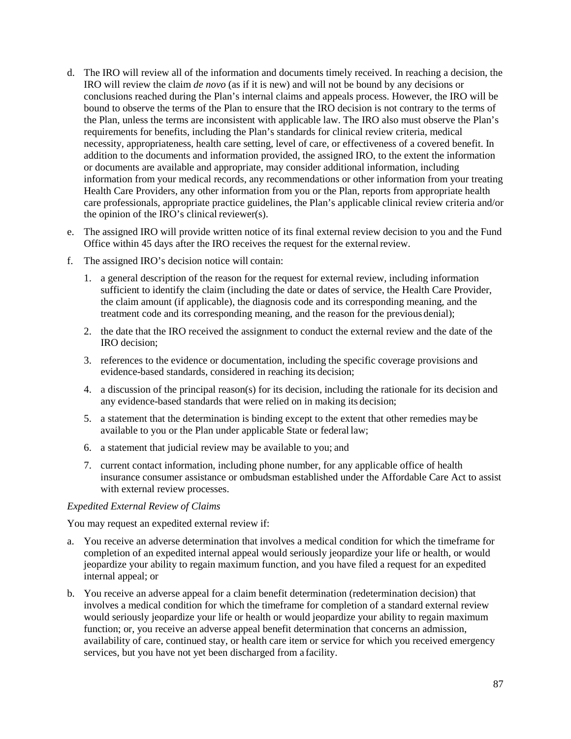d. The IRO will review all of the information and documents timely received. In reaching a decision, the IRO will review the claim *de novo* (as if it is new) and will not be bound by any decisions or conclusions reached during the Plan's internal claims and appeals process. However, the IRO will be bound to observe the terms of the Plan to ensure that the IRO decision is not contrary to the terms of the Plan, unless the terms are inconsistent with applicable law. The IRO also must observe the Plan's requirements for benefits, including the Plan's standards for clinical review criteria, medical necessity, appropriateness, health care setting, level of care, or effectiveness of a covered benefit. In addition to the documents and information provided, the assigned IRO, to the extent the information or documents are available and appropriate, may consider additional information, including information from your medical records, any recommendations or other information from your treating Health Care Providers, any other information from you or the Plan, reports from appropriate health care professionals, appropriate practice guidelines, the Plan's applicable clinical review criteria and/or the opinion of the IRO's clinical reviewer(s).

e. The assigned IRO will provide written notice of its final external review decision to you and the Fund Office within 45 days after the IRO receives the request for the external review.

f. The assigned IRO's decision notice will contain:

   1. a general description of the reason for the request for external review, including information sufficient to identify the claim (including the date or dates of service, the Health Care Provider, the claim amount (if applicable), the diagnosis code and its corresponding meaning, and the treatment code and its corresponding meaning, and the reason for the previous denial);

   2. the date that the IRO received the assignment to conduct the external review and the date of the IRO decision;

   3. references to the evidence or documentation, including the specific coverage provisions and evidence-based standards, considered in reaching its decision;

   4. a discussion of the principal reason(s) for its decision, including the rationale for its decision and any evidence-based standards that were relied on in making its decision;

   5. a statement that the determination is binding except to the extent that other remedies may be available to you or the Plan under applicable State or federal law;

   6. a statement that judicial review may be available to you; and

   7. current contact information, including phone number, for any applicable office of health insurance consumer assistance or ombudsman established under the Affordable Care Act to assist with external review processes.

*Expedited External Review of Claims*

You may request an expedited external review if:

a. You receive an adverse determination that involves a medical condition for which the timeframe for completion of an expedited internal appeal would seriously jeopardize your life or health, or would jeopardize your ability to regain maximum function, and you have filed a request for an expedited internal appeal; or

b. You receive an adverse appeal for a claim benefit determination (redetermination decision) that involves a medical condition for which the timeframe for completion of a standard external review would seriously jeopardize your life or health or would jeopardize your ability to regain maximum function; or, you receive an adverse appeal benefit determination that concerns an admission, availability of care, continued stay, or health care item or service for which you received emergency services, but you have not yet been discharged from a facility.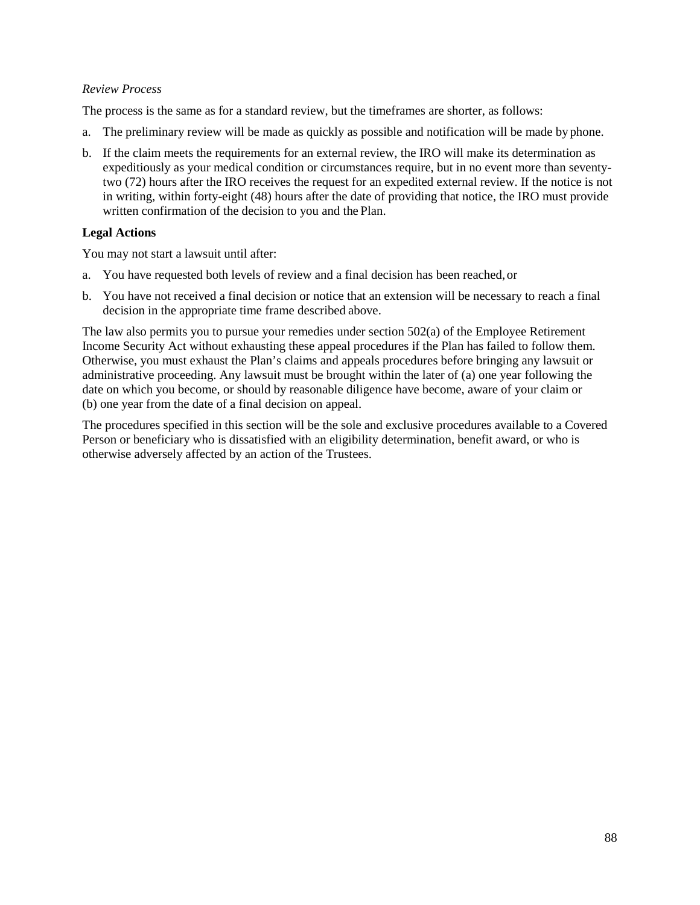*Review Process*

The process is the same as for a standard review, but the timeframes are shorter, as follows:

a. The preliminary review will be made as quickly as possible and notification will be made by phone.

b. If the claim meets the requirements for an external review, the IRO will make its determination as expeditiously as your medical condition or circumstances require, but in no event more than seventy-two (72) hours after the IRO receives the request for an expedited external review. If the notice is not in writing, within forty-eight (48) hours after the date of providing that notice, the IRO must provide written confirmation of the decision to you and the Plan.

**Legal Actions**

You may not start a lawsuit until after:

a. You have requested both levels of review and a final decision has been reached, or

b. You have not received a final decision or notice that an extension will be necessary to reach a final decision in the appropriate time frame described above.

The law also permits you to pursue your remedies under section 502(a) of the Employee Retirement Income Security Act without exhausting these appeal procedures if the Plan has failed to follow them. Otherwise, you must exhaust the Plan's claims and appeals procedures before bringing any lawsuit or administrative proceeding. Any lawsuit must be brought within the later of (a) one year following the date on which you become, or should by reasonable diligence have become, aware of your claim or (b) one year from the date of a final decision on appeal.

The procedures specified in this section will be the sole and exclusive procedures available to a Covered Person or beneficiary who is dissatisfied with an eligibility determination, benefit award, or who is otherwise adversely affected by an action of the Trustees.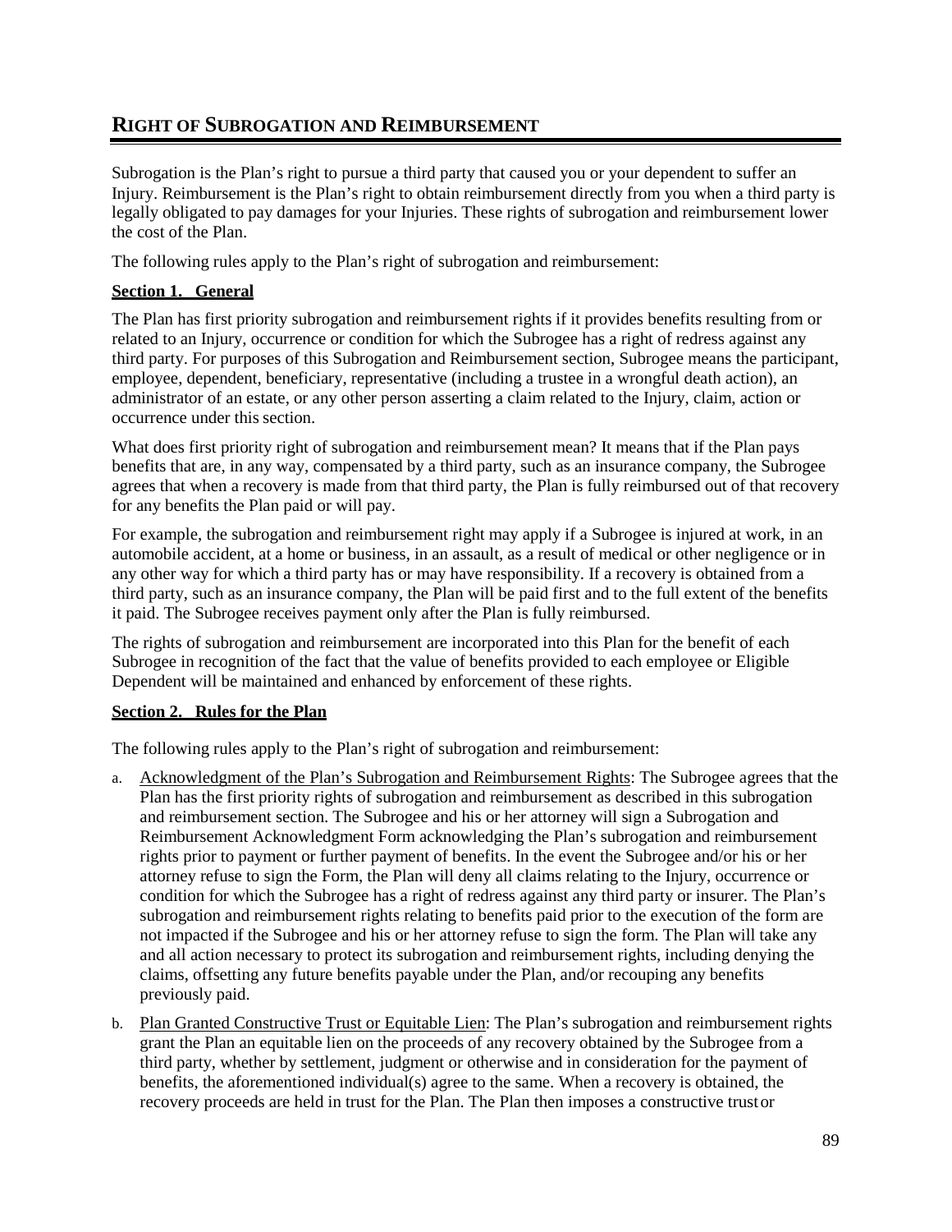## RIGHT OF SUBROGATION AND REIMBURSEMENT

Subrogation is the Plan's right to pursue a third party that caused you or your dependent to suffer an Injury. Reimbursement is the Plan's right to obtain reimbursement directly from you when a third party is legally obligated to pay damages for your Injuries. These rights of subrogation and reimbursement lower the cost of the Plan.

The following rules apply to the Plan's right of subrogation and reimbursement:

**Section 1. General**

The Plan has first priority subrogation and reimbursement rights if it provides benefits resulting from or related to an Injury, occurrence or condition for which the Subrogee has a right of redress against any third party. For purposes of this Subrogation and Reimbursement section, Subrogee means the participant, employee, dependent, beneficiary, representative (including a trustee in a wrongful death action), an administrator of an estate, or any other person asserting a claim related to the Injury, claim, action or occurrence under this section.

What does first priority right of subrogation and reimbursement mean? It means that if the Plan pays benefits that are, in any way, compensated by a third party, such as an insurance company, the Subrogee agrees that when a recovery is made from that third party, the Plan is fully reimbursed out of that recovery for any benefits the Plan paid or will pay.

For example, the subrogation and reimbursement right may apply if a Subrogee is injured at work, in an automobile accident, at a home or business, in an assault, as a result of medical or other negligence or in any other way for which a third party has or may have responsibility. If a recovery is obtained from a third party, such as an insurance company, the Plan will be paid first and to the full extent of the benefits it paid. The Subrogee receives payment only after the Plan is fully reimbursed.

The rights of subrogation and reimbursement are incorporated into this Plan for the benefit of each Subrogee in recognition of the fact that the value of benefits provided to each employee or Eligible Dependent will be maintained and enhanced by enforcement of these rights.

**Section 2. Rules for the Plan**

The following rules apply to the Plan's right of subrogation and reimbursement:

a. Acknowledgment of the Plan's Subrogation and Reimbursement Rights: The Subrogee agrees that the Plan has the first priority rights of subrogation and reimbursement as described in this subrogation and reimbursement section. The Subrogee and his or her attorney will sign a Subrogation and Reimbursement Acknowledgment Form acknowledging the Plan's subrogation and reimbursement rights prior to payment or further payment of benefits. In the event the Subrogee and/or his or her attorney refuse to sign the Form, the Plan will deny all claims relating to the Injury, occurrence or condition for which the Subrogee has a right of redress against any third party or insurer. The Plan's subrogation and reimbursement rights relating to benefits paid prior to the execution of the form are not impacted if the Subrogee and his or her attorney refuse to sign the form. The Plan will take any and all action necessary to protect its subrogation and reimbursement rights, including denying the claims, offsetting any future benefits payable under the Plan, and/or recouping any benefits previously paid.

b. Plan Granted Constructive Trust or Equitable Lien: The Plan's subrogation and reimbursement rights grant the Plan an equitable lien on the proceeds of any recovery obtained by the Subrogee from a third party, whether by settlement, judgment or otherwise and in consideration for the payment of benefits, the aforementioned individual(s) agree to the same. When a recovery is obtained, the recovery proceeds are held in trust for the Plan. The Plan then imposes a constructive trust or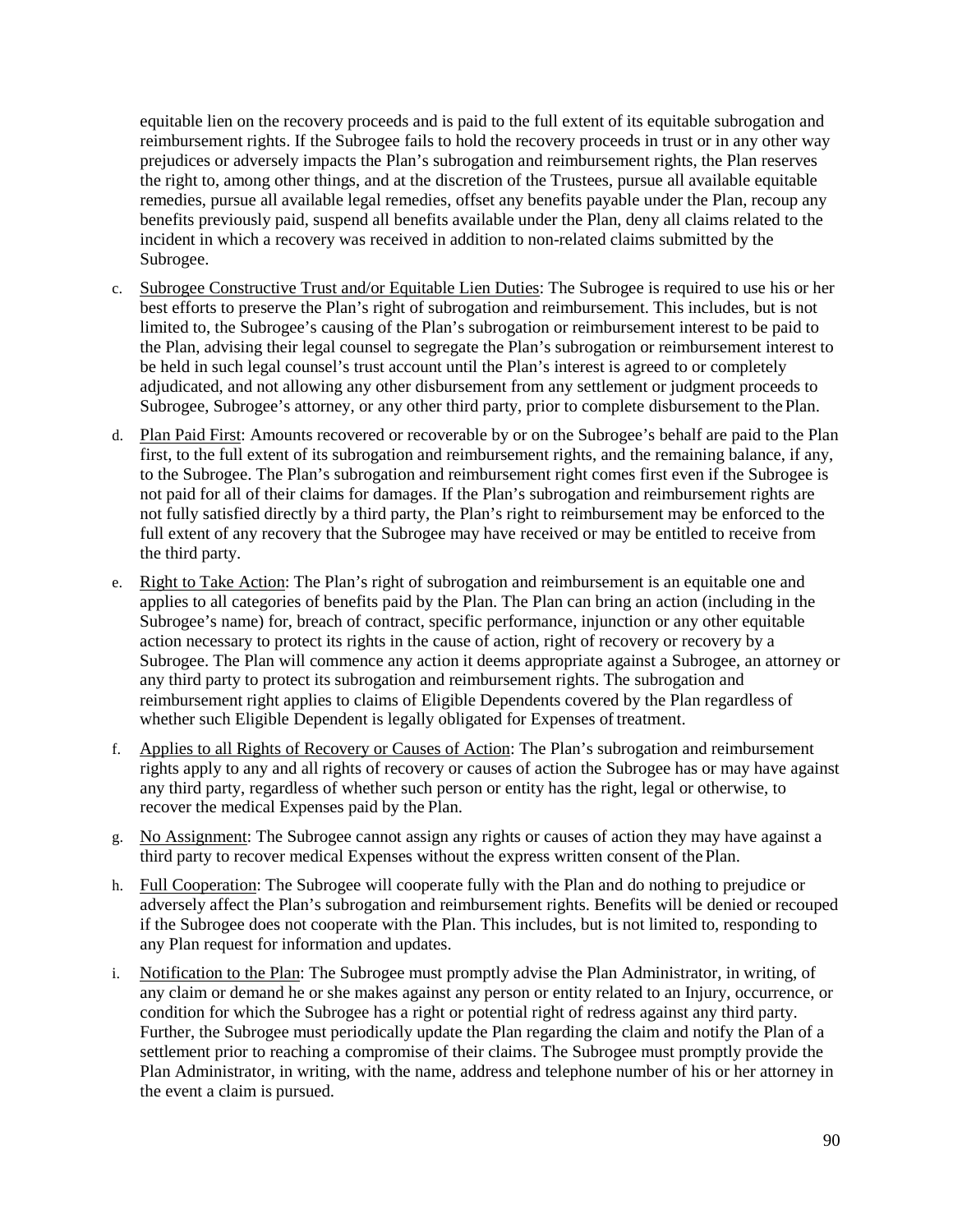equitable lien on the recovery proceeds and is paid to the full extent of its equitable subrogation and reimbursement rights. If the Subrogee fails to hold the recovery proceeds in trust or in any other way prejudices or adversely impacts the Plan's subrogation and reimbursement rights, the Plan reserves the right to, among other things, and at the discretion of the Trustees, pursue all available equitable remedies, pursue all available legal remedies, offset any benefits payable under the Plan, recoup any benefits previously paid, suspend all benefits available under the Plan, deny all claims related to the incident in which a recovery was received in addition to non-related claims submitted by the Subrogee.

c. Subrogee Constructive Trust and/or Equitable Lien Duties: The Subrogee is required to use his or her best efforts to preserve the Plan's right of subrogation and reimbursement. This includes, but is not limited to, the Subrogee's causing of the Plan's subrogation or reimbursement interest to be paid to the Plan, advising their legal counsel to segregate the Plan's subrogation or reimbursement interest to be held in such legal counsel's trust account until the Plan's interest is agreed to or completely adjudicated, and not allowing any other disbursement from any settlement or judgment proceeds to Subrogee, Subrogee's attorney, or any other third party, prior to complete disbursement to the Plan.

d. Plan Paid First: Amounts recovered or recoverable by or on the Subrogee's behalf are paid to the Plan first, to the full extent of its subrogation and reimbursement rights, and the remaining balance, if any, to the Subrogee. The Plan's subrogation and reimbursement right comes first even if the Subrogee is not paid for all of their claims for damages. If the Plan's subrogation and reimbursement rights are not fully satisfied directly by a third party, the Plan's right to reimbursement may be enforced to the full extent of any recovery that the Subrogee may have received or may be entitled to receive from the third party.

e. Right to Take Action: The Plan's right of subrogation and reimbursement is an equitable one and applies to all categories of benefits paid by the Plan. The Plan can bring an action (including in the Subrogee's name) for, breach of contract, specific performance, injunction or any other equitable action necessary to protect its rights in the cause of action, right of recovery or recovery by a Subrogee. The Plan will commence any action it deems appropriate against a Subrogee, an attorney or any third party to protect its subrogation and reimbursement rights. The subrogation and reimbursement right applies to claims of Eligible Dependents covered by the Plan regardless of whether such Eligible Dependent is legally obligated for Expenses of treatment.

f. Applies to all Rights of Recovery or Causes of Action: The Plan's subrogation and reimbursement rights apply to any and all rights of recovery or causes of action the Subrogee has or may have against any third party, regardless of whether such person or entity has the right, legal or otherwise, to recover the medical Expenses paid by the Plan.

g. No Assignment: The Subrogee cannot assign any rights or causes of action they may have against a third party to recover medical Expenses without the express written consent of the Plan.

h. Full Cooperation: The Subrogee will cooperate fully with the Plan and do nothing to prejudice or adversely affect the Plan's subrogation and reimbursement rights. Benefits will be denied or recouped if the Subrogee does not cooperate with the Plan. This includes, but is not limited to, responding to any Plan request for information and updates.

i. Notification to the Plan: The Subrogee must promptly advise the Plan Administrator, in writing, of any claim or demand he or she makes against any person or entity related to an Injury, occurrence, or condition for which the Subrogee has a right or potential right of redress against any third party. Further, the Subrogee must periodically update the Plan regarding the claim and notify the Plan of a settlement prior to reaching a compromise of their claims. The Subrogee must promptly provide the Plan Administrator, in writing, with the name, address and telephone number of his or her attorney in the event a claim is pursued.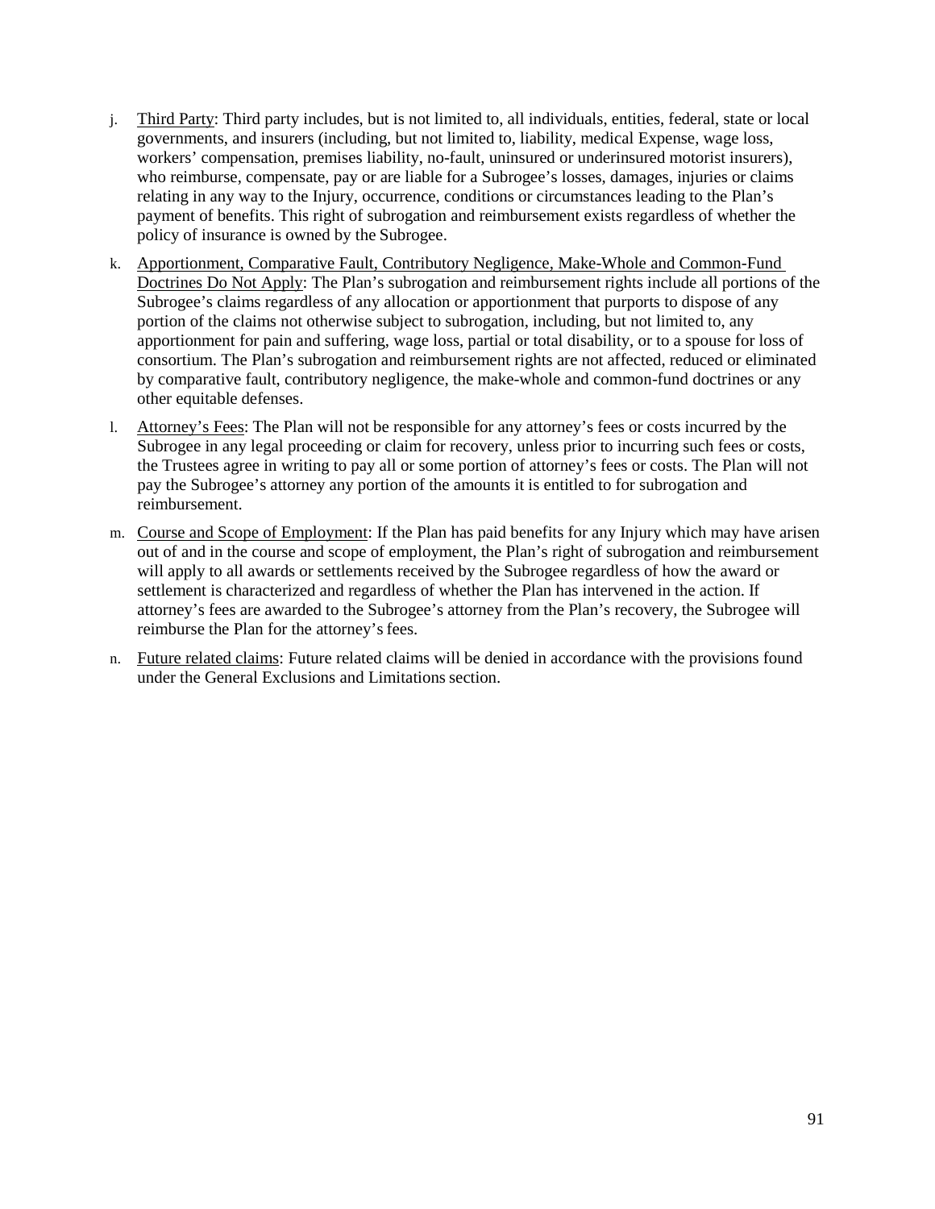j. <u>Third Party</u>: Third party includes, but is not limited to, all individuals, entities, federal, state or local governments, and insurers (including, but not limited to, liability, medical Expense, wage loss, workers' compensation, premises liability, no-fault, uninsured or underinsured motorist insurers), who reimburse, compensate, pay or are liable for a Subrogee's losses, damages, injuries or claims relating in any way to the Injury, occurrence, conditions or circumstances leading to the Plan's payment of benefits. This right of subrogation and reimbursement exists regardless of whether the policy of insurance is owned by the Subrogee.

k. <u>Apportionment, Comparative Fault, Contributory Negligence, Make-Whole and Common-Fund Doctrines Do Not Apply</u>: The Plan's subrogation and reimbursement rights include all portions of the Subrogee's claims regardless of any allocation or apportionment that purports to dispose of any portion of the claims not otherwise subject to subrogation, including, but not limited to, any apportionment for pain and suffering, wage loss, partial or total disability, or to a spouse for loss of consortium. The Plan's subrogation and reimbursement rights are not affected, reduced or eliminated by comparative fault, contributory negligence, the make-whole and common-fund doctrines or any other equitable defenses.

l. <u>Attorney's Fees</u>: The Plan will not be responsible for any attorney's fees or costs incurred by the Subrogee in any legal proceeding or claim for recovery, unless prior to incurring such fees or costs, the Trustees agree in writing to pay all or some portion of attorney's fees or costs. The Plan will not pay the Subrogee's attorney any portion of the amounts it is entitled to for subrogation and reimbursement.

m. <u>Course and Scope of Employment</u>: If the Plan has paid benefits for any Injury which may have arisen out of and in the course and scope of employment, the Plan's right of subrogation and reimbursement will apply to all awards or settlements received by the Subrogee regardless of how the award or settlement is characterized and regardless of whether the Plan has intervened in the action. If attorney's fees are awarded to the Subrogee's attorney from the Plan's recovery, the Subrogee will reimburse the Plan for the attorney's fees.

n. <u>Future related claims</u>: Future related claims will be denied in accordance with the provisions found under the General Exclusions and Limitations section.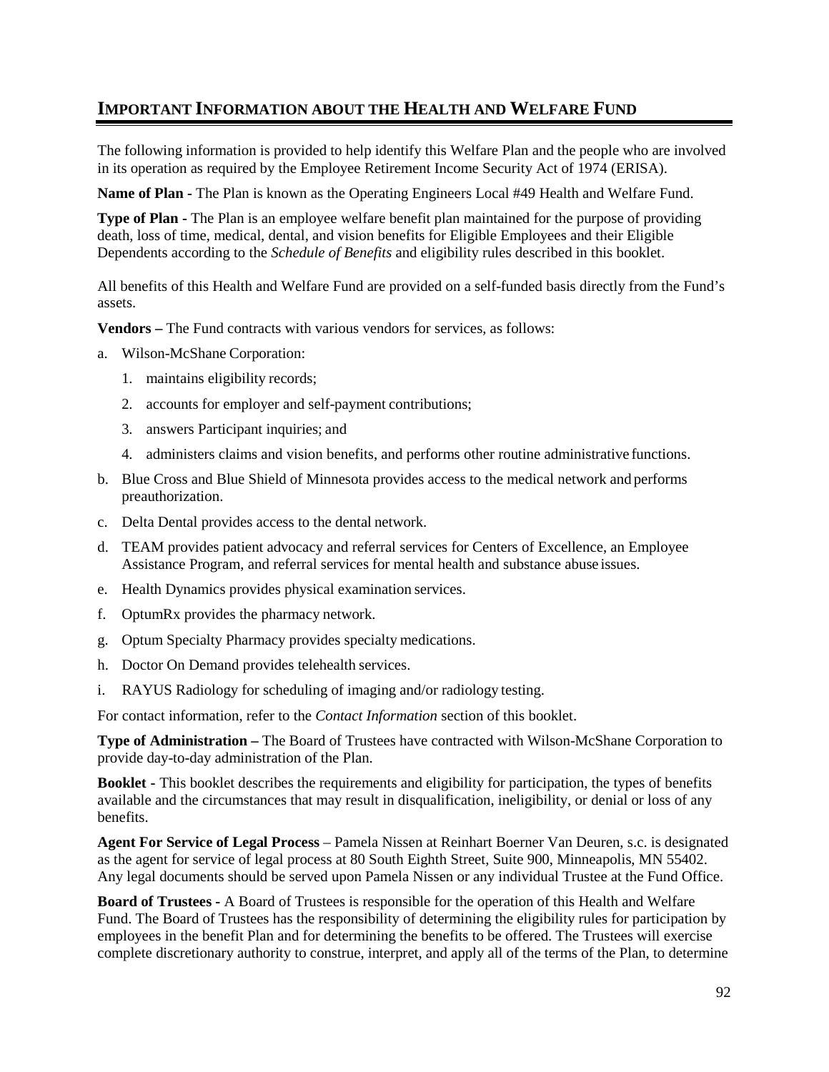## IMPORTANT INFORMATION ABOUT THE HEALTH AND WELFARE FUND

The following information is provided to help identify this Welfare Plan and the people who are involved in its operation as required by the Employee Retirement Income Security Act of 1974 (ERISA).

**Name of Plan** - The Plan is known as the Operating Engineers Local #49 Health and Welfare Fund.

**Type of Plan** - The Plan is an employee welfare benefit plan maintained for the purpose of providing death, loss of time, medical, dental, and vision benefits for Eligible Employees and their Eligible Dependents according to the *Schedule of Benefits* and eligibility rules described in this booklet.

All benefits of this Health and Welfare Fund are provided on a self-funded basis directly from the Fund's assets.

**Vendors –** The Fund contracts with various vendors for services, as follows:

a. Wilson-McShane Corporation:
   1. maintains eligibility records;
   2. accounts for employer and self-payment contributions;
   3. answers Participant inquiries; and
   4. administers claims and vision benefits, and performs other routine administrative functions.

b. Blue Cross and Blue Shield of Minnesota provides access to the medical network and performs preauthorization.

c. Delta Dental provides access to the dental network.

d. TEAM provides patient advocacy and referral services for Centers of Excellence, an Employee Assistance Program, and referral services for mental health and substance abuse issues.

e. Health Dynamics provides physical examination services.

f. OptumRx provides the pharmacy network.

g. Optum Specialty Pharmacy provides specialty medications.

h. Doctor On Demand provides telehealth services.

i. RAYUS Radiology for scheduling of imaging and/or radiology testing.

For contact information, refer to the *Contact Information* section of this booklet.

**Type of Administration –** The Board of Trustees have contracted with Wilson-McShane Corporation to provide day-to-day administration of the Plan.

**Booklet** - This booklet describes the requirements and eligibility for participation, the types of benefits available and the circumstances that may result in disqualification, ineligibility, or denial or loss of any benefits.

**Agent For Service of Legal Process** – Pamela Nissen at Reinhart Boerner Van Deuren, s.c. is designated as the agent for service of legal process at 80 South Eighth Street, Suite 900, Minneapolis, MN 55402. Any legal documents should be served upon Pamela Nissen or any individual Trustee at the Fund Office.

**Board of Trustees** - A Board of Trustees is responsible for the operation of this Health and Welfare Fund. The Board of Trustees has the responsibility of determining the eligibility rules for participation by employees in the benefit Plan and for determining the benefits to be offered. The Trustees will exercise complete discretionary authority to construe, interpret, and apply all of the terms of the Plan, to determine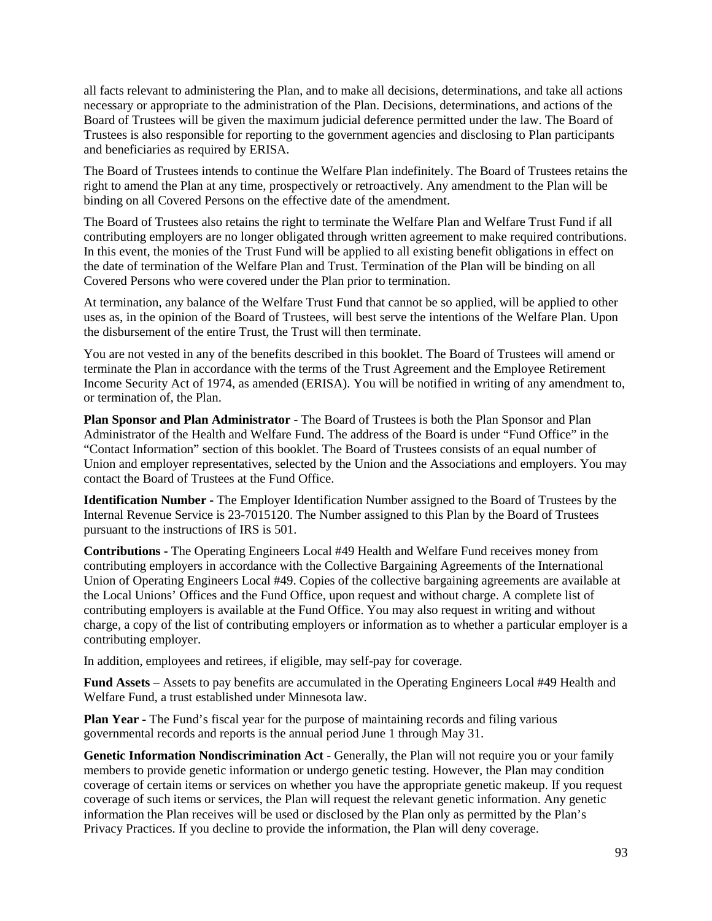all facts relevant to administering the Plan, and to make all decisions, determinations, and take all actions necessary or appropriate to the administration of the Plan. Decisions, determinations, and actions of the Board of Trustees will be given the maximum judicial deference permitted under the law. The Board of Trustees is also responsible for reporting to the government agencies and disclosing to Plan participants and beneficiaries as required by ERISA.

The Board of Trustees intends to continue the Welfare Plan indefinitely. The Board of Trustees retains the right to amend the Plan at any time, prospectively or retroactively. Any amendment to the Plan will be binding on all Covered Persons on the effective date of the amendment.

The Board of Trustees also retains the right to terminate the Welfare Plan and Welfare Trust Fund if all contributing employers are no longer obligated through written agreement to make required contributions. In this event, the monies of the Trust Fund will be applied to all existing benefit obligations in effect on the date of termination of the Welfare Plan and Trust. Termination of the Plan will be binding on all Covered Persons who were covered under the Plan prior to termination.

At termination, any balance of the Welfare Trust Fund that cannot be so applied, will be applied to other uses as, in the opinion of the Board of Trustees, will best serve the intentions of the Welfare Plan. Upon the disbursement of the entire Trust, the Trust will then terminate.

You are not vested in any of the benefits described in this booklet. The Board of Trustees will amend or terminate the Plan in accordance with the terms of the Trust Agreement and the Employee Retirement Income Security Act of 1974, as amended (ERISA). You will be notified in writing of any amendment to, or termination of, the Plan.

**Plan Sponsor and Plan Administrator -** The Board of Trustees is both the Plan Sponsor and Plan Administrator of the Health and Welfare Fund. The address of the Board is under "Fund Office" in the "Contact Information" section of this booklet. The Board of Trustees consists of an equal number of Union and employer representatives, selected by the Union and the Associations and employers. You may contact the Board of Trustees at the Fund Office.

**Identification Number -** The Employer Identification Number assigned to the Board of Trustees by the Internal Revenue Service is 23-7015120. The Number assigned to this Plan by the Board of Trustees pursuant to the instructions of IRS is 501.

**Contributions -** The Operating Engineers Local #49 Health and Welfare Fund receives money from contributing employers in accordance with the Collective Bargaining Agreements of the International Union of Operating Engineers Local #49. Copies of the collective bargaining agreements are available at the Local Unions' Offices and the Fund Office, upon request and without charge. A complete list of contributing employers is available at the Fund Office. You may also request in writing and without charge, a copy of the list of contributing employers or information as to whether a particular employer is a contributing employer.

In addition, employees and retirees, if eligible, may self-pay for coverage.

**Fund Assets** – Assets to pay benefits are accumulated in the Operating Engineers Local #49 Health and Welfare Fund, a trust established under Minnesota law.

**Plan Year -** The Fund's fiscal year for the purpose of maintaining records and filing various governmental records and reports is the annual period June 1 through May 31.

**Genetic Information Nondiscrimination Act** - Generally, the Plan will not require you or your family members to provide genetic information or undergo genetic testing. However, the Plan may condition coverage of certain items or services on whether you have the appropriate genetic makeup. If you request coverage of such items or services, the Plan will request the relevant genetic information. Any genetic information the Plan receives will be used or disclosed by the Plan only as permitted by the Plan's Privacy Practices. If you decline to provide the information, the Plan will deny coverage.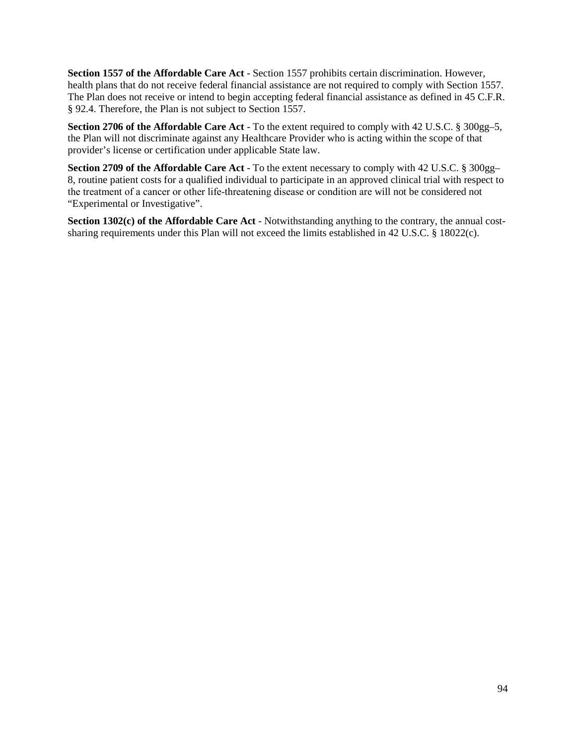**Section 1557 of the Affordable Care Act** - Section 1557 prohibits certain discrimination. However, health plans that do not receive federal financial assistance are not required to comply with Section 1557. The Plan does not receive or intend to begin accepting federal financial assistance as defined in 45 C.F.R. § 92.4. Therefore, the Plan is not subject to Section 1557.

**Section 2706 of the Affordable Care Act** - To the extent required to comply with 42 U.S.C. § 300gg–5, the Plan will not discriminate against any Healthcare Provider who is acting within the scope of that provider's license or certification under applicable State law.

**Section 2709 of the Affordable Care Act** - To the extent necessary to comply with 42 U.S.C. § 300gg–8, routine patient costs for a qualified individual to participate in an approved clinical trial with respect to the treatment of a cancer or other life-threatening disease or condition are will not be considered not "Experimental or Investigative".

**Section 1302(c) of the Affordable Care Act** - Notwithstanding anything to the contrary, the annual cost-sharing requirements under this Plan will not exceed the limits established in 42 U.S.C. § 18022(c).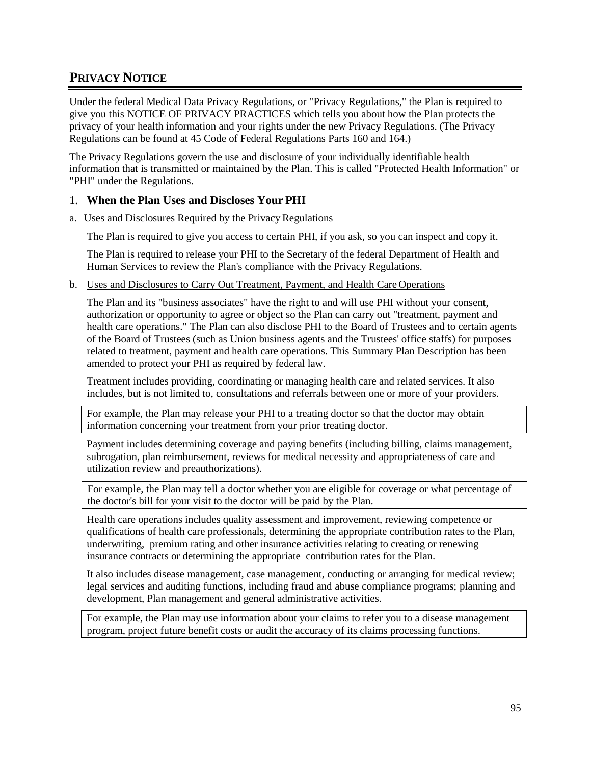## PRIVACY NOTICE

Under the federal Medical Data Privacy Regulations, or "Privacy Regulations," the Plan is required to give you this NOTICE OF PRIVACY PRACTICES which tells you about how the Plan protects the privacy of your health information and your rights under the new Privacy Regulations. (The Privacy Regulations can be found at 45 Code of Federal Regulations Parts 160 and 164.)

The Privacy Regulations govern the use and disclosure of your individually identifiable health information that is transmitted or maintained by the Plan. This is called "Protected Health Information" or "PHI" under the Regulations.

### 1. When the Plan Uses and Discloses Your PHI

a. Uses and Disclosures Required by the Privacy Regulations

The Plan is required to give you access to certain PHI, if you ask, so you can inspect and copy it.

The Plan is required to release your PHI to the Secretary of the federal Department of Health and Human Services to review the Plan's compliance with the Privacy Regulations.

b. Uses and Disclosures to Carry Out Treatment, Payment, and Health Care Operations

The Plan and its "business associates" have the right to and will use PHI without your consent, authorization or opportunity to agree or object so the Plan can carry out "treatment, payment and health care operations." The Plan can also disclose PHI to the Board of Trustees and to certain agents of the Board of Trustees (such as Union business agents and the Trustees' office staffs) for purposes related to treatment, payment and health care operations. This Summary Plan Description has been amended to protect your PHI as required by federal law.

Treatment includes providing, coordinating or managing health care and related services. It also includes, but is not limited to, consultations and referrals between one or more of your providers.

> For example, the Plan may release your PHI to a treating doctor so that the doctor may obtain information concerning your treatment from your prior treating doctor.

Payment includes determining coverage and paying benefits (including billing, claims management, subrogation, plan reimbursement, reviews for medical necessity and appropriateness of care and utilization review and preauthorizations).

> For example, the Plan may tell a doctor whether you are eligible for coverage or what percentage of the doctor's bill for your visit to the doctor will be paid by the Plan.

Health care operations includes quality assessment and improvement, reviewing competence or qualifications of health care professionals, determining the appropriate contribution rates to the Plan, underwriting, premium rating and other insurance activities relating to creating or renewing insurance contracts or determining the appropriate contribution rates for the Plan.

It also includes disease management, case management, conducting or arranging for medical review; legal services and auditing functions, including fraud and abuse compliance programs; planning and development, Plan management and general administrative activities.

> For example, the Plan may use information about your claims to refer you to a disease management program, project future benefit costs or audit the accuracy of its claims processing functions.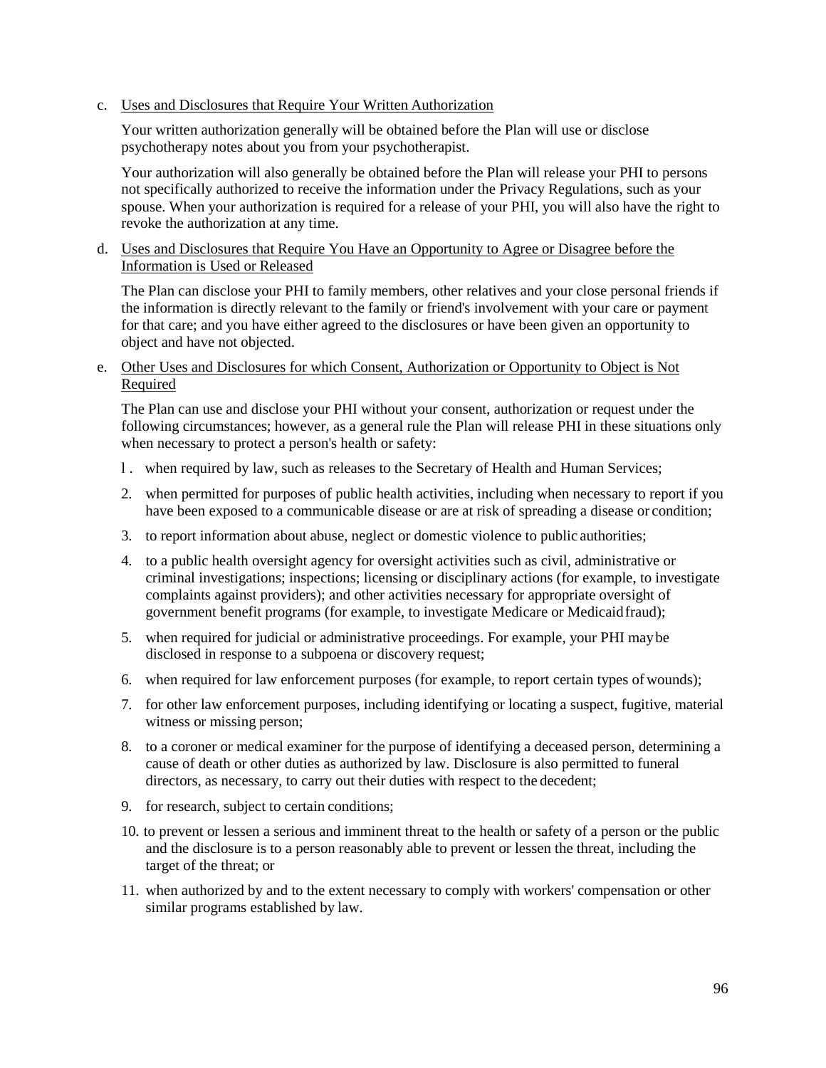c. Uses and Disclosures that Require Your Written Authorization

Your written authorization generally will be obtained before the Plan will use or disclose psychotherapy notes about you from your psychotherapist.

Your authorization will also generally be obtained before the Plan will release your PHI to persons not specifically authorized to receive the information under the Privacy Regulations, such as your spouse. When your authorization is required for a release of your PHI, you will also have the right to revoke the authorization at any time.

d. Uses and Disclosures that Require You Have an Opportunity to Agree or Disagree before the Information is Used or Released

The Plan can disclose your PHI to family members, other relatives and your close personal friends if the information is directly relevant to the family or friend's involvement with your care or payment for that care; and you have either agreed to the disclosures or have been given an opportunity to object and have not objected.

e. Other Uses and Disclosures for which Consent, Authorization or Opportunity to Object is Not Required

The Plan can use and disclose your PHI without your consent, authorization or request under the following circumstances; however, as a general rule the Plan will release PHI in these situations only when necessary to protect a person's health or safety:

1. when required by law, such as releases to the Secretary of Health and Human Services;
2. when permitted for purposes of public health activities, including when necessary to report if you have been exposed to a communicable disease or are at risk of spreading a disease or condition;
3. to report information about abuse, neglect or domestic violence to public authorities;
4. to a public health oversight agency for oversight activities such as civil, administrative or criminal investigations; inspections; licensing or disciplinary actions (for example, to investigate complaints against providers); and other activities necessary for appropriate oversight of government benefit programs (for example, to investigate Medicare or Medicaid fraud);
5. when required for judicial or administrative proceedings. For example, your PHI may be disclosed in response to a subpoena or discovery request;
6. when required for law enforcement purposes (for example, to report certain types of wounds);
7. for other law enforcement purposes, including identifying or locating a suspect, fugitive, material witness or missing person;
8. to a coroner or medical examiner for the purpose of identifying a deceased person, determining a cause of death or other duties as authorized by law. Disclosure is also permitted to funeral directors, as necessary, to carry out their duties with respect to the decedent;
9. for research, subject to certain conditions;
10. to prevent or lessen a serious and imminent threat to the health or safety of a person or the public and the disclosure is to a person reasonably able to prevent or lessen the threat, including the target of the threat; or
11. when authorized by and to the extent necessary to comply with workers' compensation or other similar programs established by law.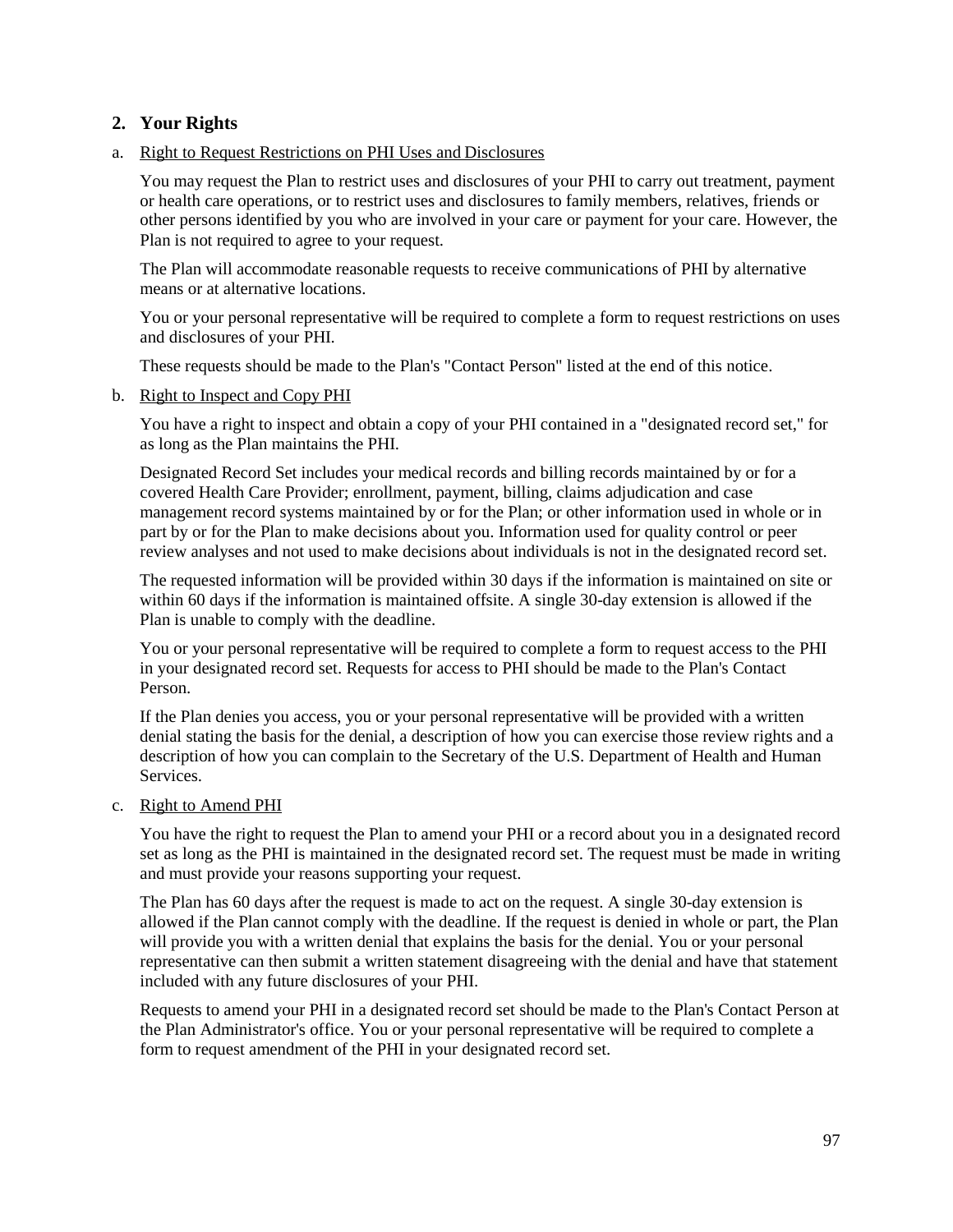## 2. Your Rights

a. Right to Request Restrictions on PHI Uses and Disclosures

You may request the Plan to restrict uses and disclosures of your PHI to carry out treatment, payment or health care operations, or to restrict uses and disclosures to family members, relatives, friends or other persons identified by you who are involved in your care or payment for your care. However, the Plan is not required to agree to your request.

The Plan will accommodate reasonable requests to receive communications of PHI by alternative means or at alternative locations.

You or your personal representative will be required to complete a form to request restrictions on uses and disclosures of your PHI.

These requests should be made to the Plan's "Contact Person" listed at the end of this notice.

b. Right to Inspect and Copy PHI

You have a right to inspect and obtain a copy of your PHI contained in a "designated record set," for as long as the Plan maintains the PHI.

Designated Record Set includes your medical records and billing records maintained by or for a covered Health Care Provider; enrollment, payment, billing, claims adjudication and case management record systems maintained by or for the Plan; or other information used in whole or in part by or for the Plan to make decisions about you. Information used for quality control or peer review analyses and not used to make decisions about individuals is not in the designated record set.

The requested information will be provided within 30 days if the information is maintained on site or within 60 days if the information is maintained offsite. A single 30-day extension is allowed if the Plan is unable to comply with the deadline.

You or your personal representative will be required to complete a form to request access to the PHI in your designated record set. Requests for access to PHI should be made to the Plan's Contact Person.

If the Plan denies you access, you or your personal representative will be provided with a written denial stating the basis for the denial, a description of how you can exercise those review rights and a description of how you can complain to the Secretary of the U.S. Department of Health and Human Services.

c. Right to Amend PHI

You have the right to request the Plan to amend your PHI or a record about you in a designated record set as long as the PHI is maintained in the designated record set. The request must be made in writing and must provide your reasons supporting your request.

The Plan has 60 days after the request is made to act on the request. A single 30-day extension is allowed if the Plan cannot comply with the deadline. If the request is denied in whole or part, the Plan will provide you with a written denial that explains the basis for the denial. You or your personal representative can then submit a written statement disagreeing with the denial and have that statement included with any future disclosures of your PHI.

Requests to amend your PHI in a designated record set should be made to the Plan's Contact Person at the Plan Administrator's office. You or your personal representative will be required to complete a form to request amendment of the PHI in your designated record set.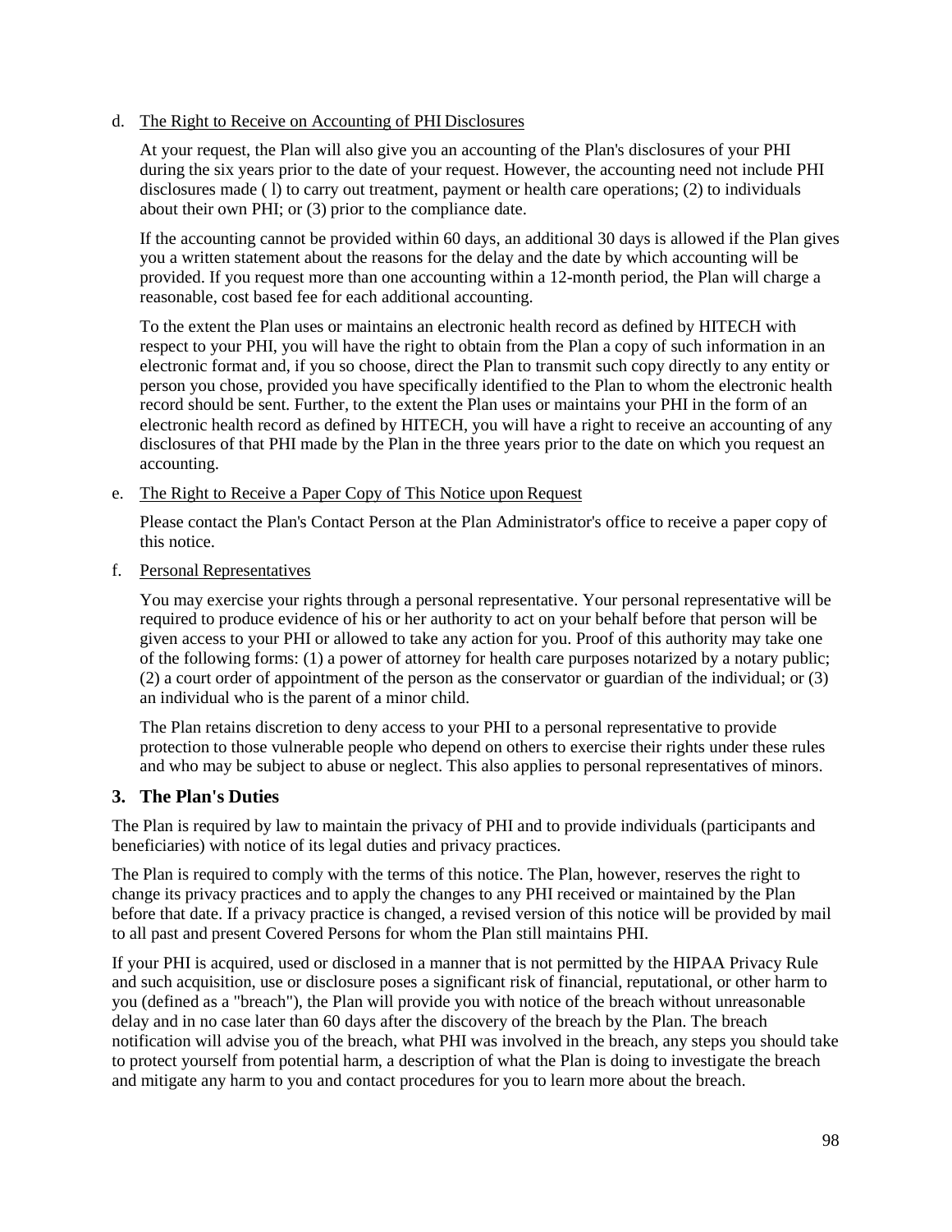d. The Right to Receive on Accounting of PHI Disclosures

At your request, the Plan will also give you an accounting of the Plan's disclosures of your PHI during the six years prior to the date of your request. However, the accounting need not include PHI disclosures made ( l) to carry out treatment, payment or health care operations; (2) to individuals about their own PHI; or (3) prior to the compliance date.

If the accounting cannot be provided within 60 days, an additional 30 days is allowed if the Plan gives you a written statement about the reasons for the delay and the date by which accounting will be provided. If you request more than one accounting within a 12-month period, the Plan will charge a reasonable, cost based fee for each additional accounting.

To the extent the Plan uses or maintains an electronic health record as defined by HITECH with respect to your PHI, you will have the right to obtain from the Plan a copy of such information in an electronic format and, if you so choose, direct the Plan to transmit such copy directly to any entity or person you chose, provided you have specifically identified to the Plan to whom the electronic health record should be sent. Further, to the extent the Plan uses or maintains your PHI in the form of an electronic health record as defined by HITECH, you will have a right to receive an accounting of any disclosures of that PHI made by the Plan in the three years prior to the date on which you request an accounting.

e. The Right to Receive a Paper Copy of This Notice upon Request

Please contact the Plan's Contact Person at the Plan Administrator's office to receive a paper copy of this notice.

f. Personal Representatives

You may exercise your rights through a personal representative. Your personal representative will be required to produce evidence of his or her authority to act on your behalf before that person will be given access to your PHI or allowed to take any action for you. Proof of this authority may take one of the following forms: (1) a power of attorney for health care purposes notarized by a notary public; (2) a court order of appointment of the person as the conservator or guardian of the individual; or (3) an individual who is the parent of a minor child.

The Plan retains discretion to deny access to your PHI to a personal representative to provide protection to those vulnerable people who depend on others to exercise their rights under these rules and who may be subject to abuse or neglect. This also applies to personal representatives of minors.

### 3. The Plan's Duties

The Plan is required by law to maintain the privacy of PHI and to provide individuals (participants and beneficiaries) with notice of its legal duties and privacy practices.

The Plan is required to comply with the terms of this notice. The Plan, however, reserves the right to change its privacy practices and to apply the changes to any PHI received or maintained by the Plan before that date. If a privacy practice is changed, a revised version of this notice will be provided by mail to all past and present Covered Persons for whom the Plan still maintains PHI.

If your PHI is acquired, used or disclosed in a manner that is not permitted by the HIPAA Privacy Rule and such acquisition, use or disclosure poses a significant risk of financial, reputational, or other harm to you (defined as a "breach"), the Plan will provide you with notice of the breach without unreasonable delay and in no case later than 60 days after the discovery of the breach by the Plan. The breach notification will advise you of the breach, what PHI was involved in the breach, any steps you should take to protect yourself from potential harm, a description of what the Plan is doing to investigate the breach and mitigate any harm to you and contact procedures for you to learn more about the breach.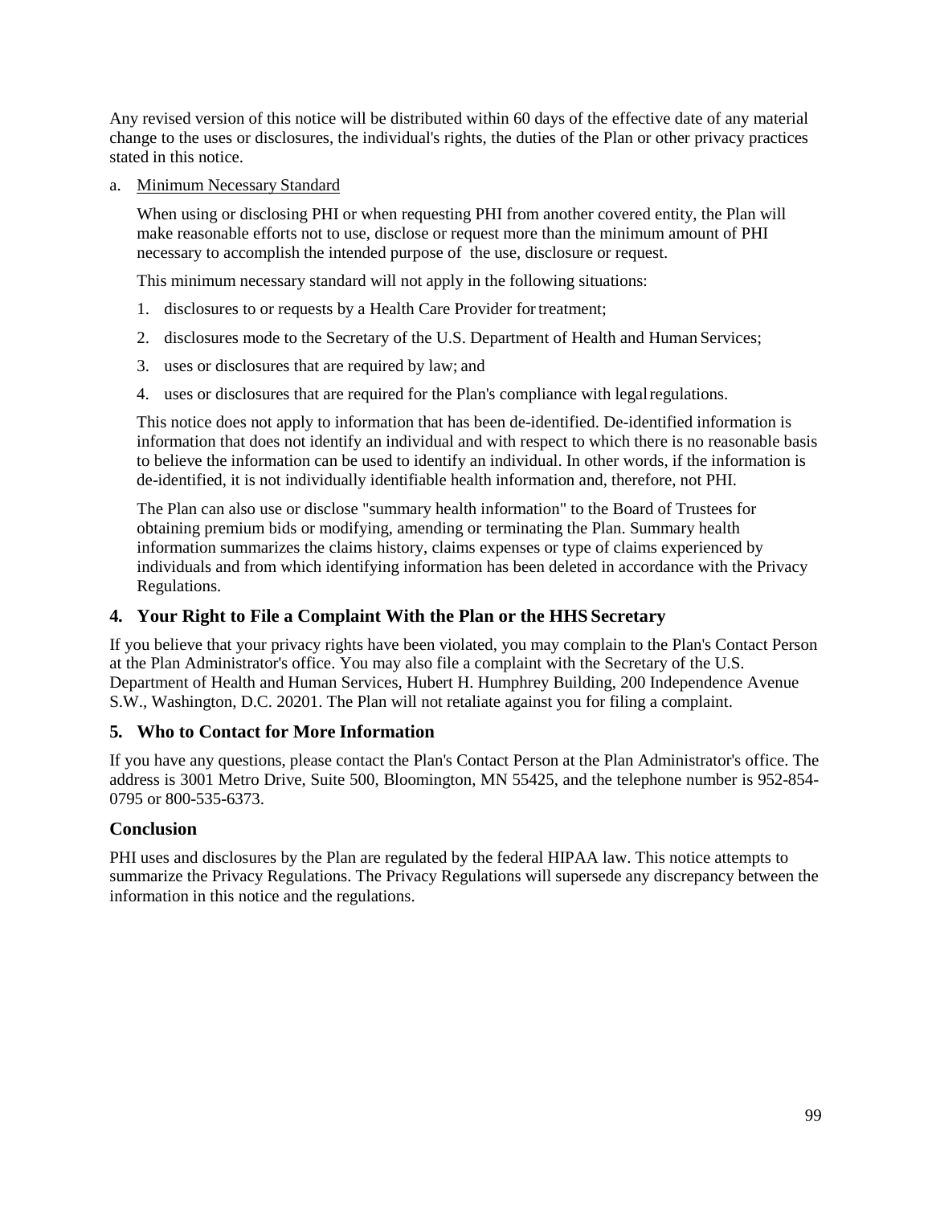Any revised version of this notice will be distributed within 60 days of the effective date of any material change to the uses or disclosures, the individual's rights, the duties of the Plan or other privacy practices stated in this notice.

a. Minimum Necessary Standard

When using or disclosing PHI or when requesting PHI from another covered entity, the Plan will make reasonable efforts not to use, disclose or request more than the minimum amount of PHI necessary to accomplish the intended purpose of the use, disclosure or request.

This minimum necessary standard will not apply in the following situations:

1. disclosures to or requests by a Health Care Provider for treatment;
2. disclosures mode to the Secretary of the U.S. Department of Health and Human Services;
3. uses or disclosures that are required by law; and
4. uses or disclosures that are required for the Plan's compliance with legal regulations.

This notice does not apply to information that has been de-identified. De-identified information is information that does not identify an individual and with respect to which there is no reasonable basis to believe the information can be used to identify an individual. In other words, if the information is de-identified, it is not individually identifiable health information and, therefore, not PHI.

The Plan can also use or disclose "summary health information" to the Board of Trustees for obtaining premium bids or modifying, amending or terminating the Plan. Summary health information summarizes the claims history, claims expenses or type of claims experienced by individuals and from which identifying information has been deleted in accordance with the Privacy Regulations.

### 4. Your Right to File a Complaint With the Plan or the HHS Secretary

If you believe that your privacy rights have been violated, you may complain to the Plan's Contact Person at the Plan Administrator's office. You may also file a complaint with the Secretary of the U.S. Department of Health and Human Services, Hubert H. Humphrey Building, 200 Independence Avenue S.W., Washington, D.C. 20201. The Plan will not retaliate against you for filing a complaint.

### 5. Who to Contact for More Information

If you have any questions, please contact the Plan's Contact Person at the Plan Administrator's office. The address is 3001 Metro Drive, Suite 500, Bloomington, MN 55425, and the telephone number is 952-854-0795 or 800-535-6373.

### Conclusion

PHI uses and disclosures by the Plan are regulated by the federal HIPAA law. This notice attempts to summarize the Privacy Regulations. The Privacy Regulations will supersede any discrepancy between the information in this notice and the regulations.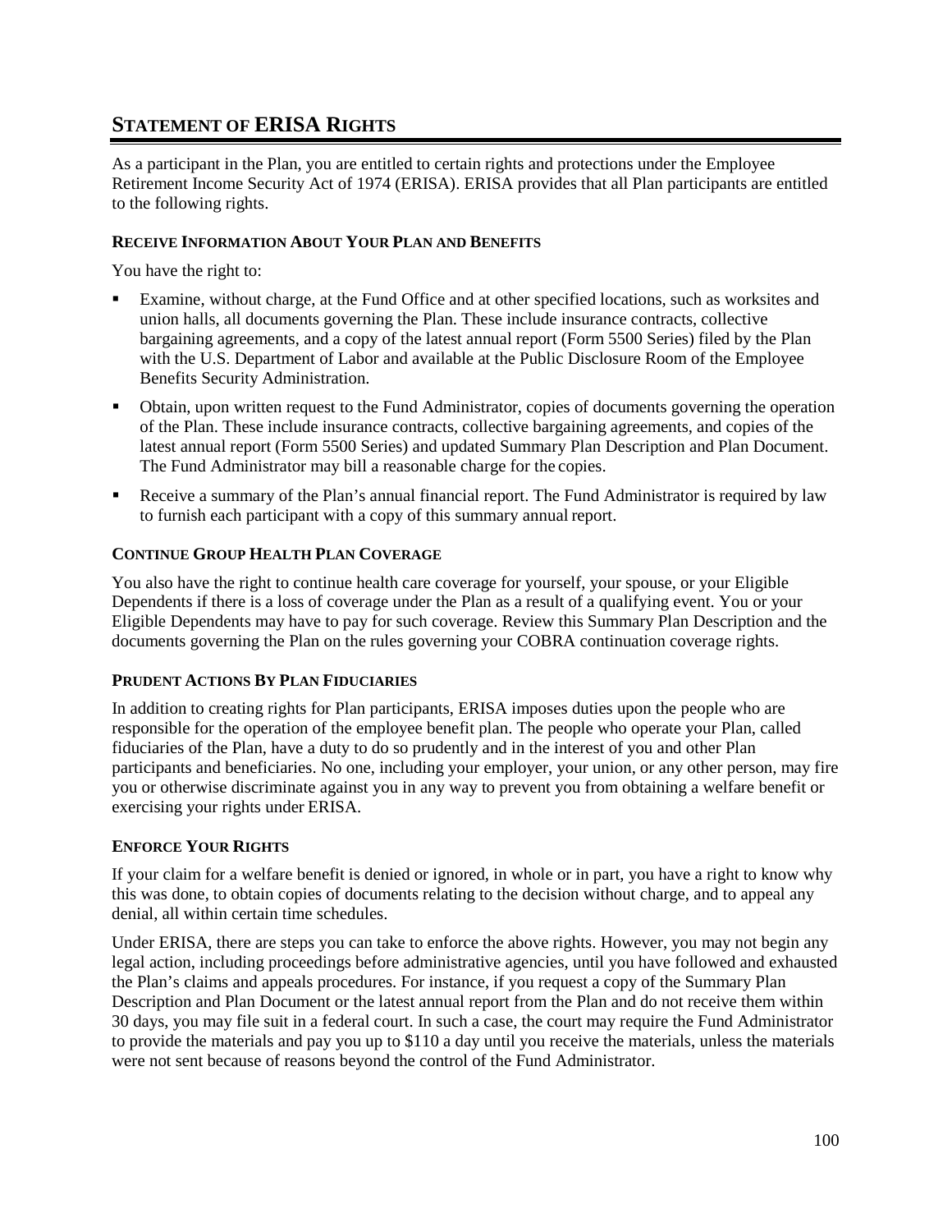## STATEMENT OF ERISA RIGHTS

As a participant in the Plan, you are entitled to certain rights and protections under the Employee Retirement Income Security Act of 1974 (ERISA). ERISA provides that all Plan participants are entitled to the following rights.

#### RECEIVE INFORMATION ABOUT YOUR PLAN AND BENEFITS

You have the right to:

- Examine, without charge, at the Fund Office and at other specified locations, such as worksites and union halls, all documents governing the Plan. These include insurance contracts, collective bargaining agreements, and a copy of the latest annual report (Form 5500 Series) filed by the Plan with the U.S. Department of Labor and available at the Public Disclosure Room of the Employee Benefits Security Administration.
- Obtain, upon written request to the Fund Administrator, copies of documents governing the operation of the Plan. These include insurance contracts, collective bargaining agreements, and copies of the latest annual report (Form 5500 Series) and updated Summary Plan Description and Plan Document. The Fund Administrator may bill a reasonable charge for the copies.
- Receive a summary of the Plan's annual financial report. The Fund Administrator is required by law to furnish each participant with a copy of this summary annual report.

#### CONTINUE GROUP HEALTH PLAN COVERAGE

You also have the right to continue health care coverage for yourself, your spouse, or your Eligible Dependents if there is a loss of coverage under the Plan as a result of a qualifying event. You or your Eligible Dependents may have to pay for such coverage. Review this Summary Plan Description and the documents governing the Plan on the rules governing your COBRA continuation coverage rights.

#### PRUDENT ACTIONS BY PLAN FIDUCIARIES

In addition to creating rights for Plan participants, ERISA imposes duties upon the people who are responsible for the operation of the employee benefit plan. The people who operate your Plan, called fiduciaries of the Plan, have a duty to do so prudently and in the interest of you and other Plan participants and beneficiaries. No one, including your employer, your union, or any other person, may fire you or otherwise discriminate against you in any way to prevent you from obtaining a welfare benefit or exercising your rights under ERISA.

#### ENFORCE YOUR RIGHTS

If your claim for a welfare benefit is denied or ignored, in whole or in part, you have a right to know why this was done, to obtain copies of documents relating to the decision without charge, and to appeal any denial, all within certain time schedules.

Under ERISA, there are steps you can take to enforce the above rights. However, you may not begin any legal action, including proceedings before administrative agencies, until you have followed and exhausted the Plan's claims and appeals procedures. For instance, if you request a copy of the Summary Plan Description and Plan Document or the latest annual report from the Plan and do not receive them within 30 days, you may file suit in a federal court. In such a case, the court may require the Fund Administrator to provide the materials and pay you up to $110 a day until you receive the materials, unless the materials were not sent because of reasons beyond the control of the Fund Administrator.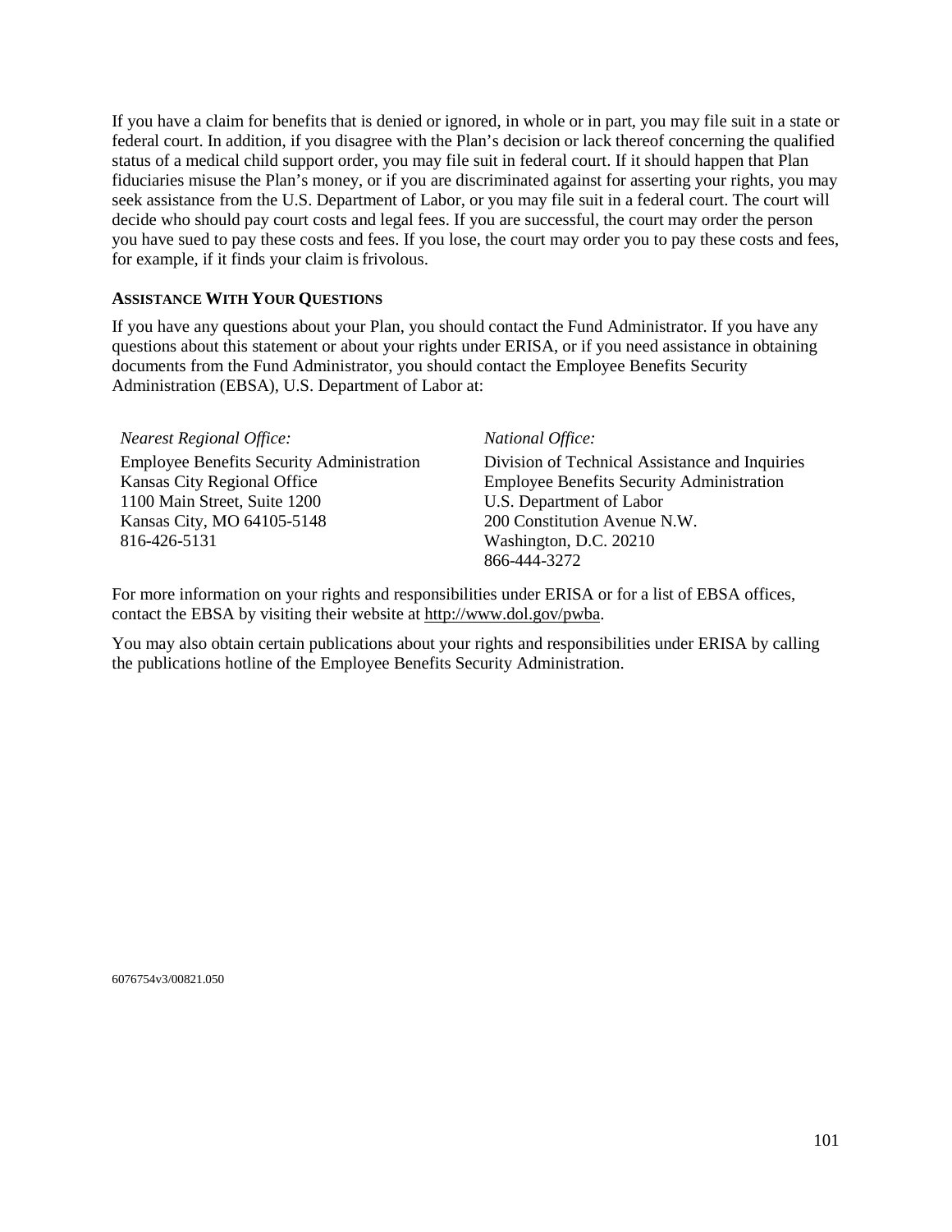If you have a claim for benefits that is denied or ignored, in whole or in part, you may file suit in a state or federal court. In addition, if you disagree with the Plan's decision or lack thereof concerning the qualified status of a medical child support order, you may file suit in federal court. If it should happen that Plan fiduciaries misuse the Plan's money, or if you are discriminated against for asserting your rights, you may seek assistance from the U.S. Department of Labor, or you may file suit in a federal court. The court will decide who should pay court costs and legal fees. If you are successful, the court may order the person you have sued to pay these costs and fees. If you lose, the court may order you to pay these costs and fees, for example, if it finds your claim is frivolous.

#### ASSISTANCE WITH YOUR QUESTIONS

If you have any questions about your Plan, you should contact the Fund Administrator. If you have any questions about this statement or about your rights under ERISA, or if you need assistance in obtaining documents from the Fund Administrator, you should contact the Employee Benefits Security Administration (EBSA), U.S. Department of Labor at:

*Nearest Regional Office:*

Employee Benefits Security Administration
Kansas City Regional Office
1100 Main Street, Suite 1200
Kansas City, MO 64105-5148
816-426-5131

*National Office:*

Division of Technical Assistance and Inquiries
Employee Benefits Security Administration
U.S. Department of Labor
200 Constitution Avenue N.W.
Washington, D.C. 20210
866-444-3272

For more information on your rights and responsibilities under ERISA or for a list of EBSA offices, contact the EBSA by visiting their website at http://www.dol.gov/pwba.

You may also obtain certain publications about your rights and responsibilities under ERISA by calling the publications hotline of the Employee Benefits Security Administration.

6076754v3/00821.050